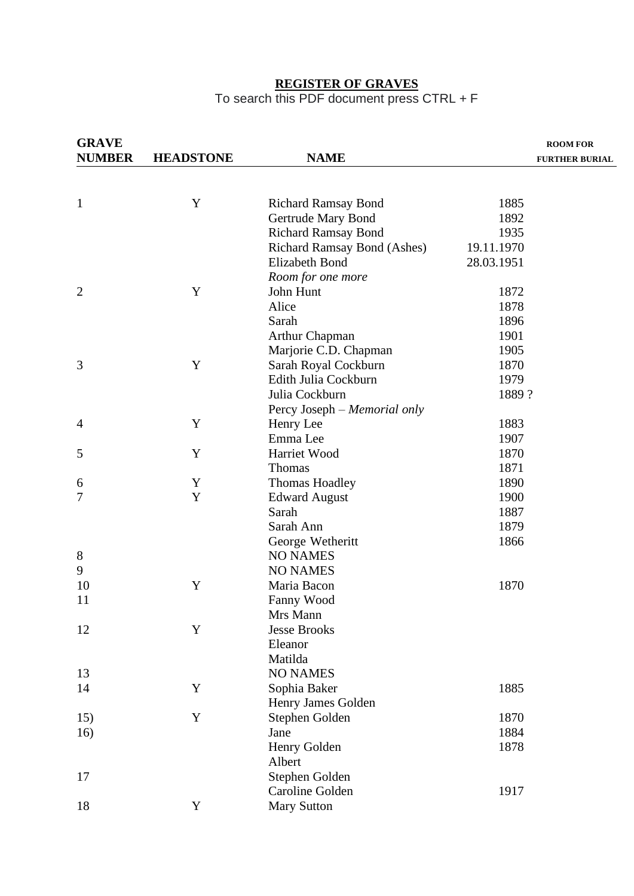**REGISTER OF GRAVES**

To search this PDF document press CTRL + F

| GRAVE NUMBER | HEADSTONE | NAME | | ROOM FOR FURTHER BURIAL |
|---|---|---|---|---|
| 1 | Y | Richard Ramsay Bond | 1885 | |
| | | Gertrude Mary Bond | 1892 | |
| | | Richard Ramsay Bond | 1935 | |
| | | Richard Ramsay Bond (Ashes) | 19.11.1970 | |
| | | Elizabeth Bond | 28.03.1951 | |
| | | *Room for one more* | | |
| 2 | Y | John Hunt | 1872 | |
| | | Alice | 1878 | |
| | | Sarah | 1896 | |
| | | Arthur Chapman | 1901 | |
| | | Marjorie C.D. Chapman | 1905 | |
| 3 | Y | Sarah Royal Cockburn | 1870 | |
| | | Edith Julia Cockburn | 1979 | |
| | | Julia Cockburn | 1889 ? | |
| | | Percy Joseph – *Memorial only* | | |
| 4 | Y | Henry Lee | 1883 | |
| | | Emma Lee | 1907 | |
| 5 | Y | Harriet Wood | 1870 | |
| | | Thomas | 1871 | |
| 6 | Y | Thomas Hoadley | 1890 | |
| 7 | Y | Edward August | 1900 | |
| | | Sarah | 1887 | |
| | | Sarah Ann | 1879 | |
| | | George Wetheritt | 1866 | |
| 8 | | NO NAMES | | |
| 9 | | NO NAMES | | |
| 10 | Y | Maria Bacon | 1870 | |
| 11 | | Fanny Wood | | |
| | | Mrs Mann | | |
| 12 | Y | Jesse Brooks | | |
| | | Eleanor | | |
| | | Matilda | | |
| 13 | | NO NAMES | | |
| 14 | Y | Sophia Baker | 1885 | |
| | | Henry James Golden | | |
| 15) | Y | Stephen Golden | 1870 | |
| 16) | | Jane | 1884 | |
| | | Henry Golden | 1878 | |
| | | Albert | | |
| 17 | | Stephen Golden | | |
| | | Caroline Golden | 1917 | |
| 18 | Y | Mary Sutton | | |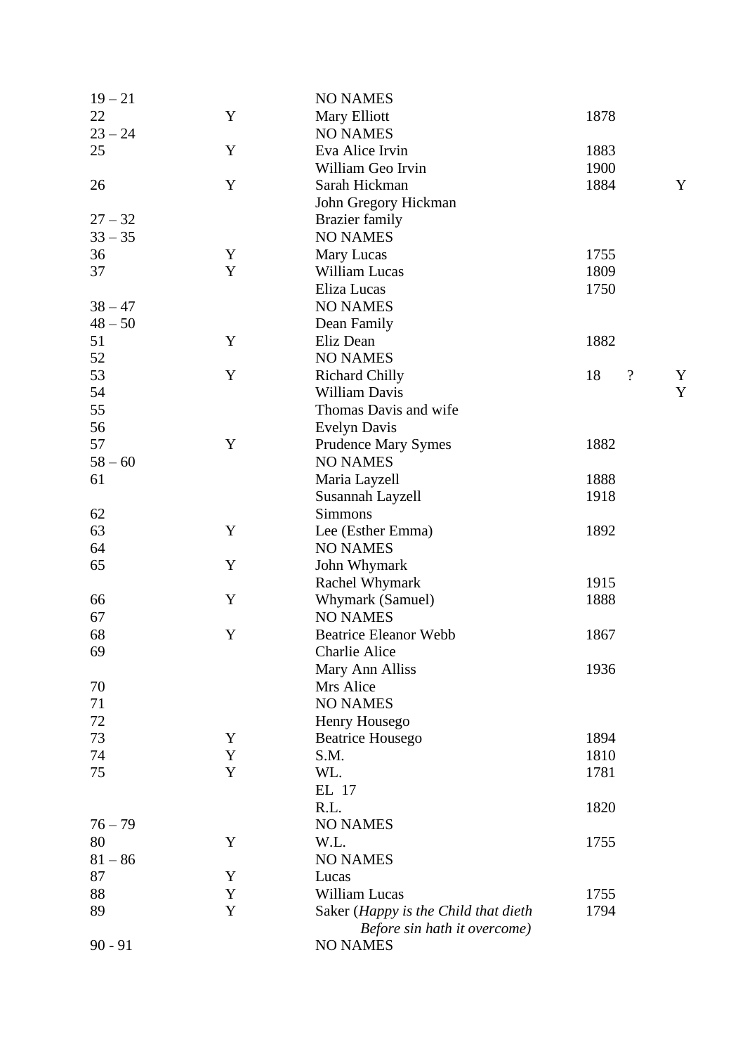| | | | | | |
|---|---|---|---|---|---|
| 19 – 21 | | NO NAMES | | | |
| 22 | Y | Mary Elliott | 1878 | | |
| 23 – 24 | | NO NAMES | | | |
| 25 | Y | Eva Alice Irvin | 1883 | | |
| | | William Geo Irvin | 1900 | | |
| 26 | Y | Sarah Hickman | 1884 | | Y |
| | | John Gregory Hickman | | | |
| 27 – 32 | | Brazier family | | | |
| 33 – 35 | | NO NAMES | | | |
| 36 | Y | Mary Lucas | 1755 | | |
| 37 | Y | William Lucas | 1809 | | |
| | | Eliza Lucas | 1750 | | |
| 38 – 47 | | NO NAMES | | | |
| 48 – 50 | | Dean Family | | | |
| 51 | Y | Eliz Dean | 1882 | | |
| 52 | | NO NAMES | | | |
| 53 | Y | Richard Chilly | 18 | ? | Y |
| 54 | | William Davis | | | Y |
| 55 | | Thomas Davis and wife | | | |
| 56 | | Evelyn Davis | | | |
| 57 | Y | Prudence Mary Symes | 1882 | | |
| 58 – 60 | | NO NAMES | | | |
| 61 | | Maria Layzell | 1888 | | |
| | | Susannah Layzell | 1918 | | |
| 62 | | Simmons | | | |
| 63 | Y | Lee (Esther Emma) | 1892 | | |
| 64 | | NO NAMES | | | |
| 65 | Y | John Whymark | | | |
| | | Rachel Whymark | 1915 | | |
| 66 | Y | Whymark (Samuel) | 1888 | | |
| 67 | | NO NAMES | | | |
| 68 | Y | Beatrice Eleanor Webb | 1867 | | |
| 69 | | Charlie Alice | | | |
| | | Mary Ann Alliss | 1936 | | |
| 70 | | Mrs Alice | | | |
| 71 | | NO NAMES | | | |
| 72 | | Henry Housego | | | |
| 73 | Y | Beatrice Housego | 1894 | | |
| 74 | Y | S.M. | 1810 | | |
| 75 | Y | WL. | 1781 | | |
| | | EL 17 | | | |
| | | R.L. | 1820 | | |
| 76 – 79 | | NO NAMES | | | |
| 80 | Y | W.L. | 1755 | | |
| 81 – 86 | | NO NAMES | | | |
| 87 | Y | Lucas | | | |
| 88 | Y | William Lucas | 1755 | | |
| 89 | Y | Saker (*Happy is the Child that dieth Before sin hath it overcome)* | 1794 | | |
| 90 - 91 | | NO NAMES | | | |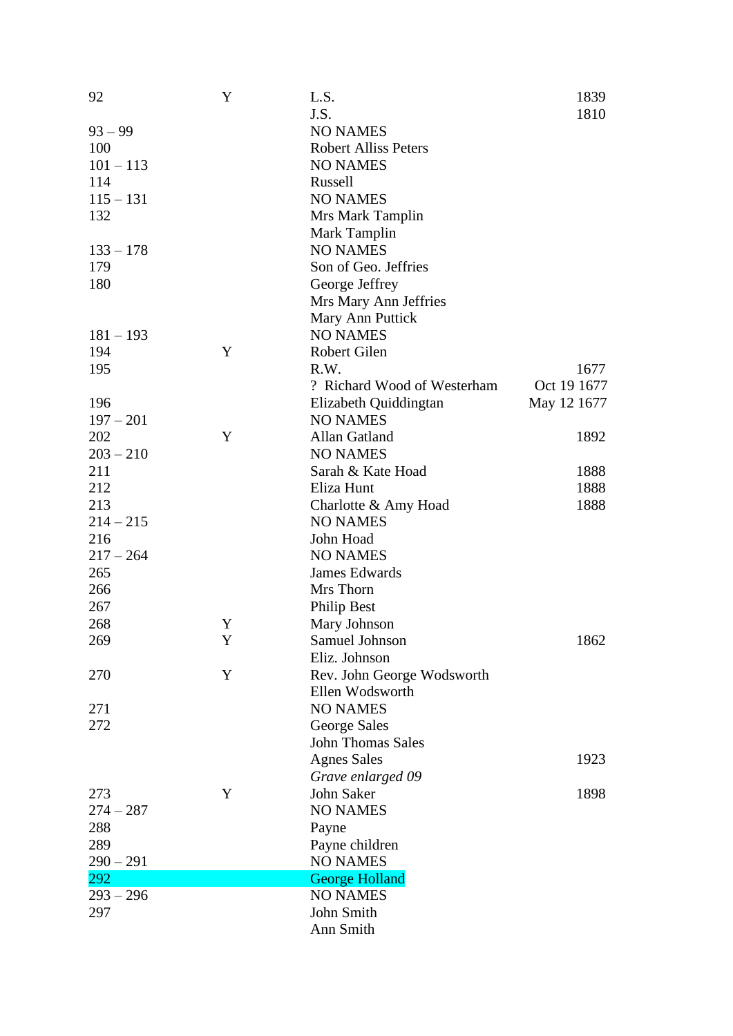| | | | |
|---|---|---|---|
| 92 | Y | L.S. | 1839 |
| | | J.S. | 1810 |
| 93 – 99 | | NO NAMES | |
| 100 | | Robert Alliss Peters | |
| 101 – 113 | | NO NAMES | |
| 114 | | Russell | |
| 115 – 131 | | NO NAMES | |
| 132 | | Mrs Mark Tamplin | |
| | | Mark Tamplin | |
| 133 – 178 | | NO NAMES | |
| 179 | | Son of Geo. Jeffries | |
| 180 | | George Jeffrey | |
| | | Mrs Mary Ann Jeffries | |
| | | Mary Ann Puttick | |
| 181 – 193 | | NO NAMES | |
| 194 | Y | Robert Gilen | |
| 195 | | R.W. | 1677 |
| | | ? Richard Wood of Westerham | Oct 19 1677 |
| 196 | | Elizabeth Quiddingtan | May 12 1677 |
| 197 – 201 | | NO NAMES | |
| 202 | Y | Allan Gatland | 1892 |
| 203 – 210 | | NO NAMES | |
| 211 | | Sarah & Kate Hoad | 1888 |
| 212 | | Eliza Hunt | 1888 |
| 213 | | Charlotte & Amy Hoad | 1888 |
| 214 – 215 | | NO NAMES | |
| 216 | | John Hoad | |
| 217 – 264 | | NO NAMES | |
| 265 | | James Edwards | |
| 266 | | Mrs Thorn | |
| 267 | | Philip Best | |
| 268 | Y | Mary Johnson | |
| 269 | Y | Samuel Johnson | 1862 |
| | | Eliz. Johnson | |
| 270 | Y | Rev. John George Wodsworth | |
| | | Ellen Wodsworth | |
| 271 | | NO NAMES | |
| 272 | | George Sales | |
| | | John Thomas Sales | |
| | | Agnes Sales | 1923 |
| | | *Grave enlarged 09* | |
| 273 | Y | John Saker | 1898 |
| 274 – 287 | | NO NAMES | |
| 288 | | Payne | |
| 289 | | Payne children | |
| 290 – 291 | | NO NAMES | |
| 292 | | George Holland | |
| 293 – 296 | | NO NAMES | |
| 297 | | John Smith | |
| | | Ann Smith | |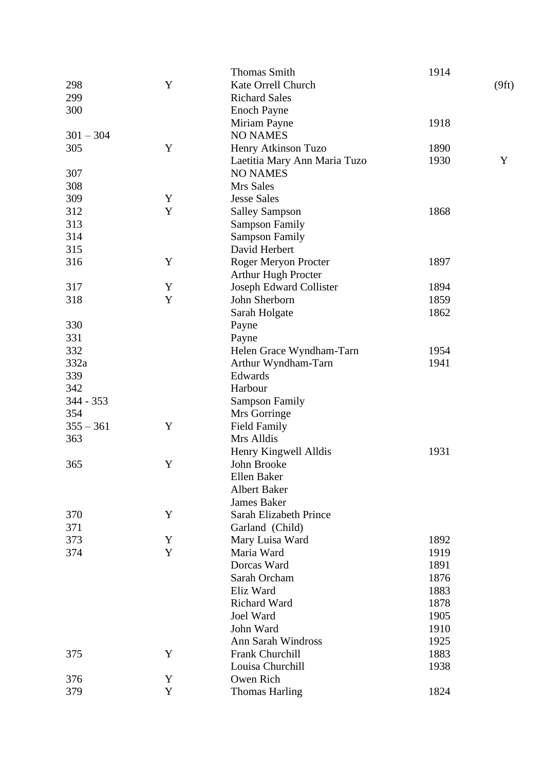| | | | | |
|---|---|---|---|---|
| | | Thomas Smith | 1914 | |
| 298 | Y | Kate Orrell Church | | (9ft) |
| 299 | | Richard Sales | | |
| 300 | | Enoch Payne | | |
| | | Miriam Payne | 1918 | |
| 301 – 304 | | NO NAMES | | |
| 305 | Y | Henry Atkinson Tuzo | 1890 | |
| | | Laetitia Mary Ann Maria Tuzo | 1930 | Y |
| 307 | | NO NAMES | | |
| 308 | | Mrs Sales | | |
| 309 | Y | Jesse Sales | | |
| 312 | Y | Salley Sampson | 1868 | |
| 313 | | Sampson Family | | |
| 314 | | Sampson Family | | |
| 315 | | David Herbert | | |
| 316 | Y | Roger Meryon Procter | 1897 | |
| | | Arthur Hugh Procter | | |
| 317 | Y | Joseph Edward Collister | 1894 | |
| 318 | Y | John Sherborn | 1859 | |
| | | Sarah Holgate | 1862 | |
| 330 | | Payne | | |
| 331 | | Payne | | |
| 332 | | Helen Grace Wyndham-Tarn | 1954 | |
| 332a | | Arthur Wyndham-Tarn | 1941 | |
| 339 | | Edwards | | |
| 342 | | Harbour | | |
| 344 - 353 | | Sampson Family | | |
| 354 | | Mrs Gorringe | | |
| 355 – 361 | Y | Field Family | | |
| 363 | | Mrs Alldis | | |
| | | Henry Kingwell Alldis | 1931 | |
| 365 | Y | John Brooke | | |
| | | Ellen Baker | | |
| | | Albert Baker | | |
| | | James Baker | | |
| 370 | Y | Sarah Elizabeth Prince | | |
| 371 | | Garland (Child) | | |
| 373 | Y | Mary Luisa Ward | 1892 | |
| 374 | Y | Maria Ward | 1919 | |
| | | Dorcas Ward | 1891 | |
| | | Sarah Orcham | 1876 | |
| | | Eliz Ward | 1883 | |
| | | Richard Ward | 1878 | |
| | | Joel Ward | 1905 | |
| | | John Ward | 1910 | |
| | | Ann Sarah Windross | 1925 | |
| 375 | Y | Frank Churchill | 1883 | |
| | | Louisa Churchill | 1938 | |
| 376 | Y | Owen Rich | | |
| 379 | Y | Thomas Harling | 1824 | |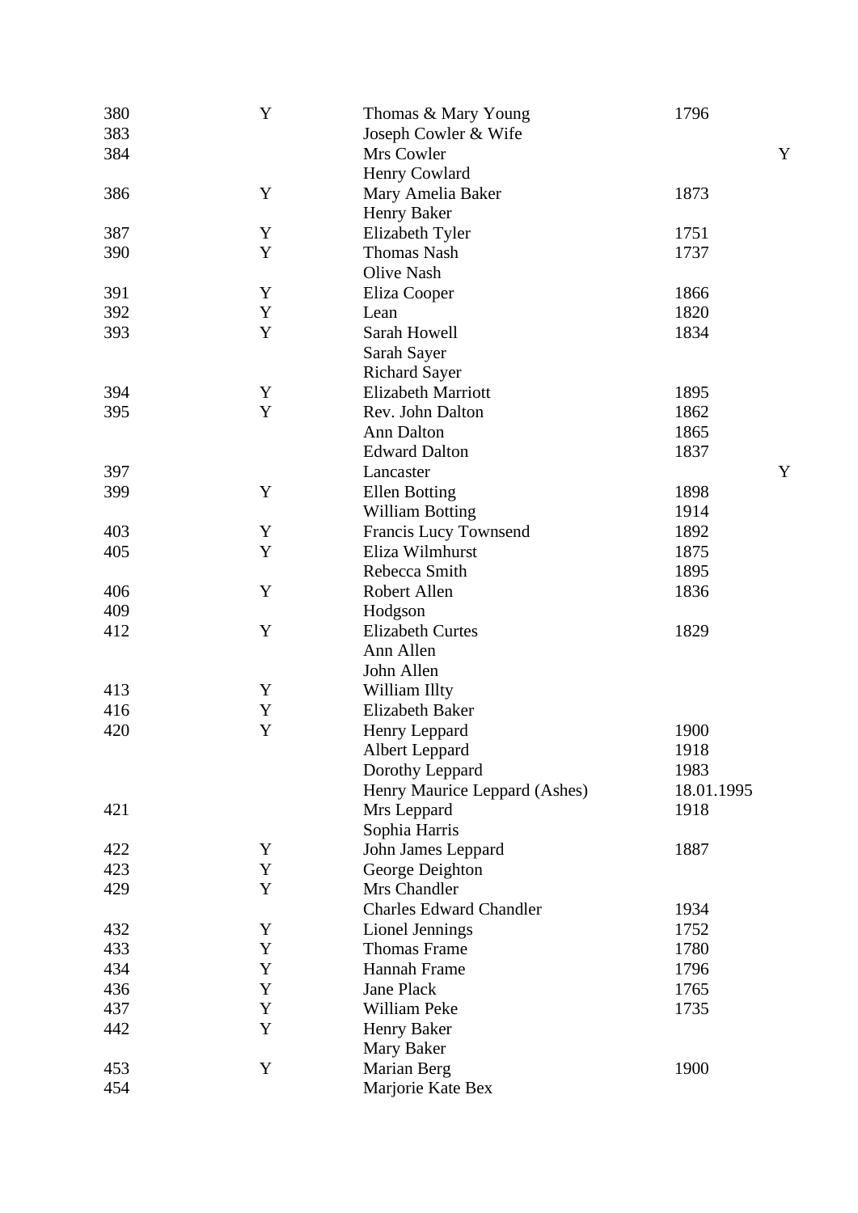| | | | | |
|---|---|---|---|---|
| 380 | Y | Thomas & Mary Young | 1796 | |
| 383 | | Joseph Cowler & Wife | | |
| 384 | | Mrs Cowler | | Y |
| | | Henry Cowlard | | |
| 386 | Y | Mary Amelia Baker | 1873 | |
| | | Henry Baker | | |
| 387 | Y | Elizabeth Tyler | 1751 | |
| 390 | Y | Thomas Nash | 1737 | |
| | | Olive Nash | | |
| 391 | Y | Eliza Cooper | 1866 | |
| 392 | Y | Lean | 1820 | |
| 393 | Y | Sarah Howell | 1834 | |
| | | Sarah Sayer | | |
| | | Richard Sayer | | |
| 394 | Y | Elizabeth Marriott | 1895 | |
| 395 | Y | Rev. John Dalton | 1862 | |
| | | Ann Dalton | 1865 | |
| | | Edward Dalton | 1837 | |
| 397 | | Lancaster | | Y |
| 399 | Y | Ellen Botting | 1898 | |
| | | William Botting | 1914 | |
| 403 | Y | Francis Lucy Townsend | 1892 | |
| 405 | Y | Eliza Wilmhurst | 1875 | |
| | | Rebecca Smith | 1895 | |
| 406 | Y | Robert Allen | 1836 | |
| 409 | | Hodgson | | |
| 412 | Y | Elizabeth Curtes | 1829 | |
| | | Ann Allen | | |
| | | John Allen | | |
| 413 | Y | William Illty | | |
| 416 | Y | Elizabeth Baker | | |
| 420 | Y | Henry Leppard | 1900 | |
| | | Albert Leppard | 1918 | |
| | | Dorothy Leppard | 1983 | |
| | | Henry Maurice Leppard (Ashes) | 18.01.1995 | |
| 421 | | Mrs Leppard | 1918 | |
| | | Sophia Harris | | |
| 422 | Y | John James Leppard | 1887 | |
| 423 | Y | George Deighton | | |
| 429 | Y | Mrs Chandler | | |
| | | Charles Edward Chandler | 1934 | |
| 432 | Y | Lionel Jennings | 1752 | |
| 433 | Y | Thomas Frame | 1780 | |
| 434 | Y | Hannah Frame | 1796 | |
| 436 | Y | Jane Plack | 1765 | |
| 437 | Y | William Peke | 1735 | |
| 442 | Y | Henry Baker | | |
| | | Mary Baker | | |
| 453 | Y | Marian Berg | 1900 | |
| 454 | | Marjorie Kate Bex | | |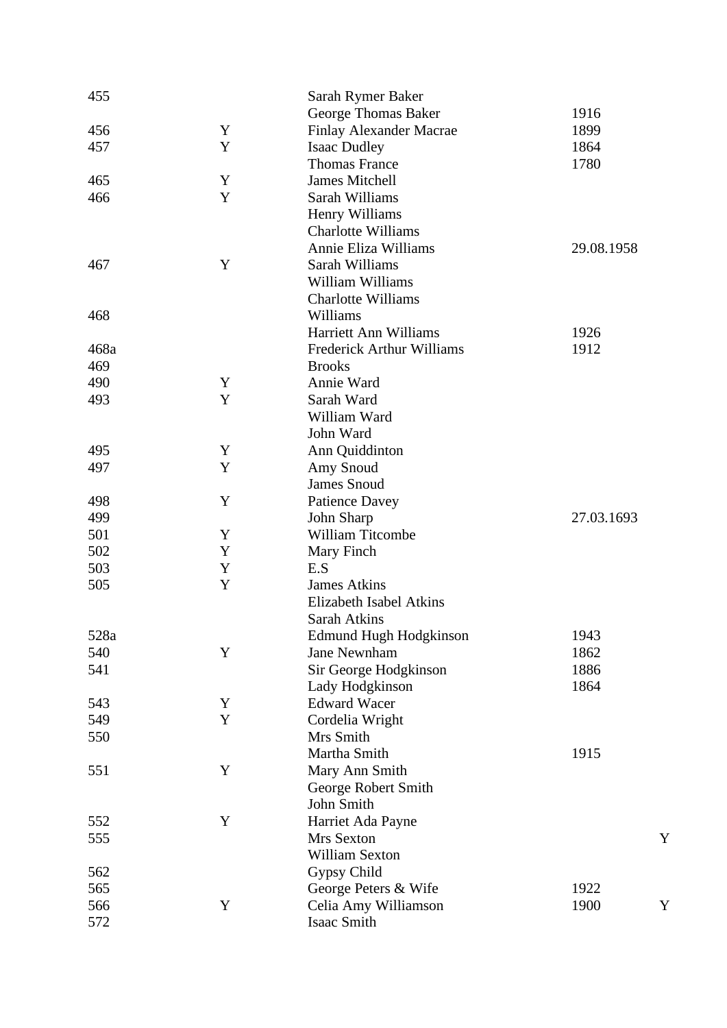| | | | | |
|---|---|---|---|---|
| 455 | | Sarah Rymer Baker | | |
| | | George Thomas Baker | 1916 | |
| 456 | Y | Finlay Alexander Macrae | 1899 | |
| 457 | Y | Isaac Dudley | 1864 | |
| | | Thomas France | 1780 | |
| 465 | Y | James Mitchell | | |
| 466 | Y | Sarah Williams | | |
| | | Henry Williams | | |
| | | Charlotte Williams | | |
| | | Annie Eliza Williams | 29.08.1958 | |
| 467 | Y | Sarah Williams | | |
| | | William Williams | | |
| | | Charlotte Williams | | |
| 468 | | Williams | | |
| | | Harriett Ann Williams | 1926 | |
| 468a | | Frederick Arthur Williams | 1912 | |
| 469 | | Brooks | | |
| 490 | Y | Annie Ward | | |
| 493 | Y | Sarah Ward | | |
| | | William Ward | | |
| | | John Ward | | |
| 495 | Y | Ann Quiddinton | | |
| 497 | Y | Amy Snoud | | |
| | | James Snoud | | |
| 498 | Y | Patience Davey | | |
| 499 | | John Sharp | 27.03.1693 | |
| 501 | Y | William Titcombe | | |
| 502 | Y | Mary Finch | | |
| 503 | Y | E.S | | |
| 505 | Y | James Atkins | | |
| | | Elizabeth Isabel Atkins | | |
| | | Sarah Atkins | | |
| 528a | | Edmund Hugh Hodgkinson | 1943 | |
| 540 | Y | Jane Newnham | 1862 | |
| 541 | | Sir George Hodgkinson | 1886 | |
| | | Lady Hodgkinson | 1864 | |
| 543 | Y | Edward Wacer | | |
| 549 | Y | Cordelia Wright | | |
| 550 | | Mrs Smith | | |
| | | Martha Smith | 1915 | |
| 551 | Y | Mary Ann Smith | | |
| | | George Robert Smith | | |
| | | John Smith | | |
| 552 | Y | Harriet Ada Payne | | |
| 555 | | Mrs Sexton | | Y |
| | | William Sexton | | |
| 562 | | Gypsy Child | | |
| 565 | | George Peters & Wife | 1922 | |
| 566 | Y | Celia Amy Williamson | 1900 | Y |
| 572 | | Isaac Smith | | |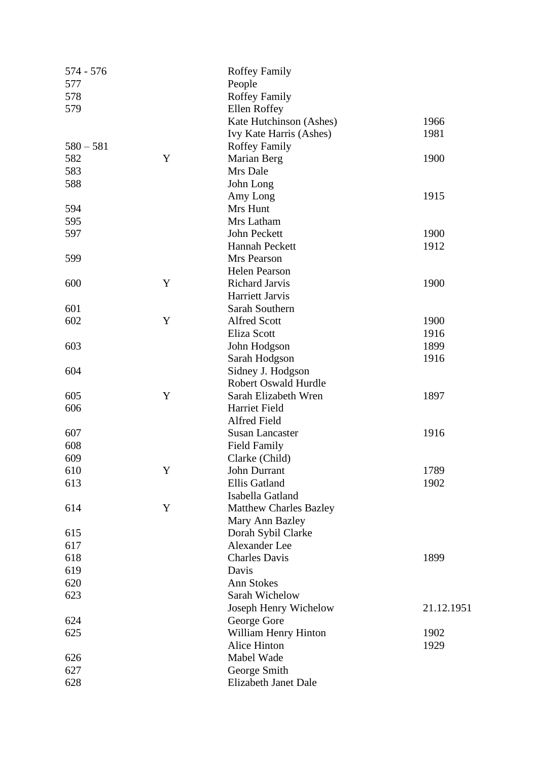| | | | |
|---|---|---|---|
| 574 - 576 | | Roffey Family | |
| 577 | | People | |
| 578 | | Roffey Family | |
| 579 | | Ellen Roffey | |
| | | Kate Hutchinson (Ashes) | 1966 |
| | | Ivy Kate Harris (Ashes) | 1981 |
| 580 – 581 | | Roffey Family | |
| 582 | Y | Marian Berg | 1900 |
| 583 | | Mrs Dale | |
| 588 | | John Long | |
| | | Amy Long | 1915 |
| 594 | | Mrs Hunt | |
| 595 | | Mrs Latham | |
| 597 | | John Peckett | 1900 |
| | | Hannah Peckett | 1912 |
| 599 | | Mrs Pearson | |
| | | Helen Pearson | |
| 600 | Y | Richard Jarvis | 1900 |
| | | Harriett Jarvis | |
| 601 | | Sarah Southern | |
| 602 | Y | Alfred Scott | 1900 |
| | | Eliza Scott | 1916 |
| 603 | | John Hodgson | 1899 |
| | | Sarah Hodgson | 1916 |
| 604 | | Sidney J. Hodgson | |
| | | Robert Oswald Hurdle | |
| 605 | Y | Sarah Elizabeth Wren | 1897 |
| 606 | | Harriet Field | |
| | | Alfred Field | |
| 607 | | Susan Lancaster | 1916 |
| 608 | | Field Family | |
| 609 | | Clarke (Child) | |
| 610 | Y | John Durrant | 1789 |
| 613 | | Ellis Gatland | 1902 |
| | | Isabella Gatland | |
| 614 | Y | Matthew Charles Bazley | |
| | | Mary Ann Bazley | |
| 615 | | Dorah Sybil Clarke | |
| 617 | | Alexander Lee | |
| 618 | | Charles Davis | 1899 |
| 619 | | Davis | |
| 620 | | Ann Stokes | |
| 623 | | Sarah Wichelow | |
| | | Joseph Henry Wichelow | 21.12.1951 |
| 624 | | George Gore | |
| 625 | | William Henry Hinton | 1902 |
| | | Alice Hinton | 1929 |
| 626 | | Mabel Wade | |
| 627 | | George Smith | |
| 628 | | Elizabeth Janet Dale | |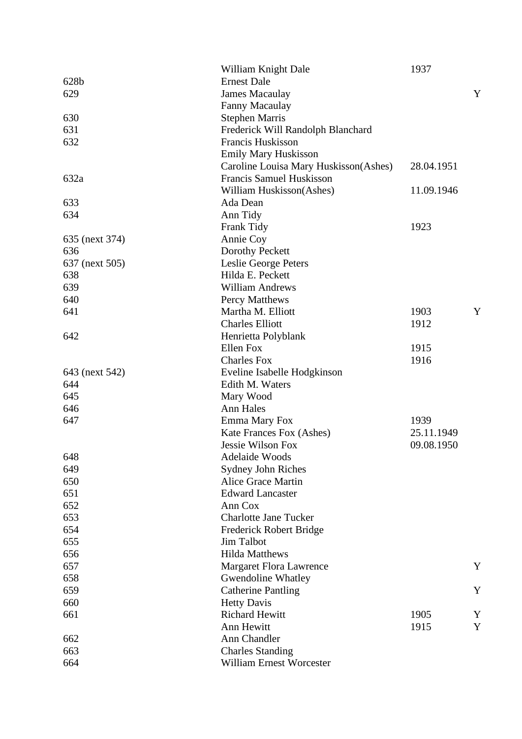| | | | |
|---|---|---|---|
| | William Knight Dale | 1937 | |
| 628b | Ernest Dale | | |
| 629 | James Macaulay | | Y |
| | Fanny Macaulay | | |
| 630 | Stephen Marris | | |
| 631 | Frederick Will Randolph Blanchard | | |
| 632 | Francis Huskisson | | |
| | Emily Mary Huskisson | | |
| | Caroline Louisa Mary Huskisson(Ashes) | 28.04.1951 | |
| 632a | Francis Samuel Huskisson | | |
| | William Huskisson(Ashes) | 11.09.1946 | |
| 633 | Ada Dean | | |
| 634 | Ann Tidy | | |
| | Frank Tidy | 1923 | |
| 635 (next 374) | Annie Coy | | |
| 636 | Dorothy Peckett | | |
| 637 (next 505) | Leslie George Peters | | |
| 638 | Hilda E. Peckett | | |
| 639 | William Andrews | | |
| 640 | Percy Matthews | | |
| 641 | Martha M. Elliott | 1903 | Y |
| | Charles Elliott | 1912 | |
| 642 | Henrietta Polyblank | | |
| | Ellen Fox | 1915 | |
| | Charles Fox | 1916 | |
| 643 (next 542) | Eveline Isabelle Hodgkinson | | |
| 644 | Edith M. Waters | | |
| 645 | Mary Wood | | |
| 646 | Ann Hales | | |
| 647 | Emma Mary Fox | 1939 | |
| | Kate Frances Fox (Ashes) | 25.11.1949 | |
| | Jessie Wilson Fox | 09.08.1950 | |
| 648 | Adelaide Woods | | |
| 649 | Sydney John Riches | | |
| 650 | Alice Grace Martin | | |
| 651 | Edward Lancaster | | |
| 652 | Ann Cox | | |
| 653 | Charlotte Jane Tucker | | |
| 654 | Frederick Robert Bridge | | |
| 655 | Jim Talbot | | |
| 656 | Hilda Matthews | | |
| 657 | Margaret Flora Lawrence | | Y |
| 658 | Gwendoline Whatley | | |
| 659 | Catherine Pantling | | Y |
| 660 | Hetty Davis | | |
| 661 | Richard Hewitt | 1905 | Y |
| | Ann Hewitt | 1915 | Y |
| 662 | Ann Chandler | | |
| 663 | Charles Standing | | |
| 664 | William Ernest Worcester | | |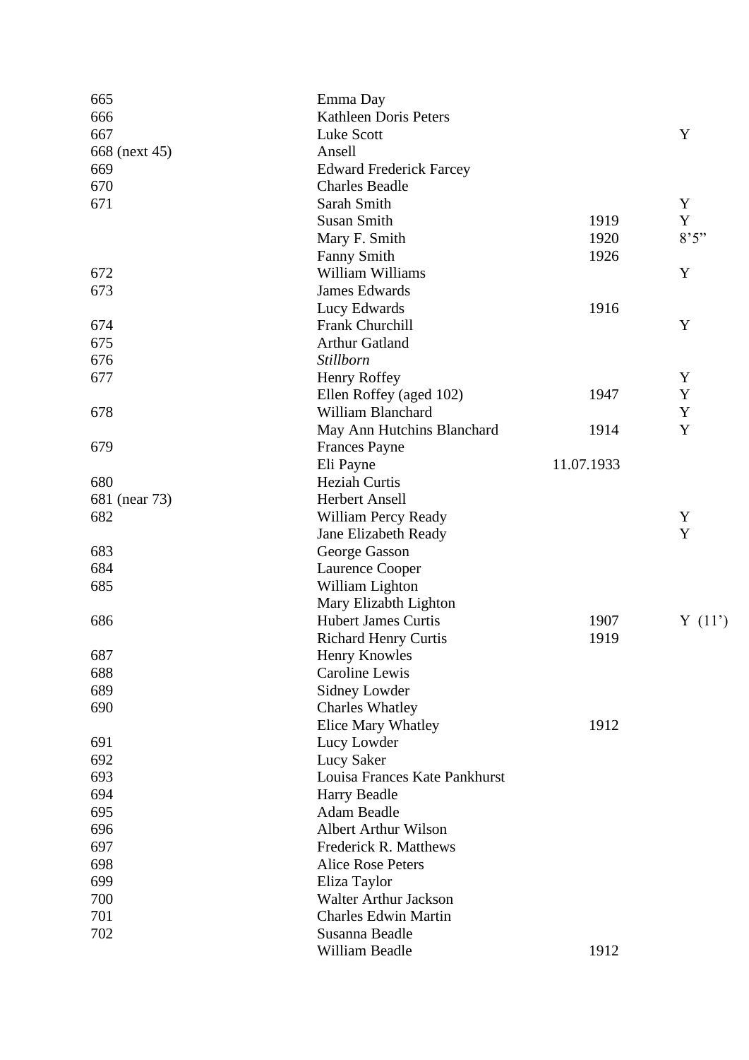| | | | |
|---|---|---|---|
| 665 | Emma Day | | |
| 666 | Kathleen Doris Peters | | |
| 667 | Luke Scott | | Y |
| 668 (next 45) | Ansell | | |
| 669 | Edward Frederick Farcey | | |
| 670 | Charles Beadle | | |
| 671 | Sarah Smith | | Y |
| | Susan Smith | 1919 | Y |
| | Mary F. Smith | 1920 | 8’5” |
| | Fanny Smith | 1926 | |
| 672 | William Williams | | Y |
| 673 | James Edwards | | |
| | Lucy Edwards | 1916 | |
| 674 | Frank Churchill | | Y |
| 675 | Arthur Gatland | | |
| 676 | *Stillborn* | | |
| 677 | Henry Roffey | | Y |
| | Ellen Roffey (aged 102) | 1947 | Y |
| 678 | William Blanchard | | Y |
| | May Ann Hutchins Blanchard | 1914 | Y |
| 679 | Frances Payne | | |
| | Eli Payne | 11.07.1933 | |
| 680 | Heziah Curtis | | |
| 681 (near 73) | Herbert Ansell | | |
| 682 | William Percy Ready | | Y |
| | Jane Elizabeth Ready | | Y |
| 683 | George Gasson | | |
| 684 | Laurence Cooper | | |
| 685 | William Lighton | | |
| | Mary Elizabth Lighton | | |
| 686 | Hubert James Curtis | 1907 | Y (11’) |
| | Richard Henry Curtis | 1919 | |
| 687 | Henry Knowles | | |
| 688 | Caroline Lewis | | |
| 689 | Sidney Lowder | | |
| 690 | Charles Whatley | | |
| | Elice Mary Whatley | 1912 | |
| 691 | Lucy Lowder | | |
| 692 | Lucy Saker | | |
| 693 | Louisa Frances Kate Pankhurst | | |
| 694 | Harry Beadle | | |
| 695 | Adam Beadle | | |
| 696 | Albert Arthur Wilson | | |
| 697 | Frederick R. Matthews | | |
| 698 | Alice Rose Peters | | |
| 699 | Eliza Taylor | | |
| 700 | Walter Arthur Jackson | | |
| 701 | Charles Edwin Martin | | |
| 702 | Susanna Beadle | | |
| | William Beadle | 1912 | |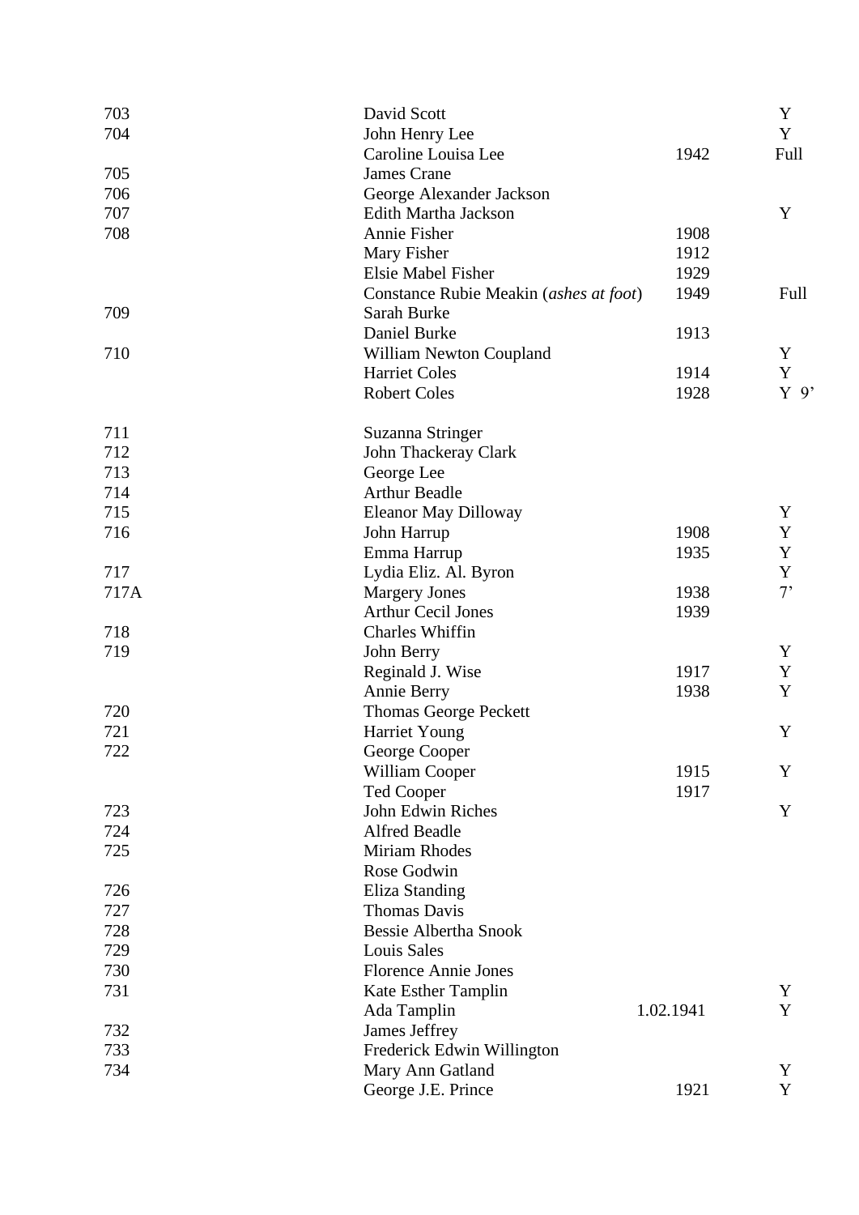| | | | |
|---|---|---|---|
| 703 | David Scott | | Y |
| 704 | John Henry Lee | | Y |
| | Caroline Louisa Lee | 1942 | Full |
| 705 | James Crane | | |
| 706 | George Alexander Jackson | | |
| 707 | Edith Martha Jackson | | Y |
| 708 | Annie Fisher | 1908 | |
| | Mary Fisher | 1912 | |
| | Elsie Mabel Fisher | 1929 | |
| | Constance Rubie Meakin (*ashes at foot*) | 1949 | Full |
| 709 | Sarah Burke | | |
| | Daniel Burke | 1913 | |
| 710 | William Newton Coupland | | Y |
| | Harriet Coles | 1914 | Y |
| | Robert Coles | 1928 | Y 9' |
| 711 | Suzanna Stringer | | |
| 712 | John Thackeray Clark | | |
| 713 | George Lee | | |
| 714 | Arthur Beadle | | |
| 715 | Eleanor May Dilloway | | Y |
| 716 | John Harrup | 1908 | Y |
| | Emma Harrup | 1935 | Y |
| 717 | Lydia Eliz. Al. Byron | | Y |
| 717A | Margery Jones | 1938 | 7' |
| | Arthur Cecil Jones | 1939 | |
| 718 | Charles Whiffin | | |
| 719 | John Berry | | Y |
| | Reginald J. Wise | 1917 | Y |
| | Annie Berry | 1938 | Y |
| 720 | Thomas George Peckett | | |
| 721 | Harriet Young | | Y |
| 722 | George Cooper | | |
| | William Cooper | 1915 | Y |
| | Ted Cooper | 1917 | |
| 723 | John Edwin Riches | | Y |
| 724 | Alfred Beadle | | |
| 725 | Miriam Rhodes | | |
| | Rose Godwin | | |
| 726 | Eliza Standing | | |
| 727 | Thomas Davis | | |
| 728 | Bessie Albertha Snook | | |
| 729 | Louis Sales | | |
| 730 | Florence Annie Jones | | |
| 731 | Kate Esther Tamplin | | Y |
| | Ada Tamplin | 1.02.1941 | Y |
| 732 | James Jeffrey | | |
| 733 | Frederick Edwin Willington | | |
| 734 | Mary Ann Gatland | | Y |
| | George J.E. Prince | 1921 | Y |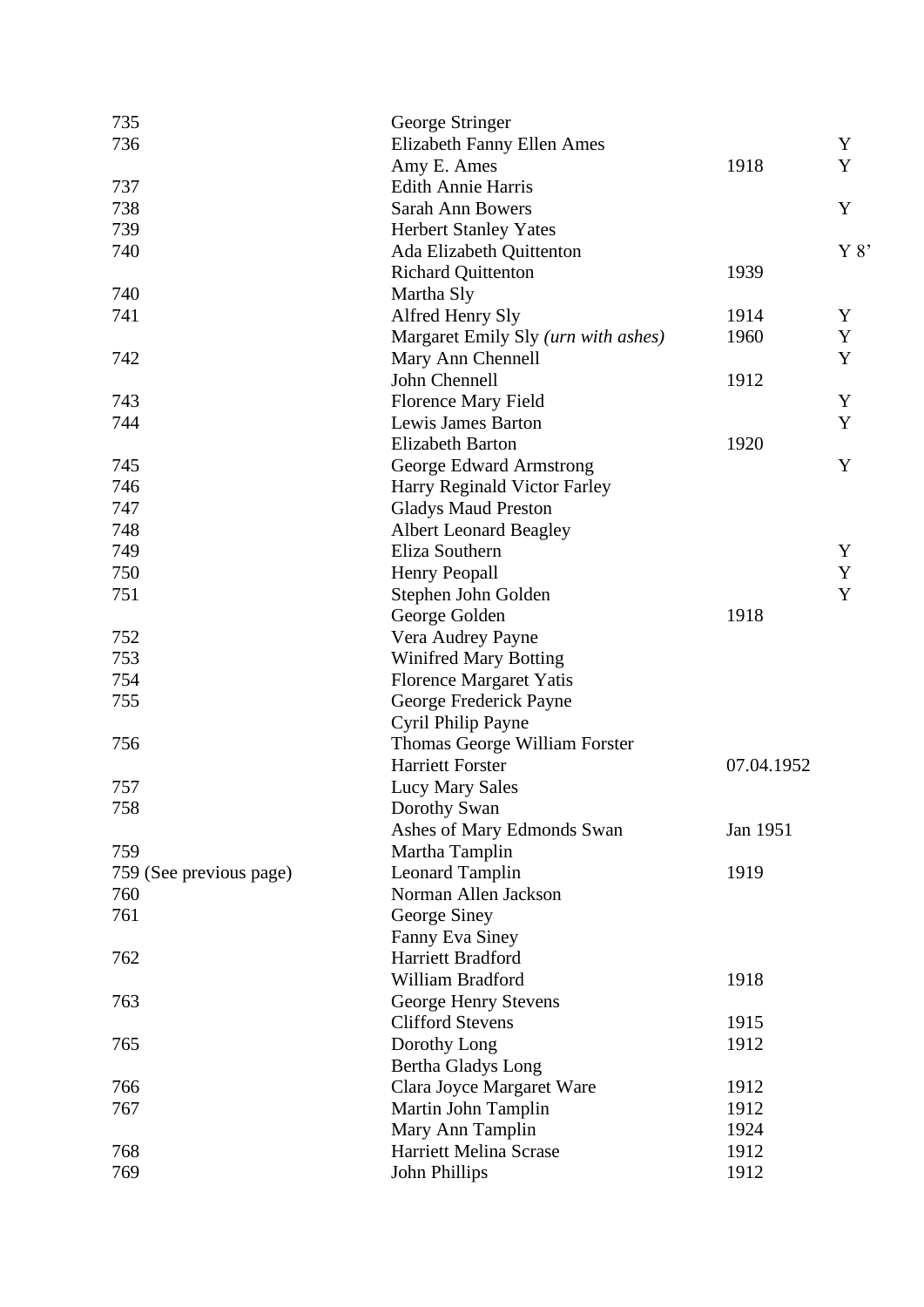| | | | |
|---|---|---|---|
| 735 | George Stringer | | |
| 736 | Elizabeth Fanny Ellen Ames | | Y |
| | Amy E. Ames | 1918 | Y |
| 737 | Edith Annie Harris | | |
| 738 | Sarah Ann Bowers | | Y |
| 739 | Herbert Stanley Yates | | |
| 740 | Ada Elizabeth Quittenton | | Y 8’ |
| | Richard Quittenton | 1939 | |
| 740 | Martha Sly | | |
| 741 | Alfred Henry Sly | 1914 | Y |
| | Margaret Emily Sly *(urn with ashes)* | 1960 | Y |
| 742 | Mary Ann Chennell | | Y |
| | John Chennell | 1912 | |
| 743 | Florence Mary Field | | Y |
| 744 | Lewis James Barton | | Y |
| | Elizabeth Barton | 1920 | |
| 745 | George Edward Armstrong | | Y |
| 746 | Harry Reginald Victor Farley | | |
| 747 | Gladys Maud Preston | | |
| 748 | Albert Leonard Beagley | | |
| 749 | Eliza Southern | | Y |
| 750 | Henry Peopall | | Y |
| 751 | Stephen John Golden | | Y |
| | George Golden | 1918 | |
| 752 | Vera Audrey Payne | | |
| 753 | Winifred Mary Botting | | |
| 754 | Florence Margaret Yatis | | |
| 755 | George Frederick Payne | | |
| | Cyril Philip Payne | | |
| 756 | Thomas George William Forster | | |
| | Harriett Forster | 07.04.1952 | |
| 757 | Lucy Mary Sales | | |
| 758 | Dorothy Swan | | |
| | Ashes of Mary Edmonds Swan | Jan 1951 | |
| 759 | Martha Tamplin | | |
| 759 (See previous page) | Leonard Tamplin | 1919 | |
| 760 | Norman Allen Jackson | | |
| 761 | George Siney | | |
| | Fanny Eva Siney | | |
| 762 | Harriett Bradford | | |
| | William Bradford | 1918 | |
| 763 | George Henry Stevens | | |
| | Clifford Stevens | 1915 | |
| 765 | Dorothy Long | 1912 | |
| | Bertha Gladys Long | | |
| 766 | Clara Joyce Margaret Ware | 1912 | |
| 767 | Martin John Tamplin | 1912 | |
| | Mary Ann Tamplin | 1924 | |
| 768 | Harriett Melina Scrase | 1912 | |
| 769 | John Phillips | 1912 | |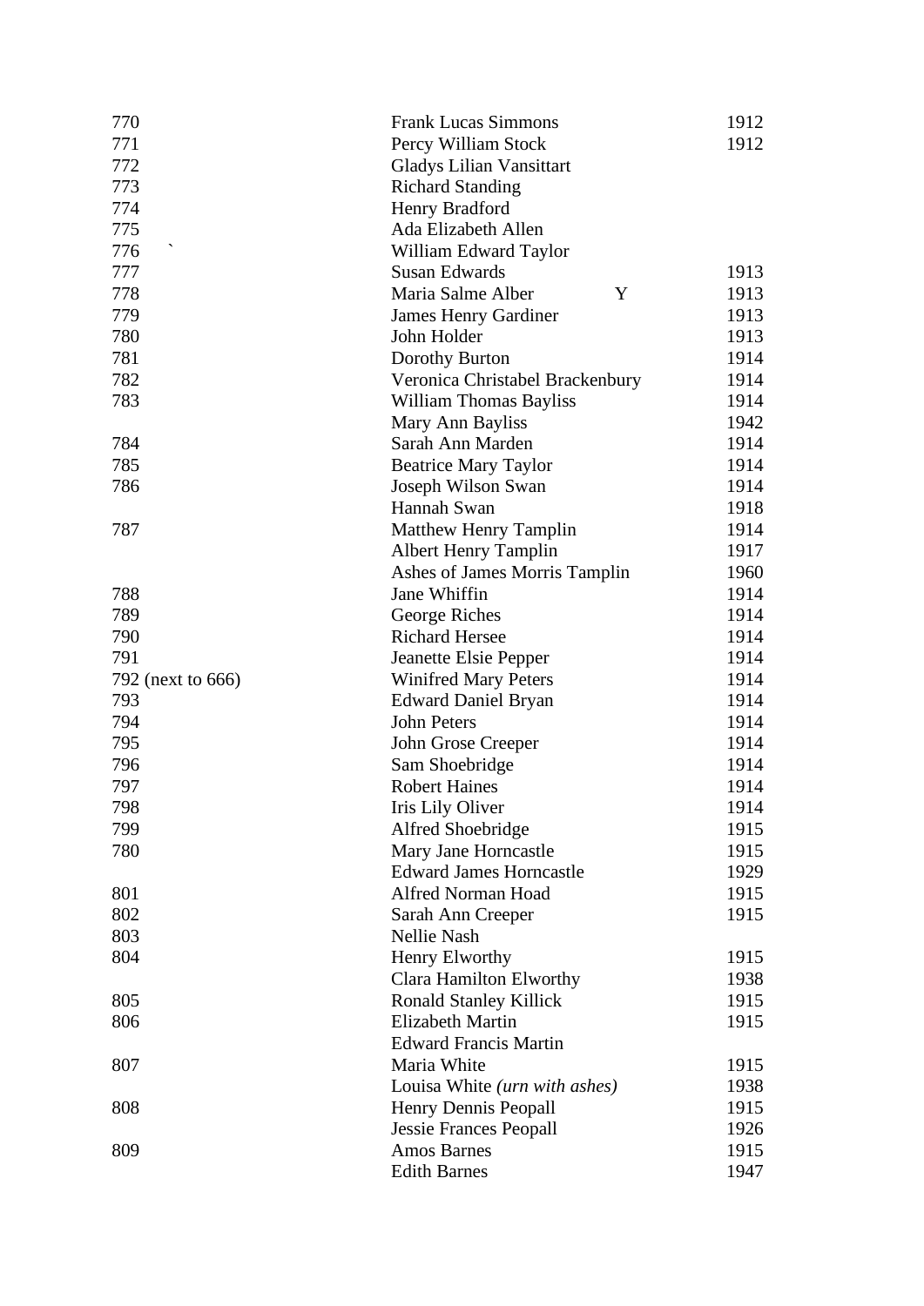| | | |
|---|---|---|
| 770 | Frank Lucas Simmons | 1912 |
| 771 | Percy William Stock | 1912 |
| 772 | Gladys Lilian Vansittart | |
| 773 | Richard Standing | |
| 774 | Henry Bradford | |
| 775 | Ada Elizabeth Allen | |
| 776 ` | William Edward Taylor | |
| 777 | Susan Edwards | 1913 |
| 778 | Maria Salme Alber Y | 1913 |
| 779 | James Henry Gardiner | 1913 |
| 780 | John Holder | 1913 |
| 781 | Dorothy Burton | 1914 |
| 782 | Veronica Christabel Brackenbury | 1914 |
| 783 | William Thomas Bayliss | 1914 |
| | Mary Ann Bayliss | 1942 |
| 784 | Sarah Ann Marden | 1914 |
| 785 | Beatrice Mary Taylor | 1914 |
| 786 | Joseph Wilson Swan | 1914 |
| | Hannah Swan | 1918 |
| 787 | Matthew Henry Tamplin | 1914 |
| | Albert Henry Tamplin | 1917 |
| | Ashes of James Morris Tamplin | 1960 |
| 788 | Jane Whiffin | 1914 |
| 789 | George Riches | 1914 |
| 790 | Richard Hersee | 1914 |
| 791 | Jeanette Elsie Pepper | 1914 |
| 792 (next to 666) | Winifred Mary Peters | 1914 |
| 793 | Edward Daniel Bryan | 1914 |
| 794 | John Peters | 1914 |
| 795 | John Grose Creeper | 1914 |
| 796 | Sam Shoebridge | 1914 |
| 797 | Robert Haines | 1914 |
| 798 | Iris Lily Oliver | 1914 |
| 799 | Alfred Shoebridge | 1915 |
| 780 | Mary Jane Horncastle | 1915 |
| | Edward James Horncastle | 1929 |
| 801 | Alfred Norman Hoad | 1915 |
| 802 | Sarah Ann Creeper | 1915 |
| 803 | Nellie Nash | |
| 804 | Henry Elworthy | 1915 |
| | Clara Hamilton Elworthy | 1938 |
| 805 | Ronald Stanley Killick | 1915 |
| 806 | Elizabeth Martin | 1915 |
| | Edward Francis Martin | |
| 807 | Maria White | 1915 |
| | Louisa White *(urn with ashes)* | 1938 |
| 808 | Henry Dennis Peopall | 1915 |
| | Jessie Frances Peopall | 1926 |
| 809 | Amos Barnes | 1915 |
| | Edith Barnes | 1947 |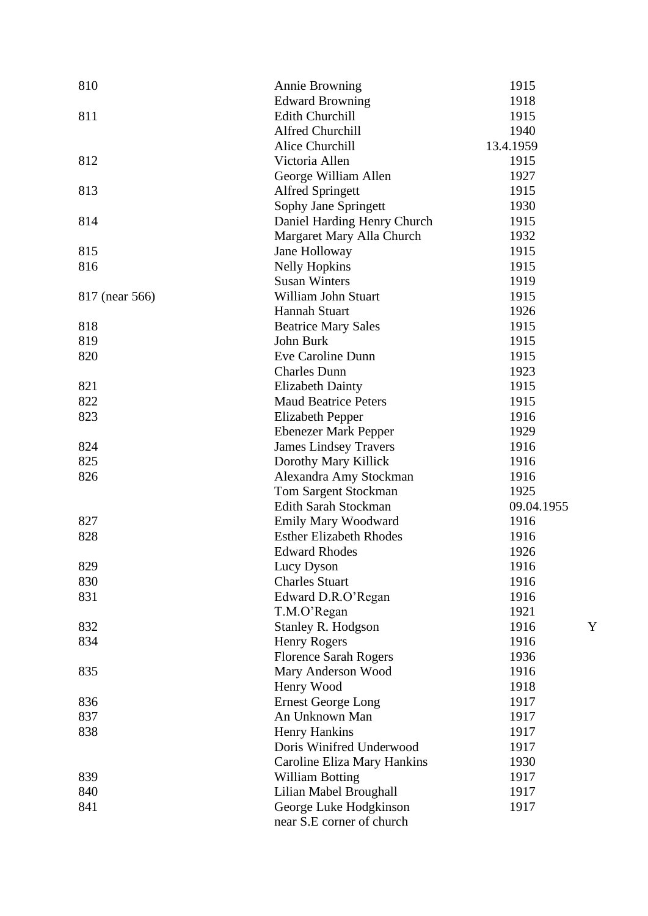| | | | |
|---|---|---|---|
| 810 | Annie Browning | 1915 | |
| | Edward Browning | 1918 | |
| 811 | Edith Churchill | 1915 | |
| | Alfred Churchill | 1940 | |
| | Alice Churchill | 13.4.1959 | |
| 812 | Victoria Allen | 1915 | |
| | George William Allen | 1927 | |
| 813 | Alfred Springett | 1915 | |
| | Sophy Jane Springett | 1930 | |
| 814 | Daniel Harding Henry Church | 1915 | |
| | Margaret Mary Alla Church | 1932 | |
| 815 | Jane Holloway | 1915 | |
| 816 | Nelly Hopkins | 1915 | |
| | Susan Winters | 1919 | |
| 817 (near 566) | William John Stuart | 1915 | |
| | Hannah Stuart | 1926 | |
| 818 | Beatrice Mary Sales | 1915 | |
| 819 | John Burk | 1915 | |
| 820 | Eve Caroline Dunn | 1915 | |
| | Charles Dunn | 1923 | |
| 821 | Elizabeth Dainty | 1915 | |
| 822 | Maud Beatrice Peters | 1915 | |
| 823 | Elizabeth Pepper | 1916 | |
| | Ebenezer Mark Pepper | 1929 | |
| 824 | James Lindsey Travers | 1916 | |
| 825 | Dorothy Mary Killick | 1916 | |
| 826 | Alexandra Amy Stockman | 1916 | |
| | Tom Sargent Stockman | 1925 | |
| | Edith Sarah Stockman | 09.04.1955 | |
| 827 | Emily Mary Woodward | 1916 | |
| 828 | Esther Elizabeth Rhodes | 1916 | |
| | Edward Rhodes | 1926 | |
| 829 | Lucy Dyson | 1916 | |
| 830 | Charles Stuart | 1916 | |
| 831 | Edward D.R.O'Regan | 1916 | |
| | T.M.O'Regan | 1921 | |
| 832 | Stanley R. Hodgson | 1916 | Y |
| 834 | Henry Rogers | 1916 | |
| | Florence Sarah Rogers | 1936 | |
| 835 | Mary Anderson Wood | 1916 | |
| | Henry Wood | 1918 | |
| 836 | Ernest George Long | 1917 | |
| 837 | An Unknown Man | 1917 | |
| 838 | Henry Hankins | 1917 | |
| | Doris Winifred Underwood | 1917 | |
| | Caroline Eliza Mary Hankins | 1930 | |
| 839 | William Botting | 1917 | |
| 840 | Lilian Mabel Broughall | 1917 | |
| 841 | George Luke Hodgkinson | 1917 | |
| | near S.E corner of church | | |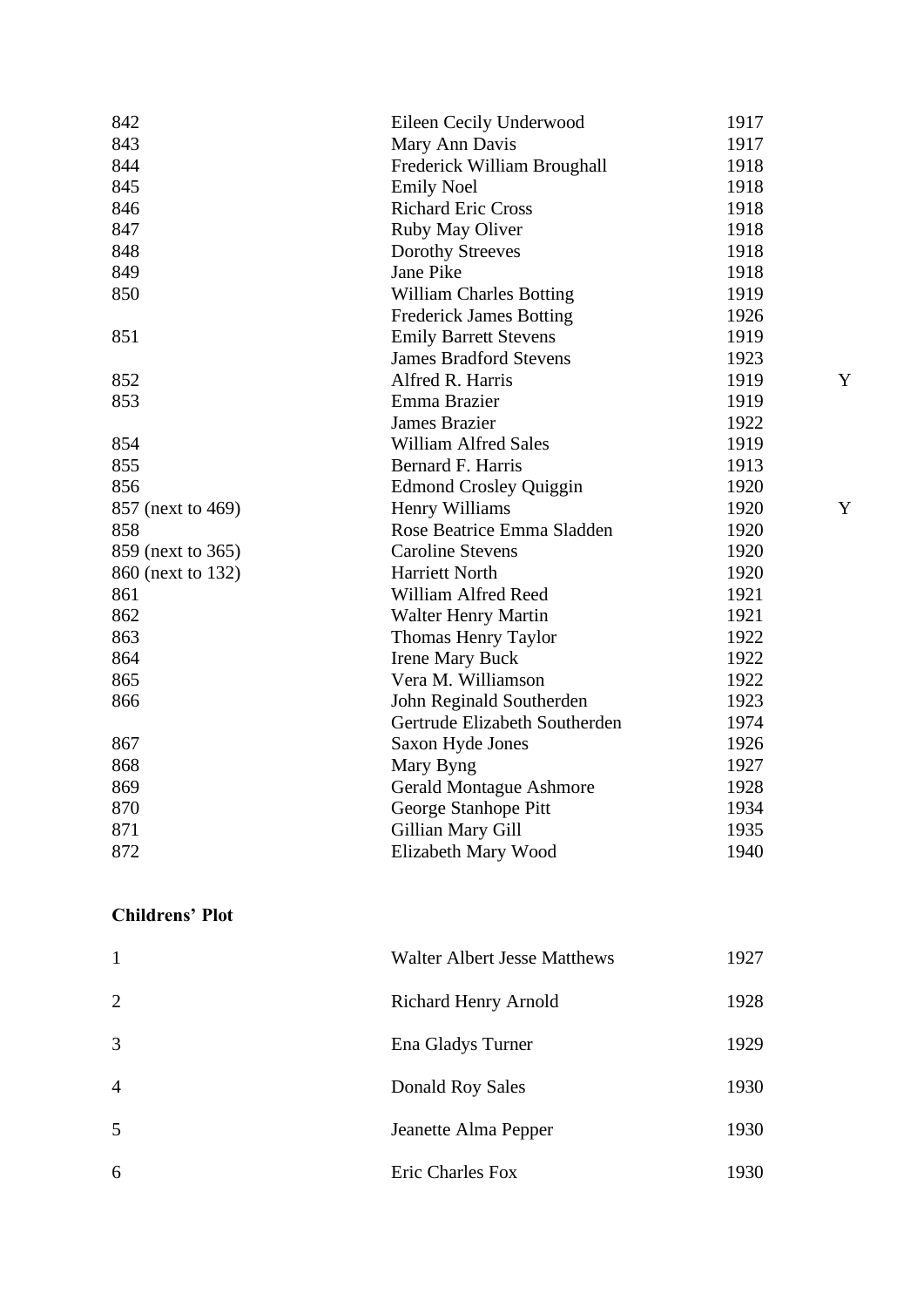| | | | |
|---|---|---|---|
| 842 | Eileen Cecily Underwood | 1917 | |
| 843 | Mary Ann Davis | 1917 | |
| 844 | Frederick William Broughall | 1918 | |
| 845 | Emily Noel | 1918 | |
| 846 | Richard Eric Cross | 1918 | |
| 847 | Ruby May Oliver | 1918 | |
| 848 | Dorothy Streeves | 1918 | |
| 849 | Jane Pike | 1918 | |
| 850 | William Charles Botting | 1919 | |
| | Frederick James Botting | 1926 | |
| 851 | Emily Barrett Stevens | 1919 | |
| | James Bradford Stevens | 1923 | |
| 852 | Alfred R. Harris | 1919 | Y |
| 853 | Emma Brazier | 1919 | |
| | James Brazier | 1922 | |
| 854 | William Alfred Sales | 1919 | |
| 855 | Bernard F. Harris | 1913 | |
| 856 | Edmond Crosley Quiggin | 1920 | |
| 857 (next to 469) | Henry Williams | 1920 | Y |
| 858 | Rose Beatrice Emma Sladden | 1920 | |
| 859 (next to 365) | Caroline Stevens | 1920 | |
| 860 (next to 132) | Harriett North | 1920 | |
| 861 | William Alfred Reed | 1921 | |
| 862 | Walter Henry Martin | 1921 | |
| 863 | Thomas Henry Taylor | 1922 | |
| 864 | Irene Mary Buck | 1922 | |
| 865 | Vera M. Williamson | 1922 | |
| 866 | John Reginald Southerden | 1923 | |
| | Gertrude Elizabeth Southerden | 1974 | |
| 867 | Saxon Hyde Jones | 1926 | |
| 868 | Mary Byng | 1927 | |
| 869 | Gerald Montague Ashmore | 1928 | |
| 870 | George Stanhope Pitt | 1934 | |
| 871 | Gillian Mary Gill | 1935 | |
| 872 | Elizabeth Mary Wood | 1940 | |

**Childrens' Plot**

| | | |
|---|---|---|
| 1 | Walter Albert Jesse Matthews | 1927 |
| 2 | Richard Henry Arnold | 1928 |
| 3 | Ena Gladys Turner | 1929 |
| 4 | Donald Roy Sales | 1930 |
| 5 | Jeanette Alma Pepper | 1930 |
| 6 | Eric Charles Fox | 1930 |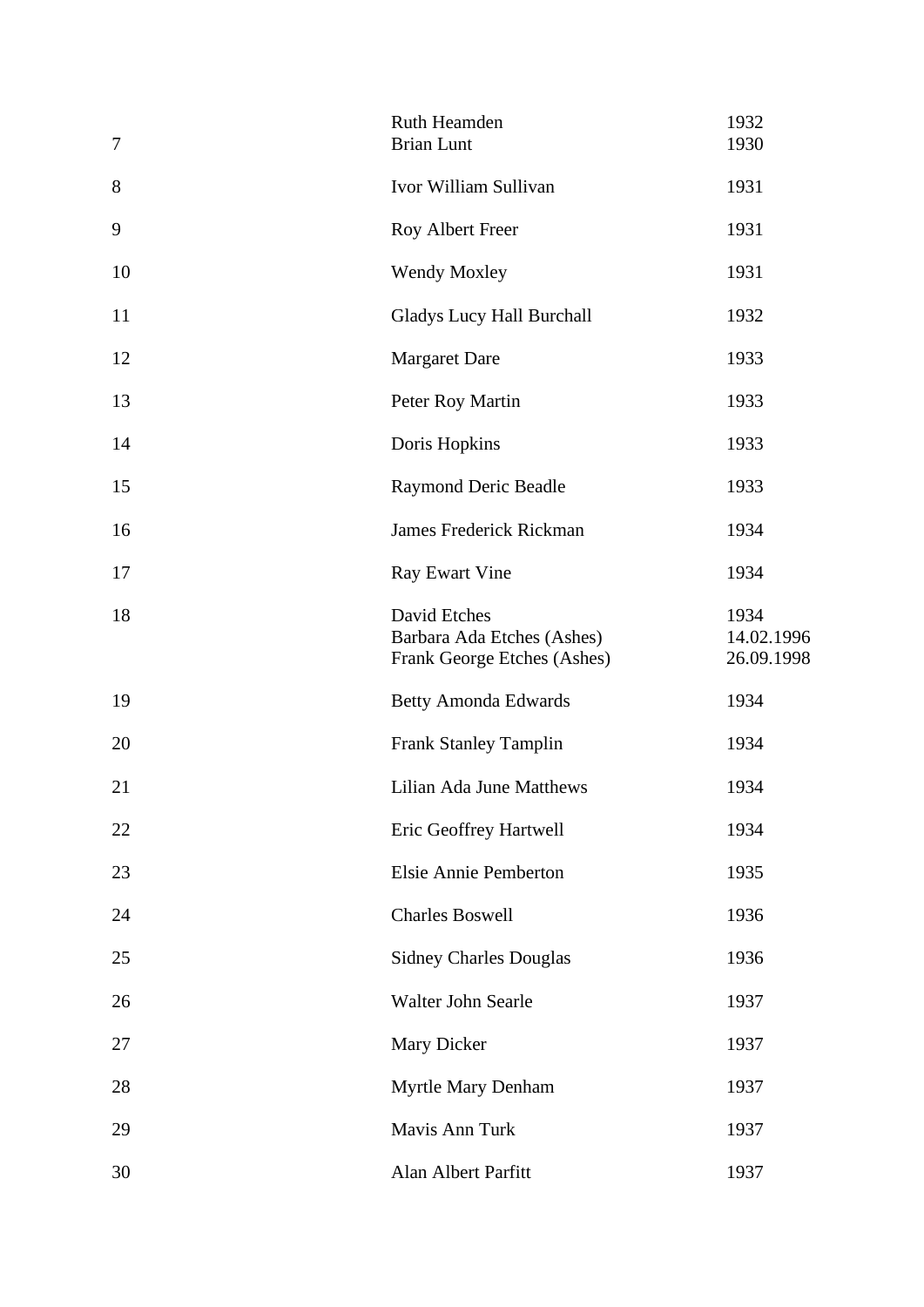|  |  |  |
|---|---|---|
|  | Ruth Heamden | 1932 |
| 7 | Brian Lunt | 1930 |
| 8 | Ivor William Sullivan | 1931 |
| 9 | Roy Albert Freer | 1931 |
| 10 | Wendy Moxley | 1931 |
| 11 | Gladys Lucy Hall Burchall | 1932 |
| 12 | Margaret Dare | 1933 |
| 13 | Peter Roy Martin | 1933 |
| 14 | Doris Hopkins | 1933 |
| 15 | Raymond Deric Beadle | 1933 |
| 16 | James Frederick Rickman | 1934 |
| 17 | Ray Ewart Vine | 1934 |
| 18 | David Etches | 1934 |
|  | Barbara Ada Etches (Ashes) | 14.02.1996 |
|  | Frank George Etches (Ashes) | 26.09.1998 |
| 19 | Betty Amonda Edwards | 1934 |
| 20 | Frank Stanley Tamplin | 1934 |
| 21 | Lilian Ada June Matthews | 1934 |
| 22 | Eric Geoffrey Hartwell | 1934 |
| 23 | Elsie Annie Pemberton | 1935 |
| 24 | Charles Boswell | 1936 |
| 25 | Sidney Charles Douglas | 1936 |
| 26 | Walter John Searle | 1937 |
| 27 | Mary Dicker | 1937 |
| 28 | Myrtle Mary Denham | 1937 |
| 29 | Mavis Ann Turk | 1937 |
| 30 | Alan Albert Parfitt | 1937 |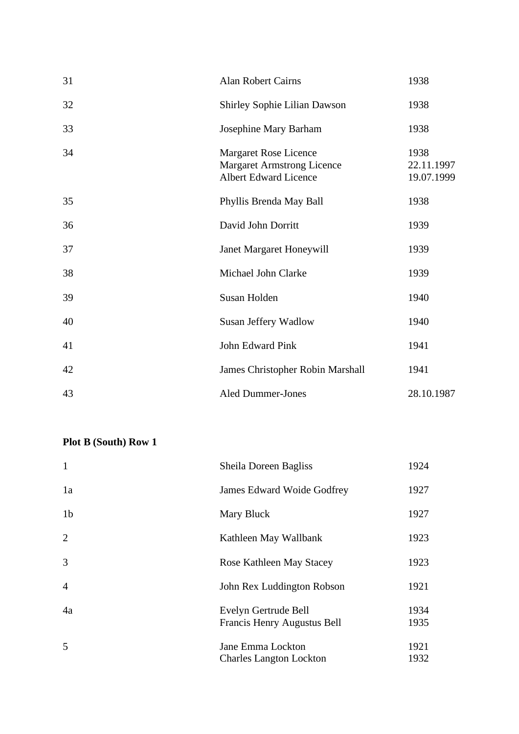| | | |
|---|---|---|
| 31 | Alan Robert Cairns | 1938 |
| 32 | Shirley Sophie Lilian Dawson | 1938 |
| 33 | Josephine Mary Barham | 1938 |
| 34 | Margaret Rose Licence<br>Margaret Armstrong Licence<br>Albert Edward Licence | 1938<br>22.11.1997<br>19.07.1999 |
| 35 | Phyllis Brenda May Ball | 1938 |
| 36 | David John Dorritt | 1939 |
| 37 | Janet Margaret Honeywill | 1939 |
| 38 | Michael John Clarke | 1939 |
| 39 | Susan Holden | 1940 |
| 40 | Susan Jeffery Wadlow | 1940 |
| 41 | John Edward Pink | 1941 |
| 42 | James Christopher Robin Marshall | 1941 |
| 43 | Aled Dummer-Jones | 28.10.1987 |

**Plot B (South) Row 1**

| | | |
|---|---|---|
| 1 | Sheila Doreen Bagliss | 1924 |
| 1a | James Edward Woide Godfrey | 1927 |
| 1b | Mary Bluck | 1927 |
| 2 | Kathleen May Wallbank | 1923 |
| 3 | Rose Kathleen May Stacey | 1923 |
| 4 | John Rex Luddington Robson | 1921 |
| 4a | Evelyn Gertrude Bell<br>Francis Henry Augustus Bell | 1934<br>1935 |
| 5 | Jane Emma Lockton<br>Charles Langton Lockton | 1921<br>1932 |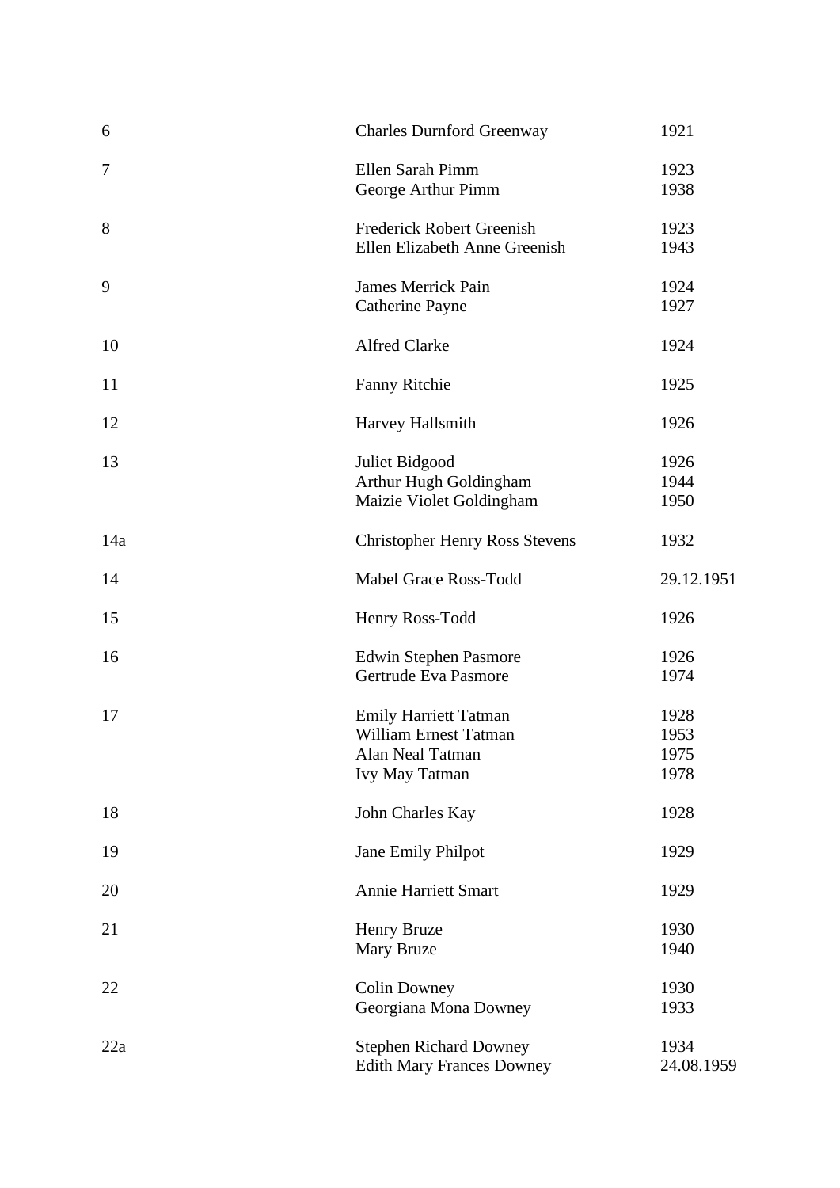| | | |
|---|---|---|
| 6 | Charles Durnford Greenway | 1921 |
| 7 | Ellen Sarah Pimm | 1923 |
| | George Arthur Pimm | 1938 |
| 8 | Frederick Robert Greenish | 1923 |
| | Ellen Elizabeth Anne Greenish | 1943 |
| 9 | James Merrick Pain | 1924 |
| | Catherine Payne | 1927 |
| 10 | Alfred Clarke | 1924 |
| 11 | Fanny Ritchie | 1925 |
| 12 | Harvey Hallsmith | 1926 |
| 13 | Juliet Bidgood | 1926 |
| | Arthur Hugh Goldingham | 1944 |
| | Maizie Violet Goldingham | 1950 |
| 14a | Christopher Henry Ross Stevens | 1932 |
| 14 | Mabel Grace Ross-Todd | 29.12.1951 |
| 15 | Henry Ross-Todd | 1926 |
| 16 | Edwin Stephen Pasmore | 1926 |
| | Gertrude Eva Pasmore | 1974 |
| 17 | Emily Harriett Tatman | 1928 |
| | William Ernest Tatman | 1953 |
| | Alan Neal Tatman | 1975 |
| | Ivy May Tatman | 1978 |
| 18 | John Charles Kay | 1928 |
| 19 | Jane Emily Philpot | 1929 |
| 20 | Annie Harriett Smart | 1929 |
| 21 | Henry Bruze | 1930 |
| | Mary Bruze | 1940 |
| 22 | Colin Downey | 1930 |
| | Georgiana Mona Downey | 1933 |
| 22a | Stephen Richard Downey | 1934 |
| | Edith Mary Frances Downey | 24.08.1959 |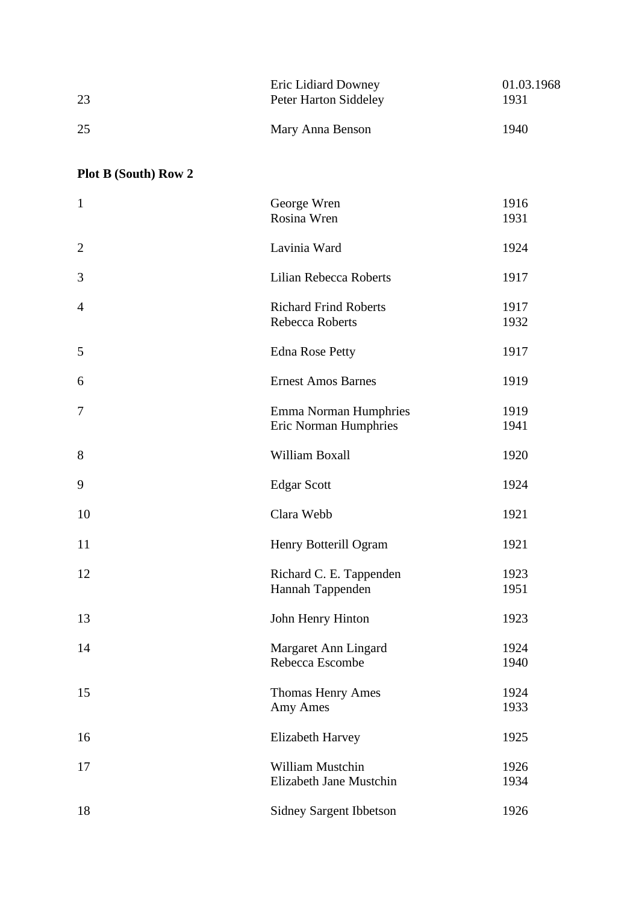| | | |
|---|---|---|
| | Eric Lidiard Downey | 01.03.1968 |
| 23 | Peter Harton Siddeley | 1931 |
| 25 | Mary Anna Benson | 1940 |

**Plot B (South) Row 2**

| | | |
|---|---|---|
| 1 | George Wren | 1916 |
| | Rosina Wren | 1931 |
| 2 | Lavinia Ward | 1924 |
| 3 | Lilian Rebecca Roberts | 1917 |
| 4 | Richard Frind Roberts | 1917 |
| | Rebecca Roberts | 1932 |
| 5 | Edna Rose Petty | 1917 |
| 6 | Ernest Amos Barnes | 1919 |
| 7 | Emma Norman Humphries | 1919 |
| | Eric Norman Humphries | 1941 |
| 8 | William Boxall | 1920 |
| 9 | Edgar Scott | 1924 |
| 10 | Clara Webb | 1921 |
| 11 | Henry Botterill Ogram | 1921 |
| 12 | Richard C. E. Tappenden | 1923 |
| | Hannah Tappenden | 1951 |
| 13 | John Henry Hinton | 1923 |
| 14 | Margaret Ann Lingard | 1924 |
| | Rebecca Escombe | 1940 |
| 15 | Thomas Henry Ames | 1924 |
| | Amy Ames | 1933 |
| 16 | Elizabeth Harvey | 1925 |
| 17 | William Mustchin | 1926 |
| | Elizabeth Jane Mustchin | 1934 |
| 18 | Sidney Sargent Ibbetson | 1926 |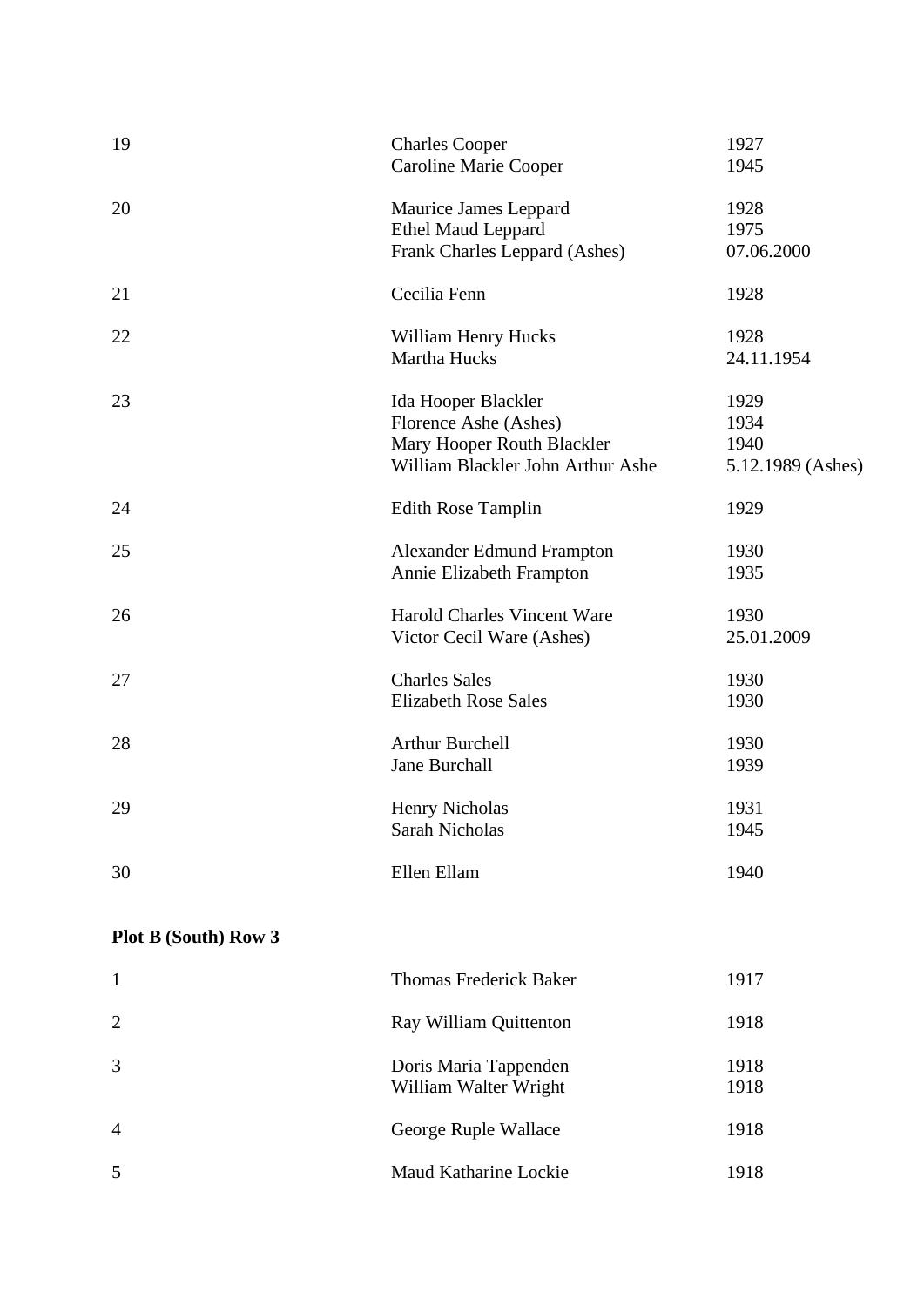| | | |
|---|---|---|
| 19 | Charles Cooper<br>Caroline Marie Cooper | 1927<br>1945 |
| 20 | Maurice James Leppard<br>Ethel Maud Leppard<br>Frank Charles Leppard (Ashes) | 1928<br>1975<br>07.06.2000 |
| 21 | Cecilia Fenn | 1928 |
| 22 | William Henry Hucks<br>Martha Hucks | 1928<br>24.11.1954 |
| 23 | Ida Hooper Blackler<br>Florence Ashe (Ashes)<br>Mary Hooper Routh Blackler<br>William Blackler John Arthur Ashe | 1929<br>1934<br>1940<br>5.12.1989 (Ashes) |
| 24 | Edith Rose Tamplin | 1929 |
| 25 | Alexander Edmund Frampton<br>Annie Elizabeth Frampton | 1930<br>1935 |
| 26 | Harold Charles Vincent Ware<br>Victor Cecil Ware (Ashes) | 1930<br>25.01.2009 |
| 27 | Charles Sales<br>Elizabeth Rose Sales | 1930<br>1930 |
| 28 | Arthur Burchell<br>Jane Burchall | 1930<br>1939 |
| 29 | Henry Nicholas<br>Sarah Nicholas | 1931<br>1945 |
| 30 | Ellen Ellam | 1940 |

**Plot B (South) Row 3**

| | | |
|---|---|---|
| 1 | Thomas Frederick Baker | 1917 |
| 2 | Ray William Quittenton | 1918 |
| 3 | Doris Maria Tappenden<br>William Walter Wright | 1918<br>1918 |
| 4 | George Ruple Wallace | 1918 |
| 5 | Maud Katharine Lockie | 1918 |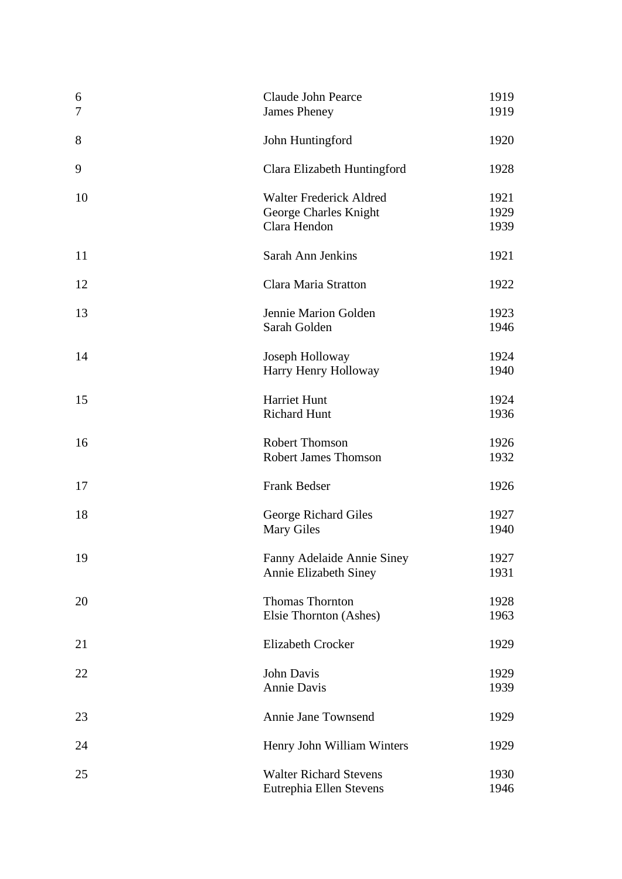| | | |
|---|---|---|
| 6 | Claude John Pearce | 1919 |
| 7 | James Pheney | 1919 |
| 8 | John Huntingford | 1920 |
| 9 | Clara Elizabeth Huntingford | 1928 |
| 10 | Walter Frederick Aldred | 1921 |
| | George Charles Knight | 1929 |
| | Clara Hendon | 1939 |
| 11 | Sarah Ann Jenkins | 1921 |
| 12 | Clara Maria Stratton | 1922 |
| 13 | Jennie Marion Golden | 1923 |
| | Sarah Golden | 1946 |
| 14 | Joseph Holloway | 1924 |
| | Harry Henry Holloway | 1940 |
| 15 | Harriet Hunt | 1924 |
| | Richard Hunt | 1936 |
| 16 | Robert Thomson | 1926 |
| | Robert James Thomson | 1932 |
| 17 | Frank Bedser | 1926 |
| 18 | George Richard Giles | 1927 |
| | Mary Giles | 1940 |
| 19 | Fanny Adelaide Annie Siney | 1927 |
| | Annie Elizabeth Siney | 1931 |
| 20 | Thomas Thornton | 1928 |
| | Elsie Thornton (Ashes) | 1963 |
| 21 | Elizabeth Crocker | 1929 |
| 22 | John Davis | 1929 |
| | Annie Davis | 1939 |
| 23 | Annie Jane Townsend | 1929 |
| 24 | Henry John William Winters | 1929 |
| 25 | Walter Richard Stevens | 1930 |
| | Eutrephia Ellen Stevens | 1946 |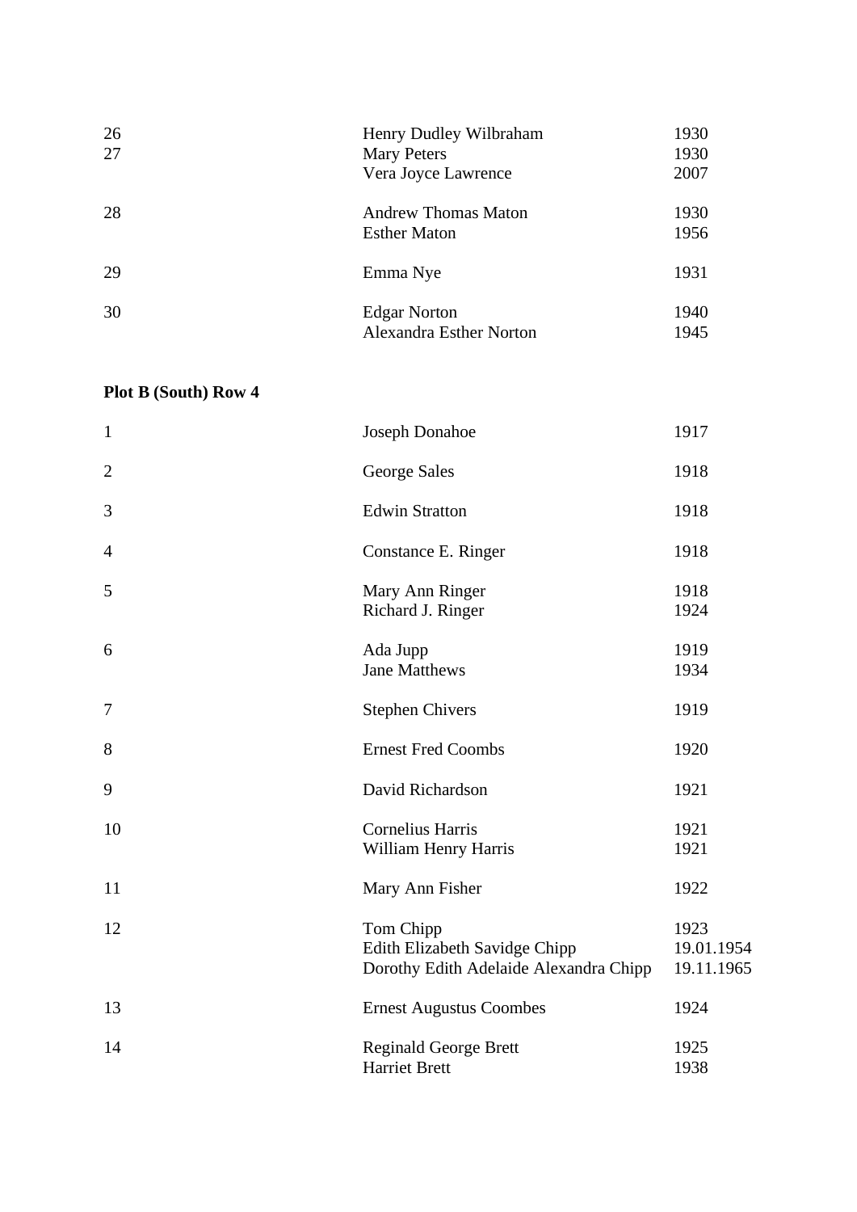| | | |
|---|---|---|
| 26 | Henry Dudley Wilbraham | 1930 |
| 27 | Mary Peters | 1930 |
| | Vera Joyce Lawrence | 2007 |
| 28 | Andrew Thomas Maton | 1930 |
| | Esther Maton | 1956 |
| 29 | Emma Nye | 1931 |
| 30 | Edgar Norton | 1940 |
| | Alexandra Esther Norton | 1945 |

**Plot B (South) Row 4**

| | | |
|---|---|---|
| 1 | Joseph Donahoe | 1917 |
| 2 | George Sales | 1918 |
| 3 | Edwin Stratton | 1918 |
| 4 | Constance E. Ringer | 1918 |
| 5 | Mary Ann Ringer | 1918 |
| | Richard J. Ringer | 1924 |
| 6 | Ada Jupp | 1919 |
| | Jane Matthews | 1934 |
| 7 | Stephen Chivers | 1919 |
| 8 | Ernest Fred Coombs | 1920 |
| 9 | David Richardson | 1921 |
| 10 | Cornelius Harris | 1921 |
| | William Henry Harris | 1921 |
| 11 | Mary Ann Fisher | 1922 |
| 12 | Tom Chipp | 1923 |
| | Edith Elizabeth Savidge Chipp | 19.01.1954 |
| | Dorothy Edith Adelaide Alexandra Chipp | 19.11.1965 |
| 13 | Ernest Augustus Coombes | 1924 |
| 14 | Reginald George Brett | 1925 |
| | Harriet Brett | 1938 |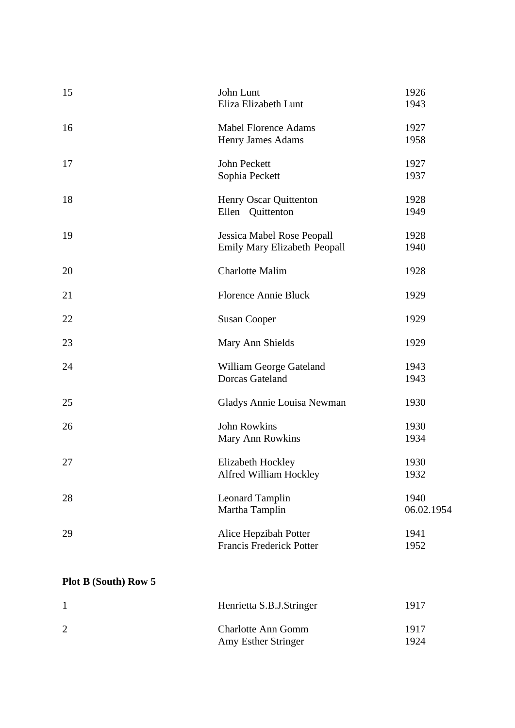| | | |
|---|---|---|
| 15 | John Lunt | 1926 |
| | Eliza Elizabeth Lunt | 1943 |
| 16 | Mabel Florence Adams | 1927 |
| | Henry James Adams | 1958 |
| 17 | John Peckett | 1927 |
| | Sophia Peckett | 1937 |
| 18 | Henry Oscar Quittenton | 1928 |
| | Ellen Quittenton | 1949 |
| 19 | Jessica Mabel Rose Peopall | 1928 |
| | Emily Mary Elizabeth Peopall | 1940 |
| 20 | Charlotte Malim | 1928 |
| 21 | Florence Annie Bluck | 1929 |
| 22 | Susan Cooper | 1929 |
| 23 | Mary Ann Shields | 1929 |
| 24 | William George Gateland | 1943 |
| | Dorcas Gateland | 1943 |
| 25 | Gladys Annie Louisa Newman | 1930 |
| 26 | John Rowkins | 1930 |
| | Mary Ann Rowkins | 1934 |
| 27 | Elizabeth Hockley | 1930 |
| | Alfred William Hockley | 1932 |
| 28 | Leonard Tamplin | 1940 |
| | Martha Tamplin | 06.02.1954 |
| 29 | Alice Hepzibah Potter | 1941 |
| | Francis Frederick Potter | 1952 |

**Plot B (South) Row 5**

| | | |
|---|---|---|
| 1 | Henrietta S.B.J.Stringer | 1917 |
| 2 | Charlotte Ann Gomm | 1917 |
| | Amy Esther Stringer | 1924 |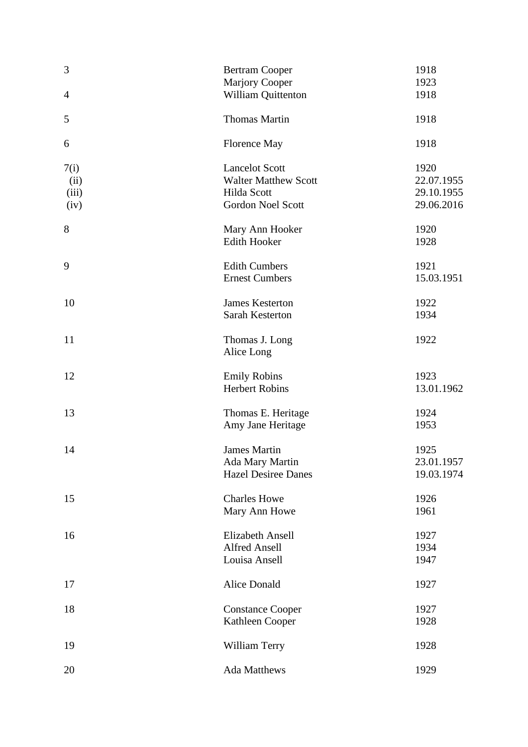| | | |
|---|---|---|
| 3 | Bertram Cooper | 1918 |
| | Marjory Cooper | 1923 |
| 4 | William Quittenton | 1918 |
| 5 | Thomas Martin | 1918 |
| 6 | Florence May | 1918 |
| 7(i) | Lancelot Scott | 1920 |
| (ii) | Walter Matthew Scott | 22.07.1955 |
| (iii) | Hilda Scott | 29.10.1955 |
| (iv) | Gordon Noel Scott | 29.06.2016 |
| 8 | Mary Ann Hooker | 1920 |
| | Edith Hooker | 1928 |
| 9 | Edith Cumbers | 1921 |
| | Ernest Cumbers | 15.03.1951 |
| 10 | James Kesterton | 1922 |
| | Sarah Kesterton | 1934 |
| 11 | Thomas J. Long | 1922 |
| | Alice Long | |
| 12 | Emily Robins | 1923 |
| | Herbert Robins | 13.01.1962 |
| 13 | Thomas E. Heritage | 1924 |
| | Amy Jane Heritage | 1953 |
| 14 | James Martin | 1925 |
| | Ada Mary Martin | 23.01.1957 |
| | Hazel Desiree Danes | 19.03.1974 |
| 15 | Charles Howe | 1926 |
| | Mary Ann Howe | 1961 |
| 16 | Elizabeth Ansell | 1927 |
| | Alfred Ansell | 1934 |
| | Louisa Ansell | 1947 |
| 17 | Alice Donald | 1927 |
| 18 | Constance Cooper | 1927 |
| | Kathleen Cooper | 1928 |
| 19 | William Terry | 1928 |
| 20 | Ada Matthews | 1929 |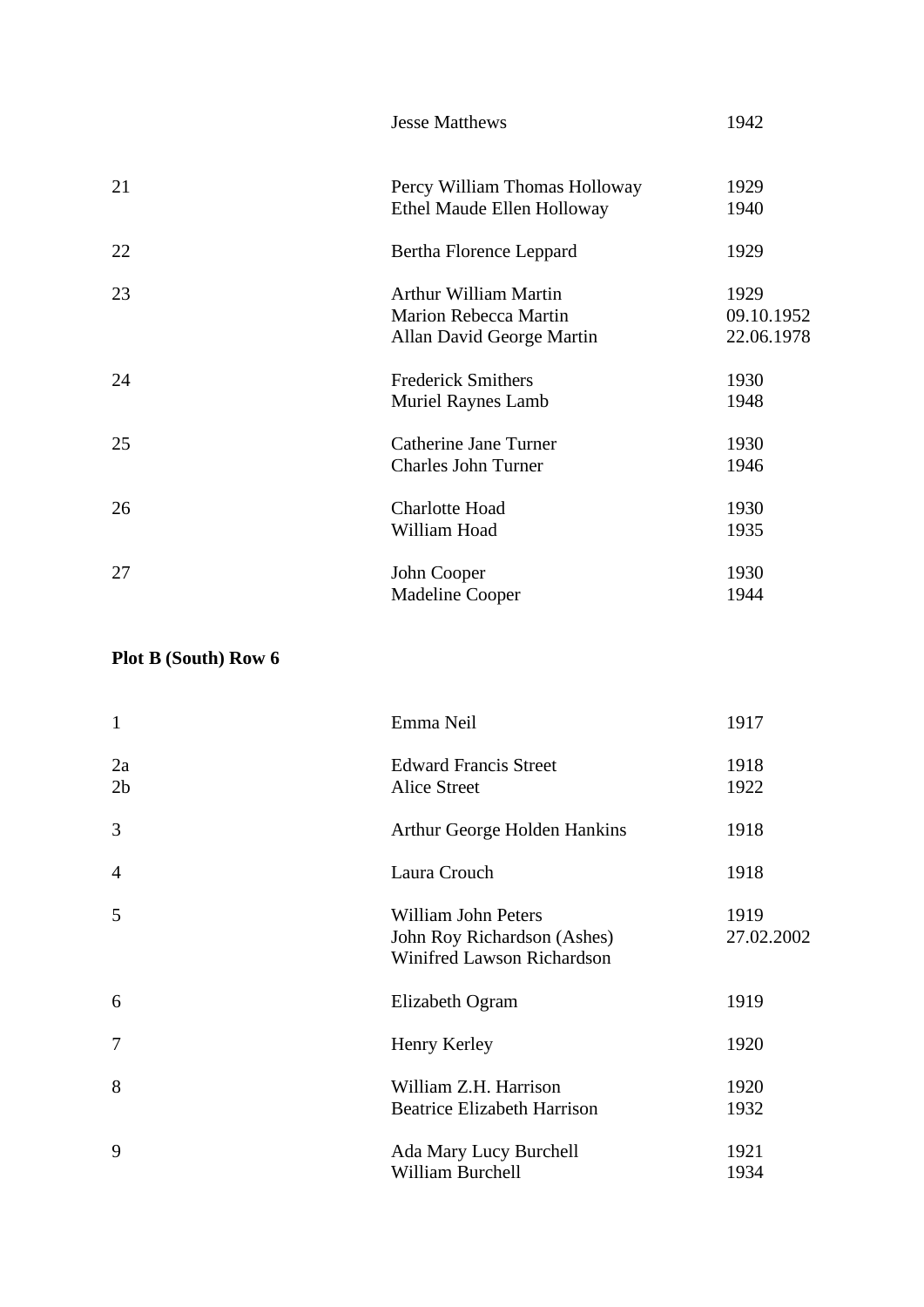| | | |
|---|---|---|
| | Jesse Matthews | 1942 |
| 21 | Percy William Thomas Holloway | 1929 |
| | Ethel Maude Ellen Holloway | 1940 |
| 22 | Bertha Florence Leppard | 1929 |
| 23 | Arthur William Martin | 1929 |
| | Marion Rebecca Martin | 09.10.1952 |
| | Allan David George Martin | 22.06.1978 |
| 24 | Frederick Smithers | 1930 |
| | Muriel Raynes Lamb | 1948 |
| 25 | Catherine Jane Turner | 1930 |
| | Charles John Turner | 1946 |
| 26 | Charlotte Hoad | 1930 |
| | William Hoad | 1935 |
| 27 | John Cooper | 1930 |
| | Madeline Cooper | 1944 |

**Plot B (South) Row 6**

| | | |
|---|---|---|
| 1 | Emma Neil | 1917 |
| 2a | Edward Francis Street | 1918 |
| 2b | Alice Street | 1922 |
| 3 | Arthur George Holden Hankins | 1918 |
| 4 | Laura Crouch | 1918 |
| 5 | William John Peters | 1919 |
| | John Roy Richardson (Ashes) | 27.02.2002 |
| | Winifred Lawson Richardson | |
| 6 | Elizabeth Ogram | 1919 |
| 7 | Henry Kerley | 1920 |
| 8 | William Z.H. Harrison | 1920 |
| | Beatrice Elizabeth Harrison | 1932 |
| 9 | Ada Mary Lucy Burchell | 1921 |
| | William Burchell | 1934 |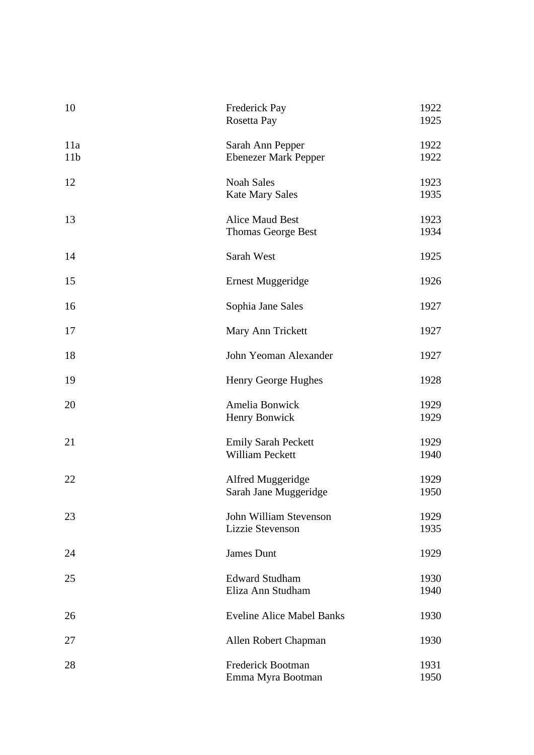| | | |
|---|---|---|
| 10 | Frederick Pay | 1922 |
| | Rosetta Pay | 1925 |
| 11a | Sarah Ann Pepper | 1922 |
| 11b | Ebenezer Mark Pepper | 1922 |
| 12 | Noah Sales | 1923 |
| | Kate Mary Sales | 1935 |
| 13 | Alice Maud Best | 1923 |
| | Thomas George Best | 1934 |
| 14 | Sarah West | 1925 |
| 15 | Ernest Muggeridge | 1926 |
| 16 | Sophia Jane Sales | 1927 |
| 17 | Mary Ann Trickett | 1927 |
| 18 | John Yeoman Alexander | 1927 |
| 19 | Henry George Hughes | 1928 |
| 20 | Amelia Bonwick | 1929 |
| | Henry Bonwick | 1929 |
| 21 | Emily Sarah Peckett | 1929 |
| | William Peckett | 1940 |
| 22 | Alfred Muggeridge | 1929 |
| | Sarah Jane Muggeridge | 1950 |
| 23 | John William Stevenson | 1929 |
| | Lizzie Stevenson | 1935 |
| 24 | James Dunt | 1929 |
| 25 | Edward Studham | 1930 |
| | Eliza Ann Studham | 1940 |
| 26 | Eveline Alice Mabel Banks | 1930 |
| 27 | Allen Robert Chapman | 1930 |
| 28 | Frederick Bootman | 1931 |
| | Emma Myra Bootman | 1950 |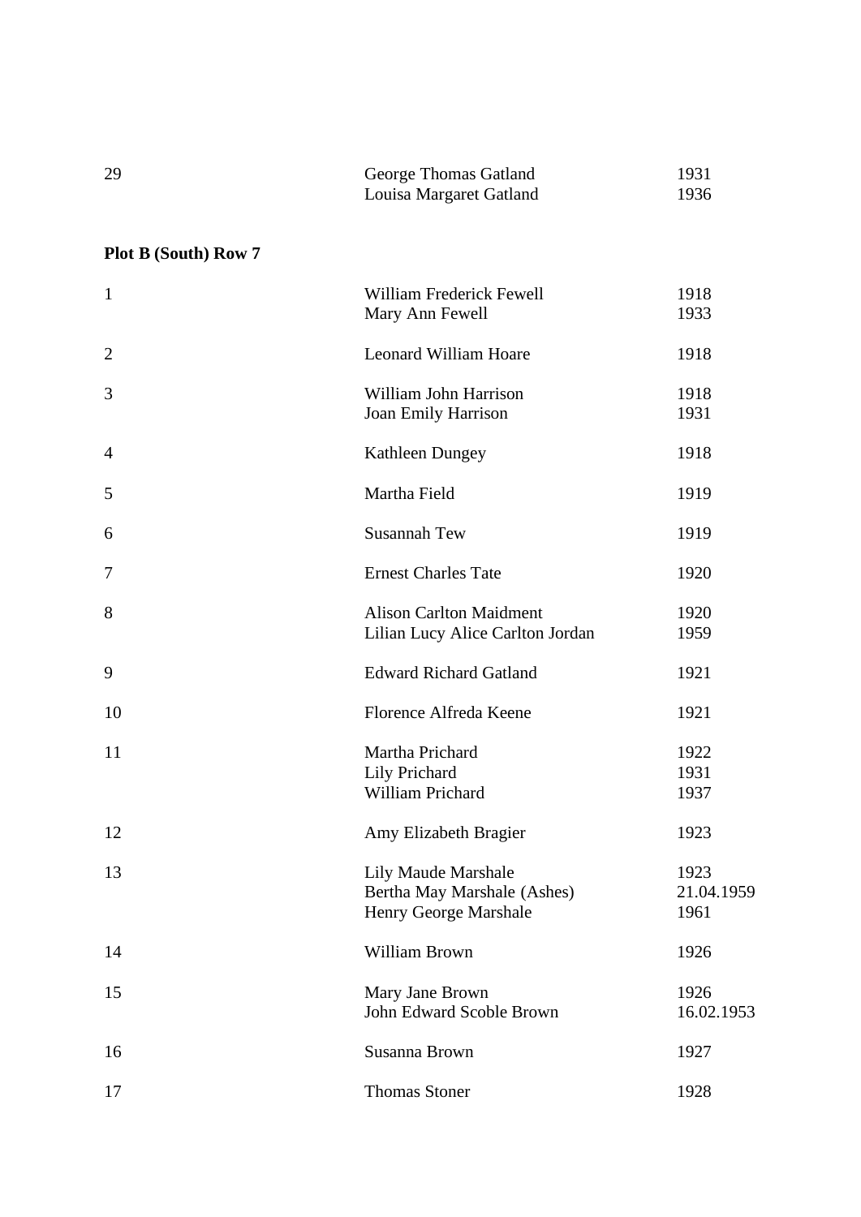| | | |
|---|---|---|
| 29 | George Thomas Gatland<br>Louisa Margaret Gatland | 1931<br>1936 |

**Plot B (South) Row 7**

| | | |
|---|---|---|
| 1 | William Frederick Fewell<br>Mary Ann Fewell | 1918<br>1933 |
| 2 | Leonard William Hoare | 1918 |
| 3 | William John Harrison<br>Joan Emily Harrison | 1918<br>1931 |
| 4 | Kathleen Dungey | 1918 |
| 5 | Martha Field | 1919 |
| 6 | Susannah Tew | 1919 |
| 7 | Ernest Charles Tate | 1920 |
| 8 | Alison Carlton Maidment<br>Lilian Lucy Alice Carlton Jordan | 1920<br>1959 |
| 9 | Edward Richard Gatland | 1921 |
| 10 | Florence Alfreda Keene | 1921 |
| 11 | Martha Prichard<br>Lily Prichard<br>William Prichard | 1922<br>1931<br>1937 |
| 12 | Amy Elizabeth Bragier | 1923 |
| 13 | Lily Maude Marshale<br>Bertha May Marshale (Ashes)<br>Henry George Marshale | 1923<br>21.04.1959<br>1961 |
| 14 | William Brown | 1926 |
| 15 | Mary Jane Brown<br>John Edward Scoble Brown | 1926<br>16.02.1953 |
| 16 | Susanna Brown | 1927 |
| 17 | Thomas Stoner | 1928 |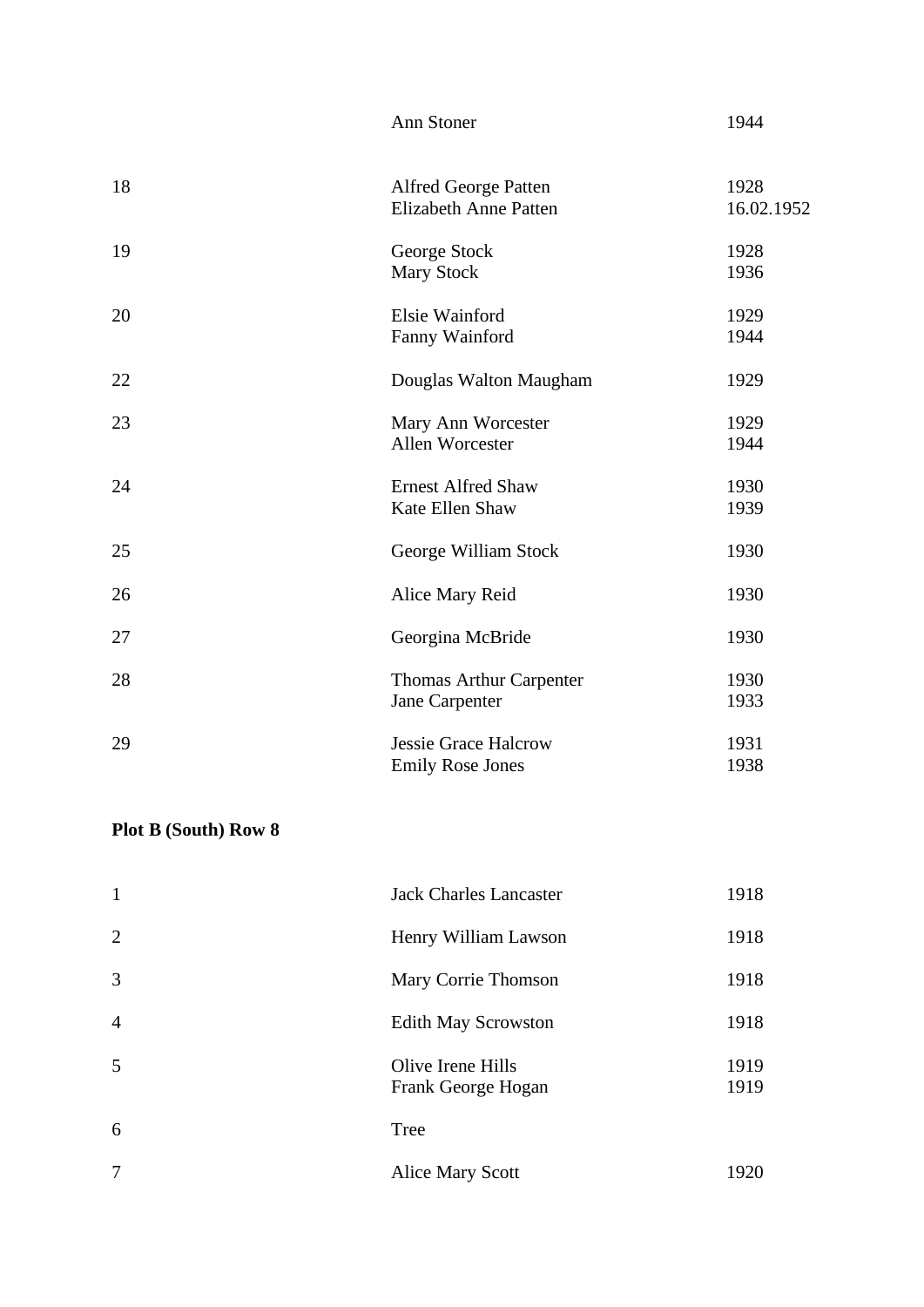| | | |
|---|---|---|
| | Ann Stoner | 1944 |
| 18 | Alfred George Patten<br>Elizabeth Anne Patten | 1928<br>16.02.1952 |
| 19 | George Stock<br>Mary Stock | 1928<br>1936 |
| 20 | Elsie Wainford<br>Fanny Wainford | 1929<br>1944 |
| 22 | Douglas Walton Maugham | 1929 |
| 23 | Mary Ann Worcester<br>Allen Worcester | 1929<br>1944 |
| 24 | Ernest Alfred Shaw<br>Kate Ellen Shaw | 1930<br>1939 |
| 25 | George William Stock | 1930 |
| 26 | Alice Mary Reid | 1930 |
| 27 | Georgina McBride | 1930 |
| 28 | Thomas Arthur Carpenter<br>Jane Carpenter | 1930<br>1933 |
| 29 | Jessie Grace Halcrow<br>Emily Rose Jones | 1931<br>1938 |

**Plot B (South) Row 8**

| | | |
|---|---|---|
| 1 | Jack Charles Lancaster | 1918 |
| 2 | Henry William Lawson | 1918 |
| 3 | Mary Corrie Thomson | 1918 |
| 4 | Edith May Scrowston | 1918 |
| 5 | Olive Irene Hills<br>Frank George Hogan | 1919<br>1919 |
| 6 | Tree | |
| 7 | Alice Mary Scott | 1920 |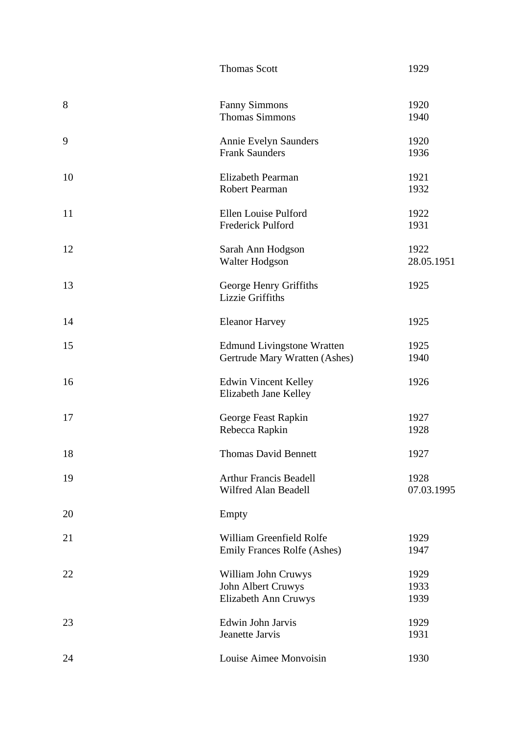| | | |
|---|---|---|
| | Thomas Scott | 1929 |
| 8 | Fanny Simmons | 1920 |
| | Thomas Simmons | 1940 |
| 9 | Annie Evelyn Saunders | 1920 |
| | Frank Saunders | 1936 |
| 10 | Elizabeth Pearman | 1921 |
| | Robert Pearman | 1932 |
| 11 | Ellen Louise Pulford | 1922 |
| | Frederick Pulford | 1931 |
| 12 | Sarah Ann Hodgson | 1922 |
| | Walter Hodgson | 28.05.1951 |
| 13 | George Henry Griffiths | 1925 |
| | Lizzie Griffiths | |
| 14 | Eleanor Harvey | 1925 |
| 15 | Edmund Livingstone Wratten | 1925 |
| | Gertrude Mary Wratten (Ashes) | 1940 |
| 16 | Edwin Vincent Kelley | 1926 |
| | Elizabeth Jane Kelley | |
| 17 | George Feast Rapkin | 1927 |
| | Rebecca Rapkin | 1928 |
| 18 | Thomas David Bennett | 1927 |
| 19 | Arthur Francis Beadell | 1928 |
| | Wilfred Alan Beadell | 07.03.1995 |
| 20 | Empty | |
| 21 | William Greenfield Rolfe | 1929 |
| | Emily Frances Rolfe (Ashes) | 1947 |
| 22 | William John Cruwys | 1929 |
| | John Albert Cruwys | 1933 |
| | Elizabeth Ann Cruwys | 1939 |
| 23 | Edwin John Jarvis | 1929 |
| | Jeanette Jarvis | 1931 |
| 24 | Louise Aimee Monvoisin | 1930 |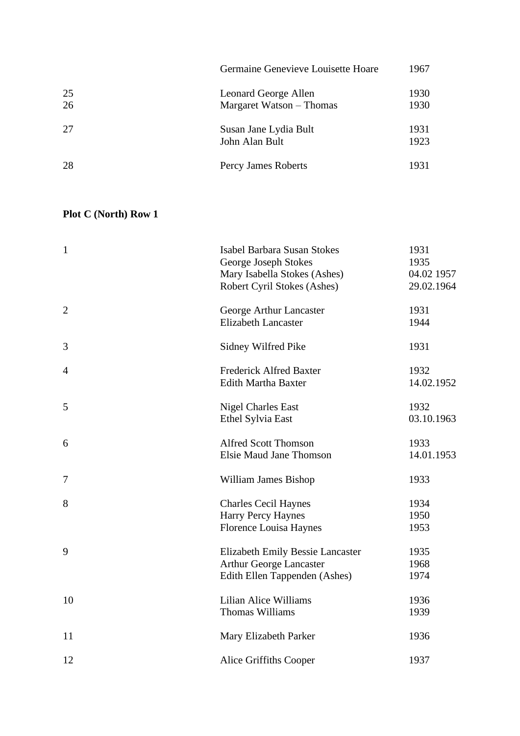| | | |
|---|---|---|
| | Germaine Genevieve Louisette Hoare | 1967 |
| 25 | Leonard George Allen | 1930 |
| 26 | Margaret Watson – Thomas | 1930 |
| 27 | Susan Jane Lydia Bult | 1931 |
| | John Alan Bult | 1923 |
| 28 | Percy James Roberts | 1931 |

**Plot C (North) Row 1**

| | | |
|---|---|---|
| 1 | Isabel Barbara Susan Stokes | 1931 |
| | George Joseph Stokes | 1935 |
| | Mary Isabella Stokes (Ashes) | 04.02 1957 |
| | Robert Cyril Stokes (Ashes) | 29.02.1964 |
| 2 | George Arthur Lancaster | 1931 |
| | Elizabeth Lancaster | 1944 |
| 3 | Sidney Wilfred Pike | 1931 |
| 4 | Frederick Alfred Baxter | 1932 |
| | Edith Martha Baxter | 14.02.1952 |
| 5 | Nigel Charles East | 1932 |
| | Ethel Sylvia East | 03.10.1963 |
| 6 | Alfred Scott Thomson | 1933 |
| | Elsie Maud Jane Thomson | 14.01.1953 |
| 7 | William James Bishop | 1933 |
| 8 | Charles Cecil Haynes | 1934 |
| | Harry Percy Haynes | 1950 |
| | Florence Louisa Haynes | 1953 |
| 9 | Elizabeth Emily Bessie Lancaster | 1935 |
| | Arthur George Lancaster | 1968 |
| | Edith Ellen Tappenden (Ashes) | 1974 |
| 10 | Lilian Alice Williams | 1936 |
| | Thomas Williams | 1939 |
| 11 | Mary Elizabeth Parker | 1936 |
| 12 | Alice Griffiths Cooper | 1937 |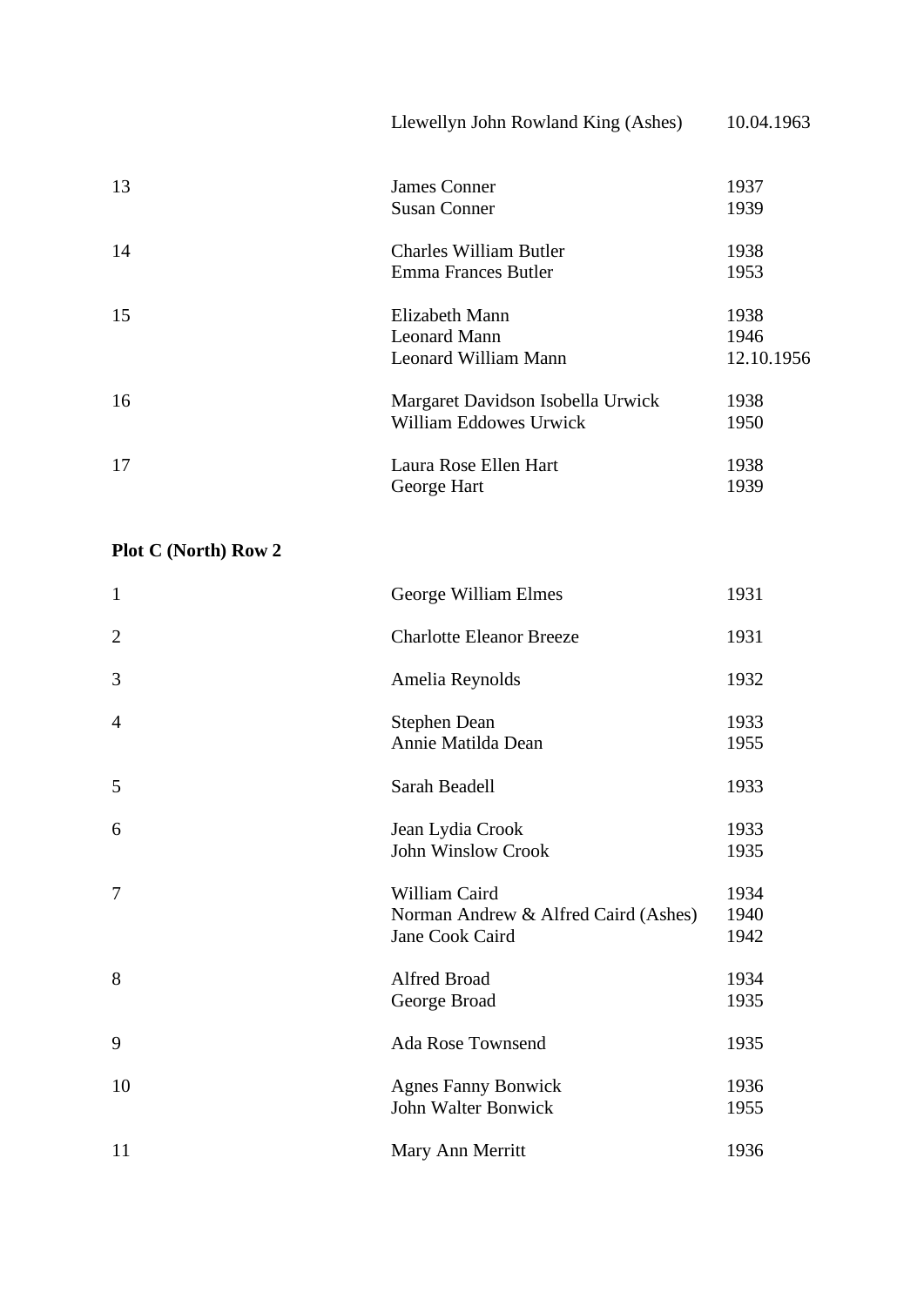| | | |
|---|---|---|
| | Llewellyn John Rowland King (Ashes) | 10.04.1963 |
| 13 | James Conner | 1937 |
| | Susan Conner | 1939 |
| 14 | Charles William Butler | 1938 |
| | Emma Frances Butler | 1953 |
| 15 | Elizabeth Mann | 1938 |
| | Leonard Mann | 1946 |
| | Leonard William Mann | 12.10.1956 |
| 16 | Margaret Davidson Isobella Urwick | 1938 |
| | William Eddowes Urwick | 1950 |
| 17 | Laura Rose Ellen Hart | 1938 |
| | George Hart | 1939 |

**Plot C (North) Row 2**

| | | |
|---|---|---|
| 1 | George William Elmes | 1931 |
| 2 | Charlotte Eleanor Breeze | 1931 |
| 3 | Amelia Reynolds | 1932 |
| 4 | Stephen Dean | 1933 |
| | Annie Matilda Dean | 1955 |
| 5 | Sarah Beadell | 1933 |
| 6 | Jean Lydia Crook | 1933 |
| | John Winslow Crook | 1935 |
| 7 | William Caird | 1934 |
| | Norman Andrew & Alfred Caird (Ashes) | 1940 |
| | Jane Cook Caird | 1942 |
| 8 | Alfred Broad | 1934 |
| | George Broad | 1935 |
| 9 | Ada Rose Townsend | 1935 |
| 10 | Agnes Fanny Bonwick | 1936 |
| | John Walter Bonwick | 1955 |
| 11 | Mary Ann Merritt | 1936 |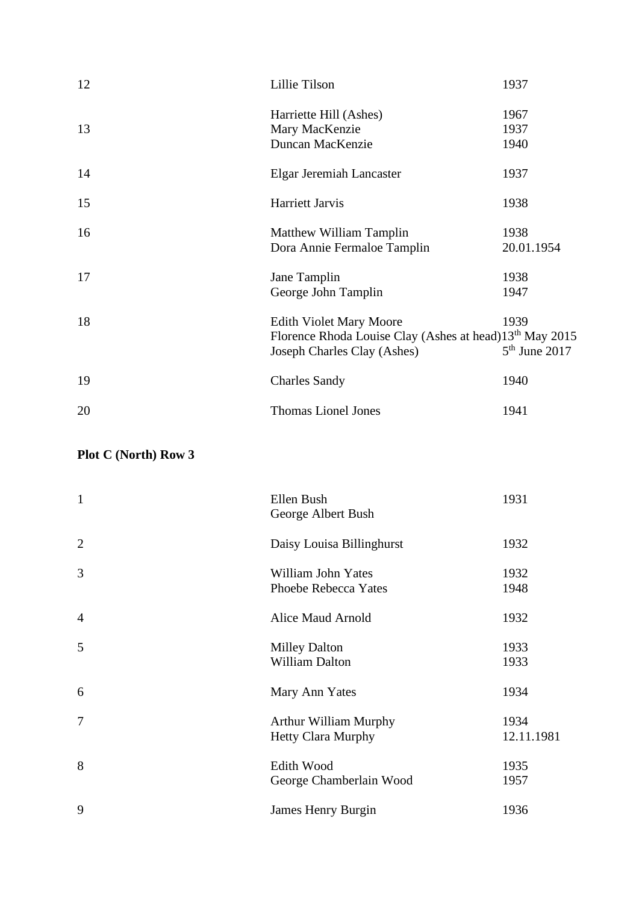| | | |
|---|---|---|
| 12 | Lillie Tilson | 1937 |
| 13 | Harriette Hill (Ashes) | 1967 |
| | Mary MacKenzie | 1937 |
| | Duncan MacKenzie | 1940 |
| 14 | Elgar Jeremiah Lancaster | 1937 |
| 15 | Harriett Jarvis | 1938 |
| 16 | Matthew William Tamplin | 1938 |
| | Dora Annie Fermaloe Tamplin | 20.01.1954 |
| 17 | Jane Tamplin | 1938 |
| | George John Tamplin | 1947 |
| 18 | Edith Violet Mary Moore | 1939 |
| | Florence Rhoda Louise Clay (Ashes at head) | 13th May 2015 |
| | Joseph Charles Clay (Ashes) | 5th June 2017 |
| 19 | Charles Sandy | 1940 |
| 20 | Thomas Lionel Jones | 1941 |

**Plot C (North) Row 3**

| | | |
|---|---|---|
| 1 | Ellen Bush | 1931 |
| | George Albert Bush | |
| 2 | Daisy Louisa Billinghurst | 1932 |
| 3 | William John Yates | 1932 |
| | Phoebe Rebecca Yates | 1948 |
| 4 | Alice Maud Arnold | 1932 |
| 5 | Milley Dalton | 1933 |
| | William Dalton | 1933 |
| 6 | Mary Ann Yates | 1934 |
| 7 | Arthur William Murphy | 1934 |
| | Hetty Clara Murphy | 12.11.1981 |
| 8 | Edith Wood | 1935 |
| | George Chamberlain Wood | 1957 |
| 9 | James Henry Burgin | 1936 |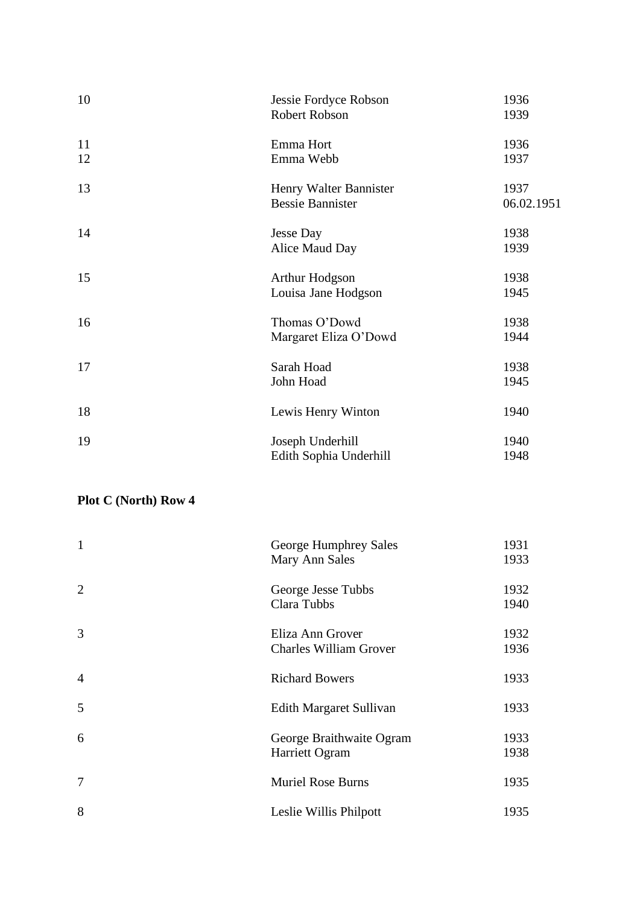| | | |
|---|---|---|
| 10 | Jessie Fordyce Robson | 1936 |
| | Robert Robson | 1939 |
| 11 | Emma Hort | 1936 |
| 12 | Emma Webb | 1937 |
| 13 | Henry Walter Bannister | 1937 |
| | Bessie Bannister | 06.02.1951 |
| 14 | Jesse Day | 1938 |
| | Alice Maud Day | 1939 |
| 15 | Arthur Hodgson | 1938 |
| | Louisa Jane Hodgson | 1945 |
| 16 | Thomas O'Dowd | 1938 |
| | Margaret Eliza O'Dowd | 1944 |
| 17 | Sarah Hoad | 1938 |
| | John Hoad | 1945 |
| 18 | Lewis Henry Winton | 1940 |
| 19 | Joseph Underhill | 1940 |
| | Edith Sophia Underhill | 1948 |

**Plot C (North) Row 4**

| | | |
|---|---|---|
| 1 | George Humphrey Sales | 1931 |
| | Mary Ann Sales | 1933 |
| 2 | George Jesse Tubbs | 1932 |
| | Clara Tubbs | 1940 |
| 3 | Eliza Ann Grover | 1932 |
| | Charles William Grover | 1936 |
| 4 | Richard Bowers | 1933 |
| 5 | Edith Margaret Sullivan | 1933 |
| 6 | George Braithwaite Ogram | 1933 |
| | Harriett Ogram | 1938 |
| 7 | Muriel Rose Burns | 1935 |
| 8 | Leslie Willis Philpott | 1935 |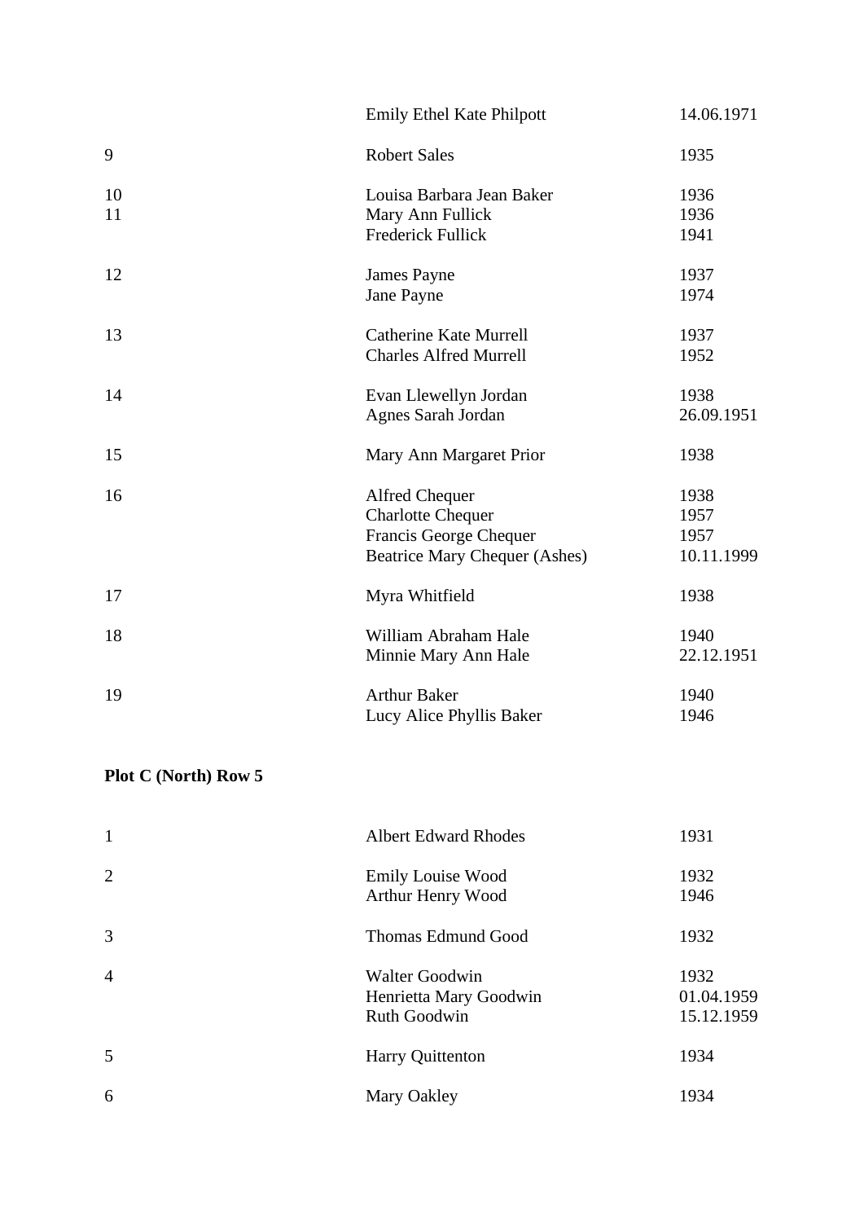| | | |
|---|---|---|
| | Emily Ethel Kate Philpott | 14.06.1971 |
| 9 | Robert Sales | 1935 |
| 10 | Louisa Barbara Jean Baker | 1936 |
| 11 | Mary Ann Fullick | 1936 |
| | Frederick Fullick | 1941 |
| 12 | James Payne | 1937 |
| | Jane Payne | 1974 |
| 13 | Catherine Kate Murrell | 1937 |
| | Charles Alfred Murrell | 1952 |
| 14 | Evan Llewellyn Jordan | 1938 |
| | Agnes Sarah Jordan | 26.09.1951 |
| 15 | Mary Ann Margaret Prior | 1938 |
| 16 | Alfred Chequer | 1938 |
| | Charlotte Chequer | 1957 |
| | Francis George Chequer | 1957 |
| | Beatrice Mary Chequer (Ashes) | 10.11.1999 |
| 17 | Myra Whitfield | 1938 |
| 18 | William Abraham Hale | 1940 |
| | Minnie Mary Ann Hale | 22.12.1951 |
| 19 | Arthur Baker | 1940 |
| | Lucy Alice Phyllis Baker | 1946 |

**Plot C (North) Row 5**

| | | |
|---|---|---|
| 1 | Albert Edward Rhodes | 1931 |
| 2 | Emily Louise Wood | 1932 |
| | Arthur Henry Wood | 1946 |
| 3 | Thomas Edmund Good | 1932 |
| 4 | Walter Goodwin | 1932 |
| | Henrietta Mary Goodwin | 01.04.1959 |
| | Ruth Goodwin | 15.12.1959 |
| 5 | Harry Quittenton | 1934 |
| 6 | Mary Oakley | 1934 |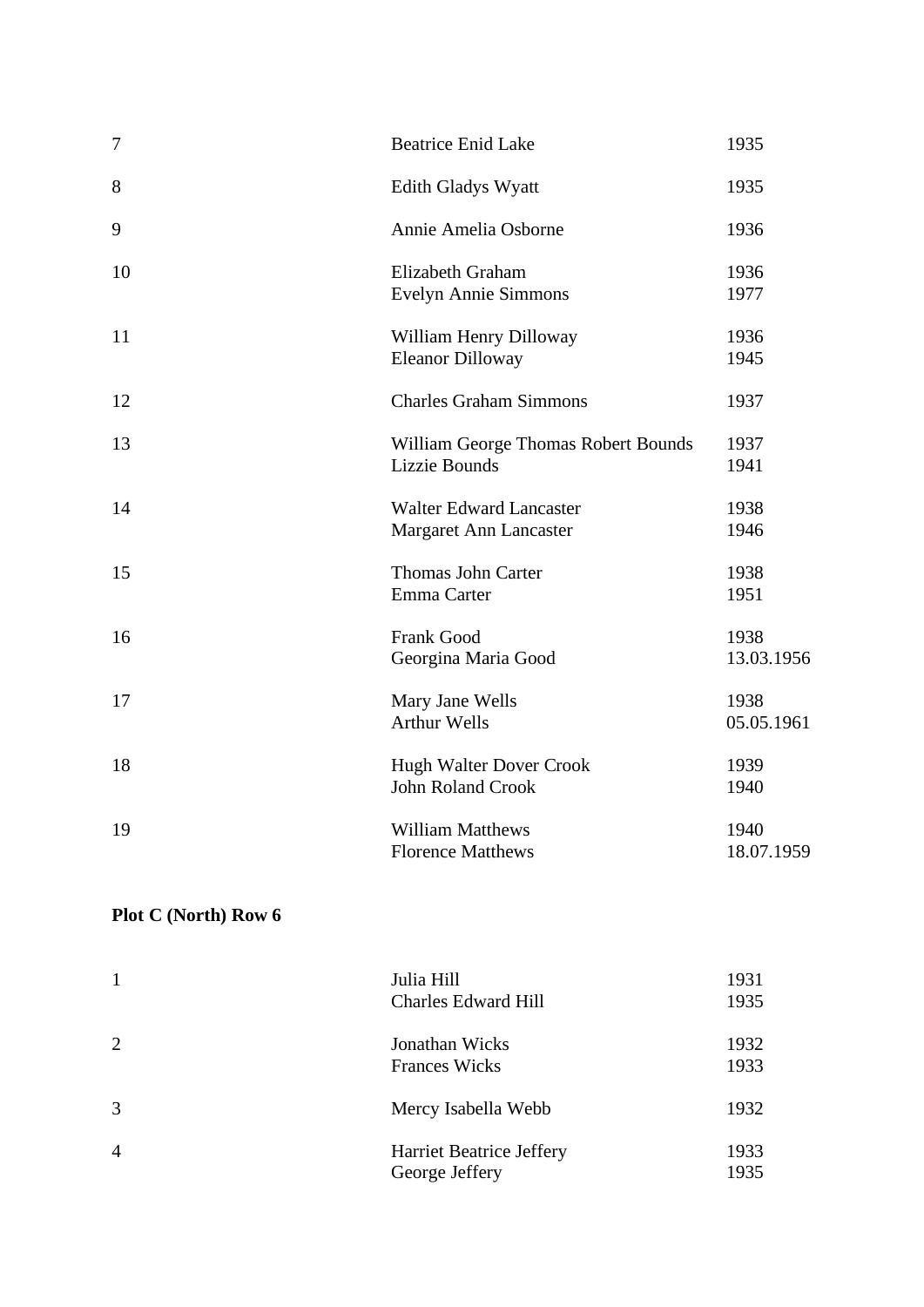| | | |
|---|---|---|
| 7 | Beatrice Enid Lake | 1935 |
| 8 | Edith Gladys Wyatt | 1935 |
| 9 | Annie Amelia Osborne | 1936 |
| 10 | Elizabeth Graham<br>Evelyn Annie Simmons | 1936<br>1977 |
| 11 | William Henry Dilloway<br>Eleanor Dilloway | 1936<br>1945 |
| 12 | Charles Graham Simmons | 1937 |
| 13 | William George Thomas Robert Bounds<br>Lizzie Bounds | 1937<br>1941 |
| 14 | Walter Edward Lancaster<br>Margaret Ann Lancaster | 1938<br>1946 |
| 15 | Thomas John Carter<br>Emma Carter | 1938<br>1951 |
| 16 | Frank Good<br>Georgina Maria Good | 1938<br>13.03.1956 |
| 17 | Mary Jane Wells<br>Arthur Wells | 1938<br>05.05.1961 |
| 18 | Hugh Walter Dover Crook<br>John Roland Crook | 1939<br>1940 |
| 19 | William Matthews<br>Florence Matthews | 1940<br>18.07.1959 |

**Plot C (North) Row 6**

| | | |
|---|---|---|
| 1 | Julia Hill<br>Charles Edward Hill | 1931<br>1935 |
| 2 | Jonathan Wicks<br>Frances Wicks | 1932<br>1933 |
| 3 | Mercy Isabella Webb | 1932 |
| 4 | Harriet Beatrice Jeffery<br>George Jeffery | 1933<br>1935 |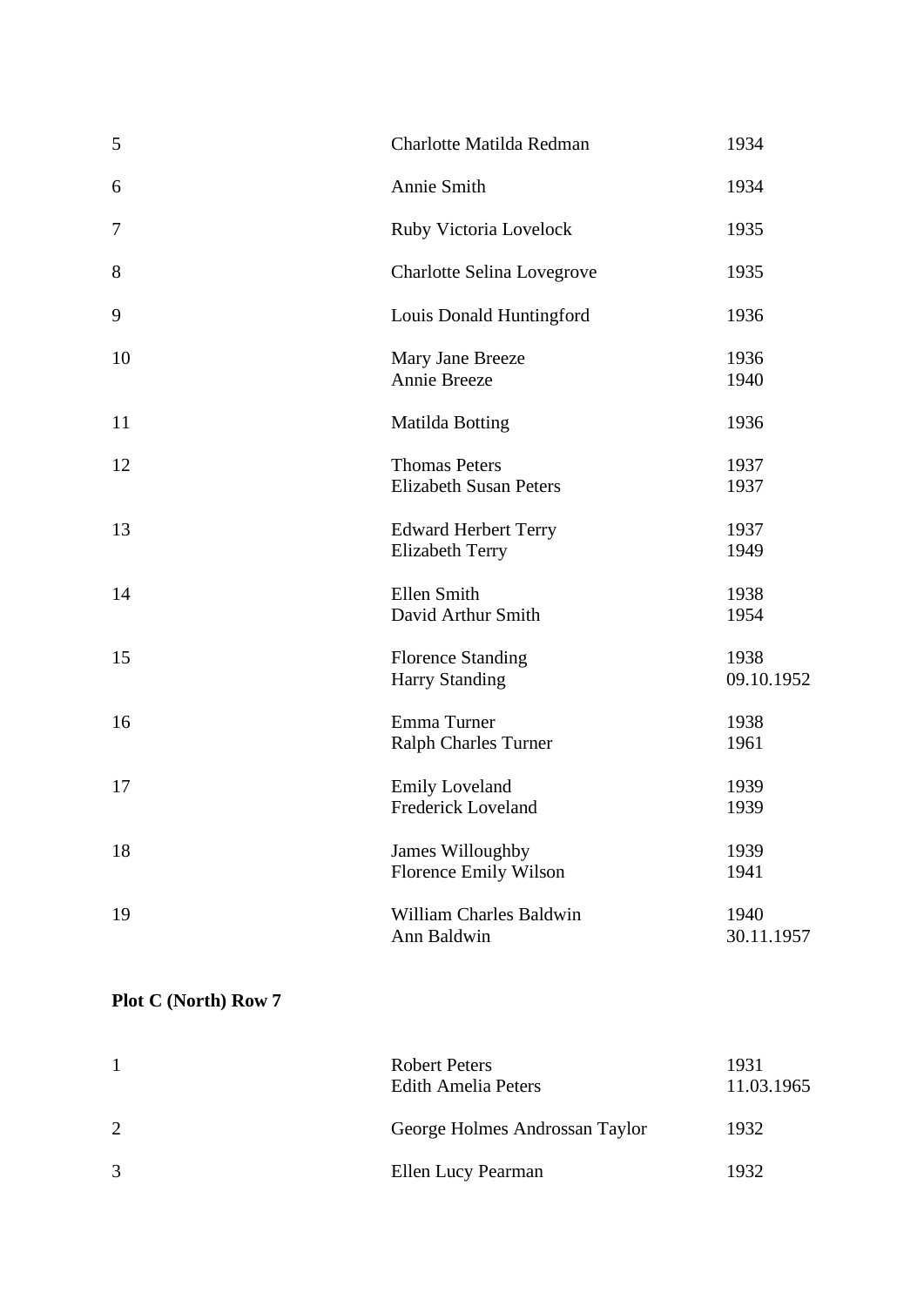| | | |
|---|---|---|
| 5 | Charlotte Matilda Redman | 1934 |
| 6 | Annie Smith | 1934 |
| 7 | Ruby Victoria Lovelock | 1935 |
| 8 | Charlotte Selina Lovegrove | 1935 |
| 9 | Louis Donald Huntingford | 1936 |
| 10 | Mary Jane Breeze<br>Annie Breeze | 1936<br>1940 |
| 11 | Matilda Botting | 1936 |
| 12 | Thomas Peters<br>Elizabeth Susan Peters | 1937<br>1937 |
| 13 | Edward Herbert Terry<br>Elizabeth Terry | 1937<br>1949 |
| 14 | Ellen Smith<br>David Arthur Smith | 1938<br>1954 |
| 15 | Florence Standing<br>Harry Standing | 1938<br>09.10.1952 |
| 16 | Emma Turner<br>Ralph Charles Turner | 1938<br>1961 |
| 17 | Emily Loveland<br>Frederick Loveland | 1939<br>1939 |
| 18 | James Willoughby<br>Florence Emily Wilson | 1939<br>1941 |
| 19 | William Charles Baldwin<br>Ann Baldwin | 1940<br>30.11.1957 |

**Plot C (North) Row 7**

| | | |
|---|---|---|
| 1 | Robert Peters<br>Edith Amelia Peters | 1931<br>11.03.1965 |
| 2 | George Holmes Androssan Taylor | 1932 |
| 3 | Ellen Lucy Pearman | 1932 |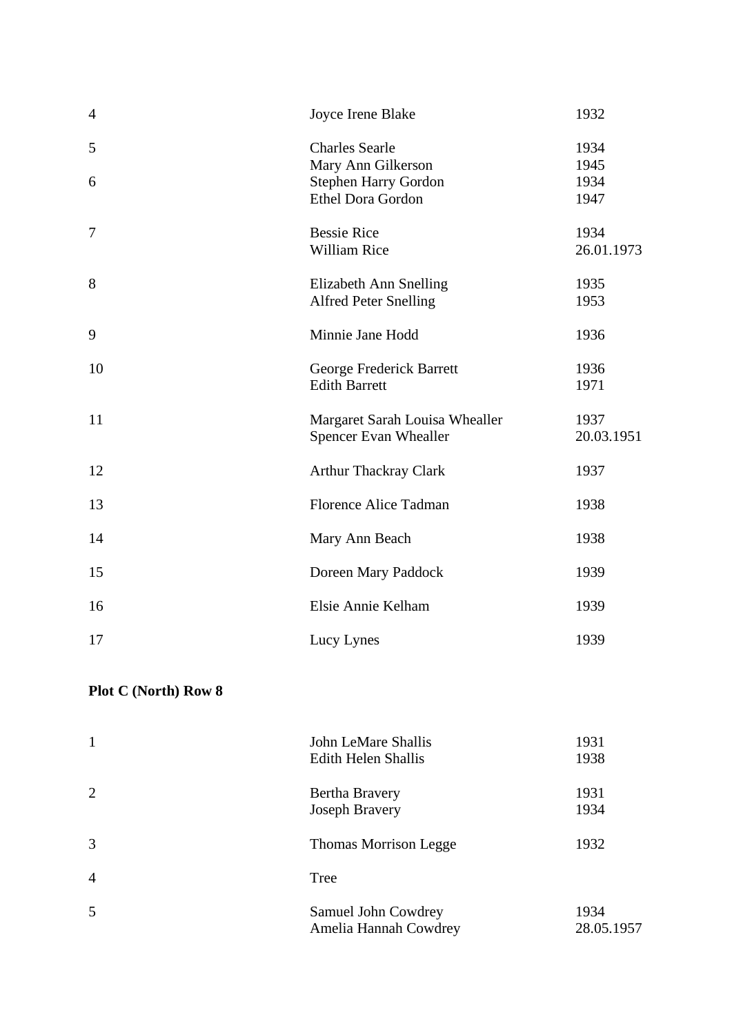| | | |
|---|---|---|
| 4 | Joyce Irene Blake | 1932 |
| 5 | Charles Searle | 1934 |
| | Mary Ann Gilkerson | 1945 |
| 6 | Stephen Harry Gordon | 1934 |
| | Ethel Dora Gordon | 1947 |
| 7 | Bessie Rice | 1934 |
| | William Rice | 26.01.1973 |
| 8 | Elizabeth Ann Snelling | 1935 |
| | Alfred Peter Snelling | 1953 |
| 9 | Minnie Jane Hodd | 1936 |
| 10 | George Frederick Barrett | 1936 |
| | Edith Barrett | 1971 |
| 11 | Margaret Sarah Louisa Whealler | 1937 |
| | Spencer Evan Whealler | 20.03.1951 |
| 12 | Arthur Thackray Clark | 1937 |
| 13 | Florence Alice Tadman | 1938 |
| 14 | Mary Ann Beach | 1938 |
| 15 | Doreen Mary Paddock | 1939 |
| 16 | Elsie Annie Kelham | 1939 |
| 17 | Lucy Lynes | 1939 |

**Plot C (North) Row 8**

| | | |
|---|---|---|
| 1 | John LeMare Shallis | 1931 |
| | Edith Helen Shallis | 1938 |
| 2 | Bertha Bravery | 1931 |
| | Joseph Bravery | 1934 |
| 3 | Thomas Morrison Legge | 1932 |
| 4 | Tree | |
| 5 | Samuel John Cowdrey | 1934 |
| | Amelia Hannah Cowdrey | 28.05.1957 |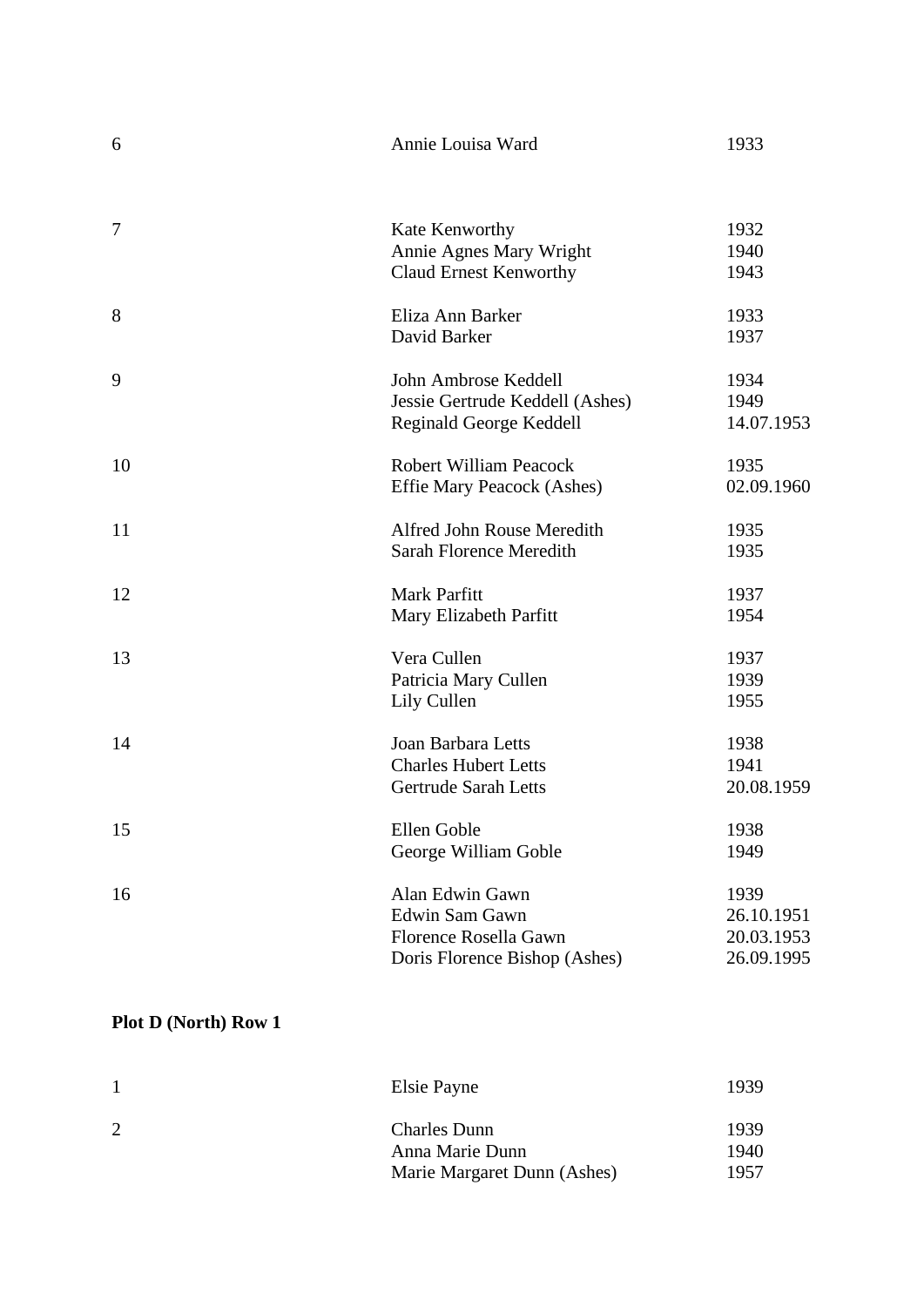| | | |
|---|---|---|
| 6 | Annie Louisa Ward | 1933 |
| 7 | Kate Kenworthy | 1932 |
| | Annie Agnes Mary Wright | 1940 |
| | Claud Ernest Kenworthy | 1943 |
| 8 | Eliza Ann Barker | 1933 |
| | David Barker | 1937 |
| 9 | John Ambrose Keddell | 1934 |
| | Jessie Gertrude Keddell (Ashes) | 1949 |
| | Reginald George Keddell | 14.07.1953 |
| 10 | Robert William Peacock | 1935 |
| | Effie Mary Peacock (Ashes) | 02.09.1960 |
| 11 | Alfred John Rouse Meredith | 1935 |
| | Sarah Florence Meredith | 1935 |
| 12 | Mark Parfitt | 1937 |
| | Mary Elizabeth Parfitt | 1954 |
| 13 | Vera Cullen | 1937 |
| | Patricia Mary Cullen | 1939 |
| | Lily Cullen | 1955 |
| 14 | Joan Barbara Letts | 1938 |
| | Charles Hubert Letts | 1941 |
| | Gertrude Sarah Letts | 20.08.1959 |
| 15 | Ellen Goble | 1938 |
| | George William Goble | 1949 |
| 16 | Alan Edwin Gawn | 1939 |
| | Edwin Sam Gawn | 26.10.1951 |
| | Florence Rosella Gawn | 20.03.1953 |
| | Doris Florence Bishop (Ashes) | 26.09.1995 |

**Plot D (North) Row 1**

| | | |
|---|---|---|
| 1 | Elsie Payne | 1939 |
| 2 | Charles Dunn | 1939 |
| | Anna Marie Dunn | 1940 |
| | Marie Margaret Dunn (Ashes) | 1957 |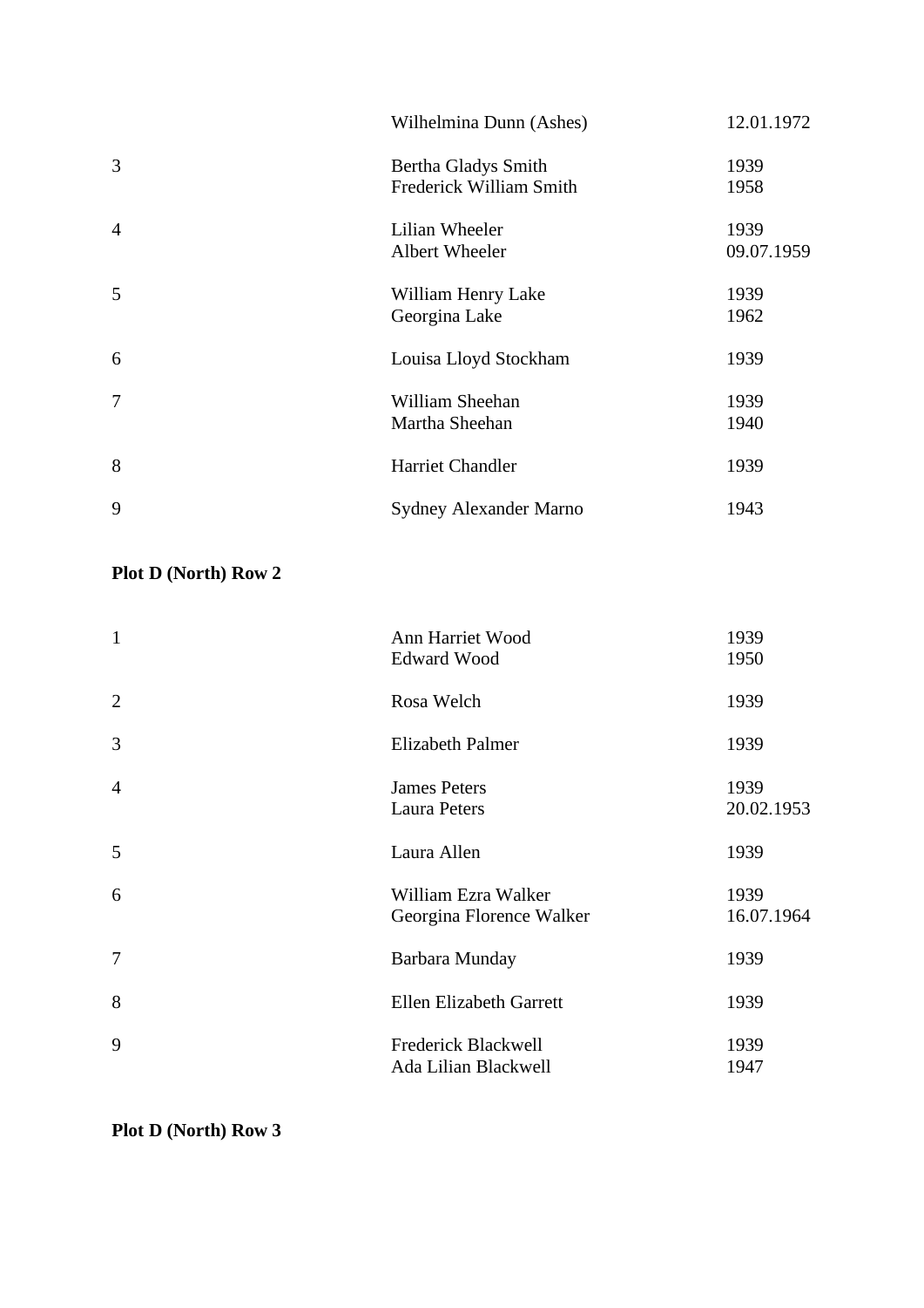| | | |
|---|---|---|
| | Wilhelmina Dunn (Ashes) | 12.01.1972 |
| 3 | Bertha Gladys Smith<br>Frederick William Smith | 1939<br>1958 |
| 4 | Lilian Wheeler<br>Albert Wheeler | 1939<br>09.07.1959 |
| 5 | William Henry Lake<br>Georgina Lake | 1939<br>1962 |
| 6 | Louisa Lloyd Stockham | 1939 |
| 7 | William Sheehan<br>Martha Sheehan | 1939<br>1940 |
| 8 | Harriet Chandler | 1939 |
| 9 | Sydney Alexander Marno | 1943 |

**Plot D (North) Row 2**

| | | |
|---|---|---|
| 1 | Ann Harriet Wood<br>Edward Wood | 1939<br>1950 |
| 2 | Rosa Welch | 1939 |
| 3 | Elizabeth Palmer | 1939 |
| 4 | James Peters<br>Laura Peters | 1939<br>20.02.1953 |
| 5 | Laura Allen | 1939 |
| 6 | William Ezra Walker<br>Georgina Florence Walker | 1939<br>16.07.1964 |
| 7 | Barbara Munday | 1939 |
| 8 | Ellen Elizabeth Garrett | 1939 |
| 9 | Frederick Blackwell<br>Ada Lilian Blackwell | 1939<br>1947 |

**Plot D (North) Row 3**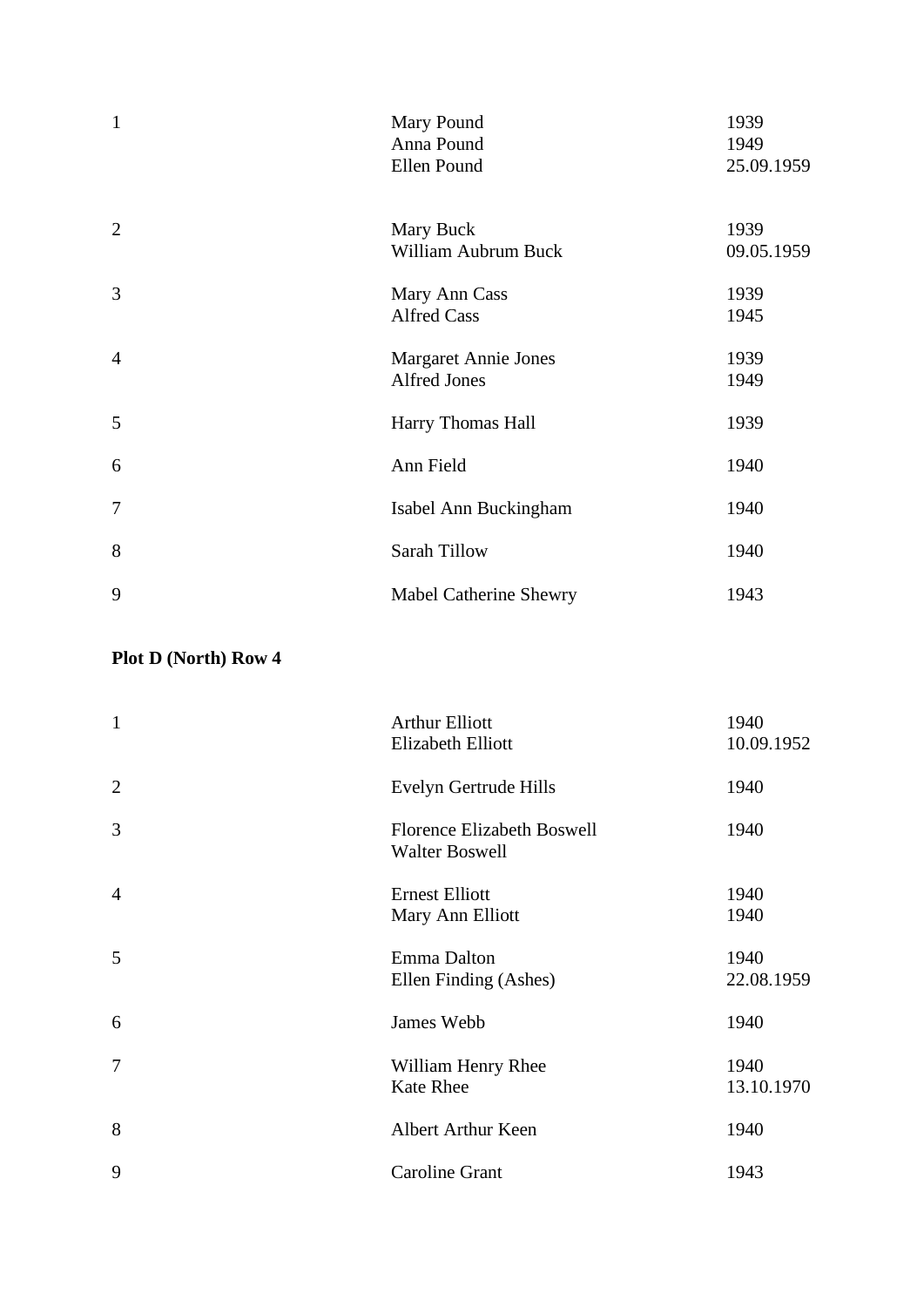| | | |
|---|---|---|
| 1 | Mary Pound<br>Anna Pound<br>Ellen Pound | 1939<br>1949<br>25.09.1959 |
| 2 | Mary Buck<br>William Aubrum Buck | 1939<br>09.05.1959 |
| 3 | Mary Ann Cass<br>Alfred Cass | 1939<br>1945 |
| 4 | Margaret Annie Jones<br>Alfred Jones | 1939<br>1949 |
| 5 | Harry Thomas Hall | 1939 |
| 6 | Ann Field | 1940 |
| 7 | Isabel Ann Buckingham | 1940 |
| 8 | Sarah Tillow | 1940 |
| 9 | Mabel Catherine Shewry | 1943 |

**Plot D (North) Row 4**

| | | |
|---|---|---|
| 1 | Arthur Elliott<br>Elizabeth Elliott | 1940<br>10.09.1952 |
| 2 | Evelyn Gertrude Hills | 1940 |
| 3 | Florence Elizabeth Boswell<br>Walter Boswell | 1940 |
| 4 | Ernest Elliott<br>Mary Ann Elliott | 1940<br>1940 |
| 5 | Emma Dalton<br>Ellen Finding (Ashes) | 1940<br>22.08.1959 |
| 6 | James Webb | 1940 |
| 7 | William Henry Rhee<br>Kate Rhee | 1940<br>13.10.1970 |
| 8 | Albert Arthur Keen | 1940 |
| 9 | Caroline Grant | 1943 |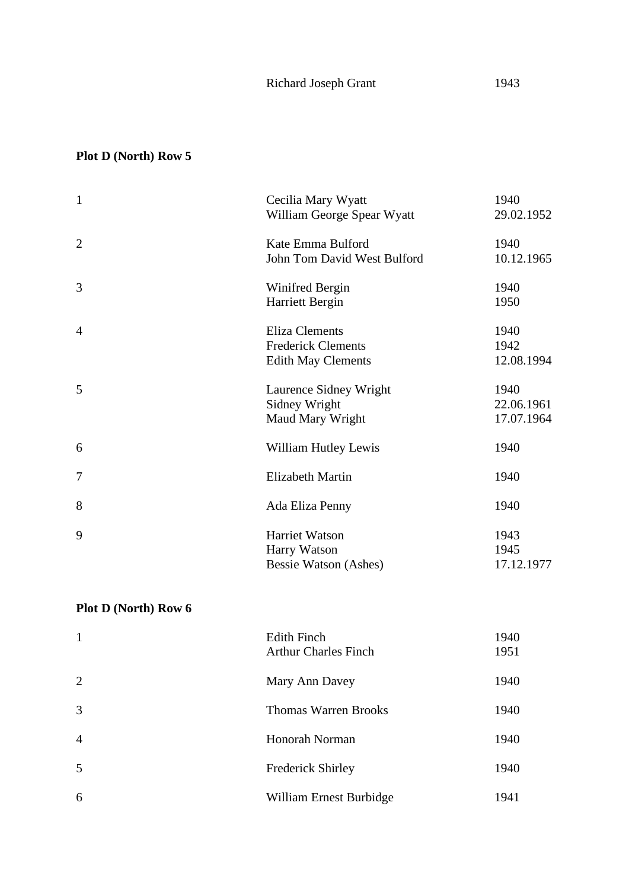| | Richard Joseph Grant | 1943 |
|---|---|---|

**Plot D (North) Row 5**

| | | |
|---|---|---|
| 1 | Cecilia Mary Wyatt | 1940 |
| | William George Spear Wyatt | 29.02.1952 |
| 2 | Kate Emma Bulford | 1940 |
| | John Tom David West Bulford | 10.12.1965 |
| 3 | Winifred Bergin | 1940 |
| | Harriett Bergin | 1950 |
| 4 | Eliza Clements | 1940 |
| | Frederick Clements | 1942 |
| | Edith May Clements | 12.08.1994 |
| 5 | Laurence Sidney Wright | 1940 |
| | Sidney Wright | 22.06.1961 |
| | Maud Mary Wright | 17.07.1964 |
| 6 | William Hutley Lewis | 1940 |
| 7 | Elizabeth Martin | 1940 |
| 8 | Ada Eliza Penny | 1940 |
| 9 | Harriet Watson | 1943 |
| | Harry Watson | 1945 |
| | Bessie Watson (Ashes) | 17.12.1977 |

**Plot D (North) Row 6**

| | | |
|---|---|---|
| 1 | Edith Finch | 1940 |
| | Arthur Charles Finch | 1951 |
| 2 | Mary Ann Davey | 1940 |
| 3 | Thomas Warren Brooks | 1940 |
| 4 | Honorah Norman | 1940 |
| 5 | Frederick Shirley | 1940 |
| 6 | William Ernest Burbidge | 1941 |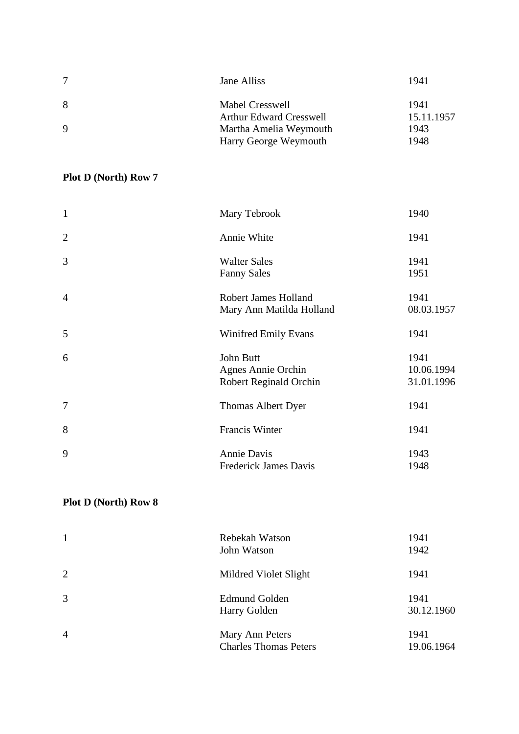| | | |
|---|---|---|
| 7 | Jane Alliss | 1941 |
| 8 | Mabel Cresswell | 1941 |
| | Arthur Edward Cresswell | 15.11.1957 |
| 9 | Martha Amelia Weymouth | 1943 |
| | Harry George Weymouth | 1948 |

**Plot D (North) Row 7**

| | | |
|---|---|---|
| 1 | Mary Tebrook | 1940 |
| 2 | Annie White | 1941 |
| 3 | Walter Sales | 1941 |
| | Fanny Sales | 1951 |
| 4 | Robert James Holland | 1941 |
| | Mary Ann Matilda Holland | 08.03.1957 |
| 5 | Winifred Emily Evans | 1941 |
| 6 | John Butt | 1941 |
| | Agnes Annie Orchin | 10.06.1994 |
| | Robert Reginald Orchin | 31.01.1996 |
| 7 | Thomas Albert Dyer | 1941 |
| 8 | Francis Winter | 1941 |
| 9 | Annie Davis | 1943 |
| | Frederick James Davis | 1948 |

**Plot D (North) Row 8**

| | | |
|---|---|---|
| 1 | Rebekah Watson | 1941 |
| | John Watson | 1942 |
| 2 | Mildred Violet Slight | 1941 |
| 3 | Edmund Golden | 1941 |
| | Harry Golden | 30.12.1960 |
| 4 | Mary Ann Peters | 1941 |
| | Charles Thomas Peters | 19.06.1964 |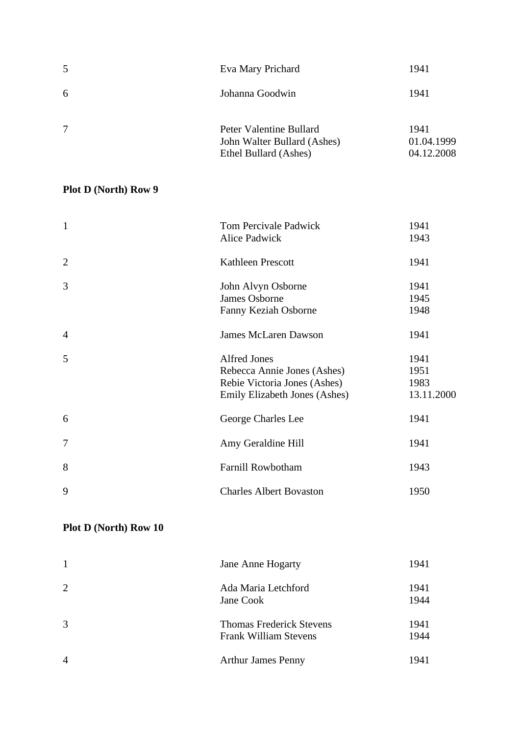| | | |
|---|---|---|
| 5 | Eva Mary Prichard | 1941 |
| 6 | Johanna Goodwin | 1941 |
| 7 | Peter Valentine Bullard<br>John Walter Bullard (Ashes)<br>Ethel Bullard (Ashes) | 1941<br>01.04.1999<br>04.12.2008 |

**Plot D (North) Row 9**

| | | |
|---|---|---|
| 1 | Tom Percivale Padwick<br>Alice Padwick | 1941<br>1943 |
| 2 | Kathleen Prescott | 1941 |
| 3 | John Alvyn Osborne<br>James Osborne<br>Fanny Keziah Osborne | 1941<br>1945<br>1948 |
| 4 | James McLaren Dawson | 1941 |
| 5 | Alfred Jones<br>Rebecca Annie Jones (Ashes)<br>Rebie Victoria Jones (Ashes)<br>Emily Elizabeth Jones (Ashes) | 1941<br>1951<br>1983<br>13.11.2000 |
| 6 | George Charles Lee | 1941 |
| 7 | Amy Geraldine Hill | 1941 |
| 8 | Farnill Rowbotham | 1943 |
| 9 | Charles Albert Bovaston | 1950 |

**Plot D (North) Row 10**

| | | |
|---|---|---|
| 1 | Jane Anne Hogarty | 1941 |
| 2 | Ada Maria Letchford<br>Jane Cook | 1941<br>1944 |
| 3 | Thomas Frederick Stevens<br>Frank William Stevens | 1941<br>1944 |
| 4 | Arthur James Penny | 1941 |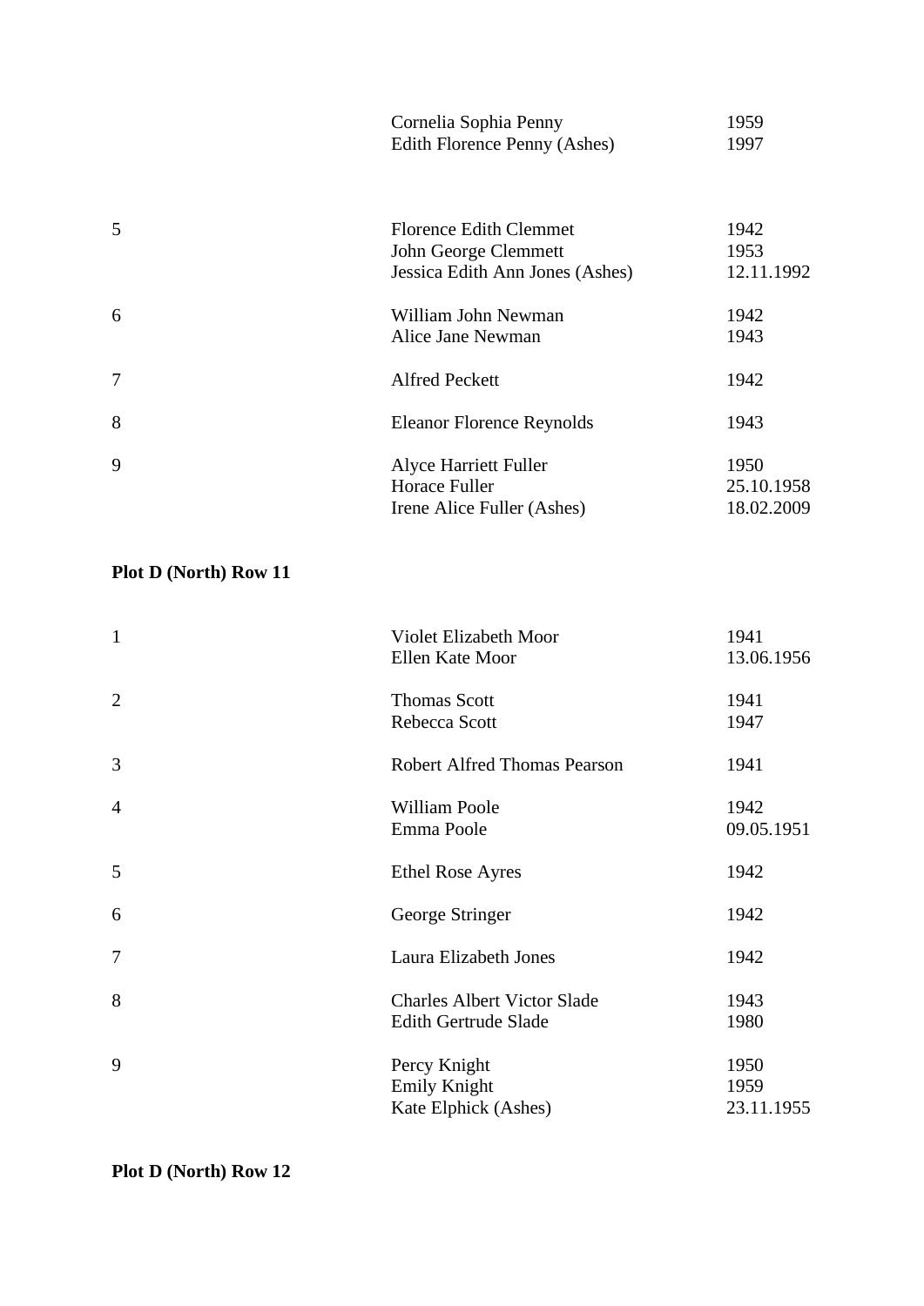| | | |
|---|---|---|
| | Cornelia Sophia Penny | 1959 |
| | Edith Florence Penny (Ashes) | 1997 |
| 5 | Florence Edith Clemmet | 1942 |
| | John George Clemmett | 1953 |
| | Jessica Edith Ann Jones (Ashes) | 12.11.1992 |
| 6 | William John Newman | 1942 |
| | Alice Jane Newman | 1943 |
| 7 | Alfred Peckett | 1942 |
| 8 | Eleanor Florence Reynolds | 1943 |
| 9 | Alyce Harriett Fuller | 1950 |
| | Horace Fuller | 25.10.1958 |
| | Irene Alice Fuller (Ashes) | 18.02.2009 |

**Plot D (North) Row 11**

| | | |
|---|---|---|
| 1 | Violet Elizabeth Moor | 1941 |
| | Ellen Kate Moor | 13.06.1956 |
| 2 | Thomas Scott | 1941 |
| | Rebecca Scott | 1947 |
| 3 | Robert Alfred Thomas Pearson | 1941 |
| 4 | William Poole | 1942 |
| | Emma Poole | 09.05.1951 |
| 5 | Ethel Rose Ayres | 1942 |
| 6 | George Stringer | 1942 |
| 7 | Laura Elizabeth Jones | 1942 |
| 8 | Charles Albert Victor Slade | 1943 |
| | Edith Gertrude Slade | 1980 |
| 9 | Percy Knight | 1950 |
| | Emily Knight | 1959 |
| | Kate Elphick (Ashes) | 23.11.1955 |

**Plot D (North) Row 12**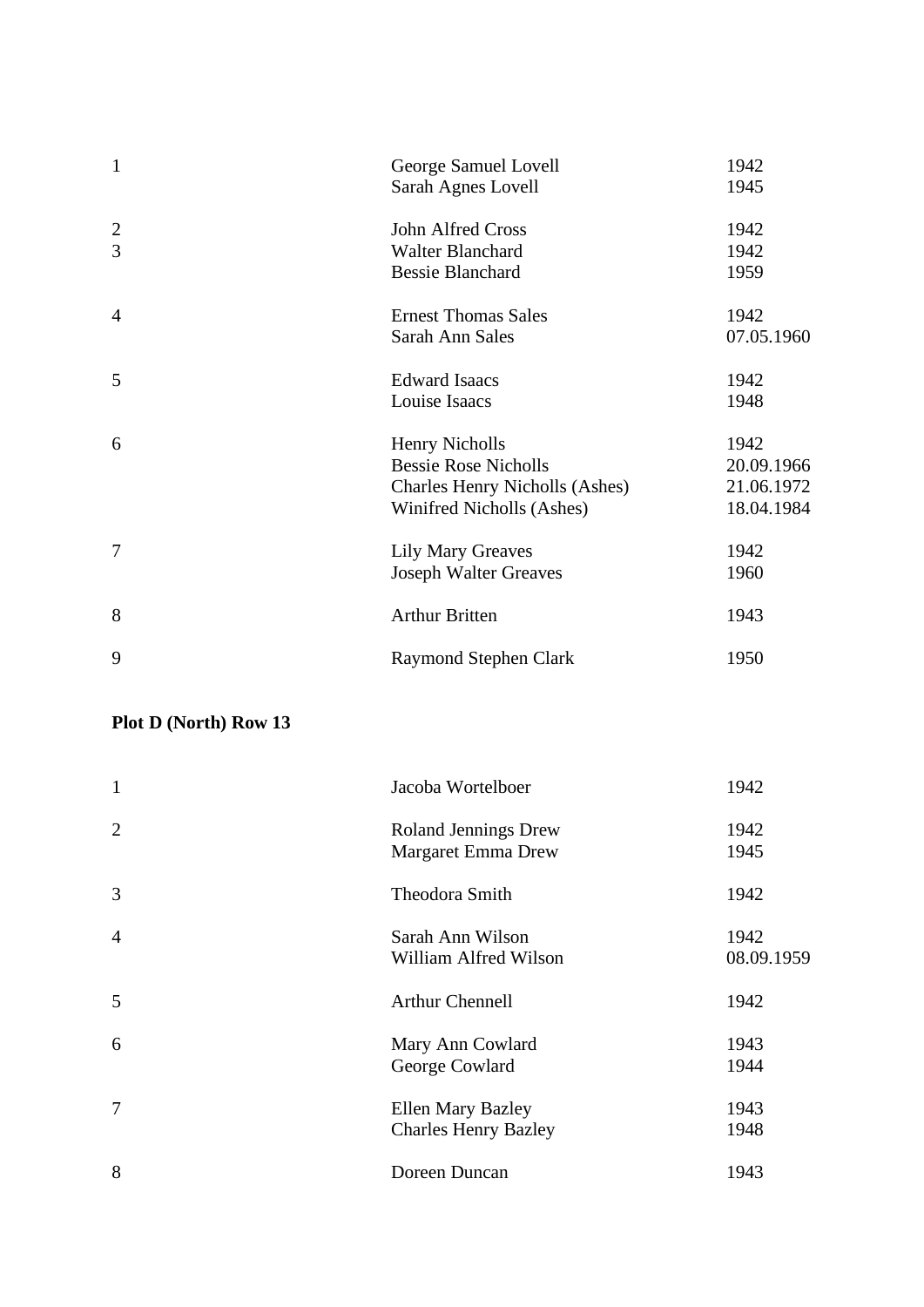| | | |
|---|---|---|
| 1 | George Samuel Lovell | 1942 |
| | Sarah Agnes Lovell | 1945 |
| 2 | John Alfred Cross | 1942 |
| 3 | Walter Blanchard | 1942 |
| | Bessie Blanchard | 1959 |
| 4 | Ernest Thomas Sales | 1942 |
| | Sarah Ann Sales | 07.05.1960 |
| 5 | Edward Isaacs | 1942 |
| | Louise Isaacs | 1948 |
| 6 | Henry Nicholls | 1942 |
| | Bessie Rose Nicholls | 20.09.1966 |
| | Charles Henry Nicholls (Ashes) | 21.06.1972 |
| | Winifred Nicholls (Ashes) | 18.04.1984 |
| 7 | Lily Mary Greaves | 1942 |
| | Joseph Walter Greaves | 1960 |
| 8 | Arthur Britten | 1943 |
| 9 | Raymond Stephen Clark | 1950 |

**Plot D (North) Row 13**

| | | |
|---|---|---|
| 1 | Jacoba Wortelboer | 1942 |
| 2 | Roland Jennings Drew | 1942 |
| | Margaret Emma Drew | 1945 |
| 3 | Theodora Smith | 1942 |
| 4 | Sarah Ann Wilson | 1942 |
| | William Alfred Wilson | 08.09.1959 |
| 5 | Arthur Chennell | 1942 |
| 6 | Mary Ann Cowlard | 1943 |
| | George Cowlard | 1944 |
| 7 | Ellen Mary Bazley | 1943 |
| | Charles Henry Bazley | 1948 |
| 8 | Doreen Duncan | 1943 |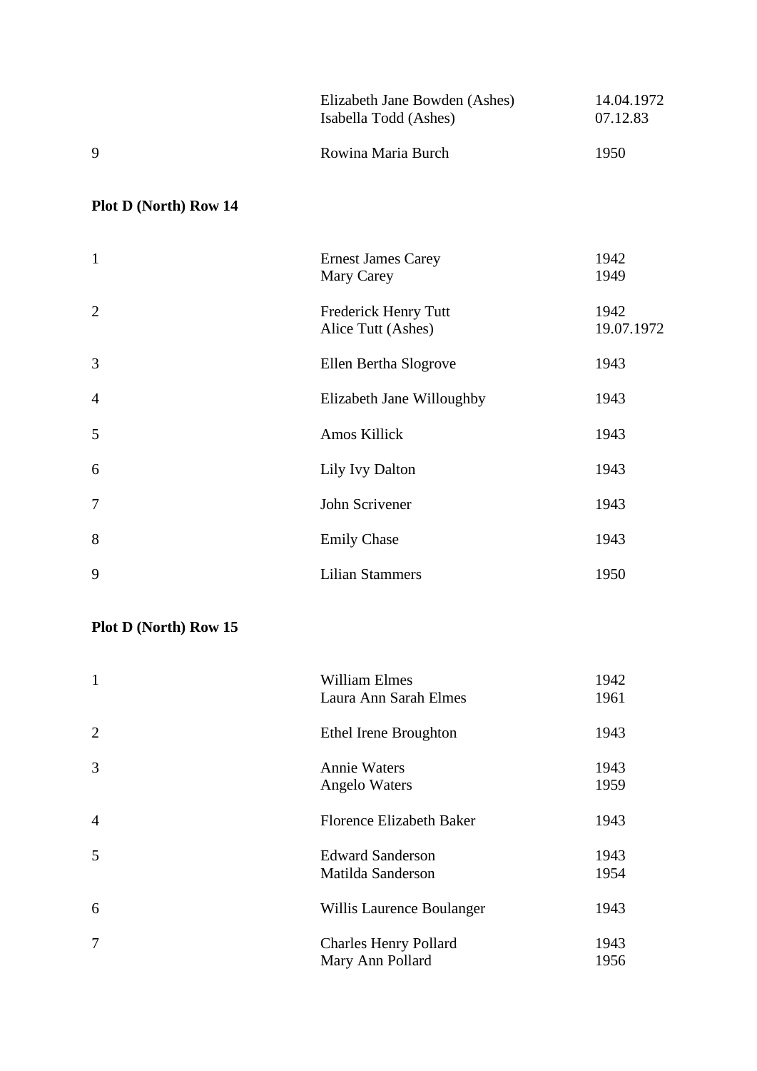| | | |
|---|---|---|
| | Elizabeth Jane Bowden (Ashes) | 14.04.1972 |
| | Isabella Todd (Ashes) | 07.12.83 |
| 9 | Rowina Maria Burch | 1950 |

**Plot D (North) Row 14**

| | | |
|---|---|---|
| 1 | Ernest James Carey | 1942 |
| | Mary Carey | 1949 |
| 2 | Frederick Henry Tutt | 1942 |
| | Alice Tutt (Ashes) | 19.07.1972 |
| 3 | Ellen Bertha Slogrove | 1943 |
| 4 | Elizabeth Jane Willoughby | 1943 |
| 5 | Amos Killick | 1943 |
| 6 | Lily Ivy Dalton | 1943 |
| 7 | John Scrivener | 1943 |
| 8 | Emily Chase | 1943 |
| 9 | Lilian Stammers | 1950 |

**Plot D (North) Row 15**

| | | |
|---|---|---|
| 1 | William Elmes | 1942 |
| | Laura Ann Sarah Elmes | 1961 |
| 2 | Ethel Irene Broughton | 1943 |
| 3 | Annie Waters | 1943 |
| | Angelo Waters | 1959 |
| 4 | Florence Elizabeth Baker | 1943 |
| 5 | Edward Sanderson | 1943 |
| | Matilda Sanderson | 1954 |
| 6 | Willis Laurence Boulanger | 1943 |
| 7 | Charles Henry Pollard | 1943 |
| | Mary Ann Pollard | 1956 |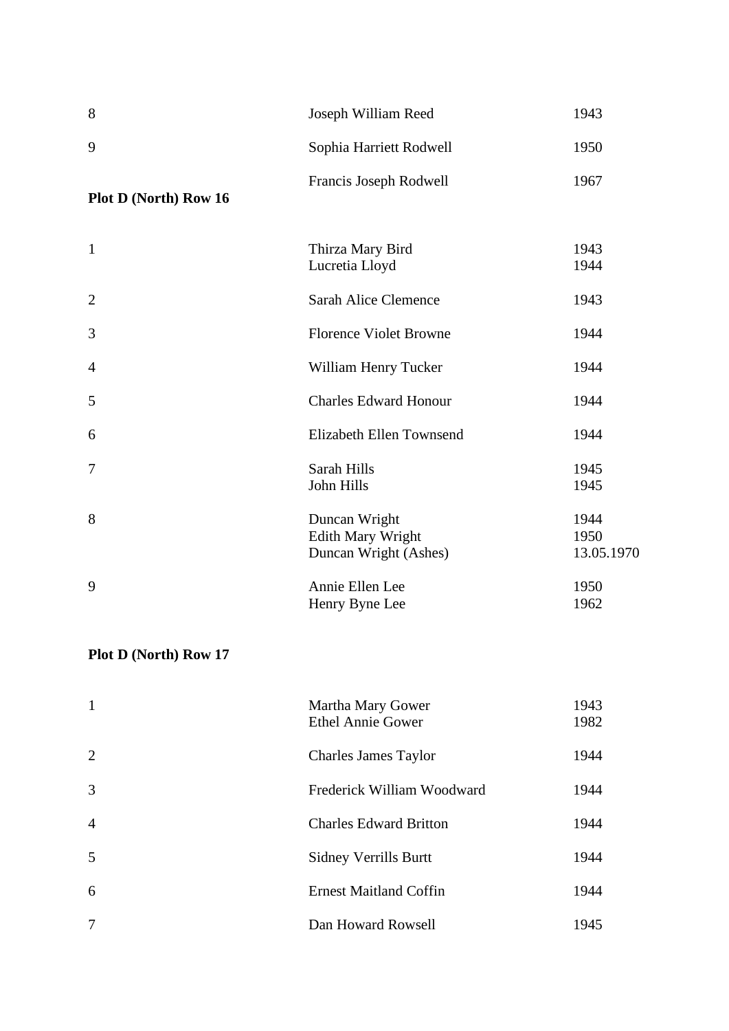| | | |
|---|---|---|
| 8 | Joseph William Reed | 1943 |
| 9 | Sophia Harriett Rodwell | 1950 |
| | Francis Joseph Rodwell | 1967 |

**Plot D (North) Row 16**

| | | |
|---|---|---|
| 1 | Thirza Mary Bird | 1943 |
| | Lucretia Lloyd | 1944 |
| 2 | Sarah Alice Clemence | 1943 |
| 3 | Florence Violet Browne | 1944 |
| 4 | William Henry Tucker | 1944 |
| 5 | Charles Edward Honour | 1944 |
| 6 | Elizabeth Ellen Townsend | 1944 |
| 7 | Sarah Hills | 1945 |
| | John Hills | 1945 |
| 8 | Duncan Wright | 1944 |
| | Edith Mary Wright | 1950 |
| | Duncan Wright (Ashes) | 13.05.1970 |
| 9 | Annie Ellen Lee | 1950 |
| | Henry Byne Lee | 1962 |

**Plot D (North) Row 17**

| | | |
|---|---|---|
| 1 | Martha Mary Gower | 1943 |
| | Ethel Annie Gower | 1982 |
| 2 | Charles James Taylor | 1944 |
| 3 | Frederick William Woodward | 1944 |
| 4 | Charles Edward Britton | 1944 |
| 5 | Sidney Verrills Burtt | 1944 |
| 6 | Ernest Maitland Coffin | 1944 |
| 7 | Dan Howard Rowsell | 1945 |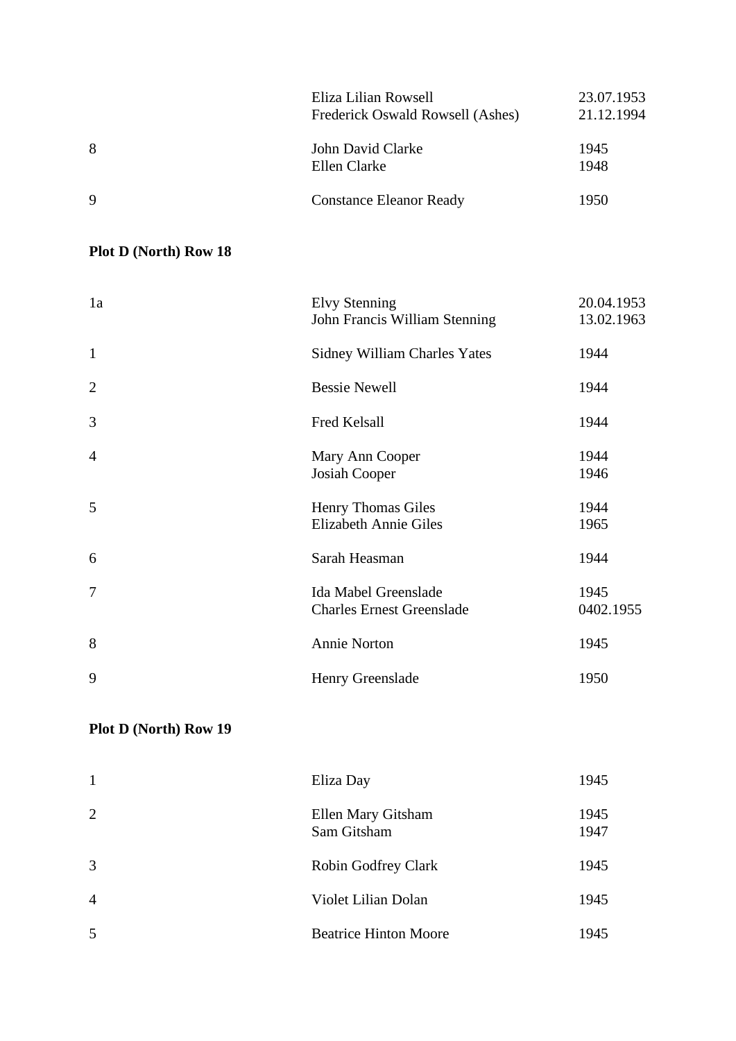| | | |
|---|---|---|
| | Eliza Lilian Rowsell | 23.07.1953 |
| | Frederick Oswald Rowsell (Ashes) | 21.12.1994 |
| 8 | John David Clarke | 1945 |
| | Ellen Clarke | 1948 |
| 9 | Constance Eleanor Ready | 1950 |

**Plot D (North) Row 18**

| | | |
|---|---|---|
| 1a | Elvy Stenning | 20.04.1953 |
| | John Francis William Stenning | 13.02.1963 |
| 1 | Sidney William Charles Yates | 1944 |
| 2 | Bessie Newell | 1944 |
| 3 | Fred Kelsall | 1944 |
| 4 | Mary Ann Cooper | 1944 |
| | Josiah Cooper | 1946 |
| 5 | Henry Thomas Giles | 1944 |
| | Elizabeth Annie Giles | 1965 |
| 6 | Sarah Heasman | 1944 |
| 7 | Ida Mabel Greenslade | 1945 |
| | Charles Ernest Greenslade | 0402.1955 |
| 8 | Annie Norton | 1945 |
| 9 | Henry Greenslade | 1950 |

**Plot D (North) Row 19**

| | | |
|---|---|---|
| 1 | Eliza Day | 1945 |
| 2 | Ellen Mary Gitsham | 1945 |
| | Sam Gitsham | 1947 |
| 3 | Robin Godfrey Clark | 1945 |
| 4 | Violet Lilian Dolan | 1945 |
| 5 | Beatrice Hinton Moore | 1945 |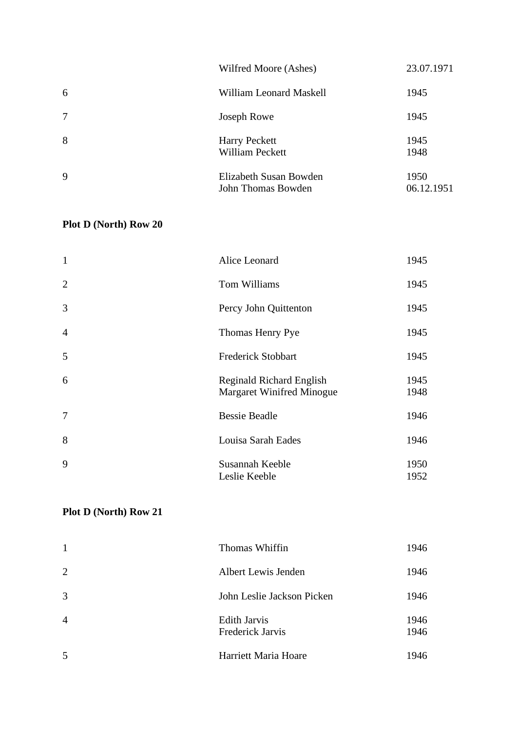| | | |
|---|---|---|
| | Wilfred Moore (Ashes) | 23.07.1971 |
| 6 | William Leonard Maskell | 1945 |
| 7 | Joseph Rowe | 1945 |
| 8 | Harry Peckett<br>William Peckett | 1945<br>1948 |
| 9 | Elizabeth Susan Bowden<br>John Thomas Bowden | 1950<br>06.12.1951 |

**Plot D (North) Row 20**

| | | |
|---|---|---|
| 1 | Alice Leonard | 1945 |
| 2 | Tom Williams | 1945 |
| 3 | Percy John Quittenton | 1945 |
| 4 | Thomas Henry Pye | 1945 |
| 5 | Frederick Stobbart | 1945 |
| 6 | Reginald Richard English<br>Margaret Winifred Minogue | 1945<br>1948 |
| 7 | Bessie Beadle | 1946 |
| 8 | Louisa Sarah Eades | 1946 |
| 9 | Susannah Keeble<br>Leslie Keeble | 1950<br>1952 |

**Plot D (North) Row 21**

| | | |
|---|---|---|
| 1 | Thomas Whiffin | 1946 |
| 2 | Albert Lewis Jenden | 1946 |
| 3 | John Leslie Jackson Picken | 1946 |
| 4 | Edith Jarvis<br>Frederick Jarvis | 1946<br>1946 |
| 5 | Harriett Maria Hoare | 1946 |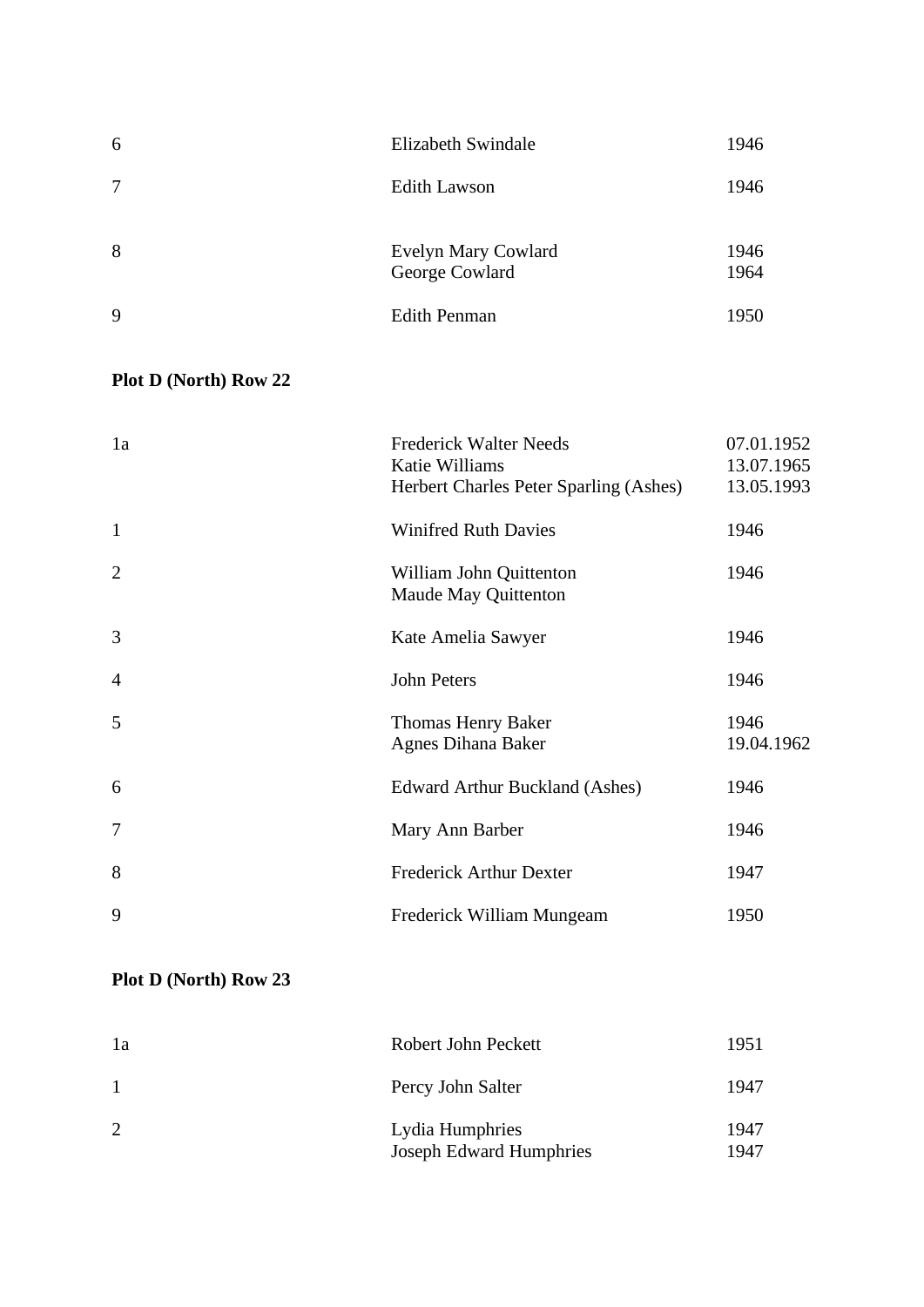| | | |
|---|---|---|
| 6 | Elizabeth Swindale | 1946 |
| 7 | Edith Lawson | 1946 |
| 8 | Evelyn Mary Cowlard<br>George Cowlard | 1946<br>1964 |
| 9 | Edith Penman | 1950 |

**Plot D (North) Row 22**

| | | |
|---|---|---|
| 1a | Frederick Walter Needs<br>Katie Williams<br>Herbert Charles Peter Sparling (Ashes) | 07.01.1952<br>13.07.1965<br>13.05.1993 |
| 1 | Winifred Ruth Davies | 1946 |
| 2 | William John Quittenton<br>Maude May Quittenton | 1946 |
| 3 | Kate Amelia Sawyer | 1946 |
| 4 | John Peters | 1946 |
| 5 | Thomas Henry Baker<br>Agnes Dihana Baker | 1946<br>19.04.1962 |
| 6 | Edward Arthur Buckland (Ashes) | 1946 |
| 7 | Mary Ann Barber | 1946 |
| 8 | Frederick Arthur Dexter | 1947 |
| 9 | Frederick William Mungeam | 1950 |

**Plot D (North) Row 23**

| | | |
|---|---|---|
| 1a | Robert John Peckett | 1951 |
| 1 | Percy John Salter | 1947 |
| 2 | Lydia Humphries<br>Joseph Edward Humphries | 1947<br>1947 |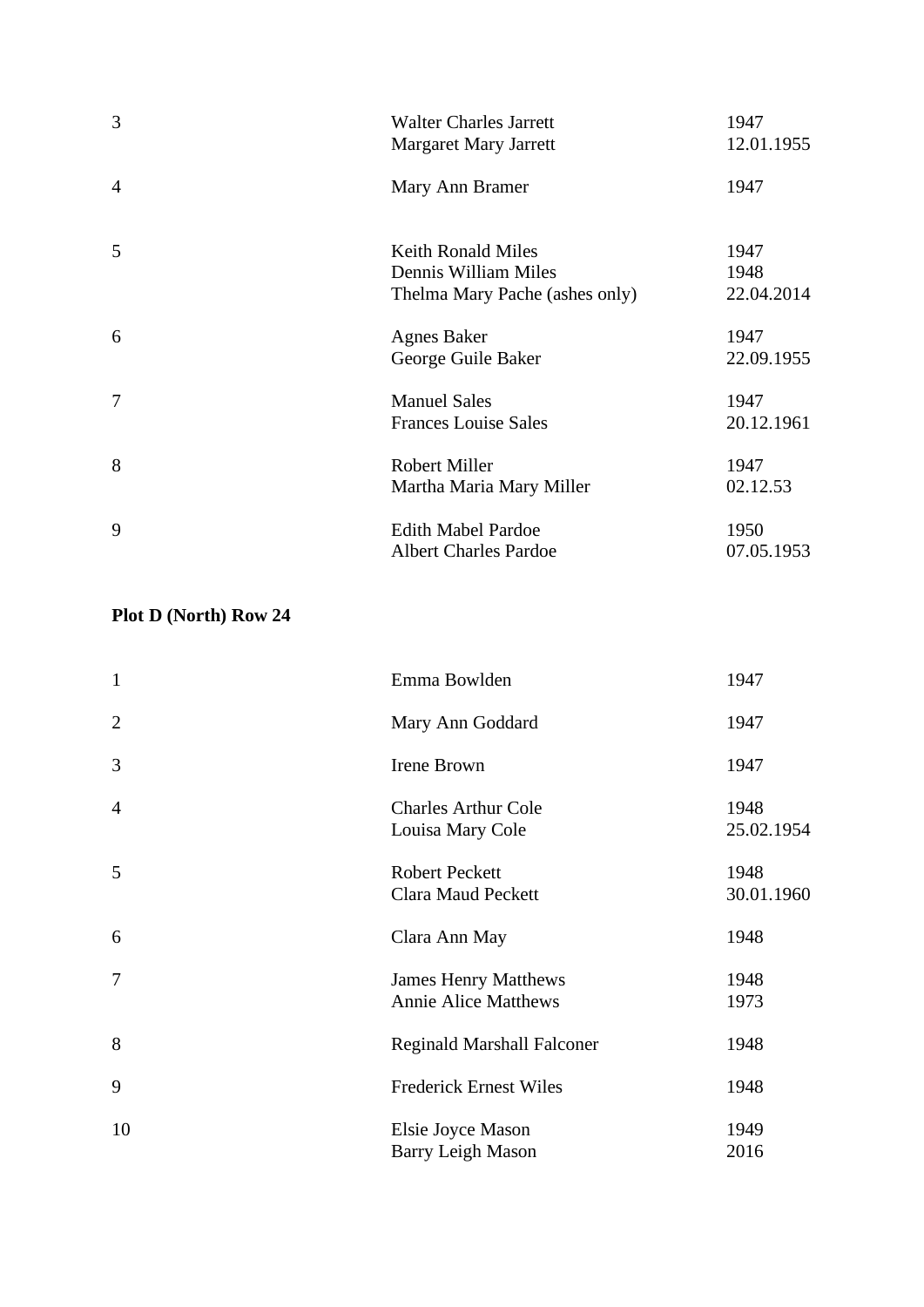| | | |
|---|---|---|
| 3 | Walter Charles Jarrett<br>Margaret Mary Jarrett | 1947<br>12.01.1955 |
| 4 | Mary Ann Bramer | 1947 |
| 5 | Keith Ronald Miles<br>Dennis William Miles<br>Thelma Mary Pache (ashes only) | 1947<br>1948<br>22.04.2014 |
| 6 | Agnes Baker<br>George Guile Baker | 1947<br>22.09.1955 |
| 7 | Manuel Sales<br>Frances Louise Sales | 1947<br>20.12.1961 |
| 8 | Robert Miller<br>Martha Maria Mary Miller | 1947<br>02.12.53 |
| 9 | Edith Mabel Pardoe<br>Albert Charles Pardoe | 1950<br>07.05.1953 |

**Plot D (North) Row 24**

| | | |
|---|---|---|
| 1 | Emma Bowlden | 1947 |
| 2 | Mary Ann Goddard | 1947 |
| 3 | Irene Brown | 1947 |
| 4 | Charles Arthur Cole<br>Louisa Mary Cole | 1948<br>25.02.1954 |
| 5 | Robert Peckett<br>Clara Maud Peckett | 1948<br>30.01.1960 |
| 6 | Clara Ann May | 1948 |
| 7 | James Henry Matthews<br>Annie Alice Matthews | 1948<br>1973 |
| 8 | Reginald Marshall Falconer | 1948 |
| 9 | Frederick Ernest Wiles | 1948 |
| 10 | Elsie Joyce Mason<br>Barry Leigh Mason | 1949<br>2016 |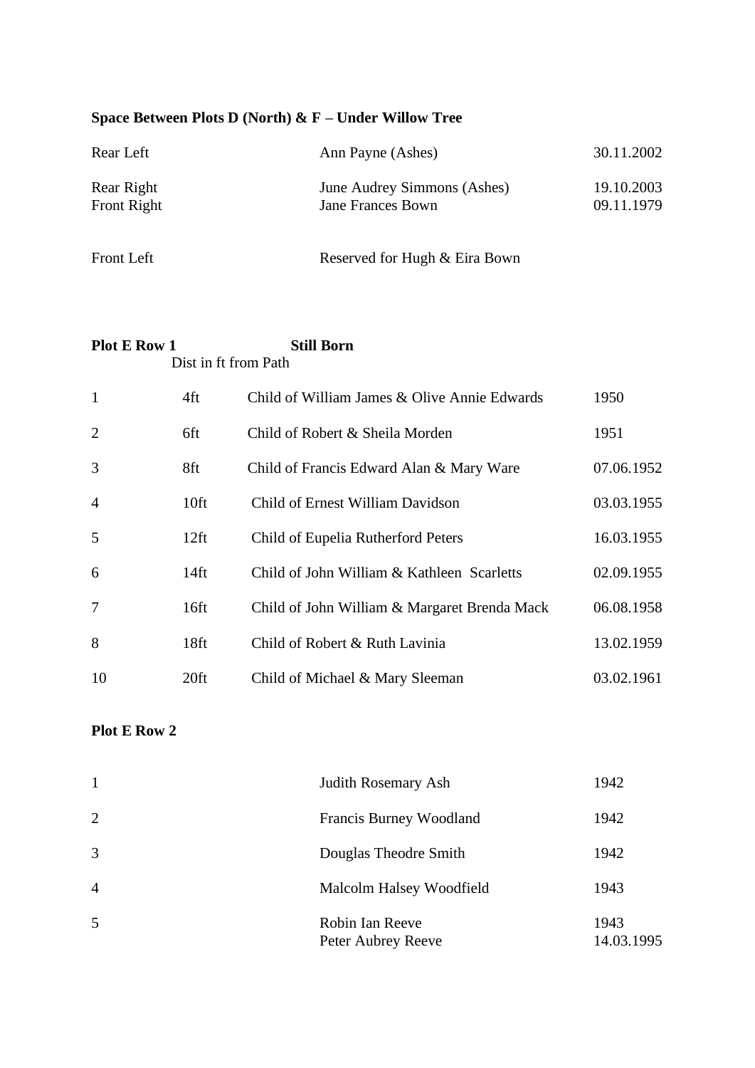**Space Between Plots D (North) & F – Under Willow Tree**

| | | |
|---|---|---|
| Rear Left | Ann Payne (Ashes) | 30.11.2002 |
| Rear Right | June Audrey Simmons (Ashes) | 19.10.2003 |
| Front Right | Jane Frances Bown | 09.11.1979 |
| Front Left | Reserved for Hugh & Eira Bown | |

**Plot E Row 1** **Still Born**

| | Dist in ft from Path | | |
|---|---|---|---|
| 1 | 4ft | Child of William James & Olive Annie Edwards | 1950 |
| 2 | 6ft | Child of Robert & Sheila Morden | 1951 |
| 3 | 8ft | Child of Francis Edward Alan & Mary Ware | 07.06.1952 |
| 4 | 10ft | Child of Ernest William Davidson | 03.03.1955 |
| 5 | 12ft | Child of Eupelia Rutherford Peters | 16.03.1955 |
| 6 | 14ft | Child of John William & Kathleen Scarletts | 02.09.1955 |
| 7 | 16ft | Child of John William & Margaret Brenda Mack | 06.08.1958 |
| 8 | 18ft | Child of Robert & Ruth Lavinia | 13.02.1959 |
| 10 | 20ft | Child of Michael & Mary Sleeman | 03.02.1961 |

**Plot E Row 2**

| | | |
|---|---|---|
| 1 | Judith Rosemary Ash | 1942 |
| 2 | Francis Burney Woodland | 1942 |
| 3 | Douglas Theodre Smith | 1942 |
| 4 | Malcolm Halsey Woodfield | 1943 |
| 5 | Robin Ian Reeve | 1943 |
| | Peter Aubrey Reeve | 14.03.1995 |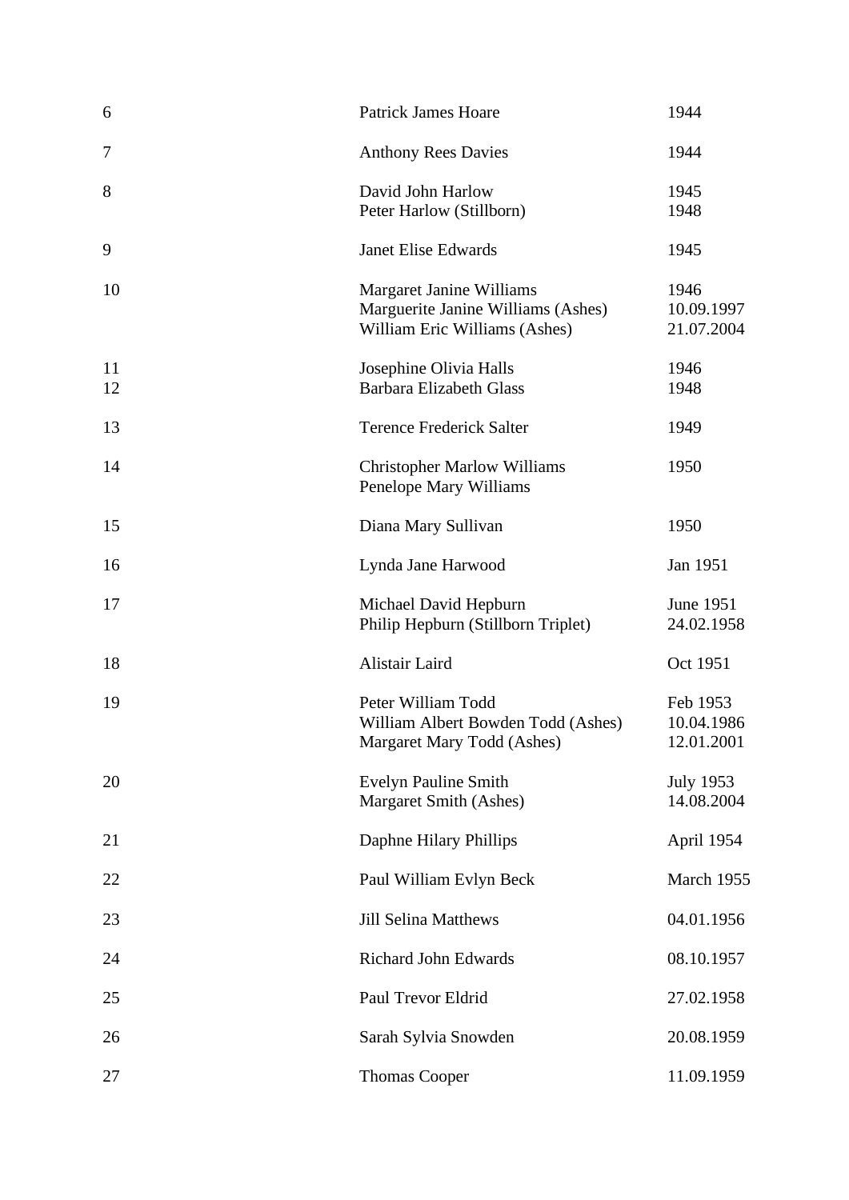| | | |
|---|---|---|
| 6 | Patrick James Hoare | 1944 |
| 7 | Anthony Rees Davies | 1944 |
| 8 | David John Harlow | 1945 |
| | Peter Harlow (Stillborn) | 1948 |
| 9 | Janet Elise Edwards | 1945 |
| 10 | Margaret Janine Williams | 1946 |
| | Marguerite Janine Williams (Ashes) | 10.09.1997 |
| | William Eric Williams (Ashes) | 21.07.2004 |
| 11 | Josephine Olivia Halls | 1946 |
| 12 | Barbara Elizabeth Glass | 1948 |
| 13 | Terence Frederick Salter | 1949 |
| 14 | Christopher Marlow Williams | 1950 |
| | Penelope Mary Williams | |
| 15 | Diana Mary Sullivan | 1950 |
| 16 | Lynda Jane Harwood | Jan 1951 |
| 17 | Michael David Hepburn | June 1951 |
| | Philip Hepburn (Stillborn Triplet) | 24.02.1958 |
| 18 | Alistair Laird | Oct 1951 |
| 19 | Peter William Todd | Feb 1953 |
| | William Albert Bowden Todd (Ashes) | 10.04.1986 |
| | Margaret Mary Todd (Ashes) | 12.01.2001 |
| 20 | Evelyn Pauline Smith | July 1953 |
| | Margaret Smith (Ashes) | 14.08.2004 |
| 21 | Daphne Hilary Phillips | April 1954 |
| 22 | Paul William Evlyn Beck | March 1955 |
| 23 | Jill Selina Matthews | 04.01.1956 |
| 24 | Richard John Edwards | 08.10.1957 |
| 25 | Paul Trevor Eldrid | 27.02.1958 |
| 26 | Sarah Sylvia Snowden | 20.08.1959 |
| 27 | Thomas Cooper | 11.09.1959 |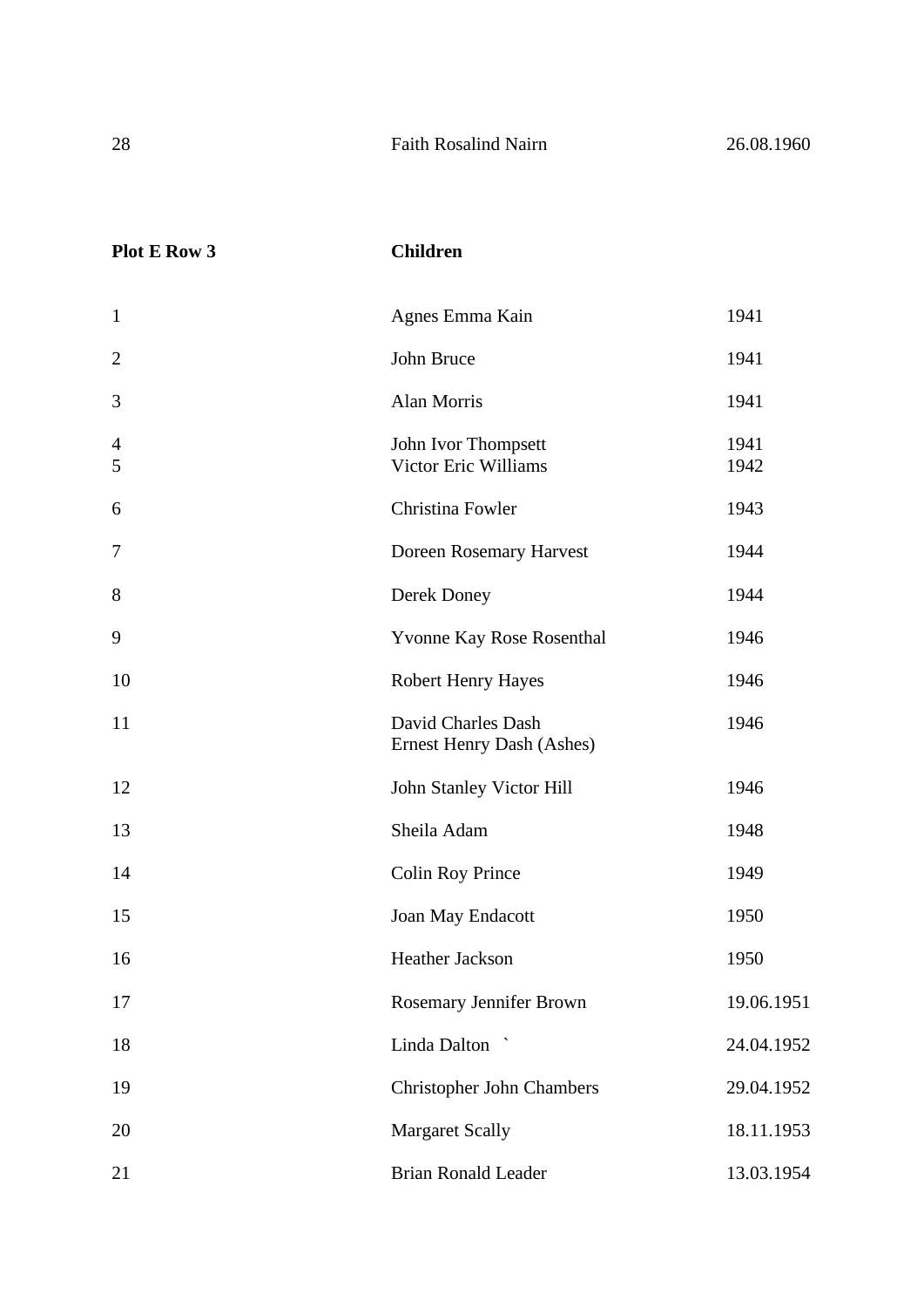| | | |
|---|---|---|
| 28 | Faith Rosalind Nairn | 26.08.1960 |

| **Plot E Row 3** | **Children** | |
|---|---|---|
| 1 | Agnes Emma Kain | 1941 |
| 2 | John Bruce | 1941 |
| 3 | Alan Morris | 1941 |
| 4 | John Ivor Thompsett | 1941 |
| 5 | Victor Eric Williams | 1942 |
| 6 | Christina Fowler | 1943 |
| 7 | Doreen Rosemary Harvest | 1944 |
| 8 | Derek Doney | 1944 |
| 9 | Yvonne Kay Rose Rosenthal | 1946 |
| 10 | Robert Henry Hayes | 1946 |
| 11 | David Charles Dash<br>Ernest Henry Dash (Ashes) | 1946 |
| 12 | John Stanley Victor Hill | 1946 |
| 13 | Sheila Adam | 1948 |
| 14 | Colin Roy Prince | 1949 |
| 15 | Joan May Endacott | 1950 |
| 16 | Heather Jackson | 1950 |
| 17 | Rosemary Jennifer Brown | 19.06.1951 |
| 18 | Linda Dalton ` | 24.04.1952 |
| 19 | Christopher John Chambers | 29.04.1952 |
| 20 | Margaret Scally | 18.11.1953 |
| 21 | Brian Ronald Leader | 13.03.1954 |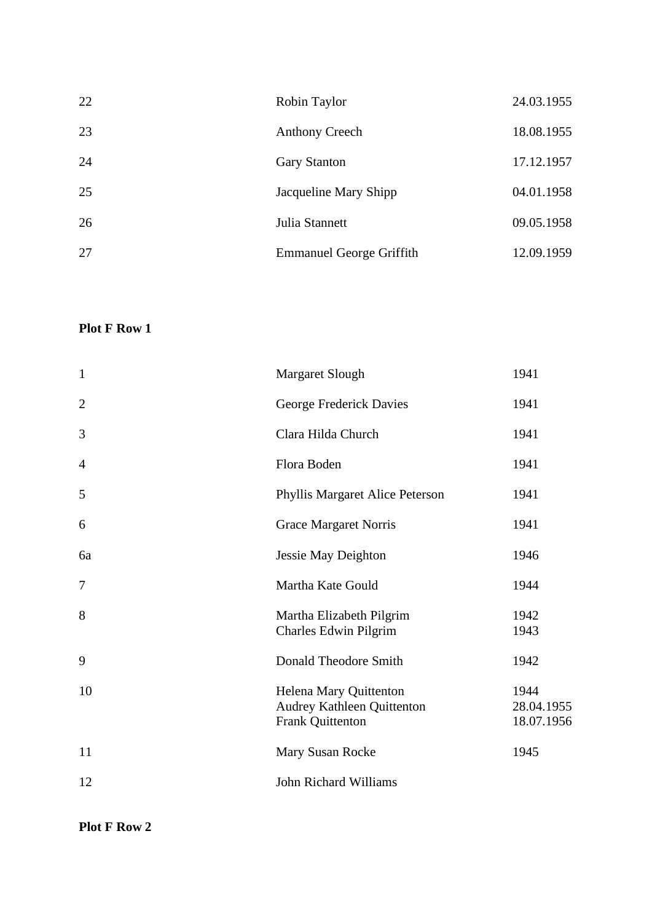| | | |
|---|---|---|
| 22 | Robin Taylor | 24.03.1955 |
| 23 | Anthony Creech | 18.08.1955 |
| 24 | Gary Stanton | 17.12.1957 |
| 25 | Jacqueline Mary Shipp | 04.01.1958 |
| 26 | Julia Stannett | 09.05.1958 |
| 27 | Emmanuel George Griffith | 12.09.1959 |

**Plot F Row 1**

| | | |
|---|---|---|
| 1 | Margaret Slough | 1941 |
| 2 | George Frederick Davies | 1941 |
| 3 | Clara Hilda Church | 1941 |
| 4 | Flora Boden | 1941 |
| 5 | Phyllis Margaret Alice Peterson | 1941 |
| 6 | Grace Margaret Norris | 1941 |
| 6a | Jessie May Deighton | 1946 |
| 7 | Martha Kate Gould | 1944 |
| 8 | Martha Elizabeth Pilgrim<br>Charles Edwin Pilgrim | 1942<br>1943 |
| 9 | Donald Theodore Smith | 1942 |
| 10 | Helena Mary Quittenton<br>Audrey Kathleen Quittenton<br>Frank Quittenton | 1944<br>28.04.1955<br>18.07.1956 |
| 11 | Mary Susan Rocke | 1945 |
| 12 | John Richard Williams | |

**Plot F Row 2**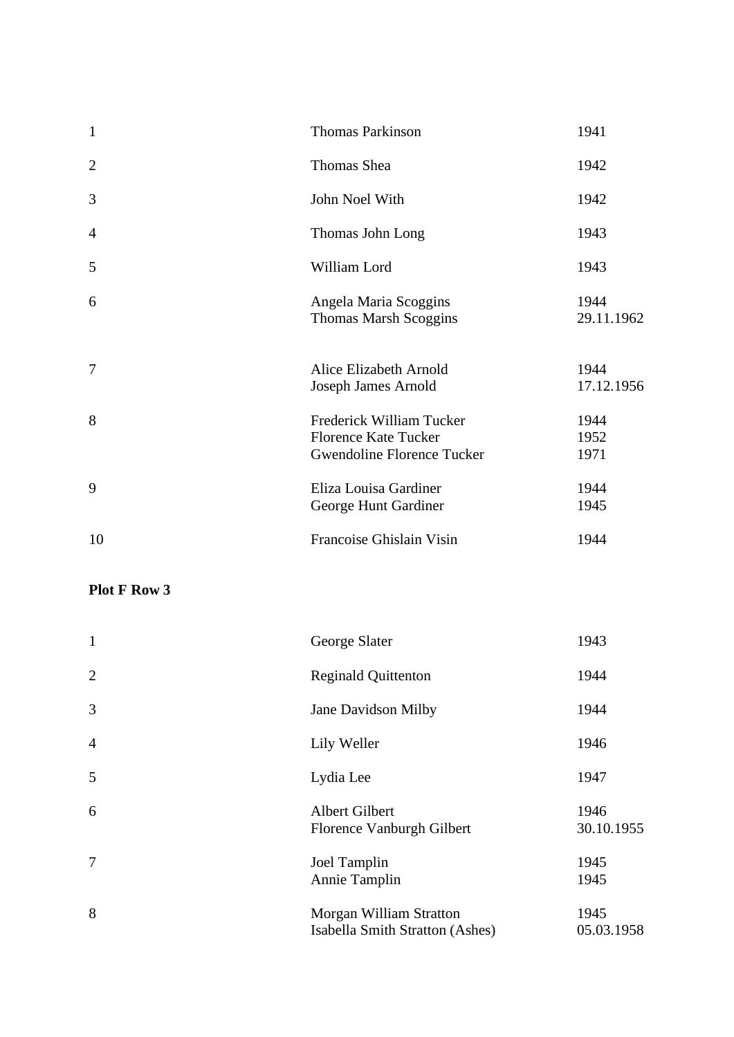| | | |
|---|---|---|
| 1 | Thomas Parkinson | 1941 |
| 2 | Thomas Shea | 1942 |
| 3 | John Noel With | 1942 |
| 4 | Thomas John Long | 1943 |
| 5 | William Lord | 1943 |
| 6 | Angela Maria Scoggins<br>Thomas Marsh Scoggins | 1944<br>29.11.1962 |
| 7 | Alice Elizabeth Arnold<br>Joseph James Arnold | 1944<br>17.12.1956 |
| 8 | Frederick William Tucker<br>Florence Kate Tucker<br>Gwendoline Florence Tucker | 1944<br>1952<br>1971 |
| 9 | Eliza Louisa Gardiner<br>George Hunt Gardiner | 1944<br>1945 |
| 10 | Francoise Ghislain Visin | 1944 |

**Plot F Row 3**

| | | |
|---|---|---|
| 1 | George Slater | 1943 |
| 2 | Reginald Quittenton | 1944 |
| 3 | Jane Davidson Milby | 1944 |
| 4 | Lily Weller | 1946 |
| 5 | Lydia Lee | 1947 |
| 6 | Albert Gilbert<br>Florence Vanburgh Gilbert | 1946<br>30.10.1955 |
| 7 | Joel Tamplin<br>Annie Tamplin | 1945<br>1945 |
| 8 | Morgan William Stratton<br>Isabella Smith Stratton (Ashes) | 1945<br>05.03.1958 |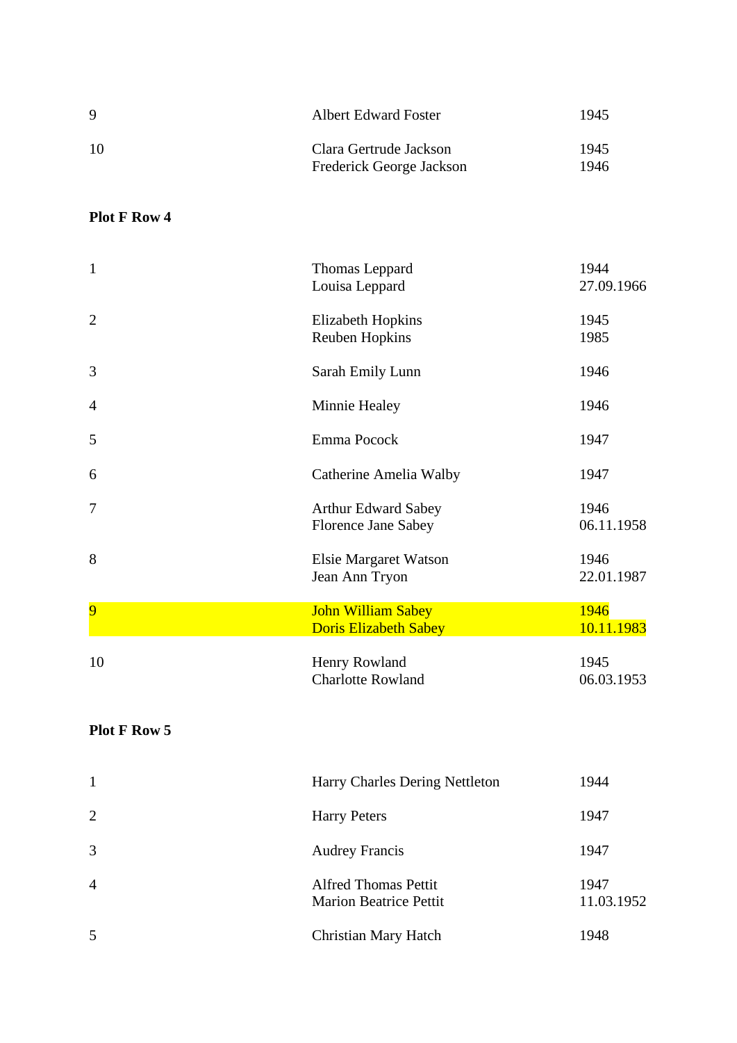| | | |
|---|---|---|
| 9 | Albert Edward Foster | 1945 |
| 10 | Clara Gertrude Jackson<br>Frederick George Jackson | 1945<br>1946 |

**Plot F Row 4**

| | | |
|---|---|---|
| 1 | Thomas Leppard<br>Louisa Leppard | 1944<br>27.09.1966 |
| 2 | Elizabeth Hopkins<br>Reuben Hopkins | 1945<br>1985 |
| 3 | Sarah Emily Lunn | 1946 |
| 4 | Minnie Healey | 1946 |
| 5 | Emma Pocock | 1947 |
| 6 | Catherine Amelia Walby | 1947 |
| 7 | Arthur Edward Sabey<br>Florence Jane Sabey | 1946<br>06.11.1958 |
| 8 | Elsie Margaret Watson<br>Jean Ann Tryon | 1946<br>22.01.1987 |
| 9 | John William Sabey<br>Doris Elizabeth Sabey | 1946<br>10.11.1983 |
| 10 | Henry Rowland<br>Charlotte Rowland | 1945<br>06.03.1953 |

**Plot F Row 5**

| | | |
|---|---|---|
| 1 | Harry Charles Dering Nettleton | 1944 |
| 2 | Harry Peters | 1947 |
| 3 | Audrey Francis | 1947 |
| 4 | Alfred Thomas Pettit<br>Marion Beatrice Pettit | 1947<br>11.03.1952 |
| 5 | Christian Mary Hatch | 1948 |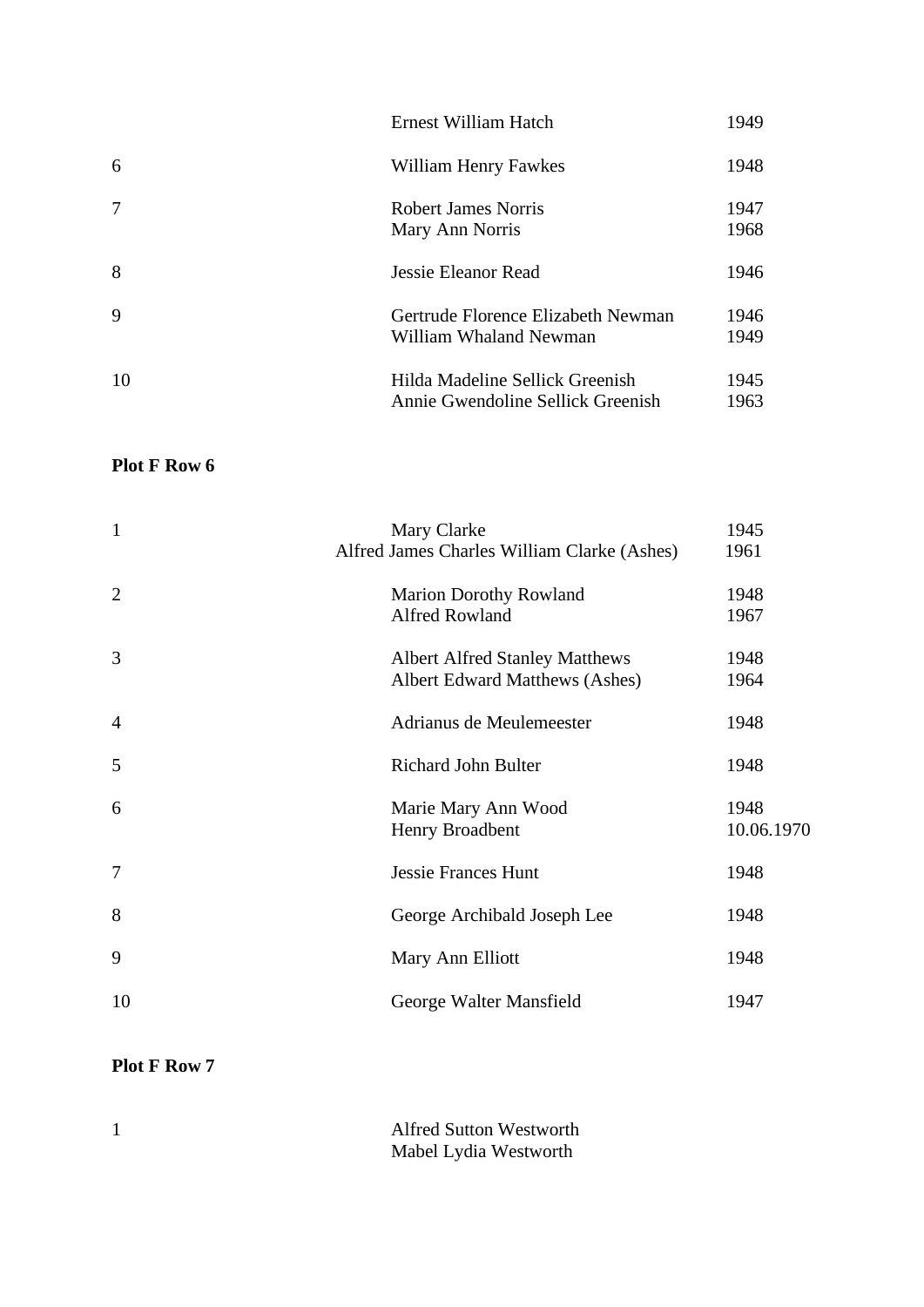| | | |
|---|---|---|
| | Ernest William Hatch | 1949 |
| 6 | William Henry Fawkes | 1948 |
| 7 | Robert James Norris | 1947 |
| | Mary Ann Norris | 1968 |
| 8 | Jessie Eleanor Read | 1946 |
| 9 | Gertrude Florence Elizabeth Newman | 1946 |
| | William Whaland Newman | 1949 |
| 10 | Hilda Madeline Sellick Greenish | 1945 |
| | Annie Gwendoline Sellick Greenish | 1963 |

**Plot F Row 6**

| | | |
|---|---|---|
| 1 | Mary Clarke | 1945 |
| | Alfred James Charles William Clarke (Ashes) | 1961 |
| 2 | Marion Dorothy Rowland | 1948 |
| | Alfred Rowland | 1967 |
| 3 | Albert Alfred Stanley Matthews | 1948 |
| | Albert Edward Matthews (Ashes) | 1964 |
| 4 | Adrianus de Meulemeester | 1948 |
| 5 | Richard John Bulter | 1948 |
| 6 | Marie Mary Ann Wood | 1948 |
| | Henry Broadbent | 10.06.1970 |
| 7 | Jessie Frances Hunt | 1948 |
| 8 | George Archibald Joseph Lee | 1948 |
| 9 | Mary Ann Elliott | 1948 |
| 10 | George Walter Mansfield | 1947 |

**Plot F Row 7**

| | | |
|---|---|---|
| 1 | Alfred Sutton Westworth | |
| | Mabel Lydia Westworth | |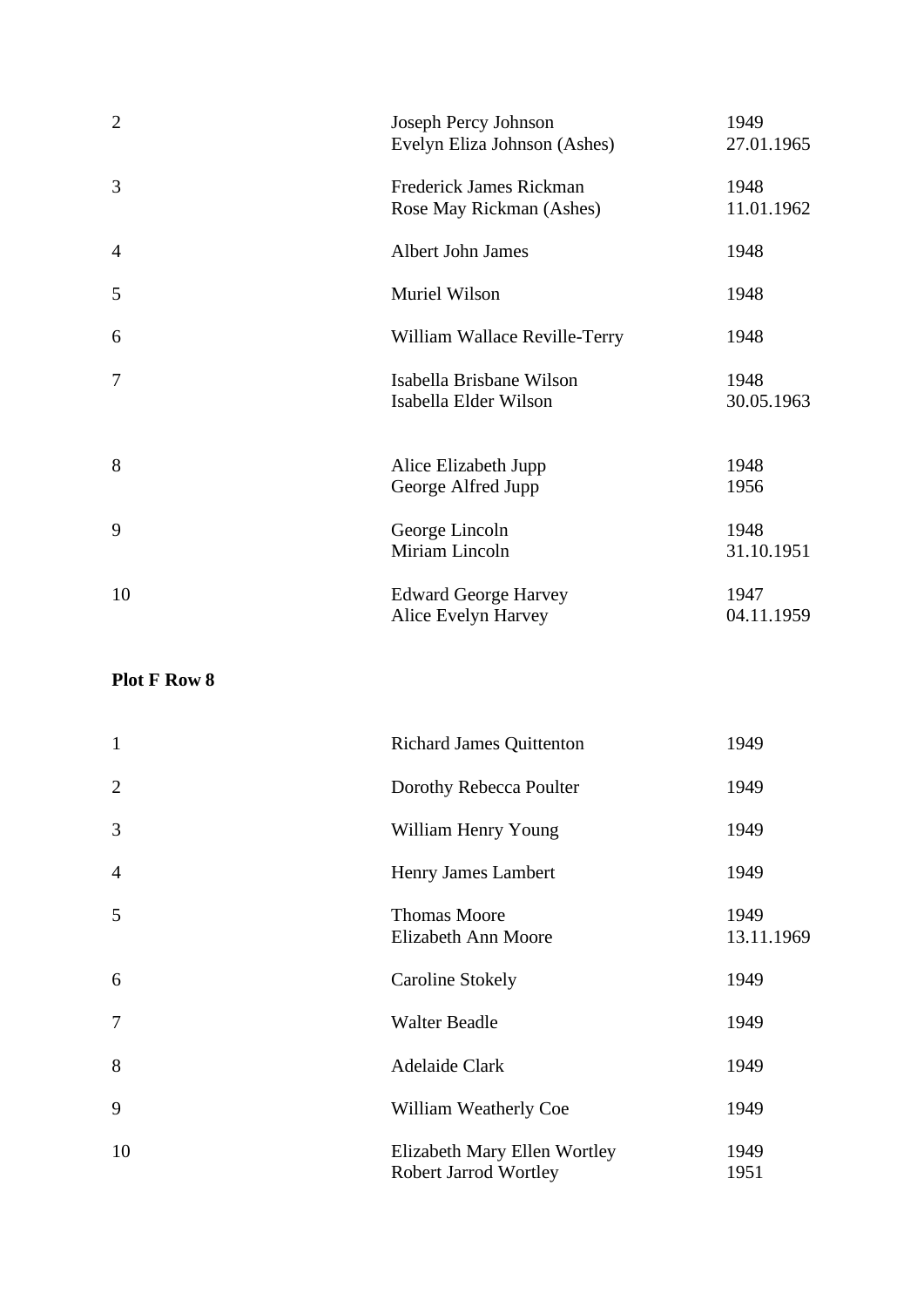| | | |
|---|---|---|
| 2 | Joseph Percy Johnson<br>Evelyn Eliza Johnson (Ashes) | 1949<br>27.01.1965 |
| 3 | Frederick James Rickman<br>Rose May Rickman (Ashes) | 1948<br>11.01.1962 |
| 4 | Albert John James | 1948 |
| 5 | Muriel Wilson | 1948 |
| 6 | William Wallace Reville-Terry | 1948 |
| 7 | Isabella Brisbane Wilson<br>Isabella Elder Wilson | 1948<br>30.05.1963 |
| 8 | Alice Elizabeth Jupp<br>George Alfred Jupp | 1948<br>1956 |
| 9 | George Lincoln<br>Miriam Lincoln | 1948<br>31.10.1951 |
| 10 | Edward George Harvey<br>Alice Evelyn Harvey | 1947<br>04.11.1959 |

**Plot F Row 8**

| | | |
|---|---|---|
| 1 | Richard James Quittenton | 1949 |
| 2 | Dorothy Rebecca Poulter | 1949 |
| 3 | William Henry Young | 1949 |
| 4 | Henry James Lambert | 1949 |
| 5 | Thomas Moore<br>Elizabeth Ann Moore | 1949<br>13.11.1969 |
| 6 | Caroline Stokely | 1949 |
| 7 | Walter Beadle | 1949 |
| 8 | Adelaide Clark | 1949 |
| 9 | William Weatherly Coe | 1949 |
| 10 | Elizabeth Mary Ellen Wortley<br>Robert Jarrod Wortley | 1949<br>1951 |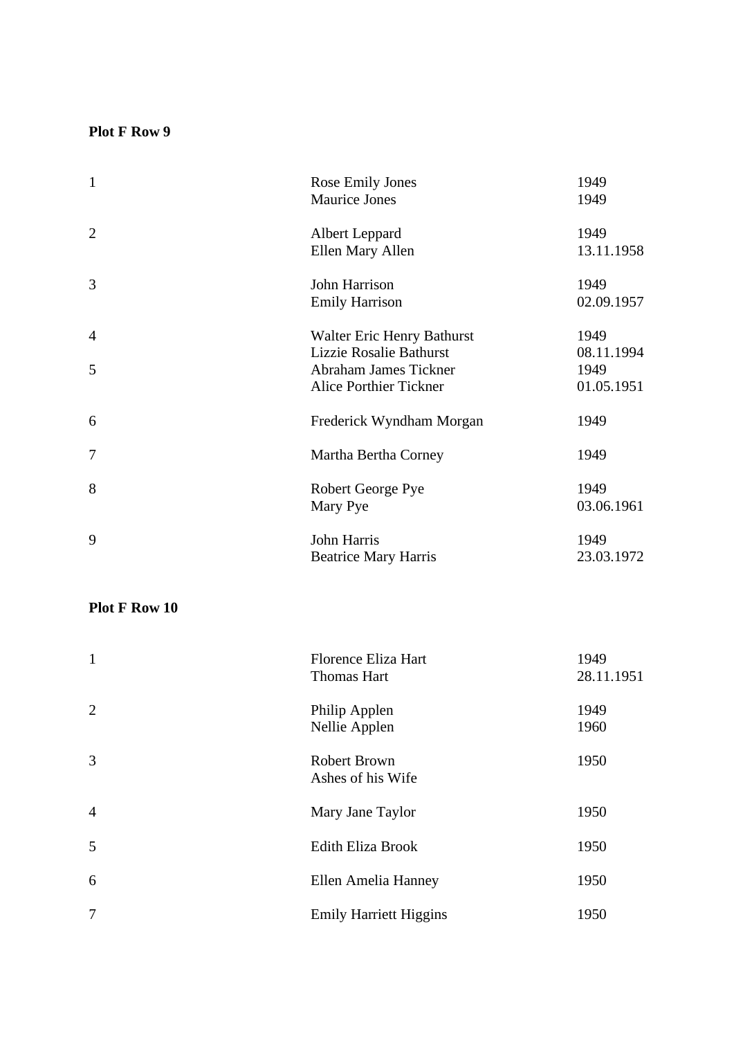**Plot F Row 9**

| | | |
|---|---|---|
| 1 | Rose Emily Jones | 1949 |
| | Maurice Jones | 1949 |
| 2 | Albert Leppard | 1949 |
| | Ellen Mary Allen | 13.11.1958 |
| 3 | John Harrison | 1949 |
| | Emily Harrison | 02.09.1957 |
| 4 | Walter Eric Henry Bathurst | 1949 |
| | Lizzie Rosalie Bathurst | 08.11.1994 |
| 5 | Abraham James Tickner | 1949 |
| | Alice Porthier Tickner | 01.05.1951 |
| 6 | Frederick Wyndham Morgan | 1949 |
| 7 | Martha Bertha Corney | 1949 |
| 8 | Robert George Pye | 1949 |
| | Mary Pye | 03.06.1961 |
| 9 | John Harris | 1949 |
| | Beatrice Mary Harris | 23.03.1972 |

**Plot F Row 10**

| | | |
|---|---|---|
| 1 | Florence Eliza Hart | 1949 |
| | Thomas Hart | 28.11.1951 |
| 2 | Philip Applen | 1949 |
| | Nellie Applen | 1960 |
| 3 | Robert Brown | 1950 |
| | Ashes of his Wife | |
| 4 | Mary Jane Taylor | 1950 |
| 5 | Edith Eliza Brook | 1950 |
| 6 | Ellen Amelia Hanney | 1950 |
| 7 | Emily Harriett Higgins | 1950 |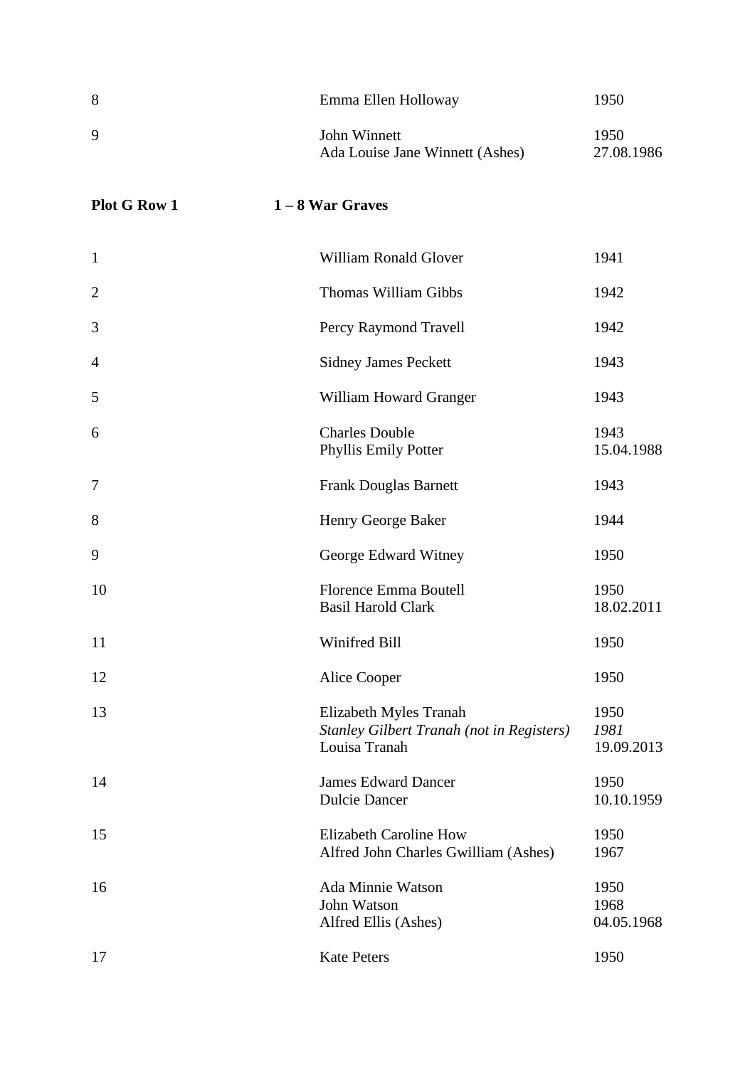| | | |
|---|---|---|
| 8 | Emma Ellen Holloway | 1950 |
| 9 | John Winnett<br>Ada Louise Jane Winnett (Ashes) | 1950<br>27.08.1986 |

**Plot G Row 1** **1 – 8 War Graves**

| | | |
|---|---|---|
| 1 | William Ronald Glover | 1941 |
| 2 | Thomas William Gibbs | 1942 |
| 3 | Percy Raymond Travell | 1942 |
| 4 | Sidney James Peckett | 1943 |
| 5 | William Howard Granger | 1943 |
| 6 | Charles Double<br>Phyllis Emily Potter | 1943<br>15.04.1988 |
| 7 | Frank Douglas Barnett | 1943 |
| 8 | Henry George Baker | 1944 |
| 9 | George Edward Witney | 1950 |
| 10 | Florence Emma Boutell<br>Basil Harold Clark | 1950<br>18.02.2011 |
| 11 | Winifred Bill | 1950 |
| 12 | Alice Cooper | 1950 |
| 13 | Elizabeth Myles Tranah<br>*Stanley Gilbert Tranah (not in Registers)*<br>Louisa Tranah | 1950<br>*1981*<br>19.09.2013 |
| 14 | James Edward Dancer<br>Dulcie Dancer | 1950<br>10.10.1959 |
| 15 | Elizabeth Caroline How<br>Alfred John Charles Gwilliam (Ashes) | 1950<br>1967 |
| 16 | Ada Minnie Watson<br>John Watson<br>Alfred Ellis (Ashes) | 1950<br>1968<br>04.05.1968 |
| 17 | Kate Peters | 1950 |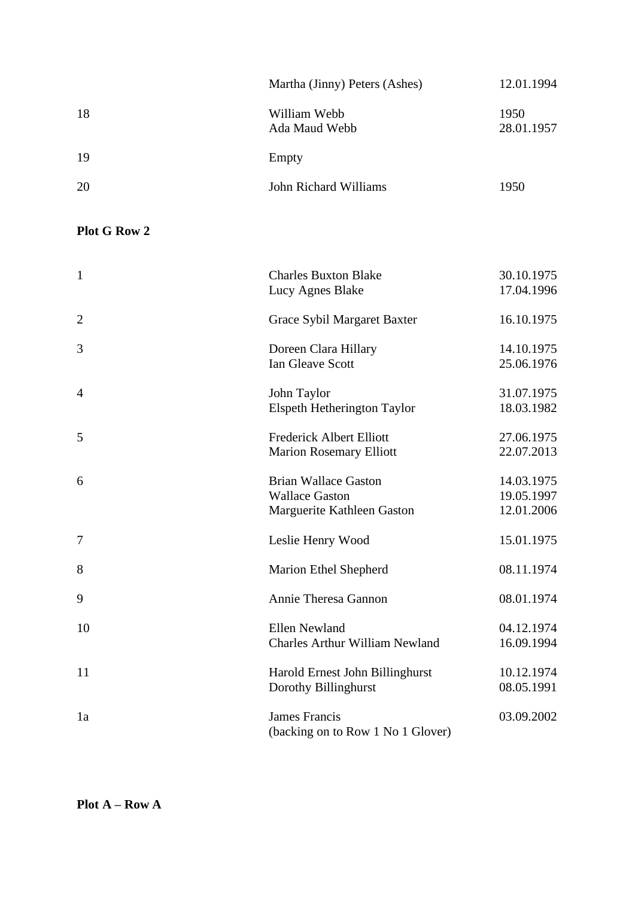| | | |
|---|---|---|
| | Martha (Jinny) Peters (Ashes) | 12.01.1994 |
| 18 | William Webb<br>Ada Maud Webb | 1950<br>28.01.1957 |
| 19 | Empty | |
| 20 | John Richard Williams | 1950 |

**Plot G Row 2**

| | | |
|---|---|---|
| 1 | Charles Buxton Blake<br>Lucy Agnes Blake | 30.10.1975<br>17.04.1996 |
| 2 | Grace Sybil Margaret Baxter | 16.10.1975 |
| 3 | Doreen Clara Hillary<br>Ian Gleave Scott | 14.10.1975<br>25.06.1976 |
| 4 | John Taylor<br>Elspeth Hetherington Taylor | 31.07.1975<br>18.03.1982 |
| 5 | Frederick Albert Elliott<br>Marion Rosemary Elliott | 27.06.1975<br>22.07.2013 |
| 6 | Brian Wallace Gaston<br>Wallace Gaston<br>Marguerite Kathleen Gaston | 14.03.1975<br>19.05.1997<br>12.01.2006 |
| 7 | Leslie Henry Wood | 15.01.1975 |
| 8 | Marion Ethel Shepherd | 08.11.1974 |
| 9 | Annie Theresa Gannon | 08.01.1974 |
| 10 | Ellen Newland<br>Charles Arthur William Newland | 04.12.1974<br>16.09.1994 |
| 11 | Harold Ernest John Billinghurst<br>Dorothy Billinghurst | 10.12.1974<br>08.05.1991 |
| 1a | James Francis<br>(backing on to Row 1 No 1 Glover) | 03.09.2002 |

**Plot A – Row A**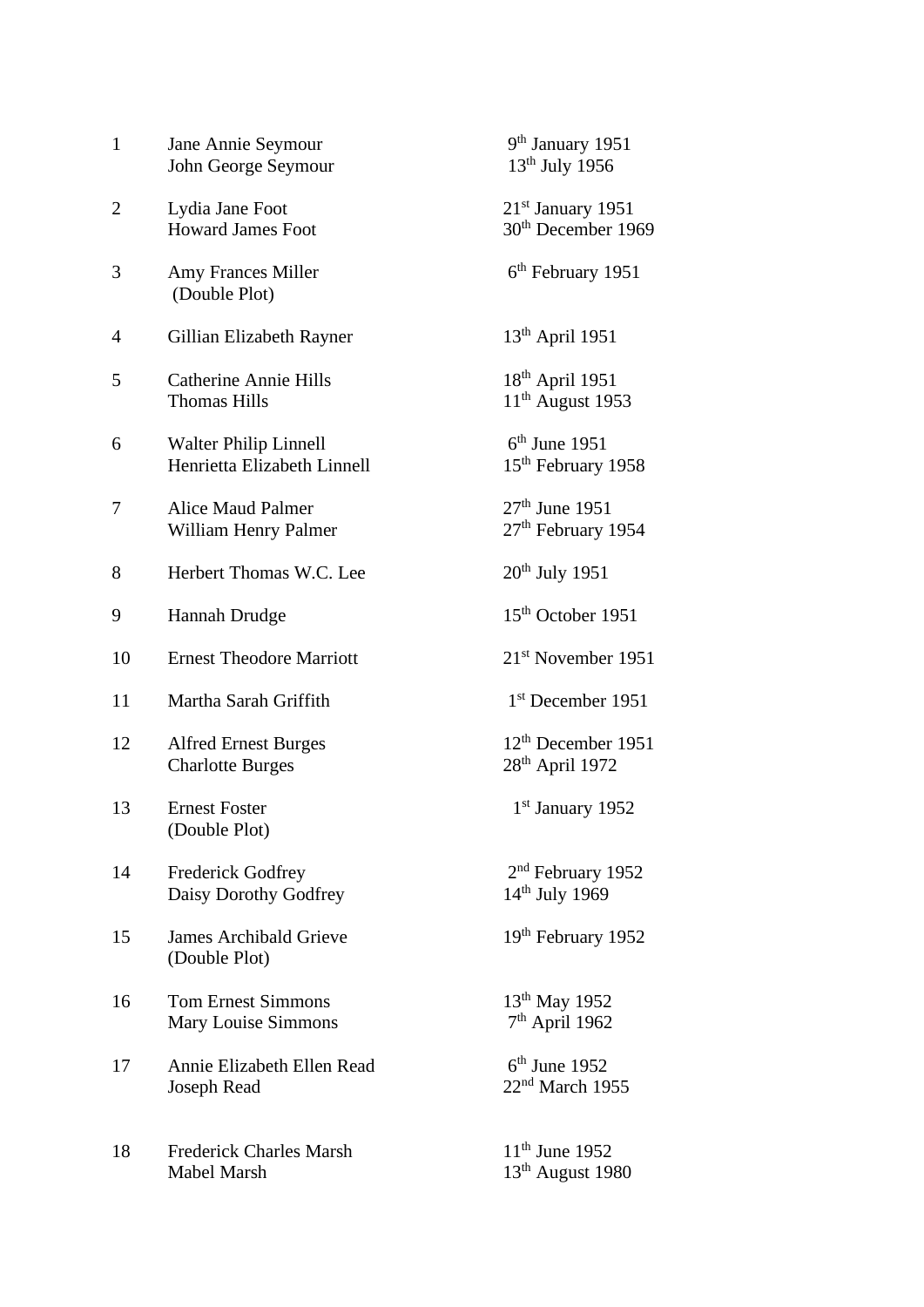| | | |
|---|---|---|
| 1 | Jane Annie Seymour<br>John George Seymour | 9th January 1951<br>13th July 1956 |
| 2 | Lydia Jane Foot<br>Howard James Foot | 21st January 1951<br>30th December 1969 |
| 3 | Amy Frances Miller<br>(Double Plot) | 6th February 1951 |
| 4 | Gillian Elizabeth Rayner | 13th April 1951 |
| 5 | Catherine Annie Hills<br>Thomas Hills | 18th April 1951<br>11th August 1953 |
| 6 | Walter Philip Linnell<br>Henrietta Elizabeth Linnell | 6th June 1951<br>15th February 1958 |
| 7 | Alice Maud Palmer<br>William Henry Palmer | 27th June 1951<br>27th February 1954 |
| 8 | Herbert Thomas W.C. Lee | 20th July 1951 |
| 9 | Hannah Drudge | 15th October 1951 |
| 10 | Ernest Theodore Marriott | 21st November 1951 |
| 11 | Martha Sarah Griffith | 1st December 1951 |
| 12 | Alfred Ernest Burges<br>Charlotte Burges | 12th December 1951<br>28th April 1972 |
| 13 | Ernest Foster<br>(Double Plot) | 1st January 1952 |
| 14 | Frederick Godfrey<br>Daisy Dorothy Godfrey | 2nd February 1952<br>14th July 1969 |
| 15 | James Archibald Grieve<br>(Double Plot) | 19th February 1952 |
| 16 | Tom Ernest Simmons<br>Mary Louise Simmons | 13th May 1952<br>7th April 1962 |
| 17 | Annie Elizabeth Ellen Read<br>Joseph Read | 6th June 1952<br>22nd March 1955 |
| 18 | Frederick Charles Marsh<br>Mabel Marsh | 11th June 1952<br>13th August 1980 |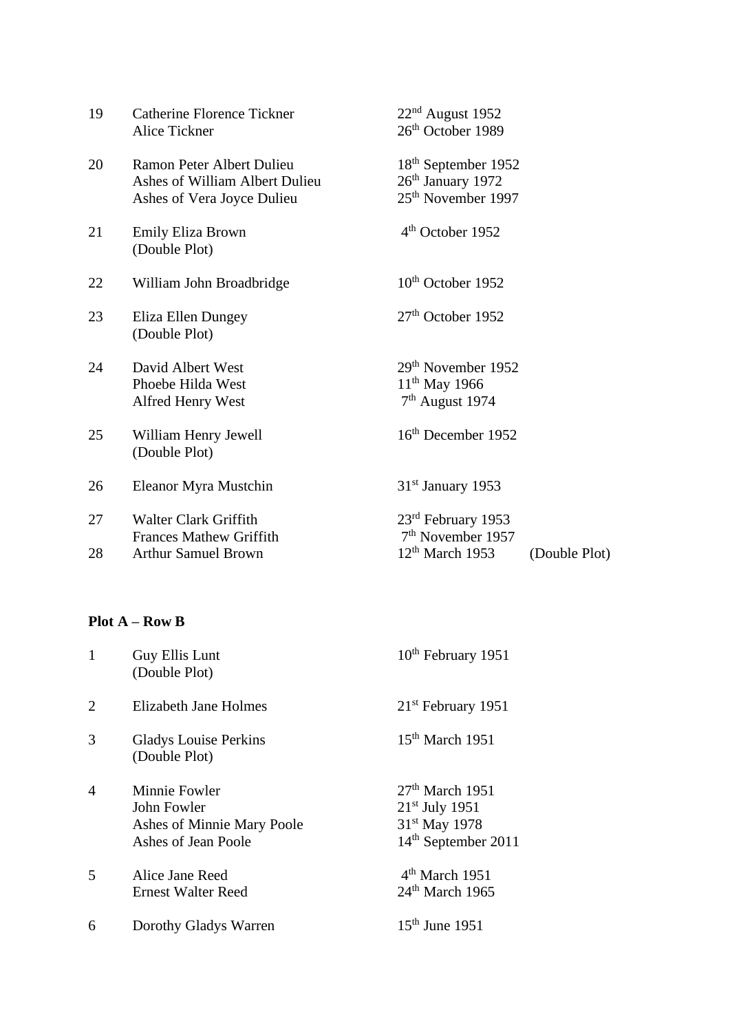| | | | |
|---|---|---|---|
| 19 | Catherine Florence Tickner | 22nd August 1952 | |
| | Alice Tickner | 26th October 1989 | |
| 20 | Ramon Peter Albert Dulieu | 18th September 1952 | |
| | Ashes of William Albert Dulieu | 26th January 1972 | |
| | Ashes of Vera Joyce Dulieu | 25th November 1997 | |
| 21 | Emily Eliza Brown | 4th October 1952 | |
| | (Double Plot) | | |
| 22 | William John Broadbridge | 10th October 1952 | |
| 23 | Eliza Ellen Dungey | 27th October 1952 | |
| | (Double Plot) | | |
| 24 | David Albert West | 29th November 1952 | |
| | Phoebe Hilda West | 11th May 1966 | |
| | Alfred Henry West | 7th August 1974 | |
| 25 | William Henry Jewell | 16th December 1952 | |
| | (Double Plot) | | |
| 26 | Eleanor Myra Mustchin | 31st January 1953 | |
| 27 | Walter Clark Griffith | 23rd February 1953 | |
| | Frances Mathew Griffith | 7th November 1957 | |
| 28 | Arthur Samuel Brown | 12th March 1953 | (Double Plot) |

**Plot A – Row B**

| | | |
|---|---|---|
| 1 | Guy Ellis Lunt | 10th February 1951 |
| | (Double Plot) | |
| 2 | Elizabeth Jane Holmes | 21st February 1951 |
| 3 | Gladys Louise Perkins | 15th March 1951 |
| | (Double Plot) | |
| 4 | Minnie Fowler | 27th March 1951 |
| | John Fowler | 21st July 1951 |
| | Ashes of Minnie Mary Poole | 31st May 1978 |
| | Ashes of Jean Poole | 14th September 2011 |
| 5 | Alice Jane Reed | 4th March 1951 |
| | Ernest Walter Reed | 24th March 1965 |
| 6 | Dorothy Gladys Warren | 15th June 1951 |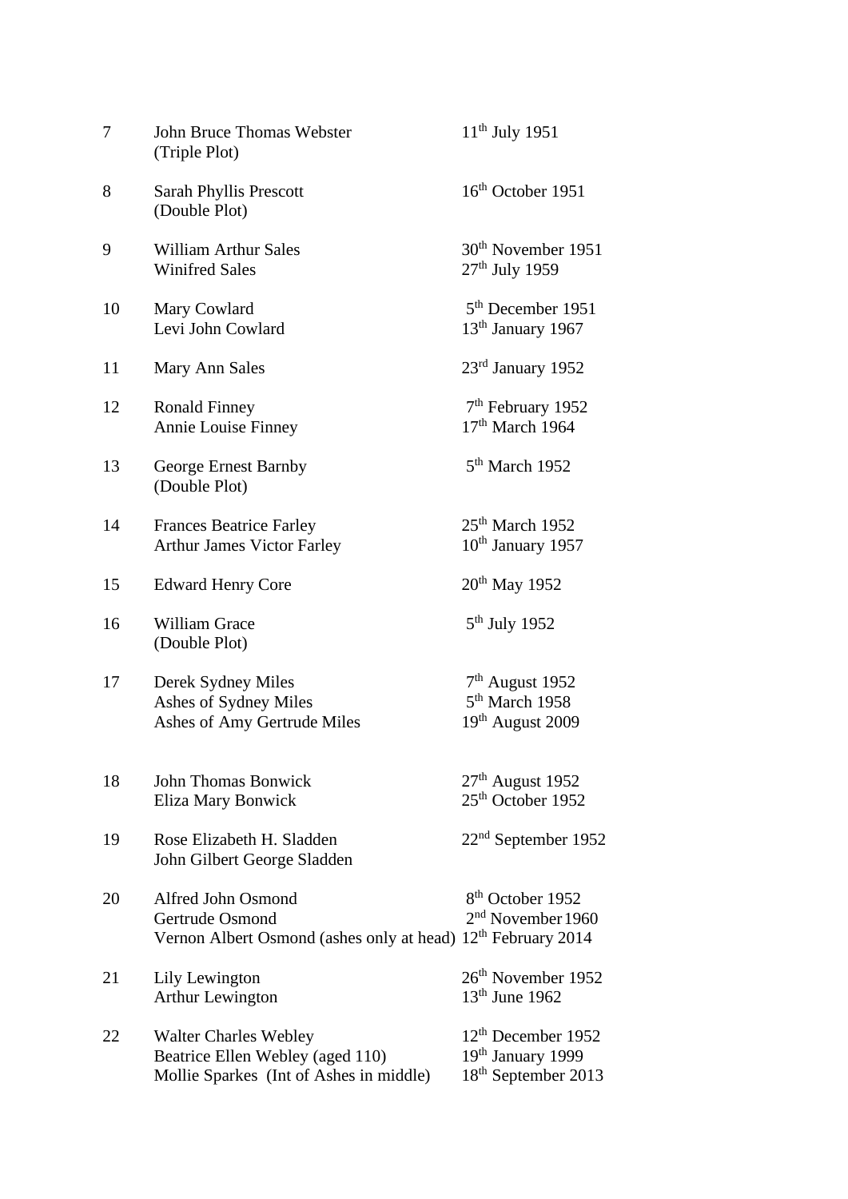| | | |
|---|---|---|
| 7 | John Bruce Thomas Webster<br>(Triple Plot) | 11th July 1951 |
| 8 | Sarah Phyllis Prescott<br>(Double Plot) | 16th October 1951 |
| 9 | William Arthur Sales<br>Winifred Sales | 30th November 1951<br>27th July 1959 |
| 10 | Mary Cowlard<br>Levi John Cowlard | 5th December 1951<br>13th January 1967 |
| 11 | Mary Ann Sales | 23rd January 1952 |
| 12 | Ronald Finney<br>Annie Louise Finney | 7th February 1952<br>17th March 1964 |
| 13 | George Ernest Barnby<br>(Double Plot) | 5th March 1952 |
| 14 | Frances Beatrice Farley<br>Arthur James Victor Farley | 25th March 1952<br>10th January 1957 |
| 15 | Edward Henry Core | 20th May 1952 |
| 16 | William Grace<br>(Double Plot) | 5th July 1952 |
| 17 | Derek Sydney Miles<br>Ashes of Sydney Miles<br>Ashes of Amy Gertrude Miles | 7th August 1952<br>5th March 1958<br>19th August 2009 |
| 18 | John Thomas Bonwick<br>Eliza Mary Bonwick | 27th August 1952<br>25th October 1952 |
| 19 | Rose Elizabeth H. Sladden<br>John Gilbert George Sladden | 22nd September 1952 |
| 20 | Alfred John Osmond<br>Gertrude Osmond<br>Vernon Albert Osmond (ashes only at head) | 8th October 1952<br>2nd November 1960<br>12th February 2014 |
| 21 | Lily Lewington<br>Arthur Lewington | 26th November 1952<br>13th June 1962 |
| 22 | Walter Charles Webley<br>Beatrice Ellen Webley (aged 110)<br>Mollie Sparkes (Int of Ashes in middle) | 12th December 1952<br>19th January 1999<br>18th September 2013 |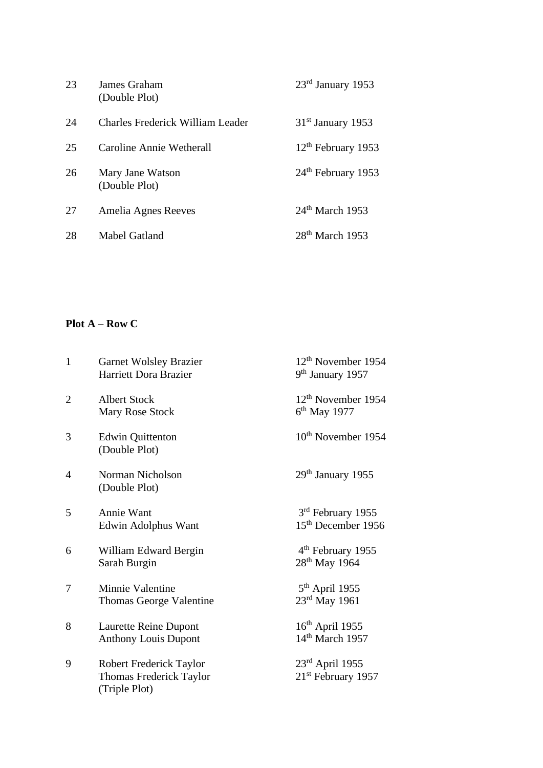| | | |
|---|---|---|
| 23 | James Graham<br>(Double Plot) | 23rd January 1953 |
| 24 | Charles Frederick William Leader | 31st January 1953 |
| 25 | Caroline Annie Wetherall | 12th February 1953 |
| 26 | Mary Jane Watson<br>(Double Plot) | 24th February 1953 |
| 27 | Amelia Agnes Reeves | 24th March 1953 |
| 28 | Mabel Gatland | 28th March 1953 |

**Plot A – Row C**

| | | |
|---|---|---|
| 1 | Garnet Wolsley Brazier<br>Harriett Dora Brazier | 12th November 1954<br>9th January 1957 |
| 2 | Albert Stock<br>Mary Rose Stock | 12th November 1954<br>6th May 1977 |
| 3 | Edwin Quittenton<br>(Double Plot) | 10th November 1954 |
| 4 | Norman Nicholson<br>(Double Plot) | 29th January 1955 |
| 5 | Annie Want<br>Edwin Adolphus Want | 3rd February 1955<br>15th December 1956 |
| 6 | William Edward Bergin<br>Sarah Burgin | 4th February 1955<br>28th May 1964 |
| 7 | Minnie Valentine<br>Thomas George Valentine | 5th April 1955<br>23rd May 1961 |
| 8 | Laurette Reine Dupont<br>Anthony Louis Dupont | 16th April 1955<br>14th March 1957 |
| 9 | Robert Frederick Taylor<br>Thomas Frederick Taylor<br>(Triple Plot) | 23rd April 1955<br>21st February 1957 |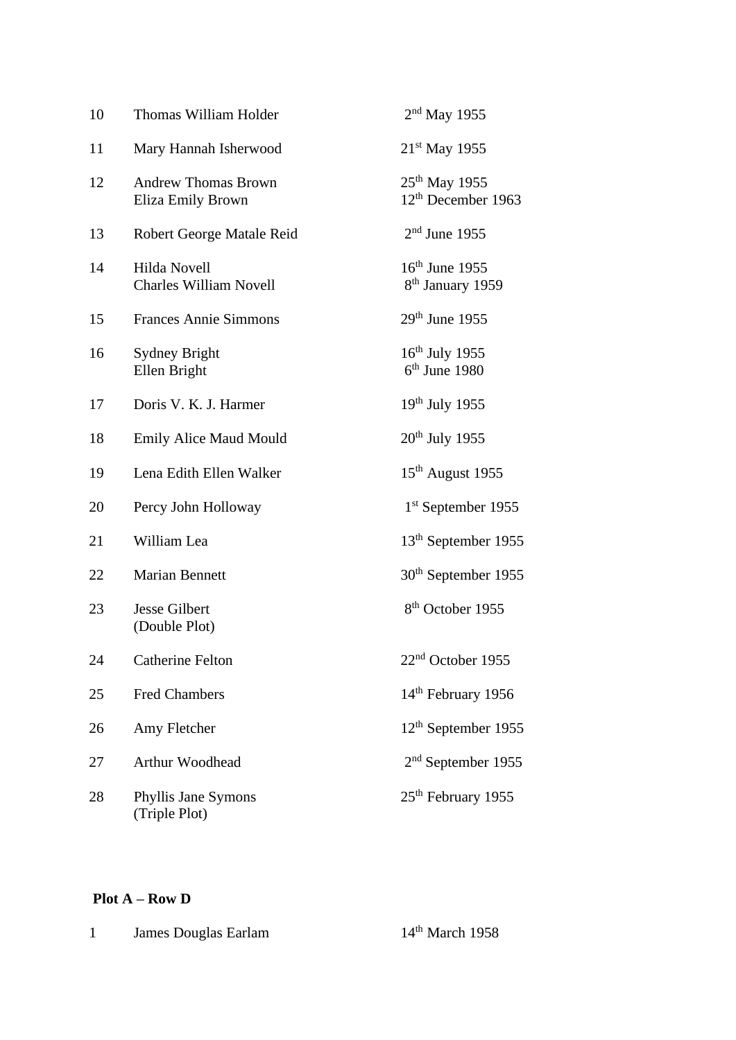| | | |
|---|---|---|
| 10 | Thomas William Holder | 2nd May 1955 |
| 11 | Mary Hannah Isherwood | 21st May 1955 |
| 12 | Andrew Thomas Brown<br>Eliza Emily Brown | 25th May 1955<br>12th December 1963 |
| 13 | Robert George Matale Reid | 2nd June 1955 |
| 14 | Hilda Novell<br>Charles William Novell | 16th June 1955<br>8th January 1959 |
| 15 | Frances Annie Simmons | 29th June 1955 |
| 16 | Sydney Bright<br>Ellen Bright | 16th July 1955<br>6th June 1980 |
| 17 | Doris V. K. J. Harmer | 19th July 1955 |
| 18 | Emily Alice Maud Mould | 20th July 1955 |
| 19 | Lena Edith Ellen Walker | 15th August 1955 |
| 20 | Percy John Holloway | 1st September 1955 |
| 21 | William Lea | 13th September 1955 |
| 22 | Marian Bennett | 30th September 1955 |
| 23 | Jesse Gilbert<br>(Double Plot) | 8th October 1955 |
| 24 | Catherine Felton | 22nd October 1955 |
| 25 | Fred Chambers | 14th February 1956 |
| 26 | Amy Fletcher | 12th September 1955 |
| 27 | Arthur Woodhead | 2nd September 1955 |
| 28 | Phyllis Jane Symons<br>(Triple Plot) | 25th February 1955 |

**Plot A – Row D**

| | | |
|---|---|---|
| 1 | James Douglas Earlam | 14th March 1958 |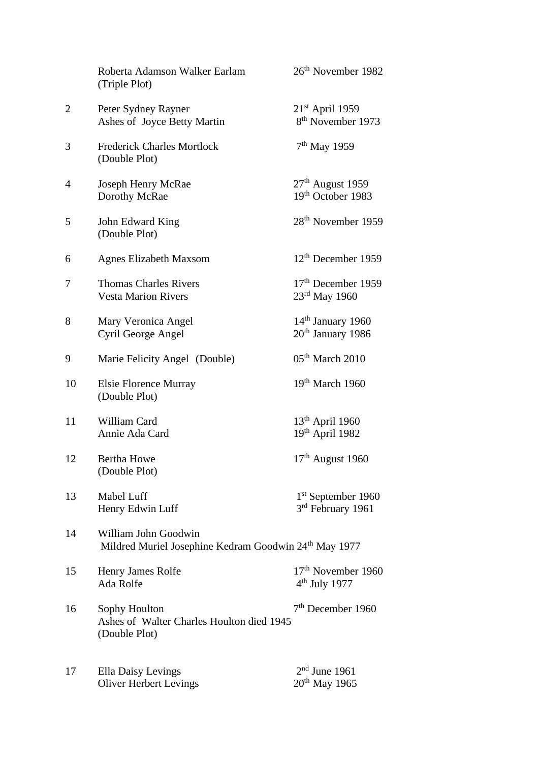| | | |
|---|---|---|
| | Roberta Adamson Walker Earlam (Triple Plot) | 26th November 1982 |
| 2 | Peter Sydney Rayner<br>Ashes of Joyce Betty Martin | 21st April 1959<br>8th November 1973 |
| 3 | Frederick Charles Mortlock (Double Plot) | 7th May 1959 |
| 4 | Joseph Henry McRae<br>Dorothy McRae | 27th August 1959<br>19th October 1983 |
| 5 | John Edward King (Double Plot) | 28th November 1959 |
| 6 | Agnes Elizabeth Maxsom | 12th December 1959 |
| 7 | Thomas Charles Rivers<br>Vesta Marion Rivers | 17th December 1959<br>23rd May 1960 |
| 8 | Mary Veronica Angel<br>Cyril George Angel | 14th January 1960<br>20th January 1986 |
| 9 | Marie Felicity Angel (Double) | 05th March 2010 |
| 10 | Elsie Florence Murray (Double Plot) | 19th March 1960 |
| 11 | William Card<br>Annie Ada Card | 13th April 1960<br>19th April 1982 |
| 12 | Bertha Howe (Double Plot) | 17th August 1960 |
| 13 | Mabel Luff<br>Henry Edwin Luff | 1st September 1960<br>3rd February 1961 |
| 14 | William John Goodwin<br>Mildred Muriel Josephine Kedram Goodwin | <br>24th May 1977 |
| 15 | Henry James Rolfe<br>Ada Rolfe | 17th November 1960<br>4th July 1977 |
| 16 | Sophy Houlton<br>Ashes of Walter Charles Houlton died 1945<br>(Double Plot) | 7th December 1960 |
| 17 | Ella Daisy Levings<br>Oliver Herbert Levings | 2nd June 1961<br>20th May 1965 |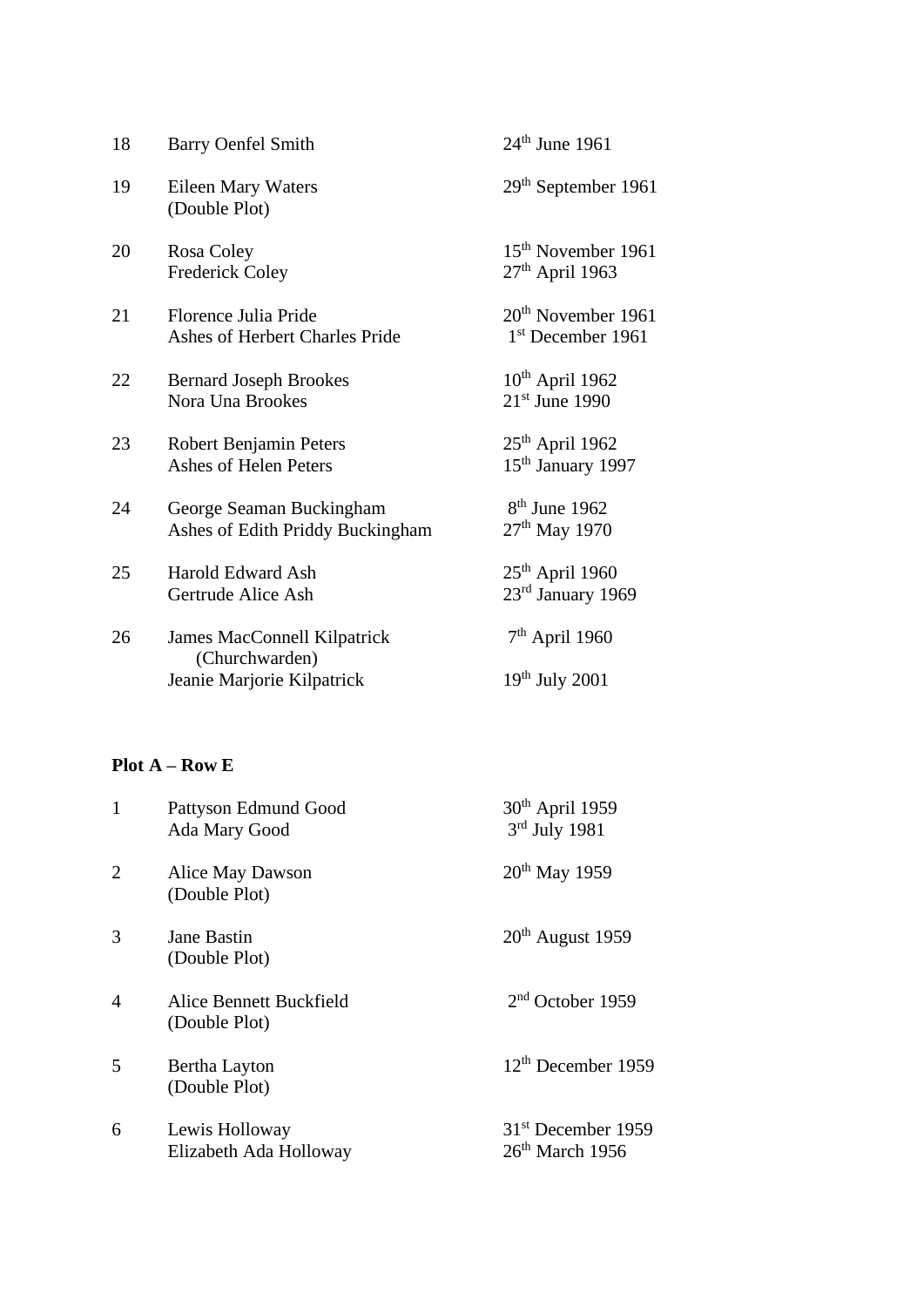| | | |
|---|---|---|
| 18 | Barry Oenfel Smith | 24th June 1961 |
| 19 | Eileen Mary Waters<br>(Double Plot) | 29th September 1961 |
| 20 | Rosa Coley<br>Frederick Coley | 15th November 1961<br>27th April 1963 |
| 21 | Florence Julia Pride<br>Ashes of Herbert Charles Pride | 20th November 1961<br>1st December 1961 |
| 22 | Bernard Joseph Brookes<br>Nora Una Brookes | 10th April 1962<br>21st June 1990 |
| 23 | Robert Benjamin Peters<br>Ashes of Helen Peters | 25th April 1962<br>15th January 1997 |
| 24 | George Seaman Buckingham<br>Ashes of Edith Priddy Buckingham | 8th June 1962<br>27th May 1970 |
| 25 | Harold Edward Ash<br>Gertrude Alice Ash | 25th April 1960<br>23rd January 1969 |
| 26 | James MacConnell Kilpatrick<br>(Churchwarden)<br>Jeanie Marjorie Kilpatrick | 7th April 1960<br><br>19th July 2001 |

**Plot A – Row E**

| | | |
|---|---|---|
| 1 | Pattyson Edmund Good<br>Ada Mary Good | 30th April 1959<br>3rd July 1981 |
| 2 | Alice May Dawson<br>(Double Plot) | 20th May 1959 |
| 3 | Jane Bastin<br>(Double Plot) | 20th August 1959 |
| 4 | Alice Bennett Buckfield<br>(Double Plot) | 2nd October 1959 |
| 5 | Bertha Layton<br>(Double Plot) | 12th December 1959 |
| 6 | Lewis Holloway<br>Elizabeth Ada Holloway | 31st December 1959<br>26th March 1956 |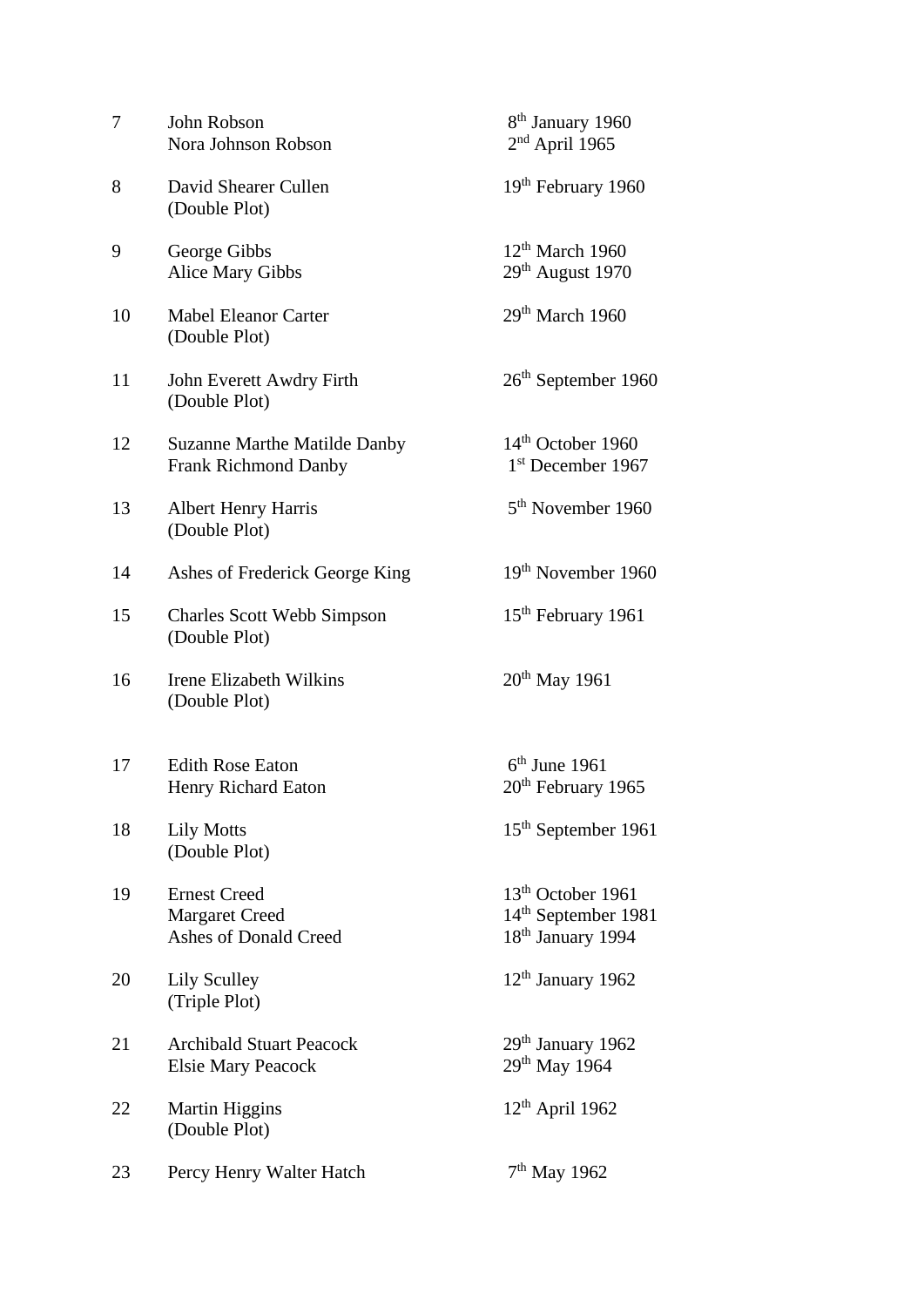| | | |
|---|---|---|
| 7 | John Robson<br>Nora Johnson Robson | 8th January 1960<br>2nd April 1965 |
| 8 | David Shearer Cullen<br>(Double Plot) | 19th February 1960 |
| 9 | George Gibbs<br>Alice Mary Gibbs | 12th March 1960<br>29th August 1970 |
| 10 | Mabel Eleanor Carter<br>(Double Plot) | 29th March 1960 |
| 11 | John Everett Awdry Firth<br>(Double Plot) | 26th September 1960 |
| 12 | Suzanne Marthe Matilde Danby<br>Frank Richmond Danby | 14th October 1960<br>1st December 1967 |
| 13 | Albert Henry Harris<br>(Double Plot) | 5th November 1960 |
| 14 | Ashes of Frederick George King | 19th November 1960 |
| 15 | Charles Scott Webb Simpson<br>(Double Plot) | 15th February 1961 |
| 16 | Irene Elizabeth Wilkins<br>(Double Plot) | 20th May 1961 |
| 17 | Edith Rose Eaton<br>Henry Richard Eaton | 6th June 1961<br>20th February 1965 |
| 18 | Lily Motts<br>(Double Plot) | 15th September 1961 |
| 19 | Ernest Creed<br>Margaret Creed<br>Ashes of Donald Creed | 13th October 1961<br>14th September 1981<br>18th January 1994 |
| 20 | Lily Sculley<br>(Triple Plot) | 12th January 1962 |
| 21 | Archibald Stuart Peacock<br>Elsie Mary Peacock | 29th January 1962<br>29th May 1964 |
| 22 | Martin Higgins<br>(Double Plot) | 12th April 1962 |
| 23 | Percy Henry Walter Hatch | 7th May 1962 |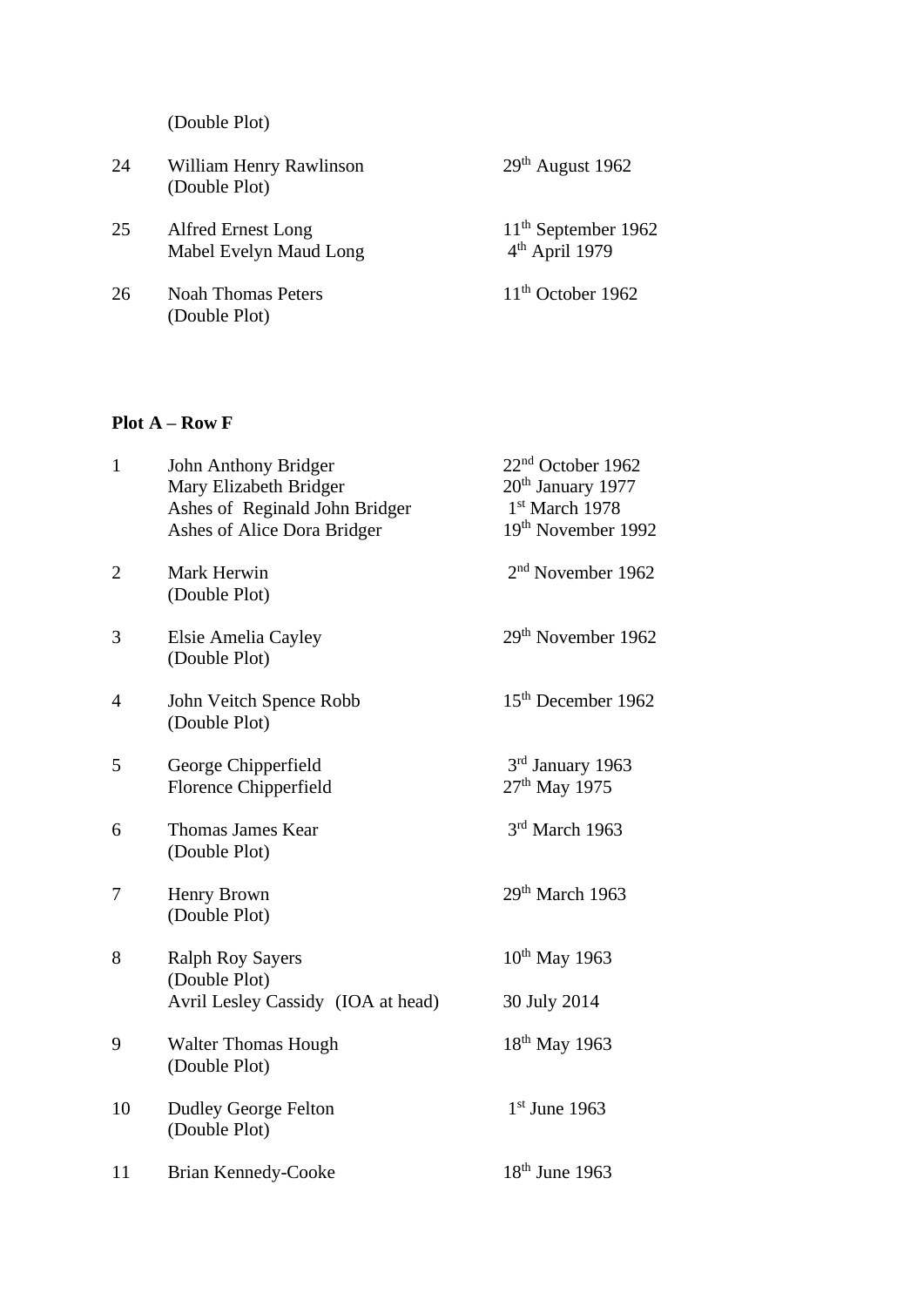(Double Plot)

| | | |
|---|---|---|
| 24 | William Henry Rawlinson<br>(Double Plot) | 29th August 1962 |
| 25 | Alfred Ernest Long<br>Mabel Evelyn Maud Long | 11th September 1962<br>4th April 1979 |
| 26 | Noah Thomas Peters<br>(Double Plot) | 11th October 1962 |

**Plot A – Row F**

| | | |
|---|---|---|
| 1 | John Anthony Bridger<br>Mary Elizabeth Bridger<br>Ashes of Reginald John Bridger<br>Ashes of Alice Dora Bridger | 22nd October 1962<br>20th January 1977<br>1st March 1978<br>19th November 1992 |
| 2 | Mark Herwin<br>(Double Plot) | 2nd November 1962 |
| 3 | Elsie Amelia Cayley<br>(Double Plot) | 29th November 1962 |
| 4 | John Veitch Spence Robb<br>(Double Plot) | 15th December 1962 |
| 5 | George Chipperfield<br>Florence Chipperfield | 3rd January 1963<br>27th May 1975 |
| 6 | Thomas James Kear<br>(Double Plot) | 3rd March 1963 |
| 7 | Henry Brown<br>(Double Plot) | 29th March 1963 |
| 8 | Ralph Roy Sayers<br>(Double Plot)<br>Avril Lesley Cassidy (IOA at head) | 10th May 1963<br><br>30 July 2014 |
| 9 | Walter Thomas Hough<br>(Double Plot) | 18th May 1963 |
| 10 | Dudley George Felton<br>(Double Plot) | 1st June 1963 |
| 11 | Brian Kennedy-Cooke | 18th June 1963 |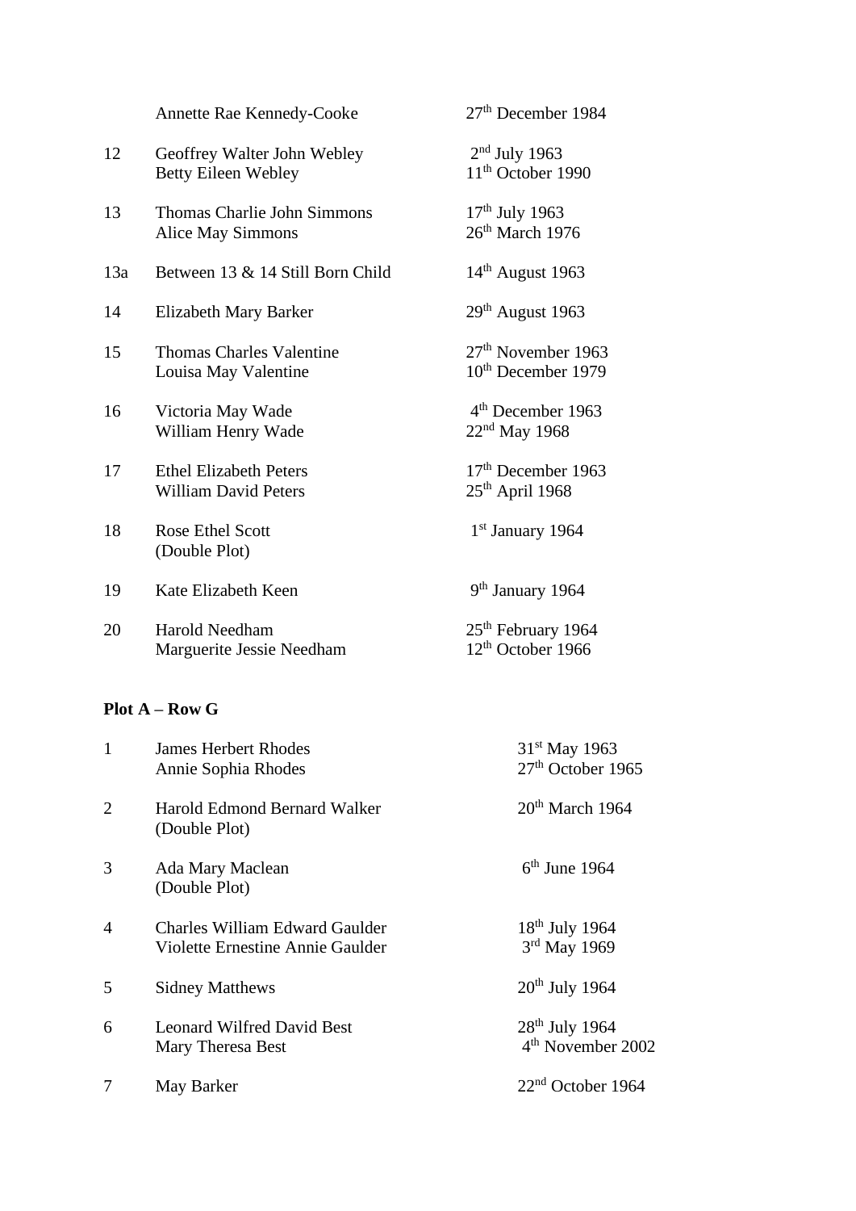| | | |
|---|---|---|
| | Annette Rae Kennedy-Cooke | 27th December 1984 |
| 12 | Geoffrey Walter John Webley<br>Betty Eileen Webley | 2nd July 1963<br>11th October 1990 |
| 13 | Thomas Charlie John Simmons<br>Alice May Simmons | 17th July 1963<br>26th March 1976 |
| 13a | Between 13 & 14 Still Born Child | 14th August 1963 |
| 14 | Elizabeth Mary Barker | 29th August 1963 |
| 15 | Thomas Charles Valentine<br>Louisa May Valentine | 27th November 1963<br>10th December 1979 |
| 16 | Victoria May Wade<br>William Henry Wade | 4th December 1963<br>22nd May 1968 |
| 17 | Ethel Elizabeth Peters<br>William David Peters | 17th December 1963<br>25th April 1968 |
| 18 | Rose Ethel Scott<br>(Double Plot) | 1st January 1964 |
| 19 | Kate Elizabeth Keen | 9th January 1964 |
| 20 | Harold Needham<br>Marguerite Jessie Needham | 25th February 1964<br>12th October 1966 |

**Plot A – Row G**

| | | |
|---|---|---|
| 1 | James Herbert Rhodes<br>Annie Sophia Rhodes | 31st May 1963<br>27th October 1965 |
| 2 | Harold Edmond Bernard Walker<br>(Double Plot) | 20th March 1964 |
| 3 | Ada Mary Maclean<br>(Double Plot) | 6th June 1964 |
| 4 | Charles William Edward Gaulder<br>Violette Ernestine Annie Gaulder | 18th July 1964<br>3rd May 1969 |
| 5 | Sidney Matthews | 20th July 1964 |
| 6 | Leonard Wilfred David Best<br>Mary Theresa Best | 28th July 1964<br>4th November 2002 |
| 7 | May Barker | 22nd October 1964 |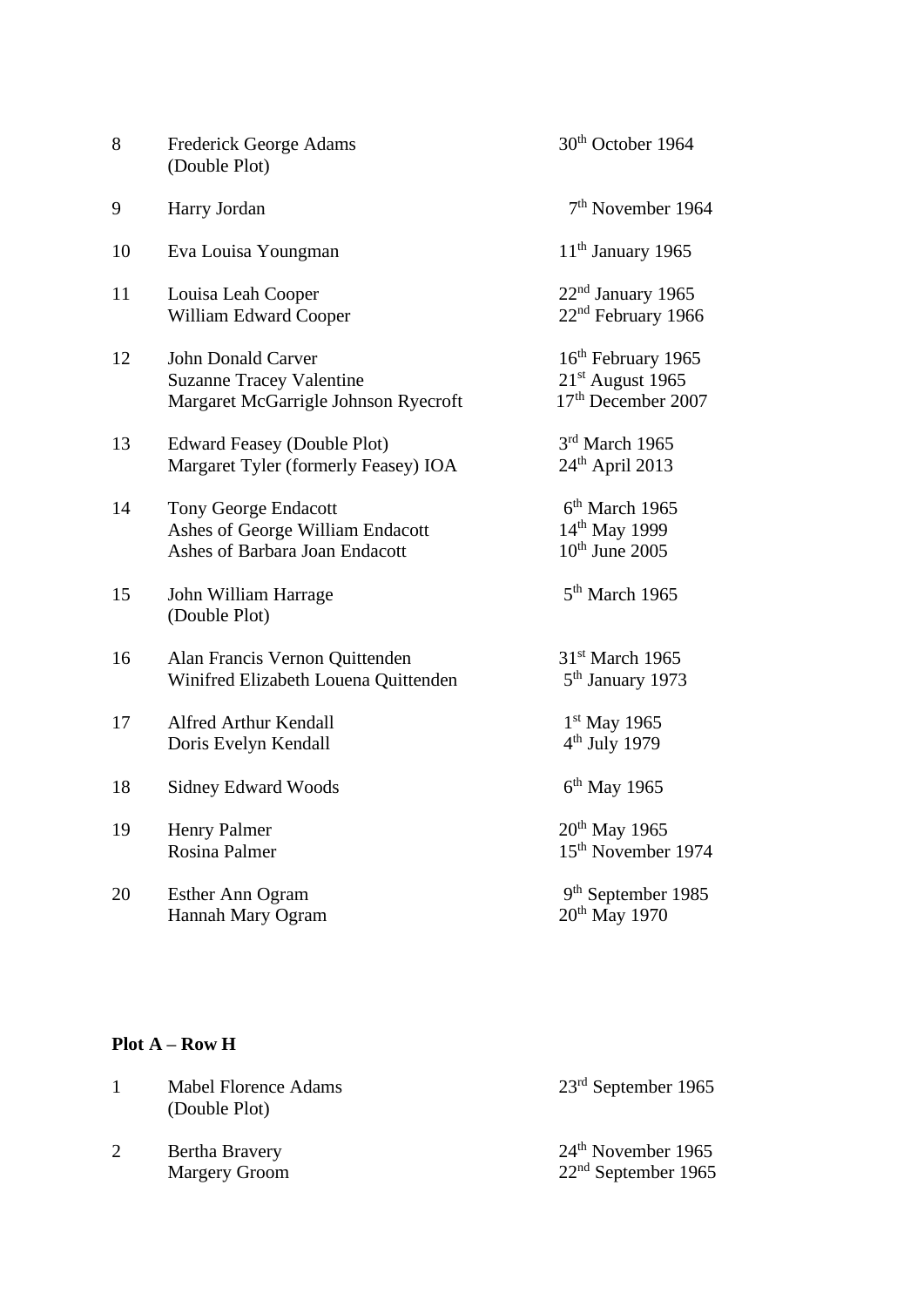| | | |
|---|---|---|
| 8 | Frederick George Adams<br>(Double Plot) | 30th October 1964 |
| 9 | Harry Jordan | 7th November 1964 |
| 10 | Eva Louisa Youngman | 11th January 1965 |
| 11 | Louisa Leah Cooper<br>William Edward Cooper | 22nd January 1965<br>22nd February 1966 |
| 12 | John Donald Carver<br>Suzanne Tracey Valentine<br>Margaret McGarrigle Johnson Ryecroft | 16th February 1965<br>21st August 1965<br>17th December 2007 |
| 13 | Edward Feasey (Double Plot)<br>Margaret Tyler (formerly Feasey) IOA | 3rd March 1965<br>24th April 2013 |
| 14 | Tony George Endacott<br>Ashes of George William Endacott<br>Ashes of Barbara Joan Endacott | 6th March 1965<br>14th May 1999<br>10th June 2005 |
| 15 | John William Harrage<br>(Double Plot) | 5th March 1965 |
| 16 | Alan Francis Vernon Quittenden<br>Winifred Elizabeth Louena Quittenden | 31st March 1965<br>5th January 1973 |
| 17 | Alfred Arthur Kendall<br>Doris Evelyn Kendall | 1st May 1965<br>4th July 1979 |
| 18 | Sidney Edward Woods | 6th May 1965 |
| 19 | Henry Palmer<br>Rosina Palmer | 20th May 1965<br>15th November 1974 |
| 20 | Esther Ann Ogram<br>Hannah Mary Ogram | 9th September 1985<br>20th May 1970 |

**Plot A – Row H**

| | | |
|---|---|---|
| 1 | Mabel Florence Adams<br>(Double Plot) | 23rd September 1965 |
| 2 | Bertha Bravery<br>Margery Groom | 24th November 1965<br>22nd September 1965 |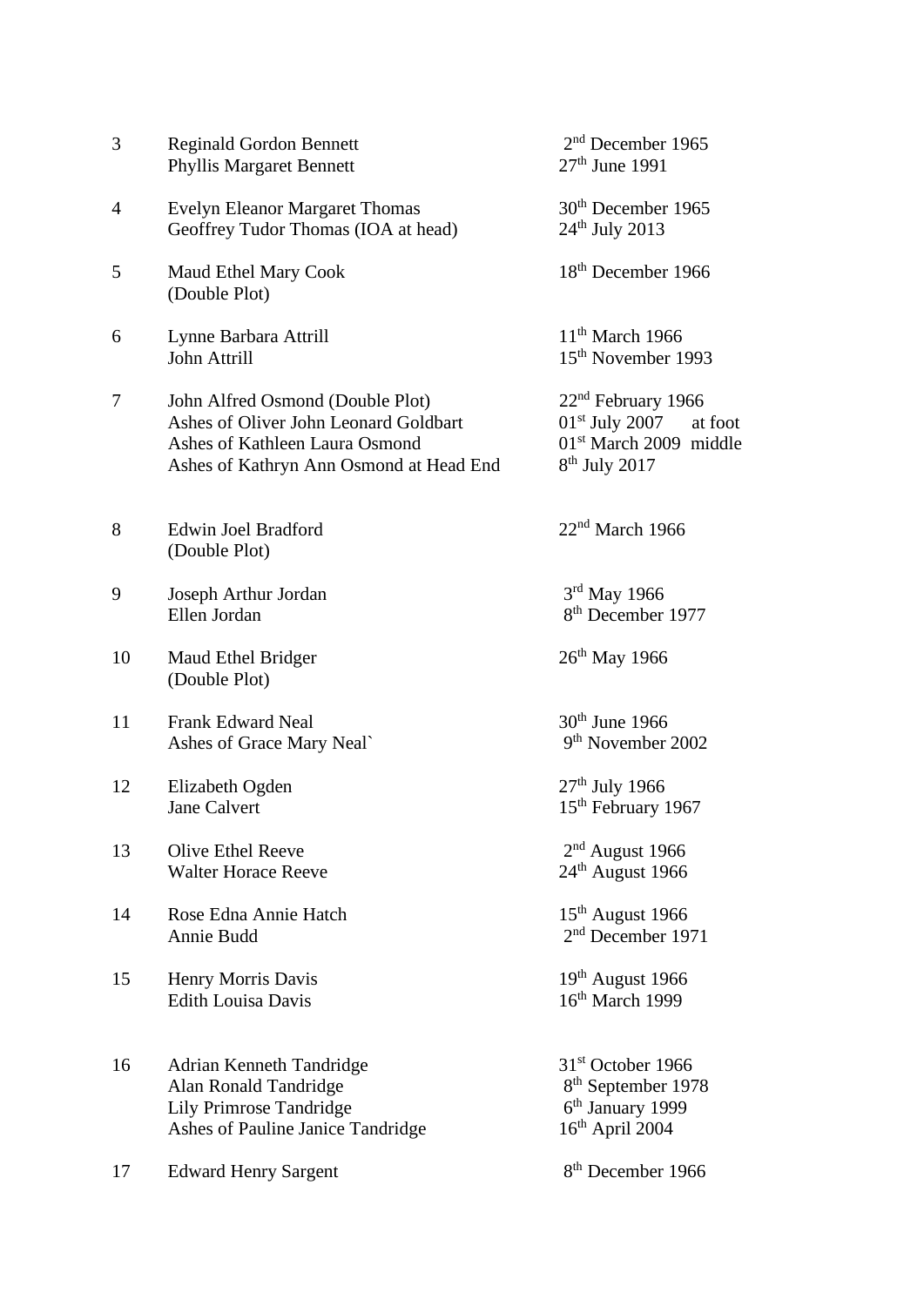| | | |
|---|---|---|
| 3 | Reginald Gordon Bennett | 2nd December 1965 |
| | Phyllis Margaret Bennett | 27th June 1991 |
| 4 | Evelyn Eleanor Margaret Thomas | 30th December 1965 |
| | Geoffrey Tudor Thomas (IOA at head) | 24th July 2013 |
| 5 | Maud Ethel Mary Cook | 18th December 1966 |
| | (Double Plot) | |
| 6 | Lynne Barbara Attrill | 11th March 1966 |
| | John Attrill | 15th November 1993 |
| 7 | John Alfred Osmond (Double Plot) | 22nd February 1966 |
| | Ashes of Oliver John Leonard Goldbart | 01st July 2007 at foot |
| | Ashes of Kathleen Laura Osmond | 01st March 2009 middle |
| | Ashes of Kathryn Ann Osmond at Head End | 8th July 2017 |
| 8 | Edwin Joel Bradford | 22nd March 1966 |
| | (Double Plot) | |
| 9 | Joseph Arthur Jordan | 3rd May 1966 |
| | Ellen Jordan | 8th December 1977 |
| 10 | Maud Ethel Bridger | 26th May 1966 |
| | (Double Plot) | |
| 11 | Frank Edward Neal | 30th June 1966 |
| | Ashes of Grace Mary Neal` | 9th November 2002 |
| 12 | Elizabeth Ogden | 27th July 1966 |
| | Jane Calvert | 15th February 1967 |
| 13 | Olive Ethel Reeve | 2nd August 1966 |
| | Walter Horace Reeve | 24th August 1966 |
| 14 | Rose Edna Annie Hatch | 15th August 1966 |
| | Annie Budd | 2nd December 1971 |
| 15 | Henry Morris Davis | 19th August 1966 |
| | Edith Louisa Davis | 16th March 1999 |
| 16 | Adrian Kenneth Tandridge | 31st October 1966 |
| | Alan Ronald Tandridge | 8th September 1978 |
| | Lily Primrose Tandridge | 6th January 1999 |
| | Ashes of Pauline Janice Tandridge | 16th April 2004 |
| 17 | Edward Henry Sargent | 8th December 1966 |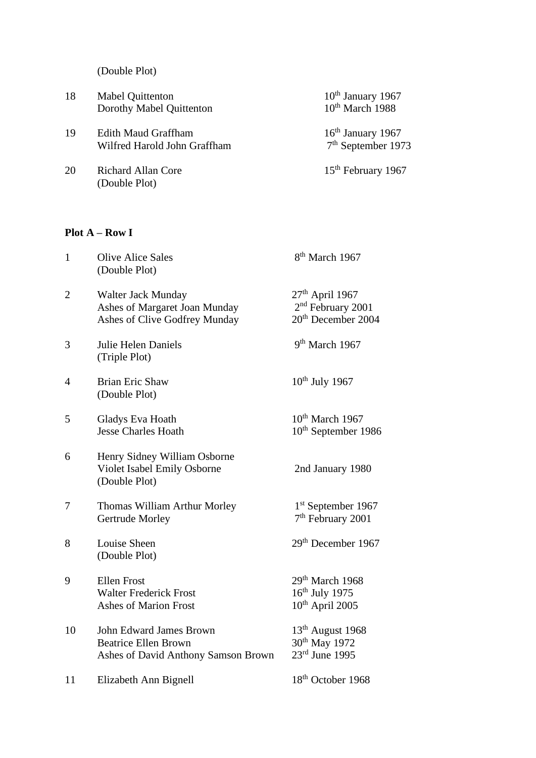(Double Plot)

| | | |
|---|---|---|
| 18 | Mabel Quittenton<br>Dorothy Mabel Quittenton | 10th January 1967<br>10th March 1988 |
| 19 | Edith Maud Graffham<br>Wilfred Harold John Graffham | 16th January 1967<br>7th September 1973 |
| 20 | Richard Allan Core<br>(Double Plot) | 15th February 1967 |

**Plot A – Row I**

| | | |
|---|---|---|
| 1 | Olive Alice Sales<br>(Double Plot) | 8th March 1967 |
| 2 | Walter Jack Munday<br>Ashes of Margaret Joan Munday<br>Ashes of Clive Godfrey Munday | 27th April 1967<br>2nd February 2001<br>20th December 2004 |
| 3 | Julie Helen Daniels<br>(Triple Plot) | 9th March 1967 |
| 4 | Brian Eric Shaw<br>(Double Plot) | 10th July 1967 |
| 5 | Gladys Eva Hoath<br>Jesse Charles Hoath | 10th March 1967<br>10th September 1986 |
| 6 | Henry Sidney William Osborne<br>Violet Isabel Emily Osborne<br>(Double Plot) | <br>2nd January 1980 |
| 7 | Thomas William Arthur Morley<br>Gertrude Morley | 1st September 1967<br>7th February 2001 |
| 8 | Louise Sheen<br>(Double Plot) | 29th December 1967 |
| 9 | Ellen Frost<br>Walter Frederick Frost<br>Ashes of Marion Frost | 29th March 1968<br>16th July 1975<br>10th April 2005 |
| 10 | John Edward James Brown<br>Beatrice Ellen Brown<br>Ashes of David Anthony Samson Brown | 13th August 1968<br>30th May 1972<br>23rd June 1995 |
| 11 | Elizabeth Ann Bignell | 18th October 1968 |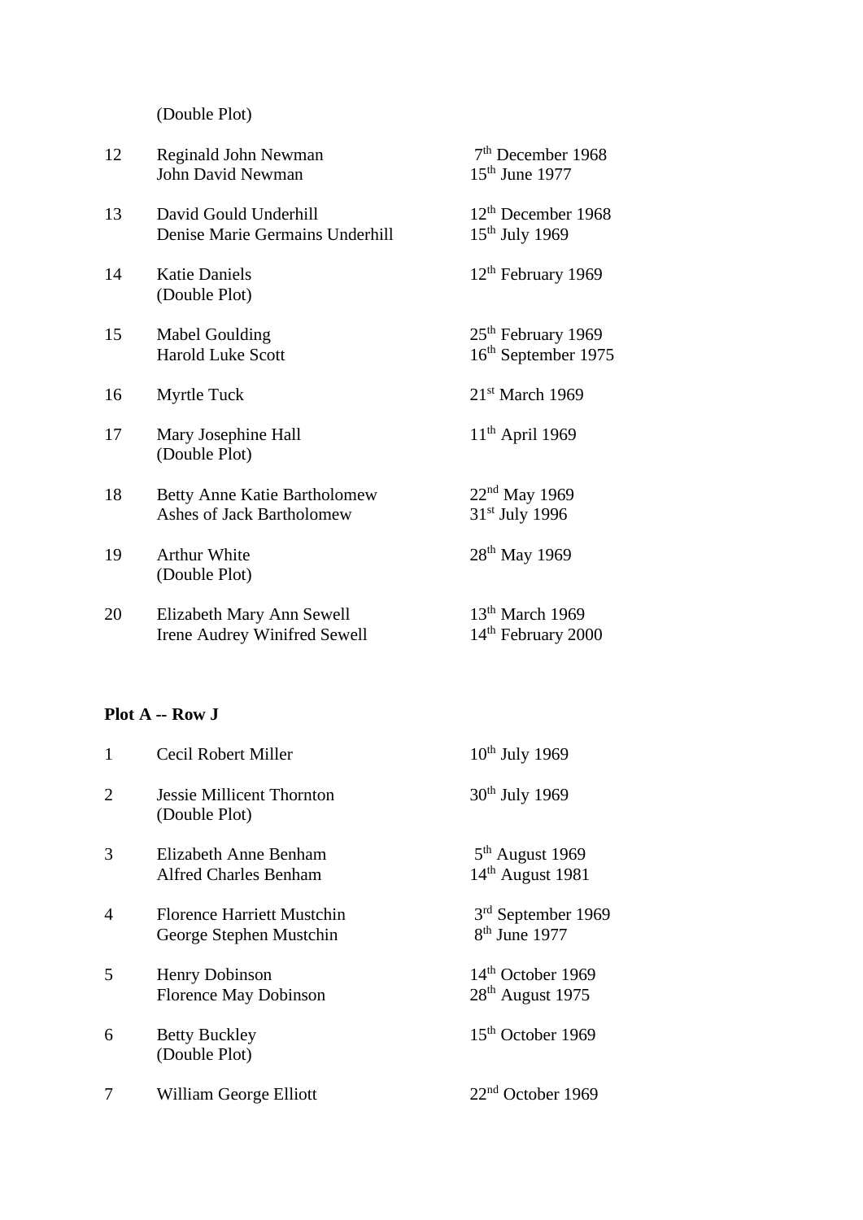(Double Plot)

| | | |
|---|---|---|
| 12 | Reginald John Newman<br>John David Newman | 7th December 1968<br>15th June 1977 |
| 13 | David Gould Underhill<br>Denise Marie Germains Underhill | 12th December 1968<br>15th July 1969 |
| 14 | Katie Daniels<br>(Double Plot) | 12th February 1969 |
| 15 | Mabel Goulding<br>Harold Luke Scott | 25th February 1969<br>16th September 1975 |
| 16 | Myrtle Tuck | 21st March 1969 |
| 17 | Mary Josephine Hall<br>(Double Plot) | 11th April 1969 |
| 18 | Betty Anne Katie Bartholomew<br>Ashes of Jack Bartholomew | 22nd May 1969<br>31st July 1996 |
| 19 | Arthur White<br>(Double Plot) | 28th May 1969 |
| 20 | Elizabeth Mary Ann Sewell<br>Irene Audrey Winifred Sewell | 13th March 1969<br>14th February 2000 |

**Plot A -- Row J**

| | | |
|---|---|---|
| 1 | Cecil Robert Miller | 10th July 1969 |
| 2 | Jessie Millicent Thornton<br>(Double Plot) | 30th July 1969 |
| 3 | Elizabeth Anne Benham<br>Alfred Charles Benham | 5th August 1969<br>14th August 1981 |
| 4 | Florence Harriett Mustchin<br>George Stephen Mustchin | 3rd September 1969<br>8th June 1977 |
| 5 | Henry Dobinson<br>Florence May Dobinson | 14th October 1969<br>28th August 1975 |
| 6 | Betty Buckley<br>(Double Plot) | 15th October 1969 |
| 7 | William George Elliott | 22nd October 1969 |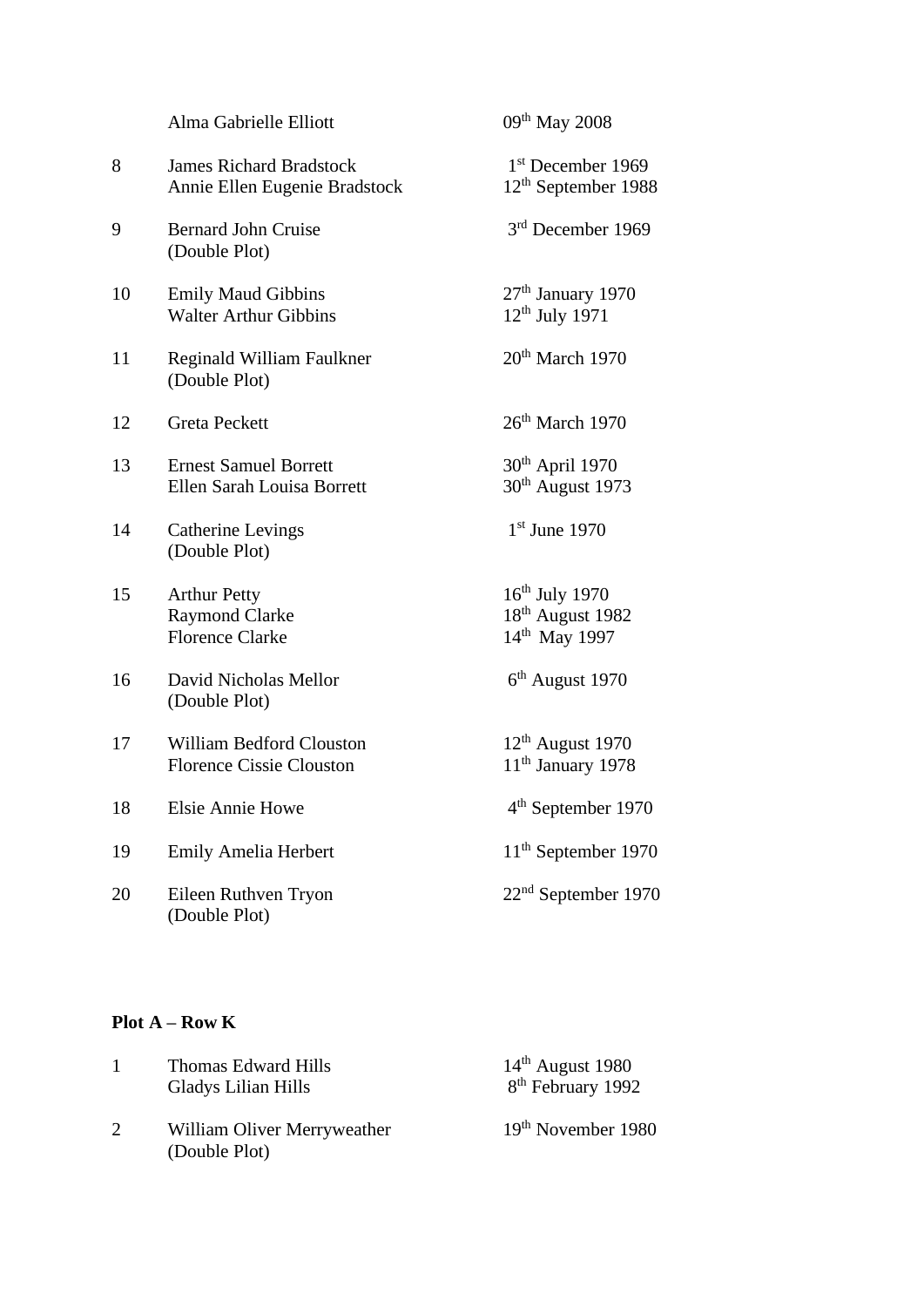| | | |
|---|---|---|
| | Alma Gabrielle Elliott | 09th May 2008 |
| 8 | James Richard Bradstock<br>Annie Ellen Eugenie Bradstock | 1st December 1969<br>12th September 1988 |
| 9 | Bernard John Cruise<br>(Double Plot) | 3rd December 1969 |
| 10 | Emily Maud Gibbins<br>Walter Arthur Gibbins | 27th January 1970<br>12th July 1971 |
| 11 | Reginald William Faulkner<br>(Double Plot) | 20th March 1970 |
| 12 | Greta Peckett | 26th March 1970 |
| 13 | Ernest Samuel Borrett<br>Ellen Sarah Louisa Borrett | 30th April 1970<br>30th August 1973 |
| 14 | Catherine Levings<br>(Double Plot) | 1st June 1970 |
| 15 | Arthur Petty<br>Raymond Clarke<br>Florence Clarke | 16th July 1970<br>18th August 1982<br>14th May 1997 |
| 16 | David Nicholas Mellor<br>(Double Plot) | 6th August 1970 |
| 17 | William Bedford Clouston<br>Florence Cissie Clouston | 12th August 1970<br>11th January 1978 |
| 18 | Elsie Annie Howe | 4th September 1970 |
| 19 | Emily Amelia Herbert | 11th September 1970 |
| 20 | Eileen Ruthven Tryon<br>(Double Plot) | 22nd September 1970 |

**Plot A – Row K**

| | | |
|---|---|---|
| 1 | Thomas Edward Hills<br>Gladys Lilian Hills | 14th August 1980<br>8th February 1992 |
| 2 | William Oliver Merryweather<br>(Double Plot) | 19th November 1980 |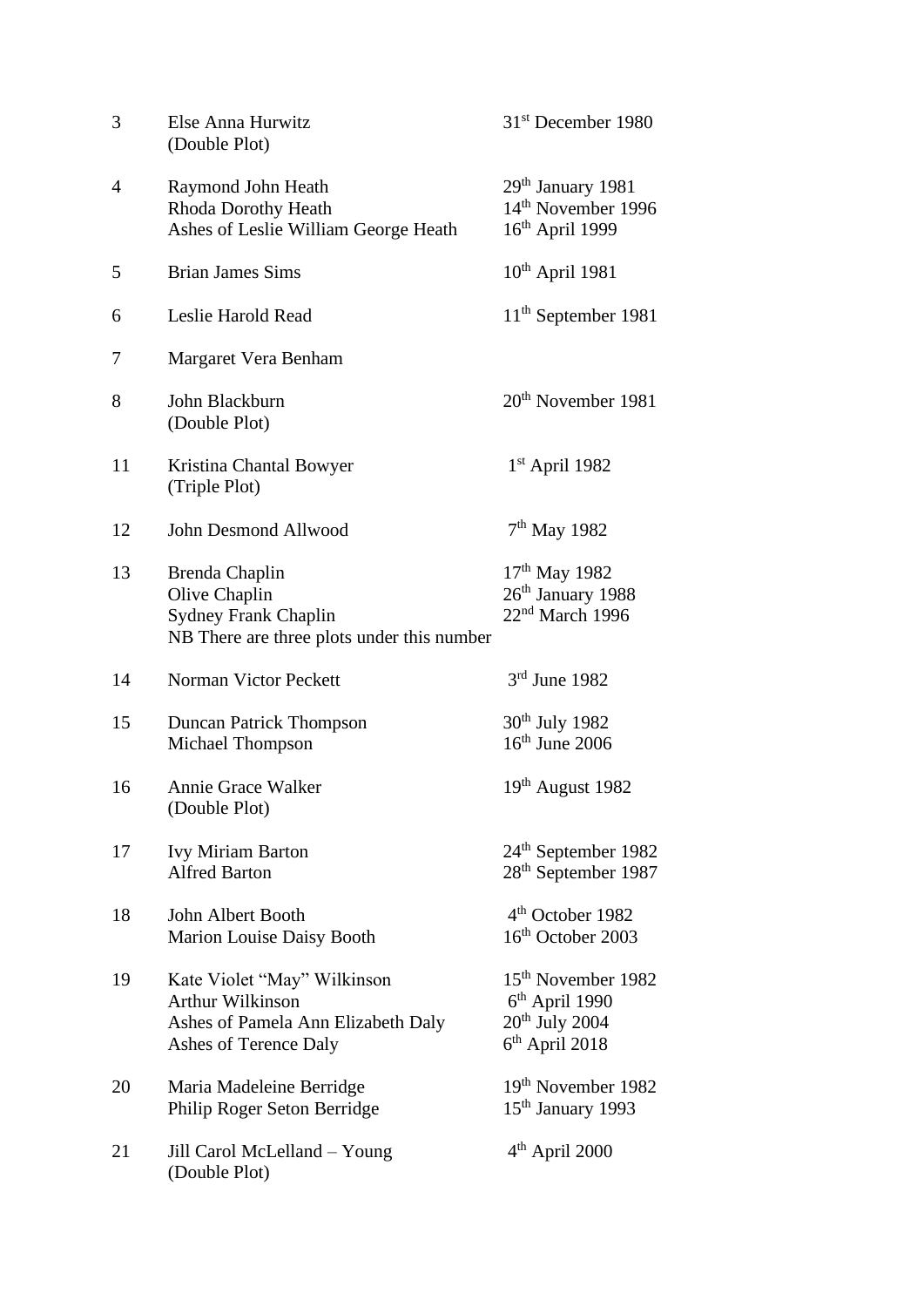| | | |
|---|---|---|
| 3 | Else Anna Hurwitz<br>(Double Plot) | 31st December 1980 |
| 4 | Raymond John Heath<br>Rhoda Dorothy Heath<br>Ashes of Leslie William George Heath | 29th January 1981<br>14th November 1996<br>16th April 1999 |
| 5 | Brian James Sims | 10th April 1981 |
| 6 | Leslie Harold Read | 11th September 1981 |
| 7 | Margaret Vera Benham | |
| 8 | John Blackburn<br>(Double Plot) | 20th November 1981 |
| 11 | Kristina Chantal Bowyer<br>(Triple Plot) | 1st April 1982 |
| 12 | John Desmond Allwood | 7th May 1982 |
| 13 | Brenda Chaplin<br>Olive Chaplin<br>Sydney Frank Chaplin<br>NB There are three plots under this number | 17th May 1982<br>26th January 1988<br>22nd March 1996 |
| 14 | Norman Victor Peckett | 3rd June 1982 |
| 15 | Duncan Patrick Thompson<br>Michael Thompson | 30th July 1982<br>16th June 2006 |
| 16 | Annie Grace Walker<br>(Double Plot) | 19th August 1982 |
| 17 | Ivy Miriam Barton<br>Alfred Barton | 24th September 1982<br>28th September 1987 |
| 18 | John Albert Booth<br>Marion Louise Daisy Booth | 4th October 1982<br>16th October 2003 |
| 19 | Kate Violet "May" Wilkinson<br>Arthur Wilkinson<br>Ashes of Pamela Ann Elizabeth Daly<br>Ashes of Terence Daly | 15th November 1982<br>6th April 1990<br>20th July 2004<br>6th April 2018 |
| 20 | Maria Madeleine Berridge<br>Philip Roger Seton Berridge | 19th November 1982<br>15th January 1993 |
| 21 | Jill Carol McLelland – Young<br>(Double Plot) | 4th April 2000 |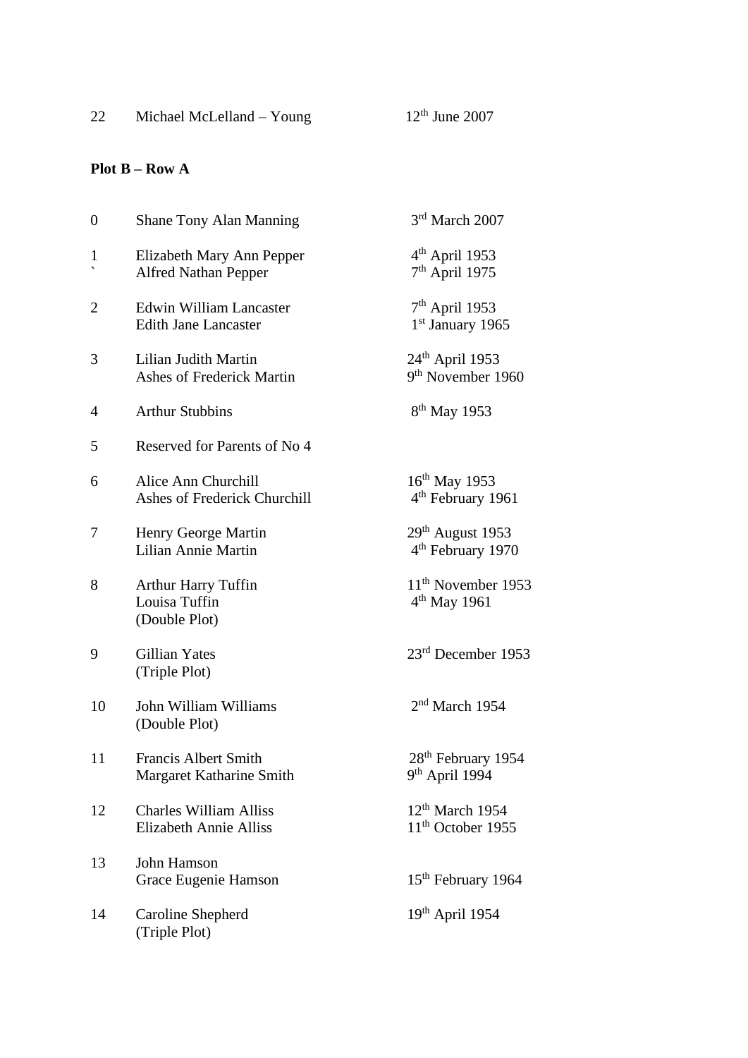| | | |
|---|---|---|
| 22 | Michael McLelland – Young | 12th June 2007 |

**Plot B – Row A**

| | | |
|---|---|---|
| 0 | Shane Tony Alan Manning | 3rd March 2007 |
| 1 | Elizabeth Mary Ann Pepper | 4th April 1953 |
| ` | Alfred Nathan Pepper | 7th April 1975 |
| 2 | Edwin William Lancaster | 7th April 1953 |
| | Edith Jane Lancaster | 1st January 1965 |
| 3 | Lilian Judith Martin | 24th April 1953 |
| | Ashes of Frederick Martin | 9th November 1960 |
| 4 | Arthur Stubbins | 8th May 1953 |
| 5 | Reserved for Parents of No 4 | |
| 6 | Alice Ann Churchill | 16th May 1953 |
| | Ashes of Frederick Churchill | 4th February 1961 |
| 7 | Henry George Martin | 29th August 1953 |
| | Lilian Annie Martin | 4th February 1970 |
| 8 | Arthur Harry Tuffin | 11th November 1953 |
| | Louisa Tuffin | 4th May 1961 |
| | (Double Plot) | |
| 9 | Gillian Yates | 23rd December 1953 |
| | (Triple Plot) | |
| 10 | John William Williams | 2nd March 1954 |
| | (Double Plot) | |
| 11 | Francis Albert Smith | 28th February 1954 |
| | Margaret Katharine Smith | 9th April 1994 |
| 12 | Charles William Alliss | 12th March 1954 |
| | Elizabeth Annie Alliss | 11th October 1955 |
| 13 | John Hamson | |
| | Grace Eugenie Hamson | 15th February 1964 |
| 14 | Caroline Shepherd | 19th April 1954 |
| | (Triple Plot) | |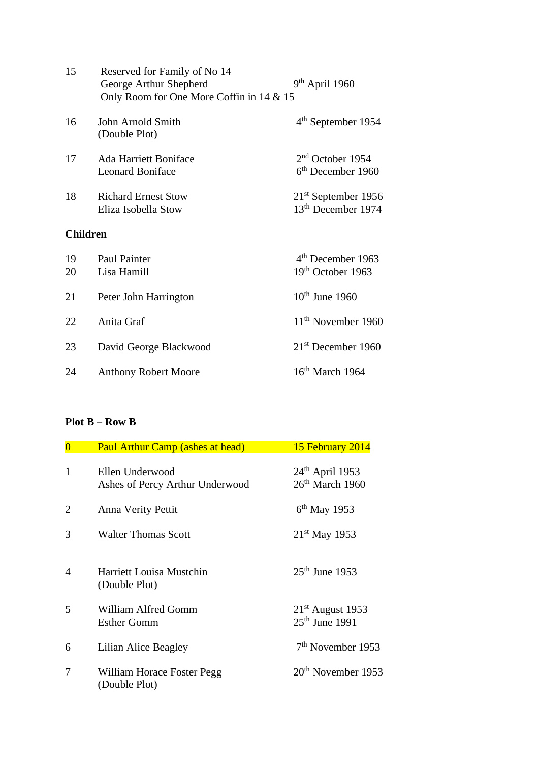| | | |
|---|---|---|
| 15 | Reserved for Family of No 14<br>George Arthur Shepherd<br>Only Room for One More Coffin in 14 & 15 | <br>9th April 1960 |
| 16 | John Arnold Smith<br>(Double Plot) | 4th September 1954 |
| 17 | Ada Harriett Boniface<br>Leonard Boniface | 2nd October 1954<br>6th December 1960 |
| 18 | Richard Ernest Stow<br>Eliza Isobella Stow | 21st September 1956<br>13th December 1974 |

**Children**

| | | |
|---|---|---|
| 19 | Paul Painter | 4th December 1963 |
| 20 | Lisa Hamill | 19th October 1963 |
| 21 | Peter John Harrington | 10th June 1960 |
| 22 | Anita Graf | 11th November 1960 |
| 23 | David George Blackwood | 21st December 1960 |
| 24 | Anthony Robert Moore | 16th March 1964 |

**Plot B – Row B**

| | | |
|---|---|---|
| 0 | Paul Arthur Camp (ashes at head) | 15 February 2014 |
| 1 | Ellen Underwood<br>Ashes of Percy Arthur Underwood | 24th April 1953<br>26th March 1960 |
| 2 | Anna Verity Pettit | 6th May 1953 |
| 3 | Walter Thomas Scott | 21st May 1953 |
| 4 | Harriett Louisa Mustchin<br>(Double Plot) | 25th June 1953 |
| 5 | William Alfred Gomm<br>Esther Gomm | 21st August 1953<br>25th June 1991 |
| 6 | Lilian Alice Beagley | 7th November 1953 |
| 7 | William Horace Foster Pegg<br>(Double Plot) | 20th November 1953 |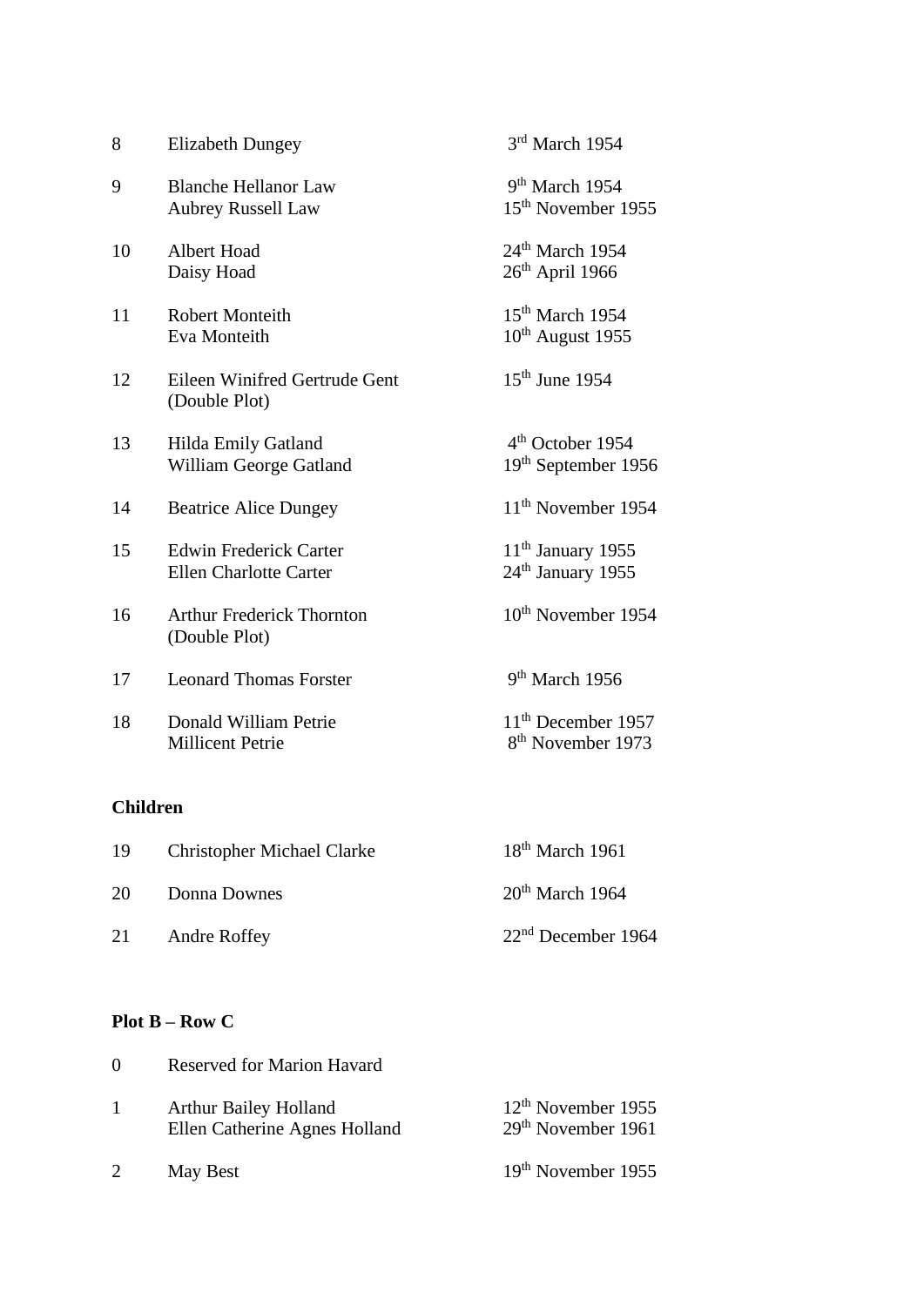| | | |
|---|---|---|
| 8 | Elizabeth Dungey | 3rd March 1954 |
| 9 | Blanche Hellanor Law<br>Aubrey Russell Law | 9th March 1954<br>15th November 1955 |
| 10 | Albert Hoad<br>Daisy Hoad | 24th March 1954<br>26th April 1966 |
| 11 | Robert Monteith<br>Eva Monteith | 15th March 1954<br>10th August 1955 |
| 12 | Eileen Winifred Gertrude Gent<br>(Double Plot) | 15th June 1954 |
| 13 | Hilda Emily Gatland<br>William George Gatland | 4th October 1954<br>19th September 1956 |
| 14 | Beatrice Alice Dungey | 11th November 1954 |
| 15 | Edwin Frederick Carter<br>Ellen Charlotte Carter | 11th January 1955<br>24th January 1955 |
| 16 | Arthur Frederick Thornton<br>(Double Plot) | 10th November 1954 |
| 17 | Leonard Thomas Forster | 9th March 1956 |
| 18 | Donald William Petrie<br>Millicent Petrie | 11th December 1957<br>8th November 1973 |

**Children**

| | | |
|---|---|---|
| 19 | Christopher Michael Clarke | 18th March 1961 |
| 20 | Donna Downes | 20th March 1964 |
| 21 | Andre Roffey | 22nd December 1964 |

**Plot B – Row C**

| | | |
|---|---|---|
| 0 | Reserved for Marion Havard | |
| 1 | Arthur Bailey Holland<br>Ellen Catherine Agnes Holland | 12th November 1955<br>29th November 1961 |
| 2 | May Best | 19th November 1955 |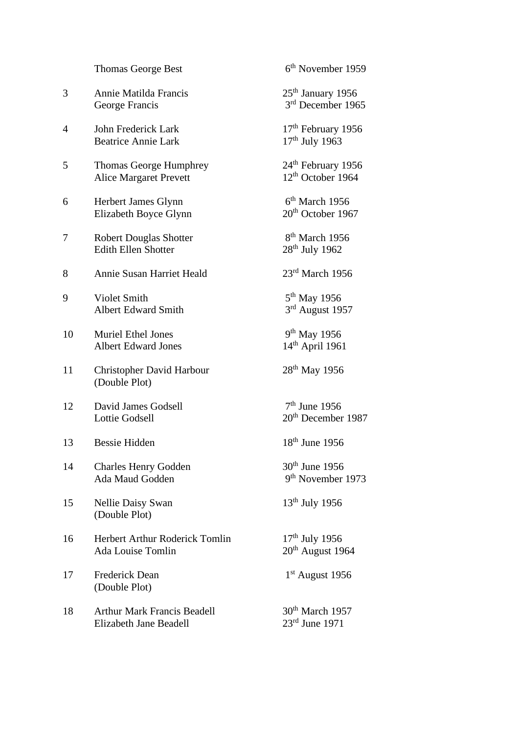| | | |
|---|---|---|
| | Thomas George Best | 6th November 1959 |
| 3 | Annie Matilda Francis<br>George Francis | 25th January 1956<br>3rd December 1965 |
| 4 | John Frederick Lark<br>Beatrice Annie Lark | 17th February 1956<br>17th July 1963 |
| 5 | Thomas George Humphrey<br>Alice Margaret Prevett | 24th February 1956<br>12th October 1964 |
| 6 | Herbert James Glynn<br>Elizabeth Boyce Glynn | 6th March 1956<br>20th October 1967 |
| 7 | Robert Douglas Shotter<br>Edith Ellen Shotter | 8th March 1956<br>28th July 1962 |
| 8 | Annie Susan Harriet Heald | 23rd March 1956 |
| 9 | Violet Smith<br>Albert Edward Smith | 5th May 1956<br>3rd August 1957 |
| 10 | Muriel Ethel Jones<br>Albert Edward Jones | 9th May 1956<br>14th April 1961 |
| 11 | Christopher David Harbour<br>(Double Plot) | 28th May 1956 |
| 12 | David James Godsell<br>Lottie Godsell | 7th June 1956<br>20th December 1987 |
| 13 | Bessie Hidden | 18th June 1956 |
| 14 | Charles Henry Godden<br>Ada Maud Godden | 30th June 1956<br>9th November 1973 |
| 15 | Nellie Daisy Swan<br>(Double Plot) | 13th July 1956 |
| 16 | Herbert Arthur Roderick Tomlin<br>Ada Louise Tomlin | 17th July 1956<br>20th August 1964 |
| 17 | Frederick Dean<br>(Double Plot) | 1st August 1956 |
| 18 | Arthur Mark Francis Beadell<br>Elizabeth Jane Beadell | 30th March 1957<br>23rd June 1971 |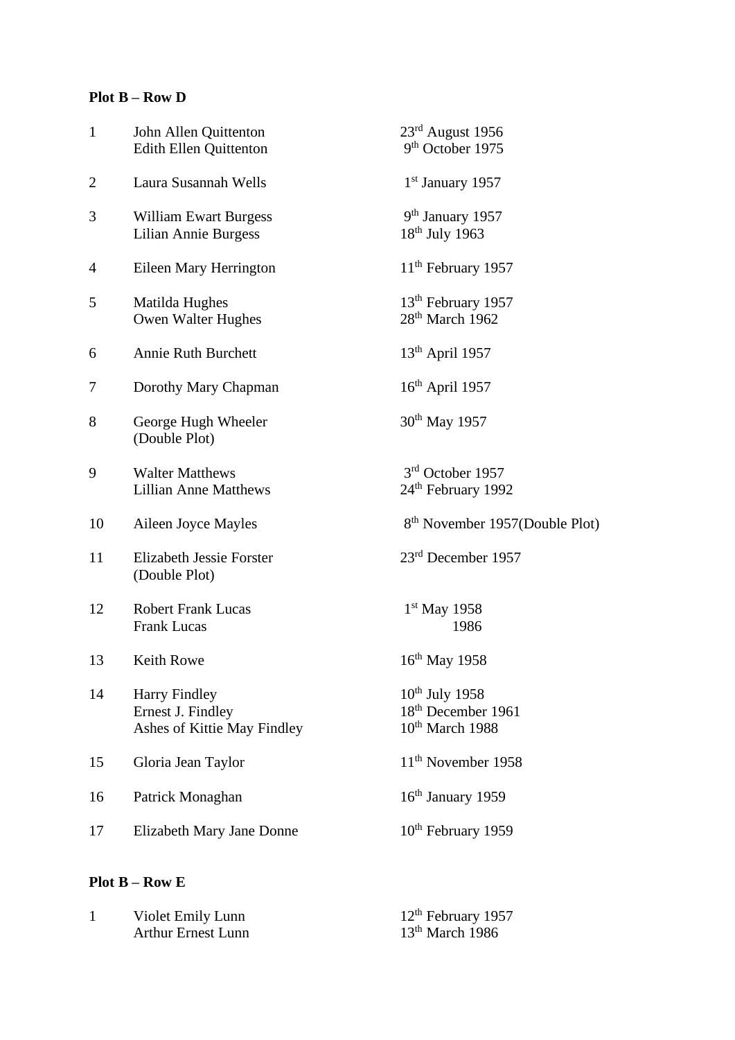**Plot B – Row D**

| | | |
|---|---|---|
| 1 | John Allen Quittenton<br>Edith Ellen Quittenton | 23rd August 1956<br>9th October 1975 |
| 2 | Laura Susannah Wells | 1st January 1957 |
| 3 | William Ewart Burgess<br>Lilian Annie Burgess | 9th January 1957<br>18th July 1963 |
| 4 | Eileen Mary Herrington | 11th February 1957 |
| 5 | Matilda Hughes<br>Owen Walter Hughes | 13th February 1957<br>28th March 1962 |
| 6 | Annie Ruth Burchett | 13th April 1957 |
| 7 | Dorothy Mary Chapman | 16th April 1957 |
| 8 | George Hugh Wheeler<br>(Double Plot) | 30th May 1957 |
| 9 | Walter Matthews<br>Lillian Anne Matthews | 3rd October 1957<br>24th February 1992 |
| 10 | Aileen Joyce Mayles | 8th November 1957(Double Plot) |
| 11 | Elizabeth Jessie Forster<br>(Double Plot) | 23rd December 1957 |
| 12 | Robert Frank Lucas<br>Frank Lucas | 1st May 1958<br>1986 |
| 13 | Keith Rowe | 16th May 1958 |
| 14 | Harry Findley<br>Ernest J. Findley<br>Ashes of Kittie May Findley | 10th July 1958<br>18th December 1961<br>10th March 1988 |
| 15 | Gloria Jean Taylor | 11th November 1958 |
| 16 | Patrick Monaghan | 16th January 1959 |
| 17 | Elizabeth Mary Jane Donne | 10th February 1959 |

**Plot B – Row E**

| | | |
|---|---|---|
| 1 | Violet Emily Lunn<br>Arthur Ernest Lunn | 12th February 1957<br>13th March 1986 |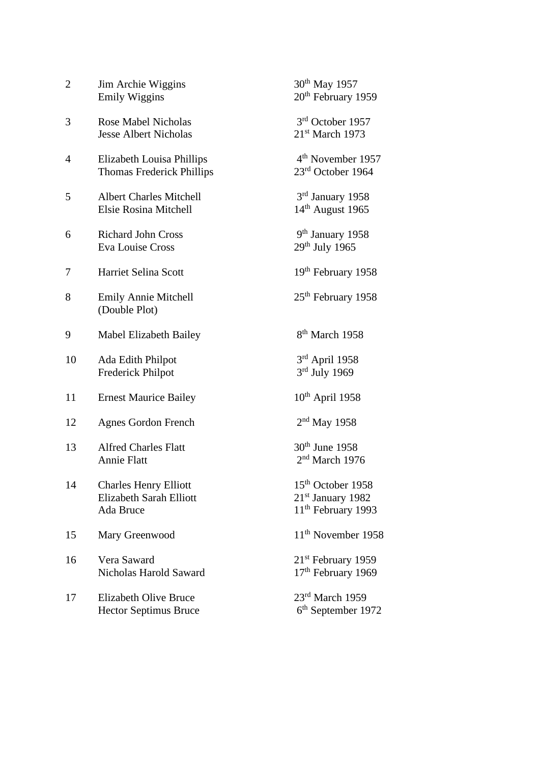| | | |
|---|---|---|
| 2 | Jim Archie Wiggins | 30th May 1957 |
| | Emily Wiggins | 20th February 1959 |
| 3 | Rose Mabel Nicholas | 3rd October 1957 |
| | Jesse Albert Nicholas | 21st March 1973 |
| 4 | Elizabeth Louisa Phillips | 4th November 1957 |
| | Thomas Frederick Phillips | 23rd October 1964 |
| 5 | Albert Charles Mitchell | 3rd January 1958 |
| | Elsie Rosina Mitchell | 14th August 1965 |
| 6 | Richard John Cross | 9th January 1958 |
| | Eva Louise Cross | 29th July 1965 |
| 7 | Harriet Selina Scott | 19th February 1958 |
| 8 | Emily Annie Mitchell | 25th February 1958 |
| | (Double Plot) | |
| 9 | Mabel Elizabeth Bailey | 8th March 1958 |
| 10 | Ada Edith Philpot | 3rd April 1958 |
| | Frederick Philpot | 3rd July 1969 |
| 11 | Ernest Maurice Bailey | 10th April 1958 |
| 12 | Agnes Gordon French | 2nd May 1958 |
| 13 | Alfred Charles Flatt | 30th June 1958 |
| | Annie Flatt | 2nd March 1976 |
| 14 | Charles Henry Elliott | 15th October 1958 |
| | Elizabeth Sarah Elliott | 21st January 1982 |
| | Ada Bruce | 11th February 1993 |
| 15 | Mary Greenwood | 11th November 1958 |
| 16 | Vera Saward | 21st February 1959 |
| | Nicholas Harold Saward | 17th February 1969 |
| 17 | Elizabeth Olive Bruce | 23rd March 1959 |
| | Hector Septimus Bruce | 6th September 1972 |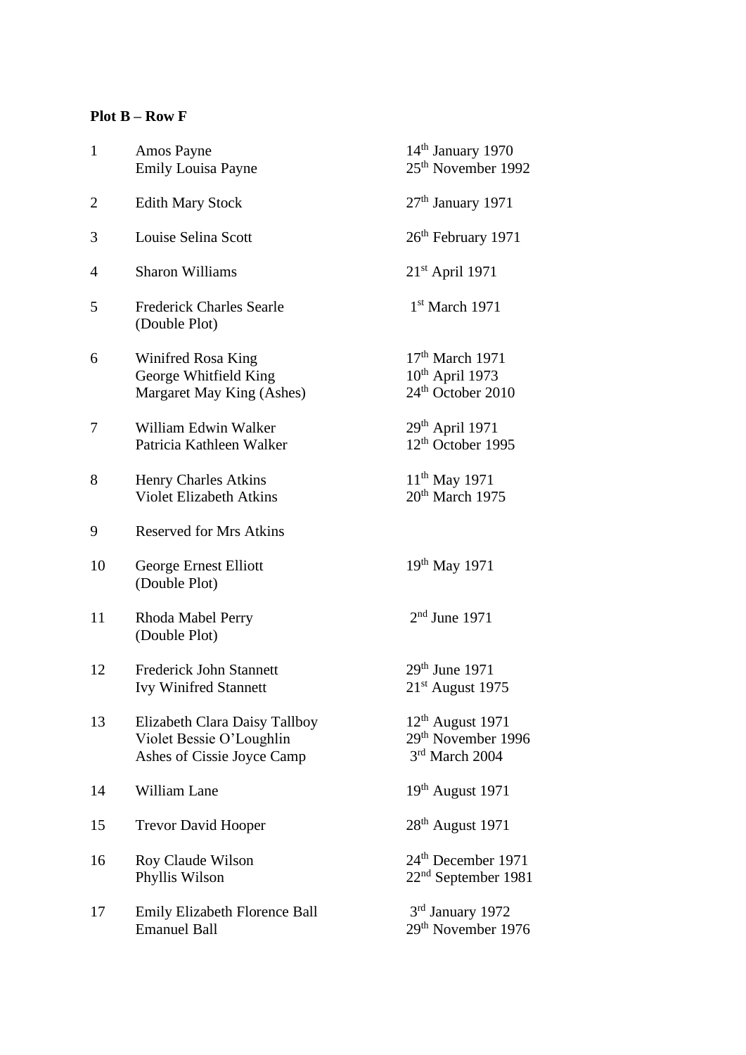**Plot B – Row F**

| | | |
|---|---|---|
| 1 | Amos Payne<br>Emily Louisa Payne | 14th January 1970<br>25th November 1992 |
| 2 | Edith Mary Stock | 27th January 1971 |
| 3 | Louise Selina Scott | 26th February 1971 |
| 4 | Sharon Williams | 21st April 1971 |
| 5 | Frederick Charles Searle<br>(Double Plot) | 1st March 1971 |
| 6 | Winifred Rosa King<br>George Whitfield King<br>Margaret May King (Ashes) | 17th March 1971<br>10th April 1973<br>24th October 2010 |
| 7 | William Edwin Walker<br>Patricia Kathleen Walker | 29th April 1971<br>12th October 1995 |
| 8 | Henry Charles Atkins<br>Violet Elizabeth Atkins | 11th May 1971<br>20th March 1975 |
| 9 | Reserved for Mrs Atkins | |
| 10 | George Ernest Elliott<br>(Double Plot) | 19th May 1971 |
| 11 | Rhoda Mabel Perry<br>(Double Plot) | 2nd June 1971 |
| 12 | Frederick John Stannett<br>Ivy Winifred Stannett | 29th June 1971<br>21st August 1975 |
| 13 | Elizabeth Clara Daisy Tallboy<br>Violet Bessie O'Loughlin<br>Ashes of Cissie Joyce Camp | 12th August 1971<br>29th November 1996<br>3rd March 2004 |
| 14 | William Lane | 19th August 1971 |
| 15 | Trevor David Hooper | 28th August 1971 |
| 16 | Roy Claude Wilson<br>Phyllis Wilson | 24th December 1971<br>22nd September 1981 |
| 17 | Emily Elizabeth Florence Ball<br>Emanuel Ball | 3rd January 1972<br>29th November 1976 |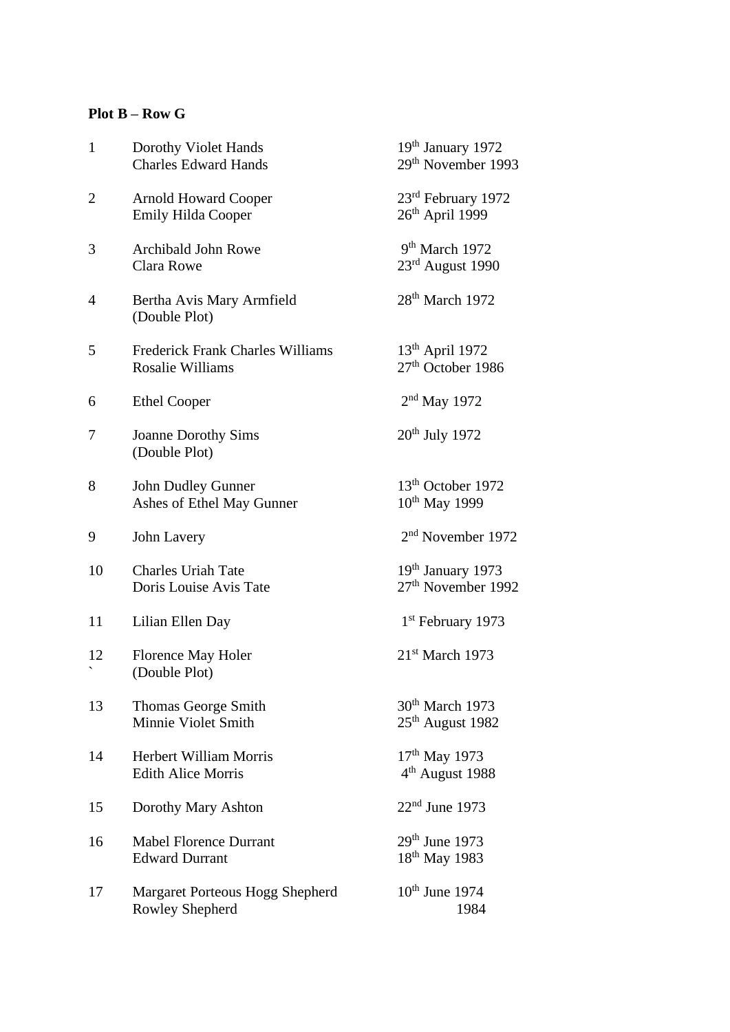**Plot B – Row G**

| | | |
|---|---|---|
| 1 | Dorothy Violet Hands<br>Charles Edward Hands | 19th January 1972<br>29th November 1993 |
| 2 | Arnold Howard Cooper<br>Emily Hilda Cooper | 23rd February 1972<br>26th April 1999 |
| 3 | Archibald John Rowe<br>Clara Rowe | 9th March 1972<br>23rd August 1990 |
| 4 | Bertha Avis Mary Armfield<br>(Double Plot) | 28th March 1972 |
| 5 | Frederick Frank Charles Williams<br>Rosalie Williams | 13th April 1972<br>27th October 1986 |
| 6 | Ethel Cooper | 2nd May 1972 |
| 7 | Joanne Dorothy Sims<br>(Double Plot) | 20th July 1972 |
| 8 | John Dudley Gunner<br>Ashes of Ethel May Gunner | 13th October 1972<br>10th May 1999 |
| 9 | John Lavery | 2nd November 1972 |
| 10 | Charles Uriah Tate<br>Doris Louise Avis Tate | 19th January 1973<br>27th November 1992 |
| 11 | Lilian Ellen Day | 1st February 1973 |
| 12 | Florence May Holer<br>(Double Plot) | 21st March 1973 |
| 13 | Thomas George Smith<br>Minnie Violet Smith | 30th March 1973<br>25th August 1982 |
| 14 | Herbert William Morris<br>Edith Alice Morris | 17th May 1973<br>4th August 1988 |
| 15 | Dorothy Mary Ashton | 22nd June 1973 |
| 16 | Mabel Florence Durrant<br>Edward Durrant | 29th June 1973<br>18th May 1983 |
| 17 | Margaret Porteous Hogg Shepherd<br>Rowley Shepherd | 10th June 1974<br>1984 |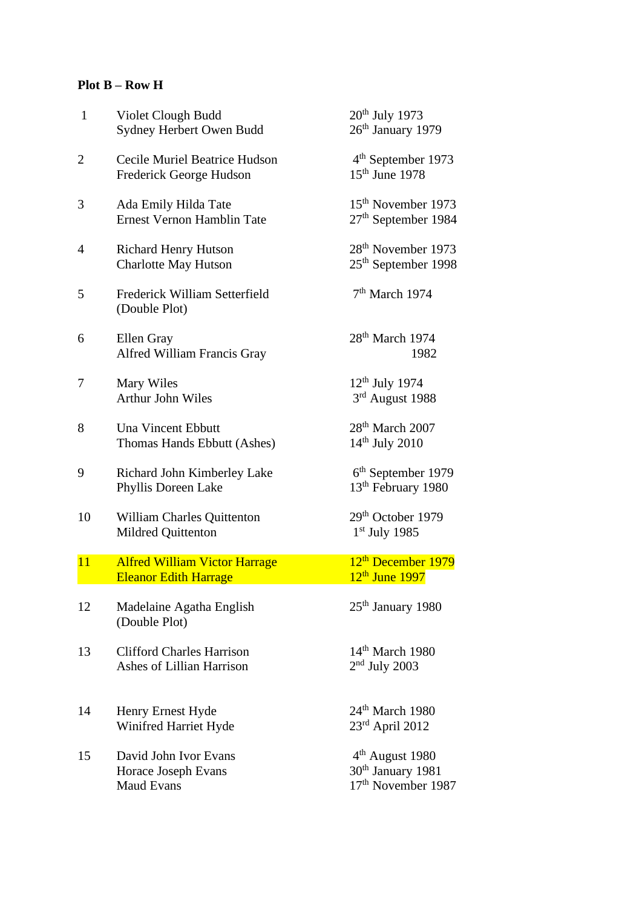**Plot B – Row H**

| | | |
|---|---|---|
| 1 | Violet Clough Budd<br>Sydney Herbert Owen Budd | 20th July 1973<br>26th January 1979 |
| 2 | Cecile Muriel Beatrice Hudson<br>Frederick George Hudson | 4th September 1973<br>15th June 1978 |
| 3 | Ada Emily Hilda Tate<br>Ernest Vernon Hamblin Tate | 15th November 1973<br>27th September 1984 |
| 4 | Richard Henry Hutson<br>Charlotte May Hutson | 28th November 1973<br>25th September 1998 |
| 5 | Frederick William Setterfield<br>(Double Plot) | 7th March 1974 |
| 6 | Ellen Gray<br>Alfred William Francis Gray | 28th March 1974<br>1982 |
| 7 | Mary Wiles<br>Arthur John Wiles | 12th July 1974<br>3rd August 1988 |
| 8 | Una Vincent Ebbutt<br>Thomas Hands Ebbutt (Ashes) | 28th March 2007<br>14th July 2010 |
| 9 | Richard John Kimberley Lake<br>Phyllis Doreen Lake | 6th September 1979<br>13th February 1980 |
| 10 | William Charles Quittenton<br>Mildred Quittenton | 29th October 1979<br>1st July 1985 |
| 11 | Alfred William Victor Harrage<br>Eleanor Edith Harrage | 12th December 1979<br>12th June 1997 |
| 12 | Madelaine Agatha English<br>(Double Plot) | 25th January 1980 |
| 13 | Clifford Charles Harrison<br>Ashes of Lillian Harrison | 14th March 1980<br>2nd July 2003 |
| 14 | Henry Ernest Hyde<br>Winifred Harriet Hyde | 24th March 1980<br>23rd April 2012 |
| 15 | David John Ivor Evans<br>Horace Joseph Evans<br>Maud Evans | 4th August 1980<br>30th January 1981<br>17th November 1987 |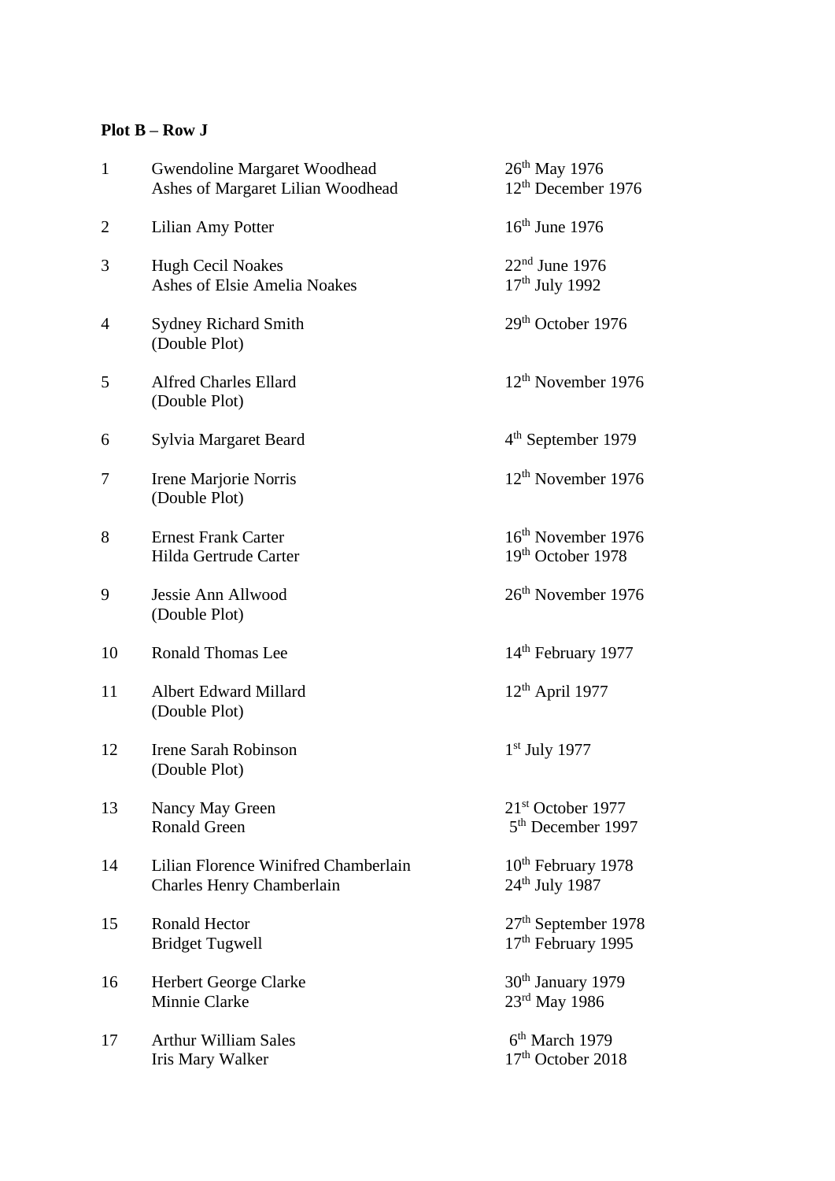**Plot B – Row J**

| | | |
|---|---|---|
| 1 | Gwendoline Margaret Woodhead<br>Ashes of Margaret Lilian Woodhead | 26th May 1976<br>12th December 1976 |
| 2 | Lilian Amy Potter | 16th June 1976 |
| 3 | Hugh Cecil Noakes<br>Ashes of Elsie Amelia Noakes | 22nd June 1976<br>17th July 1992 |
| 4 | Sydney Richard Smith<br>(Double Plot) | 29th October 1976 |
| 5 | Alfred Charles Ellard<br>(Double Plot) | 12th November 1976 |
| 6 | Sylvia Margaret Beard | 4th September 1979 |
| 7 | Irene Marjorie Norris<br>(Double Plot) | 12th November 1976 |
| 8 | Ernest Frank Carter<br>Hilda Gertrude Carter | 16th November 1976<br>19th October 1978 |
| 9 | Jessie Ann Allwood<br>(Double Plot) | 26th November 1976 |
| 10 | Ronald Thomas Lee | 14th February 1977 |
| 11 | Albert Edward Millard<br>(Double Plot) | 12th April 1977 |
| 12 | Irene Sarah Robinson<br>(Double Plot) | 1st July 1977 |
| 13 | Nancy May Green<br>Ronald Green | 21st October 1977<br>5th December 1997 |
| 14 | Lilian Florence Winifred Chamberlain<br>Charles Henry Chamberlain | 10th February 1978<br>24th July 1987 |
| 15 | Ronald Hector<br>Bridget Tugwell | 27th September 1978<br>17th February 1995 |
| 16 | Herbert George Clarke<br>Minnie Clarke | 30th January 1979<br>23rd May 1986 |
| 17 | Arthur William Sales<br>Iris Mary Walker | 6th March 1979<br>17th October 2018 |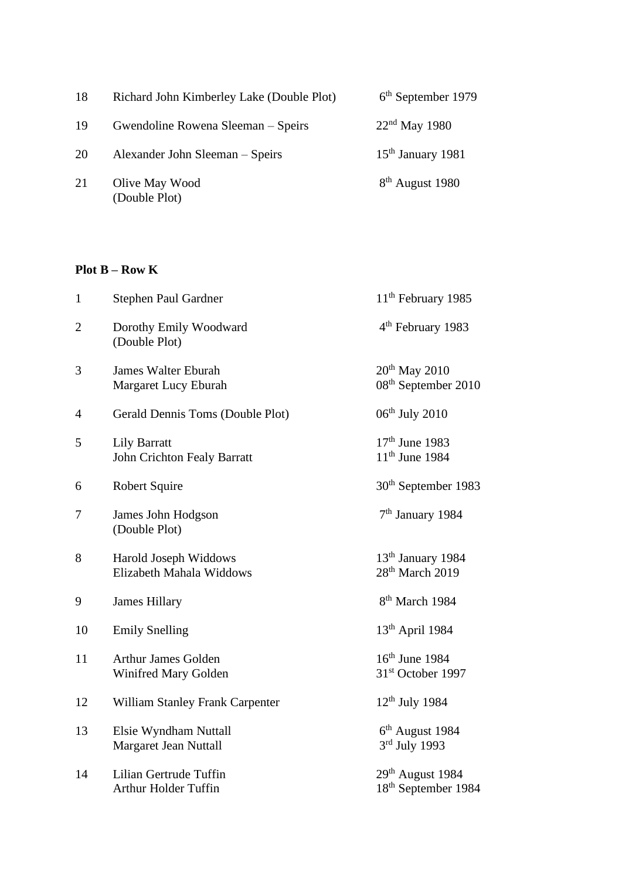| | | |
|---|---|---|
| 18 | Richard John Kimberley Lake (Double Plot) | 6th September 1979 |
| 19 | Gwendoline Rowena Sleeman – Speirs | 22nd May 1980 |
| 20 | Alexander John Sleeman – Speirs | 15th January 1981 |
| 21 | Olive May Wood (Double Plot) | 8th August 1980 |

**Plot B – Row K**

| | | |
|---|---|---|
| 1 | Stephen Paul Gardner | 11th February 1985 |
| 2 | Dorothy Emily Woodward (Double Plot) | 4th February 1983 |
| 3 | James Walter Eburah<br>Margaret Lucy Eburah | 20th May 2010<br>08th September 2010 |
| 4 | Gerald Dennis Toms (Double Plot) | 06th July 2010 |
| 5 | Lily Barratt<br>John Crichton Fealy Barratt | 17th June 1983<br>11th June 1984 |
| 6 | Robert Squire | 30th September 1983 |
| 7 | James John Hodgson (Double Plot) | 7th January 1984 |
| 8 | Harold Joseph Widdows<br>Elizabeth Mahala Widdows | 13th January 1984<br>28th March 2019 |
| 9 | James Hillary | 8th March 1984 |
| 10 | Emily Snelling | 13th April 1984 |
| 11 | Arthur James Golden<br>Winifred Mary Golden | 16th June 1984<br>31st October 1997 |
| 12 | William Stanley Frank Carpenter | 12th July 1984 |
| 13 | Elsie Wyndham Nuttall<br>Margaret Jean Nuttall | 6th August 1984<br>3rd July 1993 |
| 14 | Lilian Gertrude Tuffin<br>Arthur Holder Tuffin | 29th August 1984<br>18th September 1984 |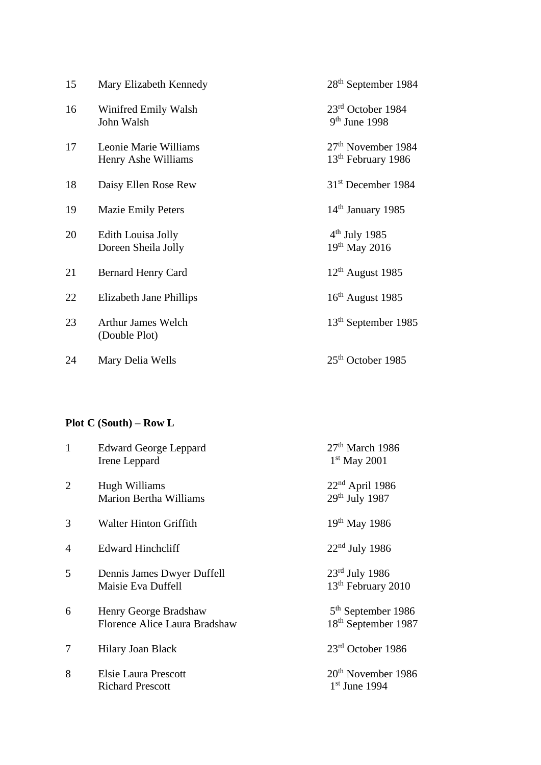| | | |
|---|---|---|
| 15 | Mary Elizabeth Kennedy | 28th September 1984 |
| 16 | Winifred Emily Walsh<br>John Walsh | 23rd October 1984<br>9th June 1998 |
| 17 | Leonie Marie Williams<br>Henry Ashe Williams | 27th November 1984<br>13th February 1986 |
| 18 | Daisy Ellen Rose Rew | 31st December 1984 |
| 19 | Mazie Emily Peters | 14th January 1985 |
| 20 | Edith Louisa Jolly<br>Doreen Sheila Jolly | 4th July 1985<br>19th May 2016 |
| 21 | Bernard Henry Card | 12th August 1985 |
| 22 | Elizabeth Jane Phillips | 16th August 1985 |
| 23 | Arthur James Welch<br>(Double Plot) | 13th September 1985 |
| 24 | Mary Delia Wells | 25th October 1985 |

**Plot C (South) – Row L**

| | | |
|---|---|---|
| 1 | Edward George Leppard<br>Irene Leppard | 27th March 1986<br>1st May 2001 |
| 2 | Hugh Williams<br>Marion Bertha Williams | 22nd April 1986<br>29th July 1987 |
| 3 | Walter Hinton Griffith | 19th May 1986 |
| 4 | Edward Hinchcliff | 22nd July 1986 |
| 5 | Dennis James Dwyer Duffell<br>Maisie Eva Duffell | 23rd July 1986<br>13th February 2010 |
| 6 | Henry George Bradshaw<br>Florence Alice Laura Bradshaw | 5th September 1986<br>18th September 1987 |
| 7 | Hilary Joan Black | 23rd October 1986 |
| 8 | Elsie Laura Prescott<br>Richard Prescott | 20th November 1986<br>1st June 1994 |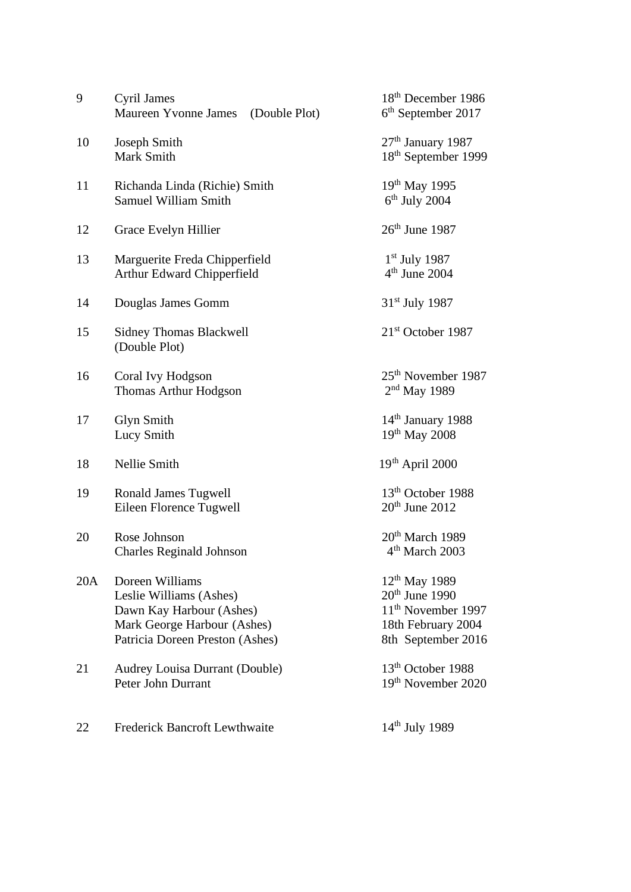| | | |
|---|---|---|
| 9 | Cyril James | 18th December 1986 |
| | Maureen Yvonne James (Double Plot) | 6th September 2017 |
| 10 | Joseph Smith | 27th January 1987 |
| | Mark Smith | 18th September 1999 |
| 11 | Richanda Linda (Richie) Smith | 19th May 1995 |
| | Samuel William Smith | 6th July 2004 |
| 12 | Grace Evelyn Hillier | 26th June 1987 |
| 13 | Marguerite Freda Chipperfield | 1st July 1987 |
| | Arthur Edward Chipperfield | 4th June 2004 |
| 14 | Douglas James Gomm | 31st July 1987 |
| 15 | Sidney Thomas Blackwell (Double Plot) | 21st October 1987 |
| 16 | Coral Ivy Hodgson | 25th November 1987 |
| | Thomas Arthur Hodgson | 2nd May 1989 |
| 17 | Glyn Smith | 14th January 1988 |
| | Lucy Smith | 19th May 2008 |
| 18 | Nellie Smith | 19th April 2000 |
| 19 | Ronald James Tugwell | 13th October 1988 |
| | Eileen Florence Tugwell | 20th June 2012 |
| 20 | Rose Johnson | 20th March 1989 |
| | Charles Reginald Johnson | 4th March 2003 |
| 20A | Doreen Williams | 12th May 1989 |
| | Leslie Williams (Ashes) | 20th June 1990 |
| | Dawn Kay Harbour (Ashes) | 11th November 1997 |
| | Mark George Harbour (Ashes) | 18th February 2004 |
| | Patricia Doreen Preston (Ashes) | 8th September 2016 |
| 21 | Audrey Louisa Durrant (Double) | 13th October 1988 |
| | Peter John Durrant | 19th November 2020 |
| 22 | Frederick Bancroft Lewthwaite | 14th July 1989 |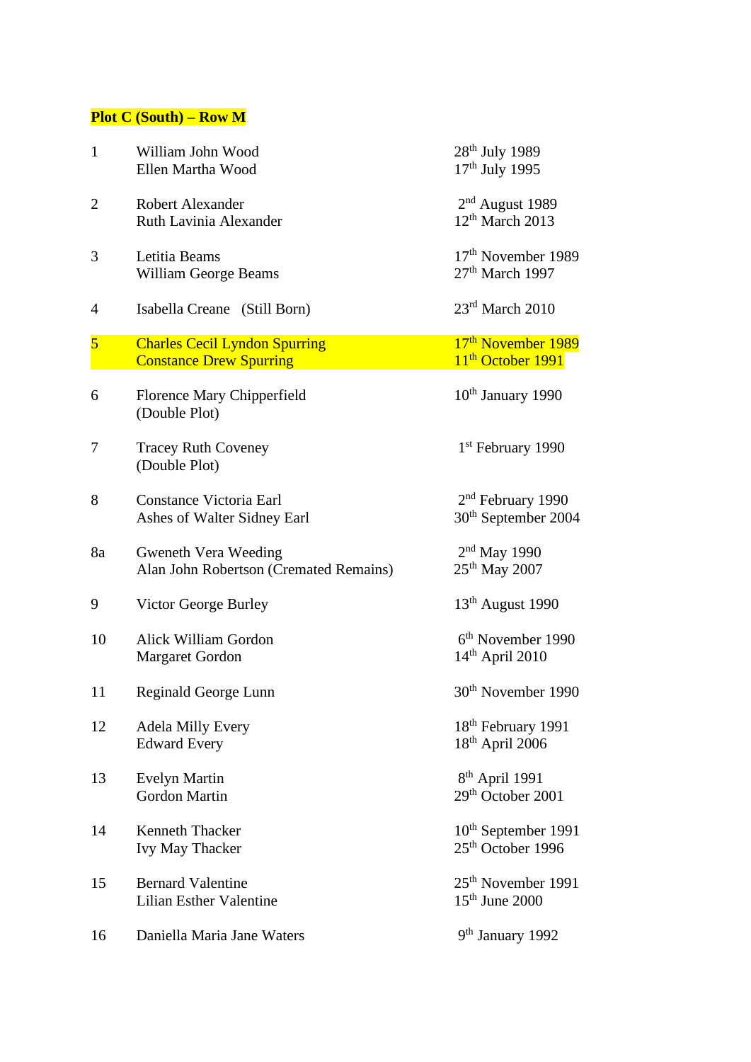**Plot C (South) – Row M**

| | | |
|---|---|---|
| 1 | William John Wood<br>Ellen Martha Wood | 28th July 1989<br>17th July 1995 |
| 2 | Robert Alexander<br>Ruth Lavinia Alexander | 2nd August 1989<br>12th March 2013 |
| 3 | Letitia Beams<br>William George Beams | 17th November 1989<br>27th March 1997 |
| 4 | Isabella Creane (Still Born) | 23rd March 2010 |
| 5 | Charles Cecil Lyndon Spurring<br>Constance Drew Spurring | 17th November 1989<br>11th October 1991 |
| 6 | Florence Mary Chipperfield<br>(Double Plot) | 10th January 1990 |
| 7 | Tracey Ruth Coveney<br>(Double Plot) | 1st February 1990 |
| 8 | Constance Victoria Earl<br>Ashes of Walter Sidney Earl | 2nd February 1990<br>30th September 2004 |
| 8a | Gweneth Vera Weeding<br>Alan John Robertson (Cremated Remains) | 2nd May 1990<br>25th May 2007 |
| 9 | Victor George Burley | 13th August 1990 |
| 10 | Alick William Gordon<br>Margaret Gordon | 6th November 1990<br>14th April 2010 |
| 11 | Reginald George Lunn | 30th November 1990 |
| 12 | Adela Milly Every<br>Edward Every | 18th February 1991<br>18th April 2006 |
| 13 | Evelyn Martin<br>Gordon Martin | 8th April 1991<br>29th October 2001 |
| 14 | Kenneth Thacker<br>Ivy May Thacker | 10th September 1991<br>25th October 1996 |
| 15 | Bernard Valentine<br>Lilian Esther Valentine | 25th November 1991<br>15th June 2000 |
| 16 | Daniella Maria Jane Waters | 9th January 1992 |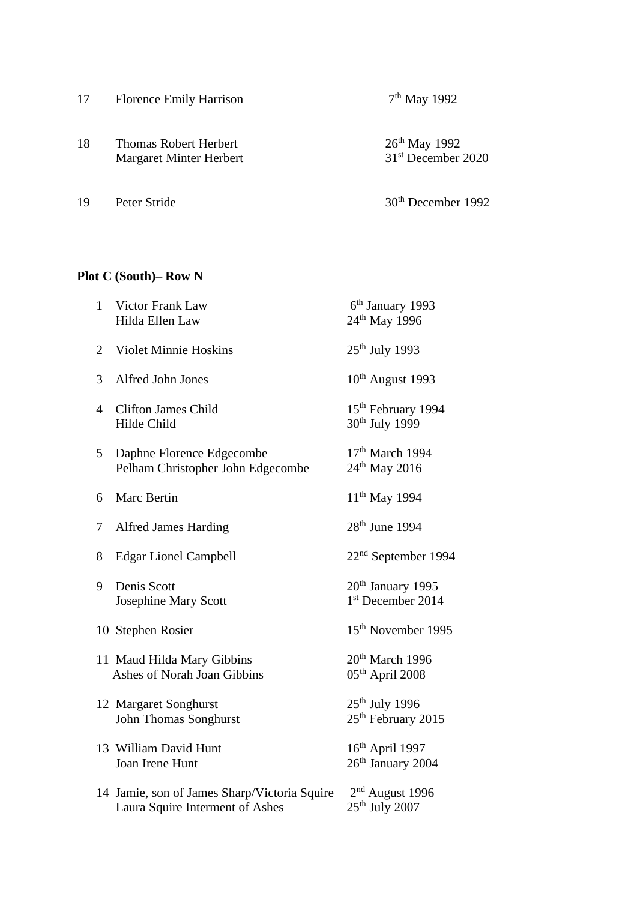| | | |
|---|---|---|
| 17 | Florence Emily Harrison | 7th May 1992 |
| 18 | Thomas Robert Herbert<br>Margaret Minter Herbert | 26th May 1992<br>31st December 2020 |
| 19 | Peter Stride | 30th December 1992 |

**Plot C (South)– Row N**

| | | |
|---|---|---|
| 1 | Victor Frank Law<br>Hilda Ellen Law | 6th January 1993<br>24th May 1996 |
| 2 | Violet Minnie Hoskins | 25th July 1993 |
| 3 | Alfred John Jones | 10th August 1993 |
| 4 | Clifton James Child<br>Hilde Child | 15th February 1994<br>30th July 1999 |
| 5 | Daphne Florence Edgecombe<br>Pelham Christopher John Edgecombe | 17th March 1994<br>24th May 2016 |
| 6 | Marc Bertin | 11th May 1994 |
| 7 | Alfred James Harding | 28th June 1994 |
| 8 | Edgar Lionel Campbell | 22nd September 1994 |
| 9 | Denis Scott<br>Josephine Mary Scott | 20th January 1995<br>1st December 2014 |
| 10 | Stephen Rosier | 15th November 1995 |
| 11 | Maud Hilda Mary Gibbins<br>Ashes of Norah Joan Gibbins | 20th March 1996<br>05th April 2008 |
| 12 | Margaret Songhurst<br>John Thomas Songhurst | 25th July 1996<br>25th February 2015 |
| 13 | William David Hunt<br>Joan Irene Hunt | 16th April 1997<br>26th January 2004 |
| 14 | Jamie, son of James Sharp/Victoria Squire<br>Laura Squire Interment of Ashes | 2nd August 1996<br>25th July 2007 |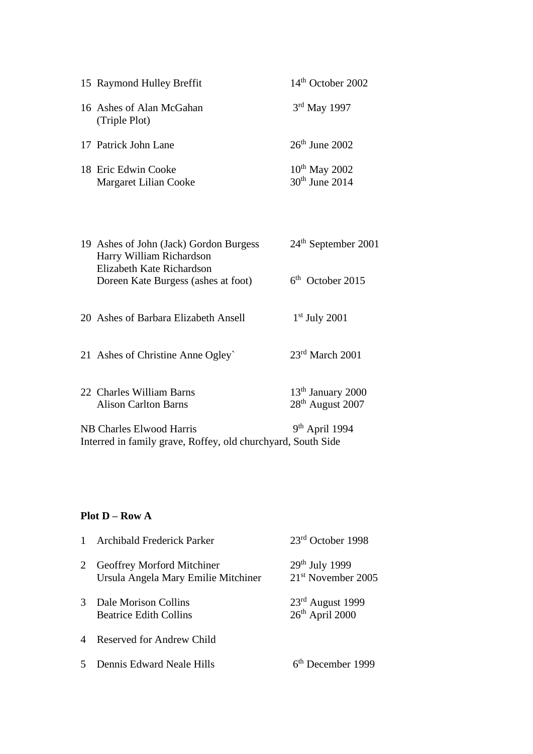| | | |
|---|---|---|
| 15 | Raymond Hulley Breffit | 14th October 2002 |
| 16 | Ashes of Alan McGahan<br>(Triple Plot) | 3rd May 1997 |
| 17 | Patrick John Lane | 26th June 2002 |
| 18 | Eric Edwin Cooke<br>Margaret Lilian Cooke | 10th May 2002<br>30th June 2014 |
| 19 | Ashes of John (Jack) Gordon Burgess<br>Harry William Richardson<br>Elizabeth Kate Richardson<br>Doreen Kate Burgess (ashes at foot) | 24th September 2001<br><br><br>6th October 2015 |
| 20 | Ashes of Barbara Elizabeth Ansell | 1st July 2001 |
| 21 | Ashes of Christine Anne Ogley` | 23rd March 2001 |
| 22 | Charles William Barns<br>Alison Carlton Barns | 13th January 2000<br>28th August 2007 |

NB Charles Elwood Harris — 9th April 1994
Interred in family grave, Roffey, old churchyard, South Side

**Plot D – Row A**

| | | |
|---|---|---|
| 1 | Archibald Frederick Parker | 23rd October 1998 |
| 2 | Geoffrey Morford Mitchiner<br>Ursula Angela Mary Emilie Mitchiner | 29th July 1999<br>21st November 2005 |
| 3 | Dale Morison Collins<br>Beatrice Edith Collins | 23rd August 1999<br>26th April 2000 |
| 4 | Reserved for Andrew Child | |
| 5 | Dennis Edward Neale Hills | 6th December 1999 |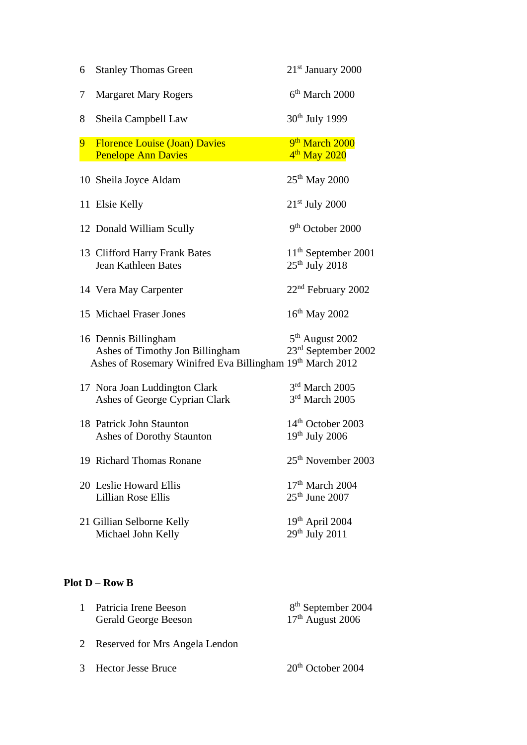| | | |
|---|---|---|
| 6 | Stanley Thomas Green | 21st January 2000 |
| 7 | Margaret Mary Rogers | 6th March 2000 |
| 8 | Sheila Campbell Law | 30th July 1999 |
| 9 | Florence Louise (Joan) Davies<br>Penelope Ann Davies | 9th March 2000<br>4th May 2020 |
| 10 | Sheila Joyce Aldam | 25th May 2000 |
| 11 | Elsie Kelly | 21st July 2000 |
| 12 | Donald William Scully | 9th October 2000 |
| 13 | Clifford Harry Frank Bates<br>Jean Kathleen Bates | 11th September 2001<br>25th July 2018 |
| 14 | Vera May Carpenter | 22nd February 2002 |
| 15 | Michael Fraser Jones | 16th May 2002 |
| 16 | Dennis Billingham<br>Ashes of Timothy Jon Billingham<br>Ashes of Rosemary Winifred Eva Billingham | 5th August 2002<br>23rd September 2002<br>19th March 2012 |
| 17 | Nora Joan Luddington Clark<br>Ashes of George Cyprian Clark | 3rd March 2005<br>3rd March 2005 |
| 18 | Patrick John Staunton<br>Ashes of Dorothy Staunton | 14th October 2003<br>19th July 2006 |
| 19 | Richard Thomas Ronane | 25th November 2003 |
| 20 | Leslie Howard Ellis<br>Lillian Rose Ellis | 17th March 2004<br>25th June 2007 |
| 21 | Gillian Selborne Kelly<br>Michael John Kelly | 19th April 2004<br>29th July 2011 |

**Plot D – Row B**

| | | |
|---|---|---|
| 1 | Patricia Irene Beeson<br>Gerald George Beeson | 8th September 2004<br>17th August 2006 |
| 2 | Reserved for Mrs Angela Lendon | |
| 3 | Hector Jesse Bruce | 20th October 2004 |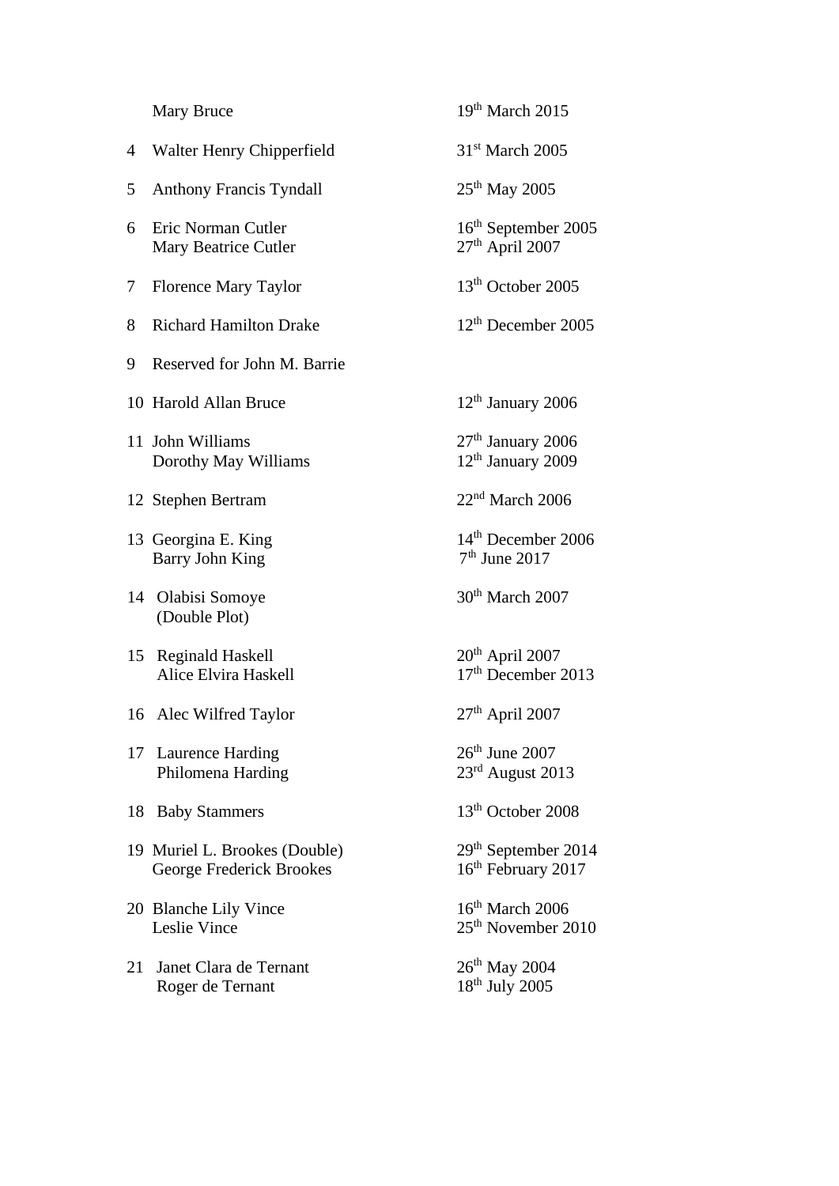| | | |
|---|---|---|
| | Mary Bruce | 19th March 2015 |
| 4 | Walter Henry Chipperfield | 31st March 2005 |
| 5 | Anthony Francis Tyndall | 25th May 2005 |
| 6 | Eric Norman Cutler<br>Mary Beatrice Cutler | 16th September 2005<br>27th April 2007 |
| 7 | Florence Mary Taylor | 13th October 2005 |
| 8 | Richard Hamilton Drake | 12th December 2005 |
| 9 | Reserved for John M. Barrie | |
| 10 | Harold Allan Bruce | 12th January 2006 |
| 11 | John Williams<br>Dorothy May Williams | 27th January 2006<br>12th January 2009 |
| 12 | Stephen Bertram | 22nd March 2006 |
| 13 | Georgina E. King<br>Barry John King | 14th December 2006<br>7th June 2017 |
| 14 | Olabisi Somoye<br>(Double Plot) | 30th March 2007 |
| 15 | Reginald Haskell<br>Alice Elvira Haskell | 20th April 2007<br>17th December 2013 |
| 16 | Alec Wilfred Taylor | 27th April 2007 |
| 17 | Laurence Harding<br>Philomena Harding | 26th June 2007<br>23rd August 2013 |
| 18 | Baby Stammers | 13th October 2008 |
| 19 | Muriel L. Brookes (Double)<br>George Frederick Brookes | 29th September 2014<br>16th February 2017 |
| 20 | Blanche Lily Vince<br>Leslie Vince | 16th March 2006<br>25th November 2010 |
| 21 | Janet Clara de Ternant<br>Roger de Ternant | 26th May 2004<br>18th July 2005 |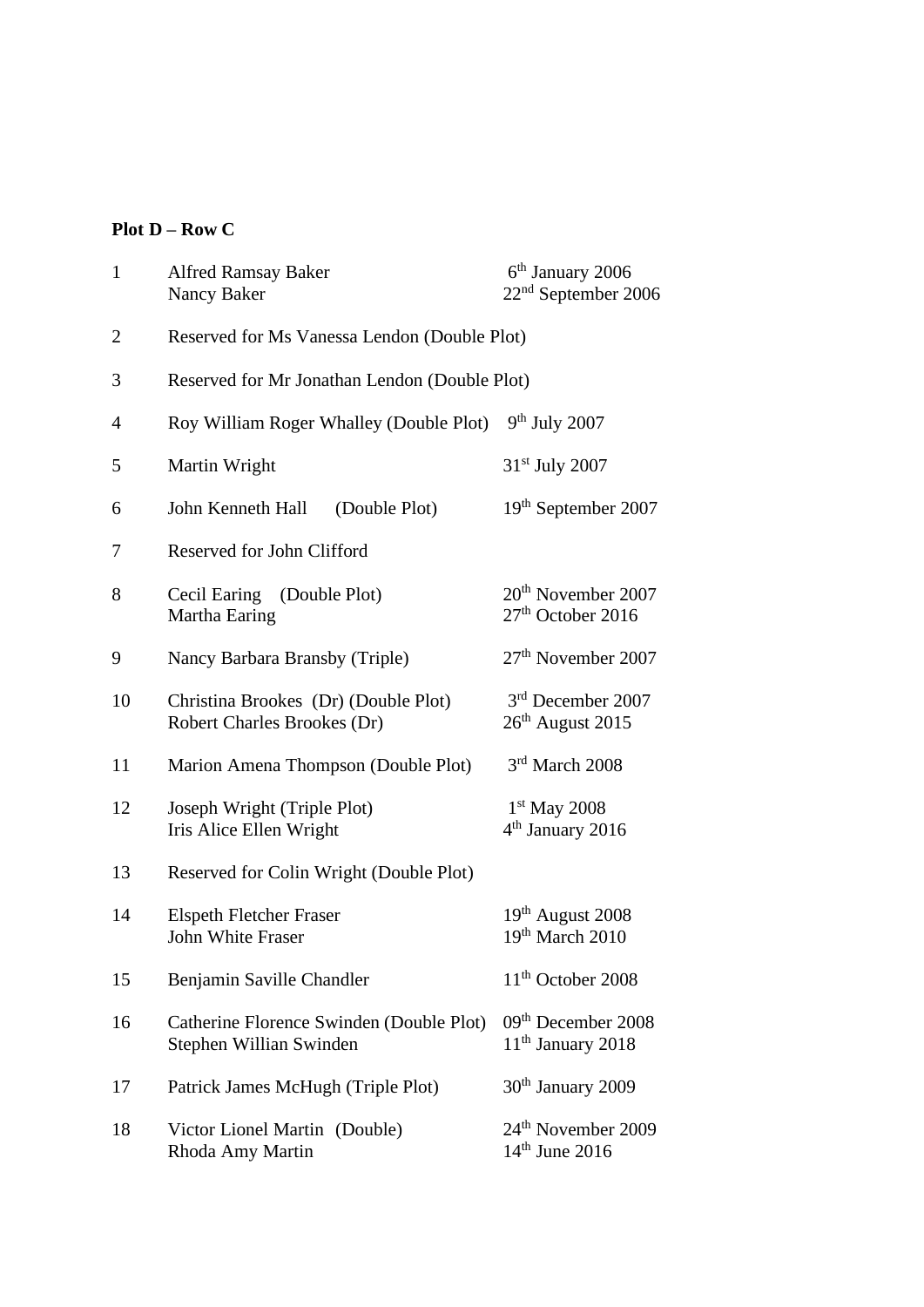**Plot D – Row C**

| | | |
|---|---|---|
| 1 | Alfred Ramsay Baker<br>Nancy Baker | 6th January 2006<br>22nd September 2006 |
| 2 | Reserved for Ms Vanessa Lendon (Double Plot) | |
| 3 | Reserved for Mr Jonathan Lendon (Double Plot) | |
| 4 | Roy William Roger Whalley (Double Plot) | 9th July 2007 |
| 5 | Martin Wright | 31st July 2007 |
| 6 | John Kenneth Hall (Double Plot) | 19th September 2007 |
| 7 | Reserved for John Clifford | |
| 8 | Cecil Earing (Double Plot)<br>Martha Earing | 20th November 2007<br>27th October 2016 |
| 9 | Nancy Barbara Bransby (Triple) | 27th November 2007 |
| 10 | Christina Brookes (Dr) (Double Plot)<br>Robert Charles Brookes (Dr) | 3rd December 2007<br>26th August 2015 |
| 11 | Marion Amena Thompson (Double Plot) | 3rd March 2008 |
| 12 | Joseph Wright (Triple Plot)<br>Iris Alice Ellen Wright | 1st May 2008<br>4th January 2016 |
| 13 | Reserved for Colin Wright (Double Plot) | |
| 14 | Elspeth Fletcher Fraser<br>John White Fraser | 19th August 2008<br>19th March 2010 |
| 15 | Benjamin Saville Chandler | 11th October 2008 |
| 16 | Catherine Florence Swinden (Double Plot)<br>Stephen Willian Swinden | 09th December 2008<br>11th January 2018 |
| 17 | Patrick James McHugh (Triple Plot) | 30th January 2009 |
| 18 | Victor Lionel Martin (Double)<br>Rhoda Amy Martin | 24th November 2009<br>14th June 2016 |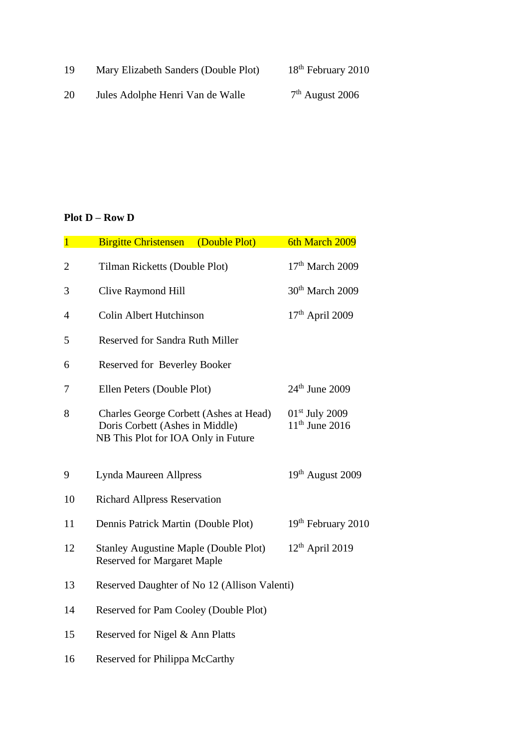| | | |
|---|---|---|
| 19 | Mary Elizabeth Sanders (Double Plot) | 18th February 2010 |
| 20 | Jules Adolphe Henri Van de Walle | 7th August 2006 |

**Plot D – Row D**

| | | |
|---|---|---|
| 1 | Birgitte Christensen (Double Plot) | 6th March 2009 |
| 2 | Tilman Ricketts (Double Plot) | 17th March 2009 |
| 3 | Clive Raymond Hill | 30th March 2009 |
| 4 | Colin Albert Hutchinson | 17th April 2009 |
| 5 | Reserved for Sandra Ruth Miller | |
| 6 | Reserved for Beverley Booker | |
| 7 | Ellen Peters (Double Plot) | 24th June 2009 |
| 8 | Charles George Corbett (Ashes at Head)<br>Doris Corbett (Ashes in Middle)<br>NB This Plot for IOA Only in Future | 01st July 2009<br>11th June 2016 |
| 9 | Lynda Maureen Allpress | 19th August 2009 |
| 10 | Richard Allpress Reservation | |
| 11 | Dennis Patrick Martin (Double Plot) | 19th February 2010 |
| 12 | Stanley Augustine Maple (Double Plot)<br>Reserved for Margaret Maple | 12th April 2019 |
| 13 | Reserved Daughter of No 12 (Allison Valenti) | |
| 14 | Reserved for Pam Cooley (Double Plot) | |
| 15 | Reserved for Nigel & Ann Platts | |
| 16 | Reserved for Philippa McCarthy | |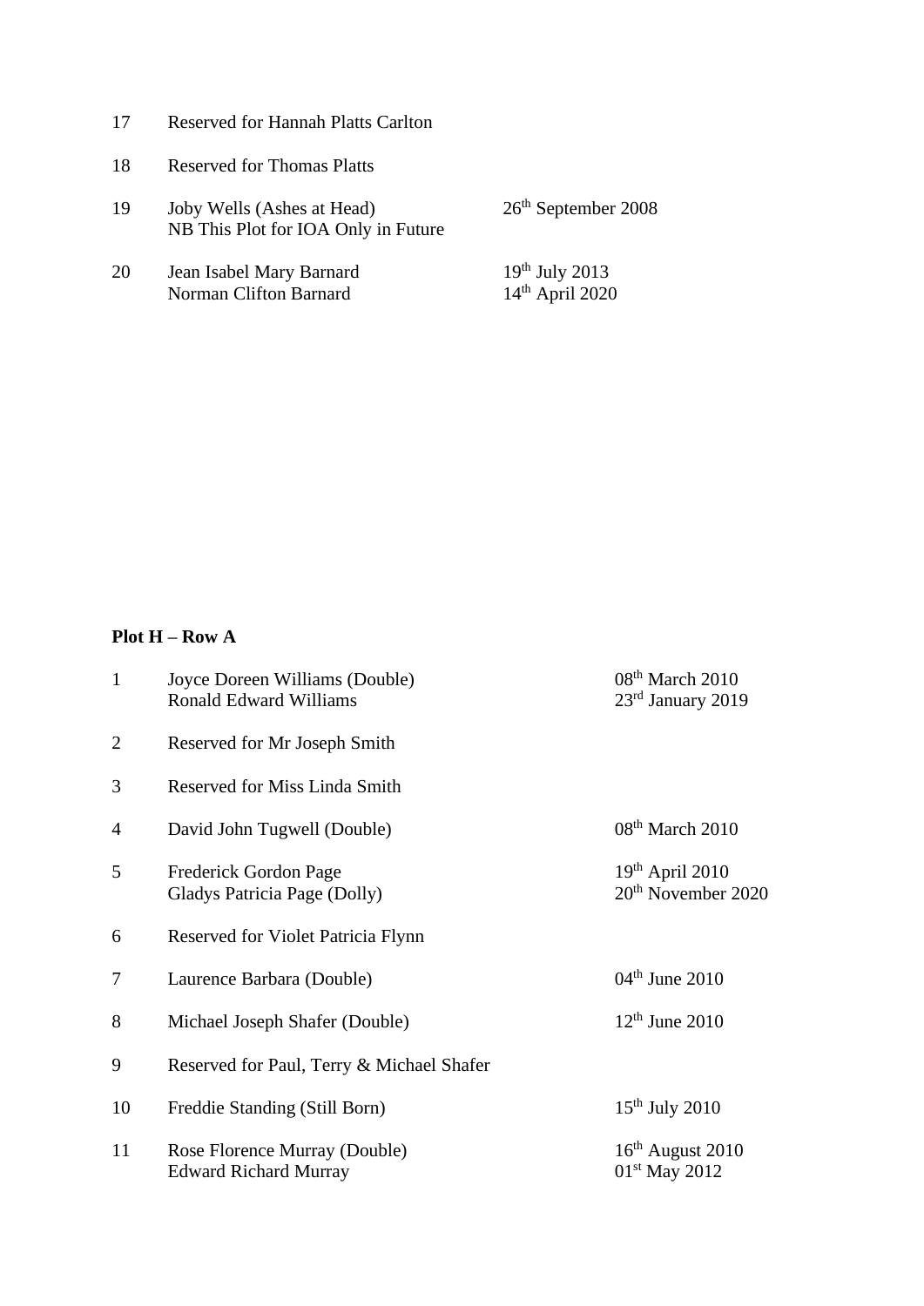| | | |
|---|---|---|
| 17 | Reserved for Hannah Platts Carlton | |
| 18 | Reserved for Thomas Platts | |
| 19 | Joby Wells (Ashes at Head)<br>NB This Plot for IOA Only in Future | 26th September 2008 |
| 20 | Jean Isabel Mary Barnard<br>Norman Clifton Barnard | 19th July 2013<br>14th April 2020 |

**Plot H – Row A**

| | | |
|---|---|---|
| 1 | Joyce Doreen Williams (Double)<br>Ronald Edward Williams | 08th March 2010<br>23rd January 2019 |
| 2 | Reserved for Mr Joseph Smith | |
| 3 | Reserved for Miss Linda Smith | |
| 4 | David John Tugwell (Double) | 08th March 2010 |
| 5 | Frederick Gordon Page<br>Gladys Patricia Page (Dolly) | 19th April 2010<br>20th November 2020 |
| 6 | Reserved for Violet Patricia Flynn | |
| 7 | Laurence Barbara (Double) | 04th June 2010 |
| 8 | Michael Joseph Shafer (Double) | 12th June 2010 |
| 9 | Reserved for Paul, Terry & Michael Shafer | |
| 10 | Freddie Standing (Still Born) | 15th July 2010 |
| 11 | Rose Florence Murray (Double)<br>Edward Richard Murray | 16th August 2010<br>01st May 2012 |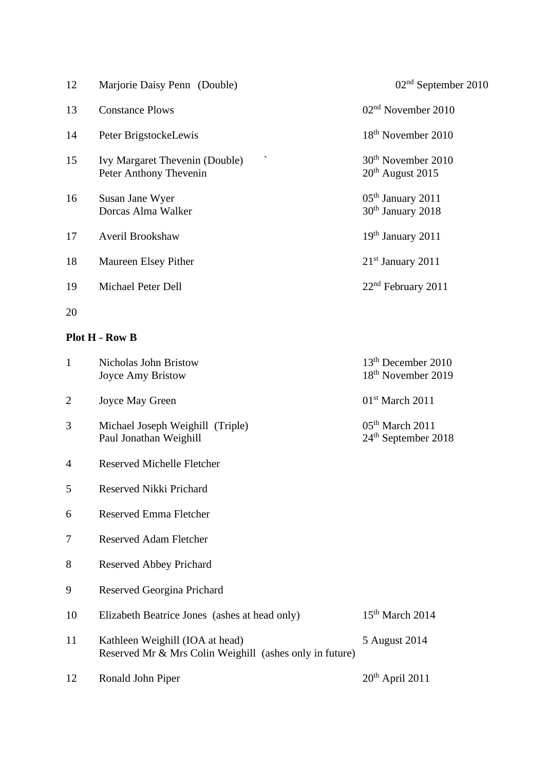| | | |
|---|---|---|
| 12 | Marjorie Daisy Penn (Double) | 02nd September 2010 |
| 13 | Constance Plows | 02nd November 2010 |
| 14 | Peter BrigstockeLewis | 18th November 2010 |
| 15 | Ivy Margaret Thevenin (Double) `<br>Peter Anthony Thevenin | 30th November 2010<br>20th August 2015 |
| 16 | Susan Jane Wyer<br>Dorcas Alma Walker | 05th January 2011<br>30th January 2018 |
| 17 | Averil Brookshaw | 19th January 2011 |
| 18 | Maureen Elsey Pither | 21st January 2011 |
| 19 | Michael Peter Dell | 22nd February 2011 |
| 20 | | |

**Plot H - Row B**

| | | |
|---|---|---|
| 1 | Nicholas John Bristow<br>Joyce Amy Bristow | 13th December 2010<br>18th November 2019 |
| 2 | Joyce May Green | 01st March 2011 |
| 3 | Michael Joseph Weighill (Triple)<br>Paul Jonathan Weighill | 05th March 2011<br>24th September 2018 |
| 4 | Reserved Michelle Fletcher | |
| 5 | Reserved Nikki Prichard | |
| 6 | Reserved Emma Fletcher | |
| 7 | Reserved Adam Fletcher | |
| 8 | Reserved Abbey Prichard | |
| 9 | Reserved Georgina Prichard | |
| 10 | Elizabeth Beatrice Jones (ashes at head only) | 15th March 2014 |
| 11 | Kathleen Weighill (IOA at head)<br>Reserved Mr & Mrs Colin Weighill (ashes only in future) | 5 August 2014 |
| 12 | Ronald John Piper | 20th April 2011 |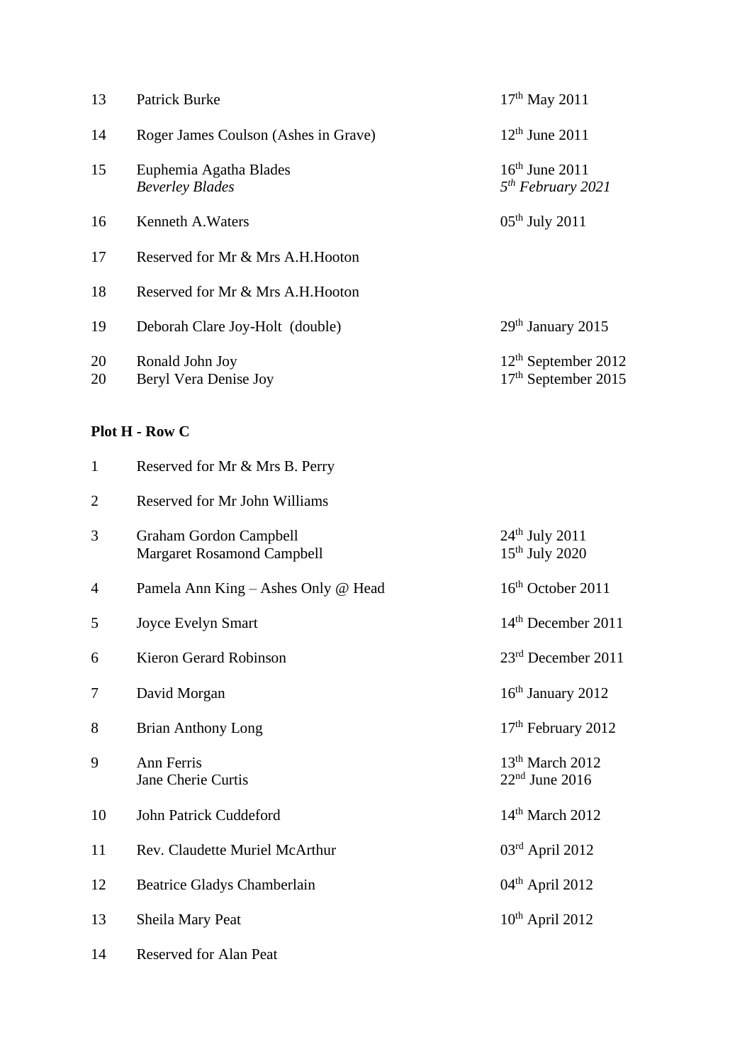| | | |
|---|---|---|
| 13 | Patrick Burke | 17th May 2011 |
| 14 | Roger James Coulson (Ashes in Grave) | 12th June 2011 |
| 15 | Euphemia Agatha Blades<br>*Beverley Blades* | 16th June 2011<br>*5th February 2021* |
| 16 | Kenneth A.Waters | 05th July 2011 |
| 17 | Reserved for Mr & Mrs A.H.Hooton | |
| 18 | Reserved for Mr & Mrs A.H.Hooton | |
| 19 | Deborah Clare Joy-Holt (double) | 29th January 2015 |
| 20 | Ronald John Joy | 12th September 2012 |
| 20 | Beryl Vera Denise Joy | 17th September 2015 |

**Plot H - Row C**

| | | |
|---|---|---|
| 1 | Reserved for Mr & Mrs B. Perry | |
| 2 | Reserved for Mr John Williams | |
| 3 | Graham Gordon Campbell<br>Margaret Rosamond Campbell | 24th July 2011<br>15th July 2020 |
| 4 | Pamela Ann King – Ashes Only @ Head | 16th October 2011 |
| 5 | Joyce Evelyn Smart | 14th December 2011 |
| 6 | Kieron Gerard Robinson | 23rd December 2011 |
| 7 | David Morgan | 16th January 2012 |
| 8 | Brian Anthony Long | 17th February 2012 |
| 9 | Ann Ferris<br>Jane Cherie Curtis | 13th March 2012<br>22nd June 2016 |
| 10 | John Patrick Cuddeford | 14th March 2012 |
| 11 | Rev. Claudette Muriel McArthur | 03rd April 2012 |
| 12 | Beatrice Gladys Chamberlain | 04th April 2012 |
| 13 | Sheila Mary Peat | 10th April 2012 |
| 14 | Reserved for Alan Peat | |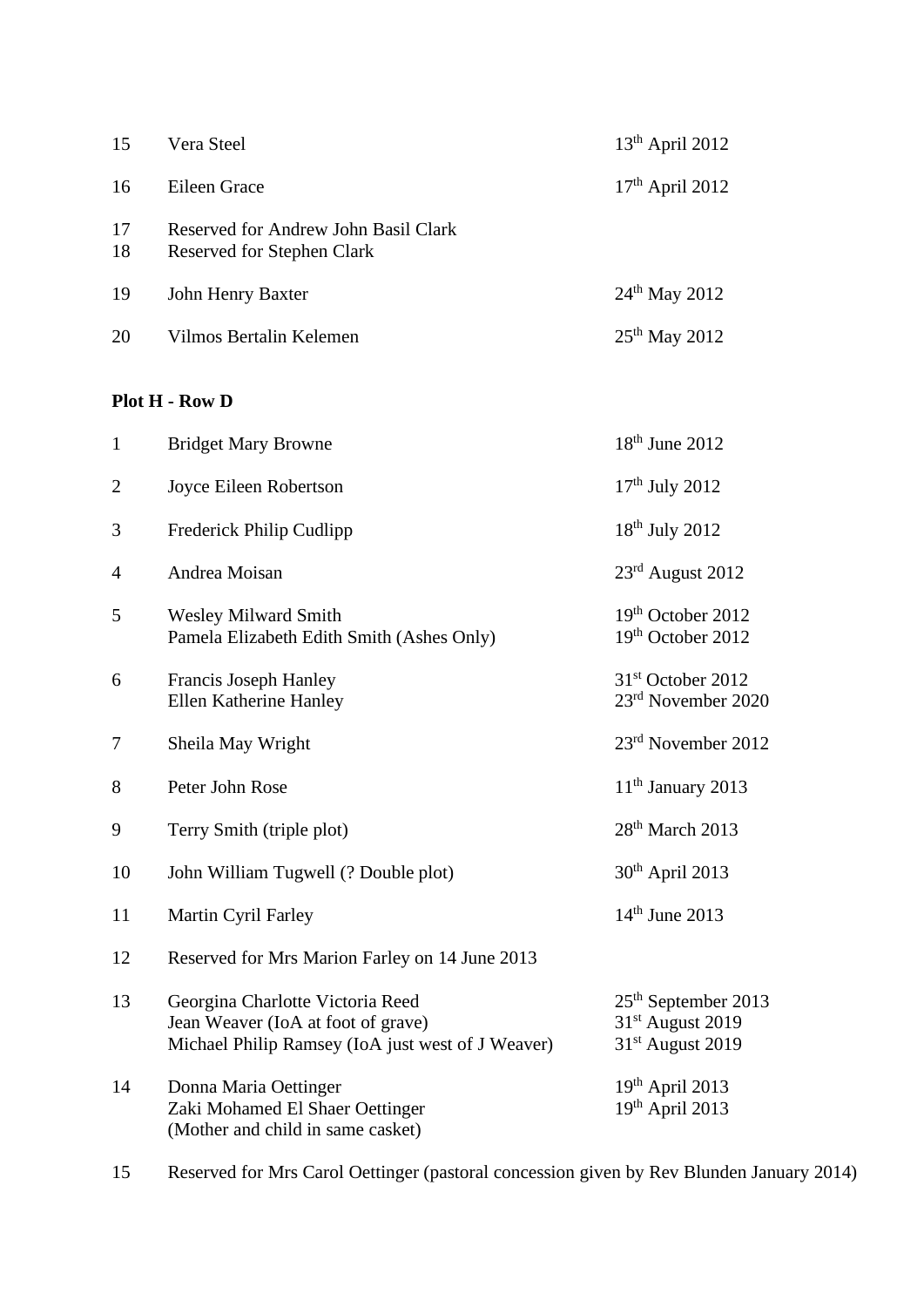| | | |
|---|---|---|
| 15 | Vera Steel | 13th April 2012 |
| 16 | Eileen Grace | 17th April 2012 |
| 17 | Reserved for Andrew John Basil Clark | |
| 18 | Reserved for Stephen Clark | |
| 19 | John Henry Baxter | 24th May 2012 |
| 20 | Vilmos Bertalin Kelemen | 25th May 2012 |

**Plot H - Row D**

| | | |
|---|---|---|
| 1 | Bridget Mary Browne | 18th June 2012 |
| 2 | Joyce Eileen Robertson | 17th July 2012 |
| 3 | Frederick Philip Cudlipp | 18th July 2012 |
| 4 | Andrea Moisan | 23rd August 2012 |
| 5 | Wesley Milward Smith<br>Pamela Elizabeth Edith Smith (Ashes Only) | 19th October 2012<br>19th October 2012 |
| 6 | Francis Joseph Hanley<br>Ellen Katherine Hanley | 31st October 2012<br>23rd November 2020 |
| 7 | Sheila May Wright | 23rd November 2012 |
| 8 | Peter John Rose | 11th January 2013 |
| 9 | Terry Smith (triple plot) | 28th March 2013 |
| 10 | John William Tugwell (? Double plot) | 30th April 2013 |
| 11 | Martin Cyril Farley | 14th June 2013 |
| 12 | Reserved for Mrs Marion Farley on 14 June 2013 | |
| 13 | Georgina Charlotte Victoria Reed<br>Jean Weaver (IoA at foot of grave)<br>Michael Philip Ramsey (IoA just west of J Weaver) | 25th September 2013<br>31st August 2019<br>31st August 2019 |
| 14 | Donna Maria Oettinger<br>Zaki Mohamed El Shaer Oettinger<br>(Mother and child in same casket) | 19th April 2013<br>19th April 2013 |
| 15 | Reserved for Mrs Carol Oettinger (pastoral concession given by Rev Blunden January 2014) | |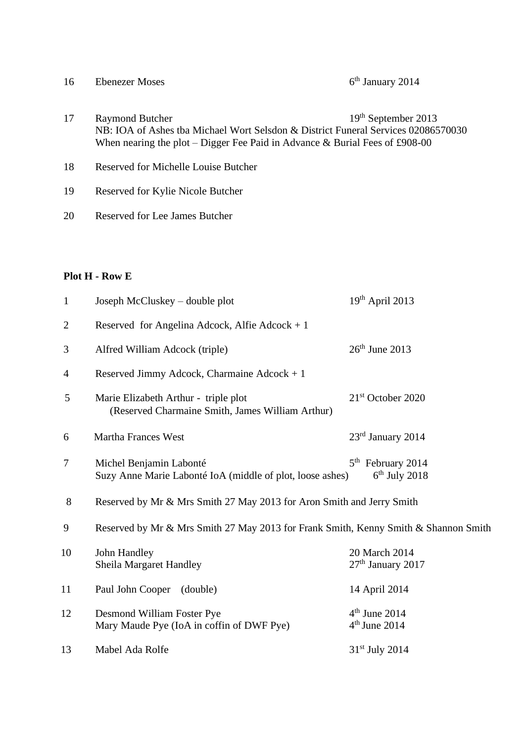| | | |
|---|---|---|
| 16 | Ebenezer Moses | 6th January 2014 |
| 17 | Raymond Butcher<br>NB: IOA of Ashes tba Michael Wort Selsdon & District Funeral Services 02086570030<br>When nearing the plot – Digger Fee Paid in Advance & Burial Fees of £908-00 | 19th September 2013 |
| 18 | Reserved for Michelle Louise Butcher | |
| 19 | Reserved for Kylie Nicole Butcher | |
| 20 | Reserved for Lee James Butcher | |

**Plot H - Row E**

| | | |
|---|---|---|
| 1 | Joseph McCluskey – double plot | 19th April 2013 |
| 2 | Reserved for Angelina Adcock, Alfie Adcock + 1 | |
| 3 | Alfred William Adcock (triple) | 26th June 2013 |
| 4 | Reserved Jimmy Adcock, Charmaine Adcock + 1 | |
| 5 | Marie Elizabeth Arthur - triple plot<br>(Reserved Charmaine Smith, James William Arthur) | 21st October 2020 |
| 6 | Martha Frances West | 23rd January 2014 |
| 7 | Michel Benjamin Labonté<br>Suzy Anne Marie Labonté IoA (middle of plot, loose ashes) | 5th February 2014<br>6th July 2018 |
| 8 | Reserved by Mr & Mrs Smith 27 May 2013 for Aron Smith and Jerry Smith | |
| 9 | Reserved by Mr & Mrs Smith 27 May 2013 for Frank Smith, Kenny Smith & Shannon Smith | |
| 10 | John Handley<br>Sheila Margaret Handley | 20 March 2014<br>27th January 2017 |
| 11 | Paul John Cooper (double) | 14 April 2014 |
| 12 | Desmond William Foster Pye<br>Mary Maude Pye (IoA in coffin of DWF Pye) | 4th June 2014<br>4th June 2014 |
| 13 | Mabel Ada Rolfe | 31st July 2014 |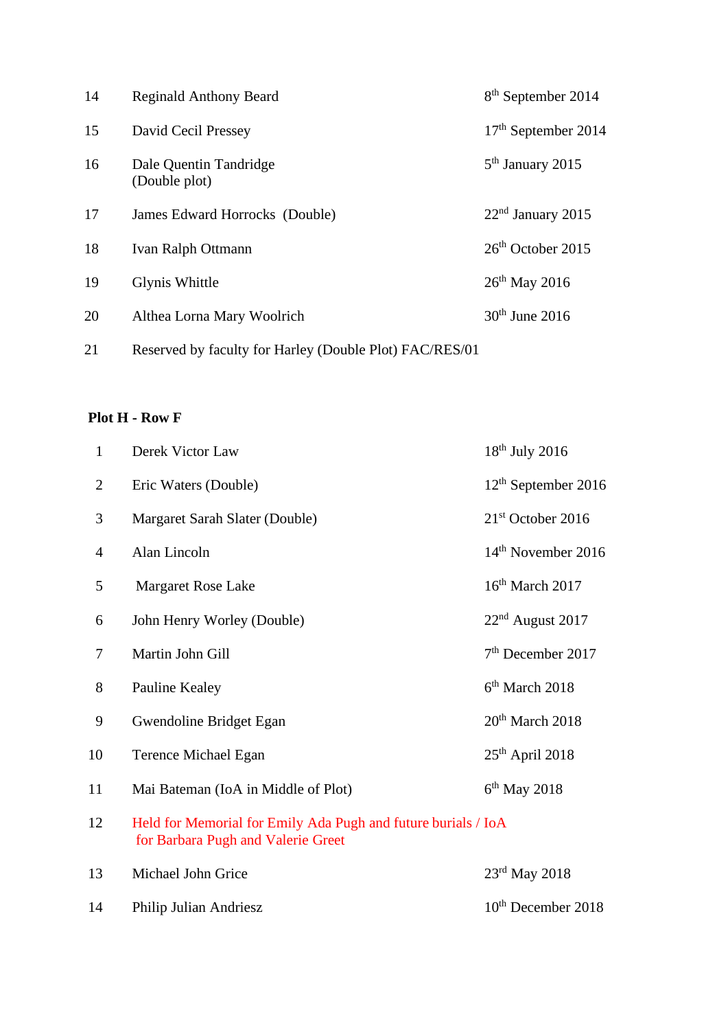| | | |
|---|---|---|
| 14 | Reginald Anthony Beard | 8th September 2014 |
| 15 | David Cecil Pressey | 17th September 2014 |
| 16 | Dale Quentin Tandridge (Double plot) | 5th January 2015 |
| 17 | James Edward Horrocks (Double) | 22nd January 2015 |
| 18 | Ivan Ralph Ottmann | 26th October 2015 |
| 19 | Glynis Whittle | 26th May 2016 |
| 20 | Althea Lorna Mary Woolrich | 30th June 2016 |
| 21 | Reserved by faculty for Harley (Double Plot) FAC/RES/01 | |

**Plot H - Row F**

| | | |
|---|---|---|
| 1 | Derek Victor Law | 18th July 2016 |
| 2 | Eric Waters (Double) | 12th September 2016 |
| 3 | Margaret Sarah Slater (Double) | 21st October 2016 |
| 4 | Alan Lincoln | 14th November 2016 |
| 5 | Margaret Rose Lake | 16th March 2017 |
| 6 | John Henry Worley (Double) | 22nd August 2017 |
| 7 | Martin John Gill | 7th December 2017 |
| 8 | Pauline Kealey | 6th March 2018 |
| 9 | Gwendoline Bridget Egan | 20th March 2018 |
| 10 | Terence Michael Egan | 25th April 2018 |
| 11 | Mai Bateman (IoA in Middle of Plot) | 6th May 2018 |
| 12 | Held for Memorial for Emily Ada Pugh and future burials / IoA for Barbara Pugh and Valerie Greet | |
| 13 | Michael John Grice | 23rd May 2018 |
| 14 | Philip Julian Andriesz | 10th December 2018 |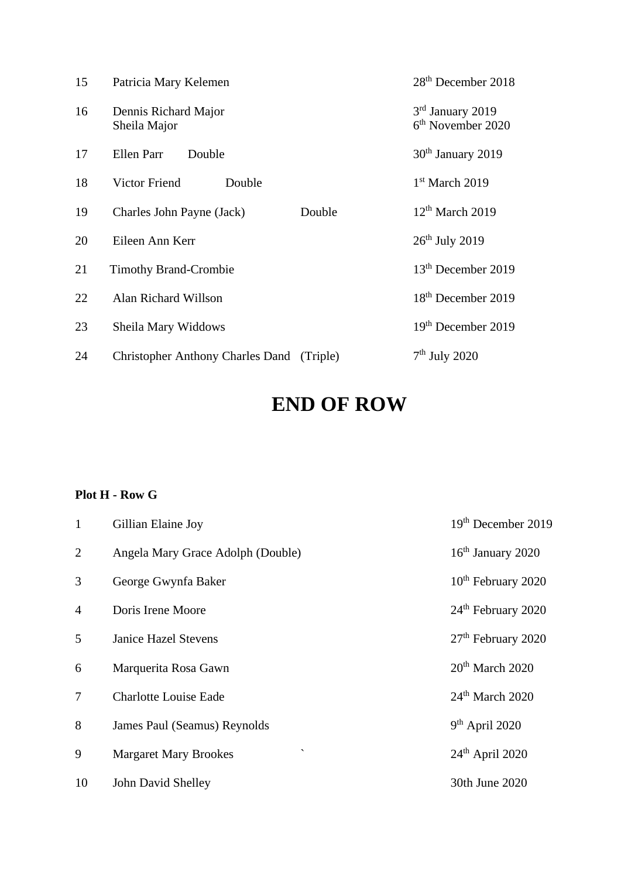| | | | |
|---|---|---|---|
| 15 | Patricia Mary Kelemen | | 28th December 2018 |
| 16 | Dennis Richard Major<br>Sheila Major | | 3rd January 2019<br>6th November 2020 |
| 17 | Ellen Parr Double | | 30th January 2019 |
| 18 | Victor Friend Double | | 1st March 2019 |
| 19 | Charles John Payne (Jack) | Double | 12th March 2019 |
| 20 | Eileen Ann Kerr | | 26th July 2019 |
| 21 | Timothy Brand-Crombie | | 13th December 2019 |
| 22 | Alan Richard Willson | | 18th December 2019 |
| 23 | Sheila Mary Widdows | | 19th December 2019 |
| 24 | Christopher Anthony Charles Dand | (Triple) | 7th July 2020 |

# END OF ROW

**Plot H - Row G**

| | | |
|---|---|---|
| 1 | Gillian Elaine Joy | 19th December 2019 |
| 2 | Angela Mary Grace Adolph (Double) | 16th January 2020 |
| 3 | George Gwynfa Baker | 10th February 2020 |
| 4 | Doris Irene Moore | 24th February 2020 |
| 5 | Janice Hazel Stevens | 27th February 2020 |
| 6 | Marquerita Rosa Gawn | 20th March 2020 |
| 7 | Charlotte Louise Eade | 24th March 2020 |
| 8 | James Paul (Seamus) Reynolds | 9th April 2020 |
| 9 | Margaret Mary Brookes ` | 24th April 2020 |
| 10 | John David Shelley | 30th June 2020 |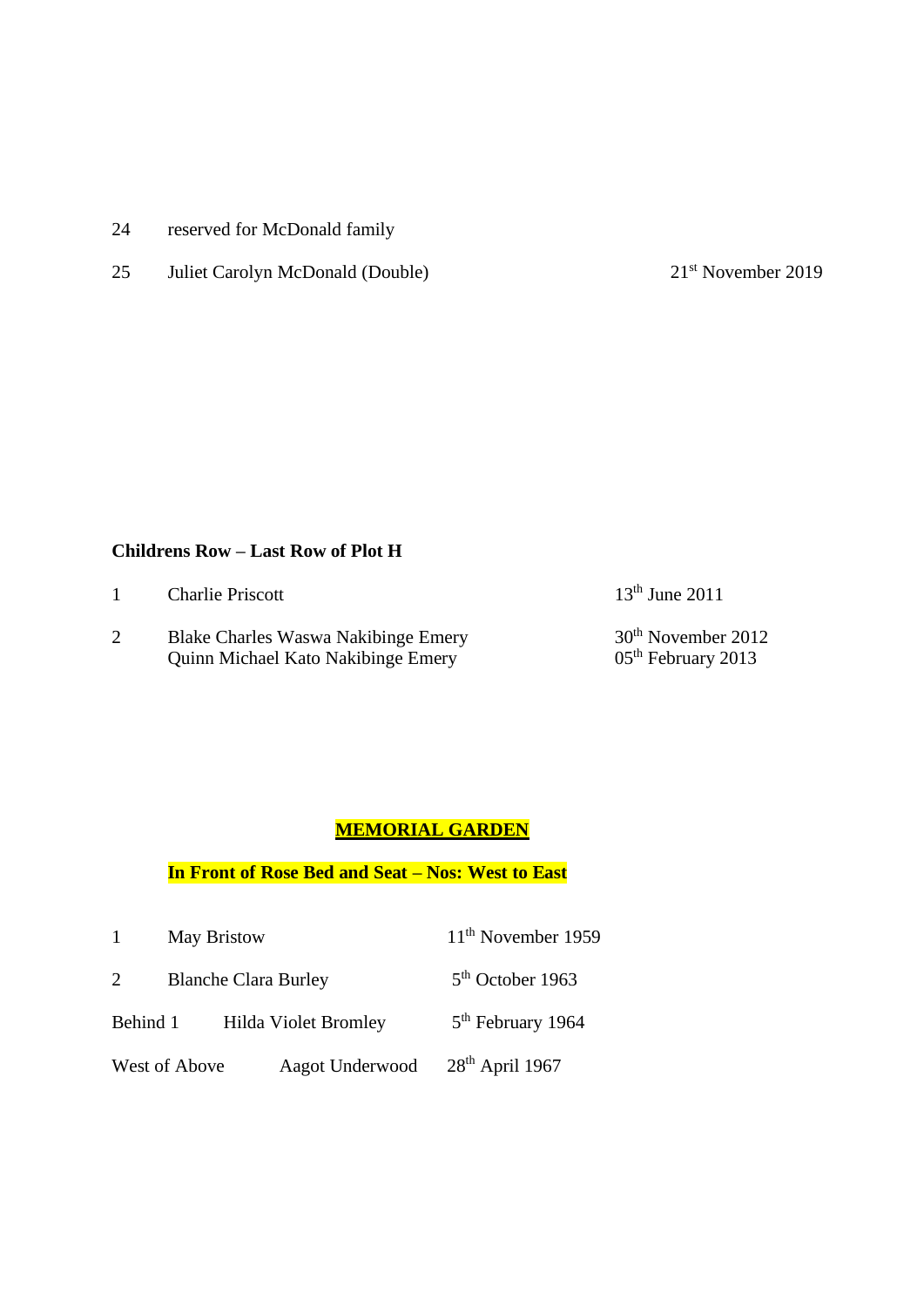24 reserved for McDonald family

25 Juliet Carolyn McDonald (Double) 21st November 2019

**Childrens Row – Last Row of Plot H**

1 Charlie Priscott 13th June 2011

2 Blake Charles Waswa Nakibinge Emery 30th November 2012
Quinn Michael Kato Nakibinge Emery 05th February 2013

**MEMORIAL GARDEN**

**In Front of Rose Bed and Seat – Nos: West to East**

1 May Bristow 11th November 1959

2 Blanche Clara Burley 5th October 1963

Behind 1 Hilda Violet Bromley 5th February 1964

West of Above Aagot Underwood 28th April 1967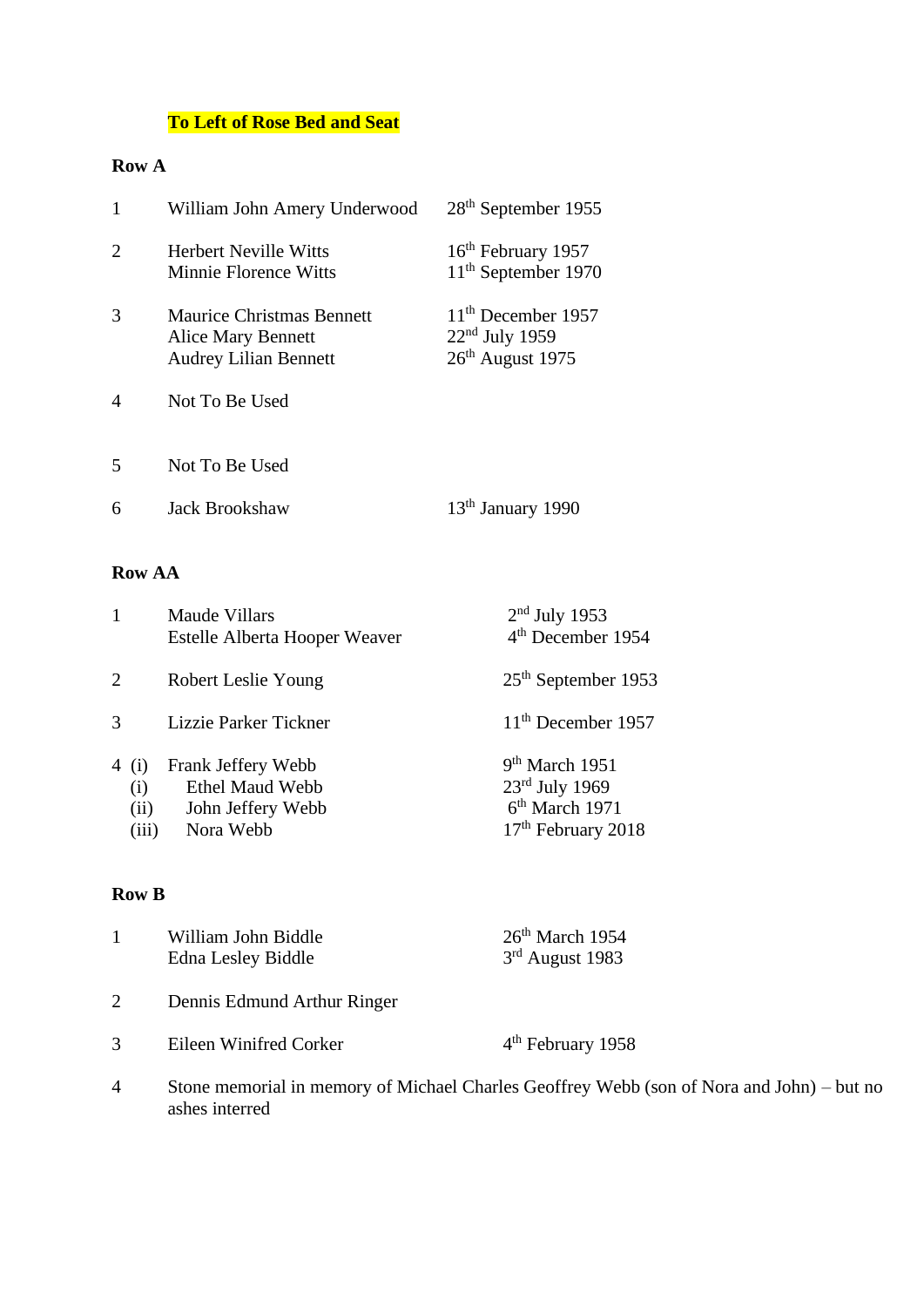**To Left of Rose Bed and Seat**

**Row A**

| | | |
|---|---|---|
| 1 | William John Amery Underwood | 28th September 1955 |
| 2 | Herbert Neville Witts<br>Minnie Florence Witts | 16th February 1957<br>11th September 1970 |
| 3 | Maurice Christmas Bennett<br>Alice Mary Bennett<br>Audrey Lilian Bennett | 11th December 1957<br>22nd July 1959<br>26th August 1975 |
| 4 | Not To Be Used | |
| 5 | Not To Be Used | |
| 6 | Jack Brookshaw | 13th January 1990 |

**Row AA**

| | | |
|---|---|---|
| 1 | Maude Villars<br>Estelle Alberta Hooper Weaver | 2nd July 1953<br>4th December 1954 |
| 2 | Robert Leslie Young | 25th September 1953 |
| 3 | Lizzie Parker Tickner | 11th December 1957 |
| 4 (i)<br>(i)<br>(ii)<br>(iii) | Frank Jeffery Webb<br>Ethel Maud Webb<br>John Jeffery Webb<br>Nora Webb | 9th March 1951<br>23rd July 1969<br>6th March 1971<br>17th February 2018 |

**Row B**

| | | |
|---|---|---|
| 1 | William John Biddle<br>Edna Lesley Biddle | 26th March 1954<br>3rd August 1983 |
| 2 | Dennis Edmund Arthur Ringer | |
| 3 | Eileen Winifred Corker | 4th February 1958 |
| 4 | Stone memorial in memory of Michael Charles Geoffrey Webb (son of Nora and John) – but no ashes interred | |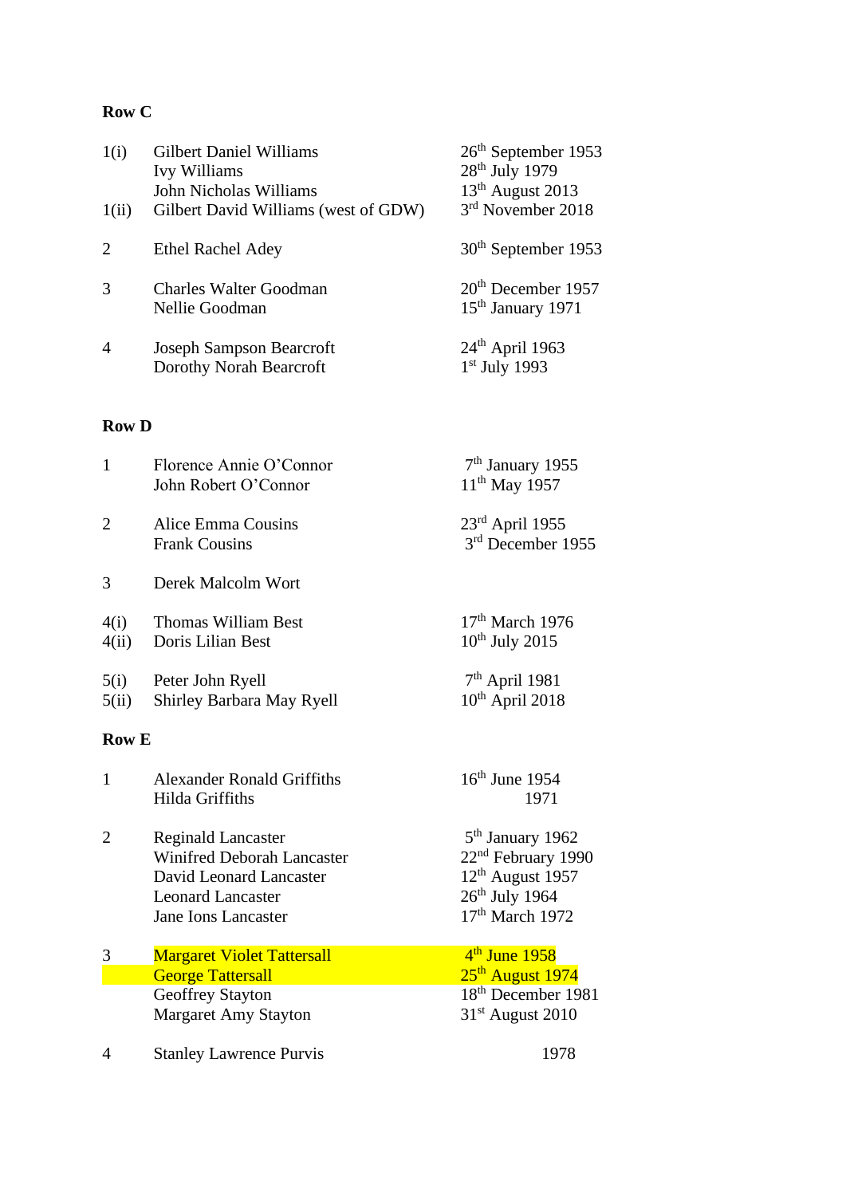**Row C**

| | | |
|---|---|---|
| 1(i) | Gilbert Daniel Williams | 26th September 1953 |
| | Ivy Williams | 28th July 1979 |
| | John Nicholas Williams | 13th August 2013 |
| 1(ii) | Gilbert David Williams (west of GDW) | 3rd November 2018 |
| 2 | Ethel Rachel Adey | 30th September 1953 |
| 3 | Charles Walter Goodman | 20th December 1957 |
| | Nellie Goodman | 15th January 1971 |
| 4 | Joseph Sampson Bearcroft | 24th April 1963 |
| | Dorothy Norah Bearcroft | 1st July 1993 |

**Row D**

| | | |
|---|---|---|
| 1 | Florence Annie O'Connor | 7th January 1955 |
| | John Robert O'Connor | 11th May 1957 |
| 2 | Alice Emma Cousins | 23rd April 1955 |
| | Frank Cousins | 3rd December 1955 |
| 3 | Derek Malcolm Wort | |
| 4(i) | Thomas William Best | 17th March 1976 |
| 4(ii) | Doris Lilian Best | 10th July 2015 |
| 5(i) | Peter John Ryell | 7th April 1981 |
| 5(ii) | Shirley Barbara May Ryell | 10th April 2018 |

**Row E**

| | | |
|---|---|---|
| 1 | Alexander Ronald Griffiths | 16th June 1954 |
| | Hilda Griffiths | 1971 |
| 2 | Reginald Lancaster | 5th January 1962 |
| | Winifred Deborah Lancaster | 22nd February 1990 |
| | David Leonard Lancaster | 12th August 1957 |
| | Leonard Lancaster | 26th July 1964 |
| | Jane Ions Lancaster | 17th March 1972 |
| 3 | Margaret Violet Tattersall | 4th June 1958 |
| | George Tattersall | 25th August 1974 |
| | Geoffrey Stayton | 18th December 1981 |
| | Margaret Amy Stayton | 31st August 2010 |
| 4 | Stanley Lawrence Purvis | 1978 |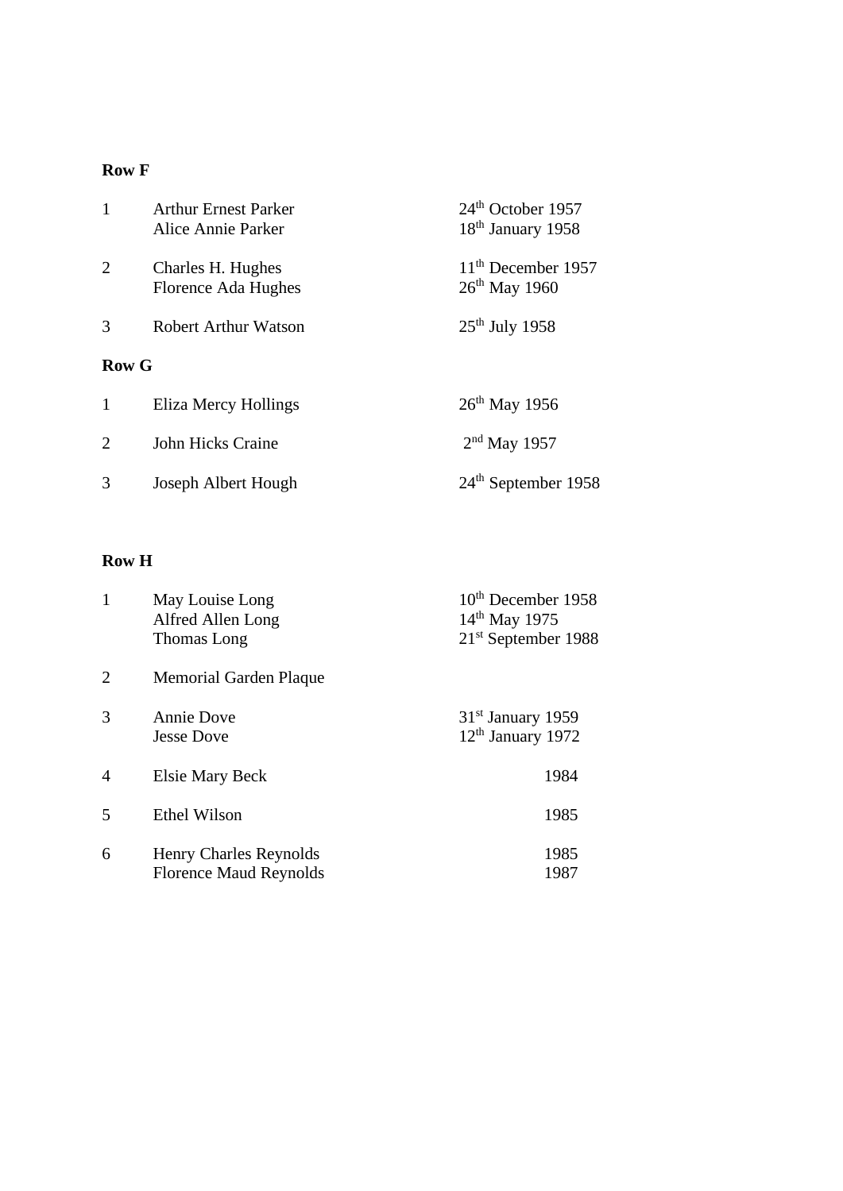**Row F**

| | | |
|---|---|---|
| 1 | Arthur Ernest Parker | 24th October 1957 |
| | Alice Annie Parker | 18th January 1958 |
| 2 | Charles H. Hughes | 11th December 1957 |
| | Florence Ada Hughes | 26th May 1960 |
| 3 | Robert Arthur Watson | 25th July 1958 |

**Row G**

| | | |
|---|---|---|
| 1 | Eliza Mercy Hollings | 26th May 1956 |
| 2 | John Hicks Craine | 2nd May 1957 |
| 3 | Joseph Albert Hough | 24th September 1958 |

**Row H**

| | | |
|---|---|---|
| 1 | May Louise Long | 10th December 1958 |
| | Alfred Allen Long | 14th May 1975 |
| | Thomas Long | 21st September 1988 |
| 2 | Memorial Garden Plaque | |
| 3 | Annie Dove | 31st January 1959 |
| | Jesse Dove | 12th January 1972 |
| 4 | Elsie Mary Beck | 1984 |
| 5 | Ethel Wilson | 1985 |
| 6 | Henry Charles Reynolds | 1985 |
| | Florence Maud Reynolds | 1987 |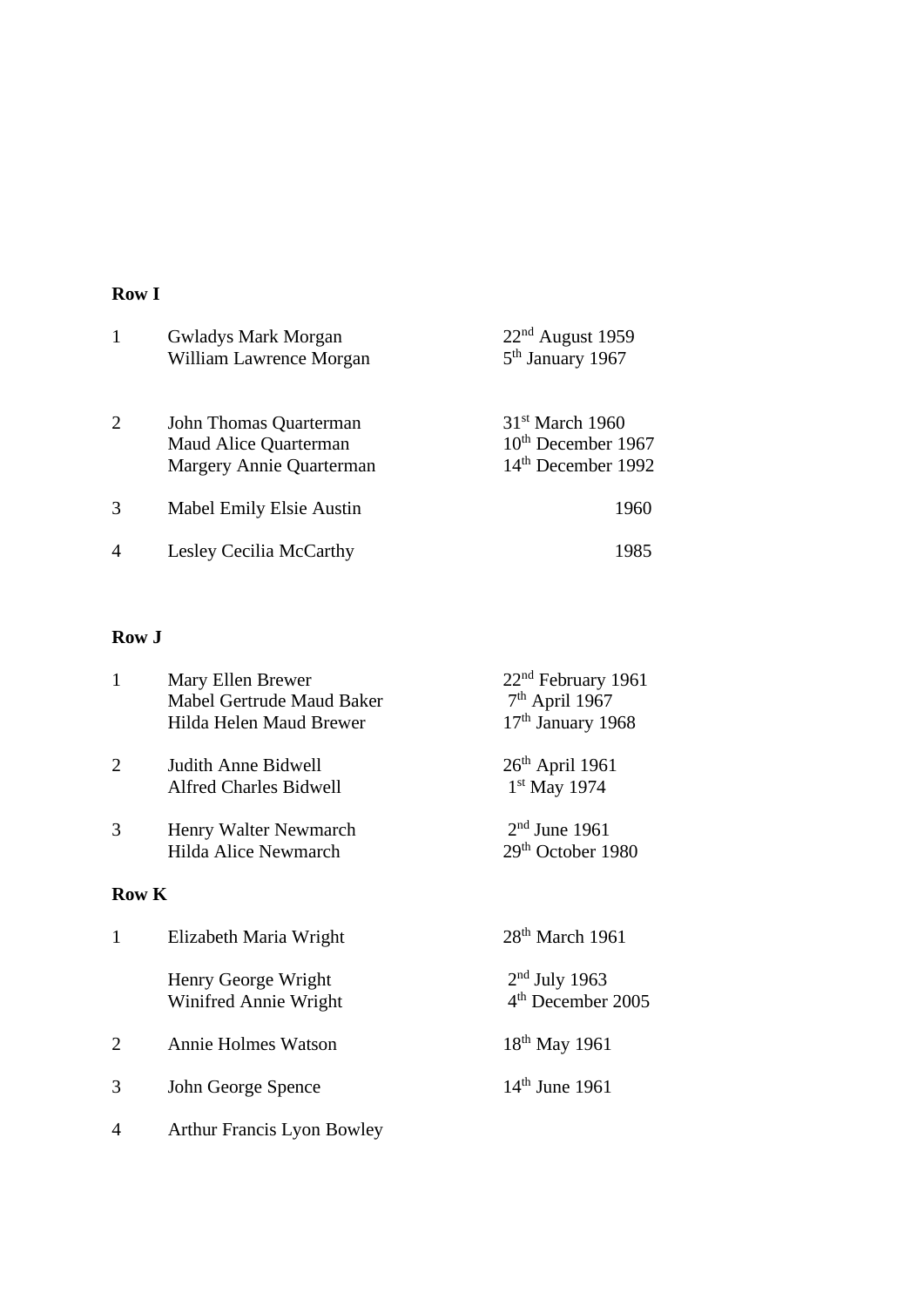**Row I**

| | | |
|---|---|---|
| 1 | Gwladys Mark Morgan<br>William Lawrence Morgan | 22nd August 1959<br>5th January 1967 |
| 2 | John Thomas Quarterman<br>Maud Alice Quarterman<br>Margery Annie Quarterman | 31st March 1960<br>10th December 1967<br>14th December 1992 |
| 3 | Mabel Emily Elsie Austin | 1960 |
| 4 | Lesley Cecilia McCarthy | 1985 |

**Row J**

| | | |
|---|---|---|
| 1 | Mary Ellen Brewer<br>Mabel Gertrude Maud Baker<br>Hilda Helen Maud Brewer | 22nd February 1961<br>7th April 1967<br>17th January 1968 |
| 2 | Judith Anne Bidwell<br>Alfred Charles Bidwell | 26th April 1961<br>1st May 1974 |
| 3 | Henry Walter Newmarch<br>Hilda Alice Newmarch | 2nd June 1961<br>29th October 1980 |

**Row K**

| | | |
|---|---|---|
| 1 | Elizabeth Maria Wright | 28th March 1961 |
| | Henry George Wright<br>Winifred Annie Wright | 2nd July 1963<br>4th December 2005 |
| 2 | Annie Holmes Watson | 18th May 1961 |
| 3 | John George Spence | 14th June 1961 |
| 4 | Arthur Francis Lyon Bowley | |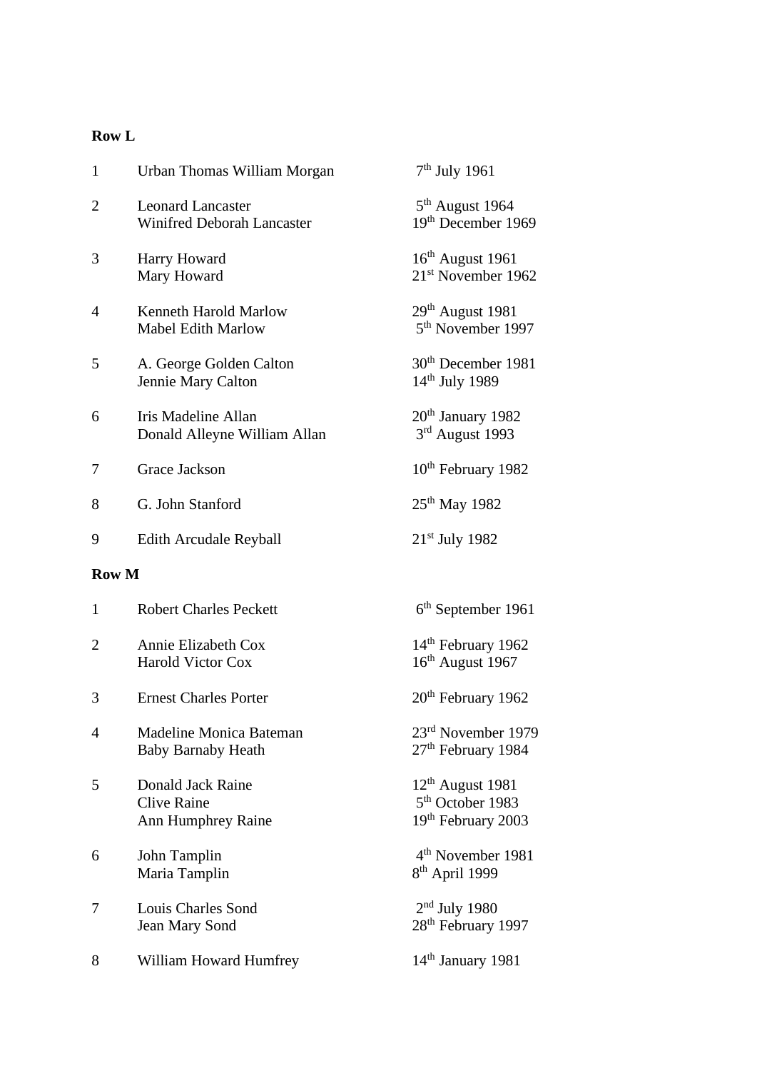**Row L**

| | | |
|---|---|---|
| 1 | Urban Thomas William Morgan | 7th July 1961 |
| 2 | Leonard Lancaster<br>Winifred Deborah Lancaster | 5th August 1964<br>19th December 1969 |
| 3 | Harry Howard<br>Mary Howard | 16th August 1961<br>21st November 1962 |
| 4 | Kenneth Harold Marlow<br>Mabel Edith Marlow | 29th August 1981<br>5th November 1997 |
| 5 | A. George Golden Calton<br>Jennie Mary Calton | 30th December 1981<br>14th July 1989 |
| 6 | Iris Madeline Allan<br>Donald Alleyne William Allan | 20th January 1982<br>3rd August 1993 |
| 7 | Grace Jackson | 10th February 1982 |
| 8 | G. John Stanford | 25th May 1982 |
| 9 | Edith Arcudale Reyball | 21st July 1982 |

**Row M**

| | | |
|---|---|---|
| 1 | Robert Charles Peckett | 6th September 1961 |
| 2 | Annie Elizabeth Cox<br>Harold Victor Cox | 14th February 1962<br>16th August 1967 |
| 3 | Ernest Charles Porter | 20th February 1962 |
| 4 | Madeline Monica Bateman<br>Baby Barnaby Heath | 23rd November 1979<br>27th February 1984 |
| 5 | Donald Jack Raine<br>Clive Raine<br>Ann Humphrey Raine | 12th August 1981<br>5th October 1983<br>19th February 2003 |
| 6 | John Tamplin<br>Maria Tamplin | 4th November 1981<br>8th April 1999 |
| 7 | Louis Charles Sond<br>Jean Mary Sond | 2nd July 1980<br>28th February 1997 |
| 8 | William Howard Humfrey | 14th January 1981 |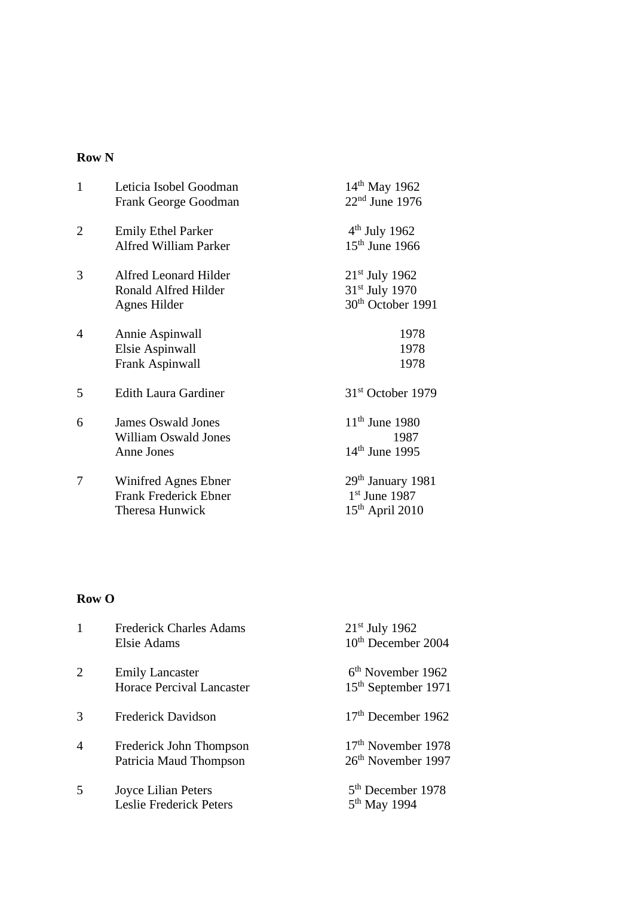**Row N**

| | | |
|---|---|---|
| 1 | Leticia Isobel Goodman | 14th May 1962 |
| | Frank George Goodman | 22nd June 1976 |
| 2 | Emily Ethel Parker | 4th July 1962 |
| | Alfred William Parker | 15th June 1966 |
| 3 | Alfred Leonard Hilder | 21st July 1962 |
| | Ronald Alfred Hilder | 31st July 1970 |
| | Agnes Hilder | 30th October 1991 |
| 4 | Annie Aspinwall | 1978 |
| | Elsie Aspinwall | 1978 |
| | Frank Aspinwall | 1978 |
| 5 | Edith Laura Gardiner | 31st October 1979 |
| 6 | James Oswald Jones | 11th June 1980 |
| | William Oswald Jones | 1987 |
| | Anne Jones | 14th June 1995 |
| 7 | Winifred Agnes Ebner | 29th January 1981 |
| | Frank Frederick Ebner | 1st June 1987 |
| | Theresa Hunwick | 15th April 2010 |

**Row O**

| | | |
|---|---|---|
| 1 | Frederick Charles Adams | 21st July 1962 |
| | Elsie Adams | 10th December 2004 |
| 2 | Emily Lancaster | 6th November 1962 |
| | Horace Percival Lancaster | 15th September 1971 |
| 3 | Frederick Davidson | 17th December 1962 |
| 4 | Frederick John Thompson | 17th November 1978 |
| | Patricia Maud Thompson | 26th November 1997 |
| 5 | Joyce Lilian Peters | 5th December 1978 |
| | Leslie Frederick Peters | 5th May 1994 |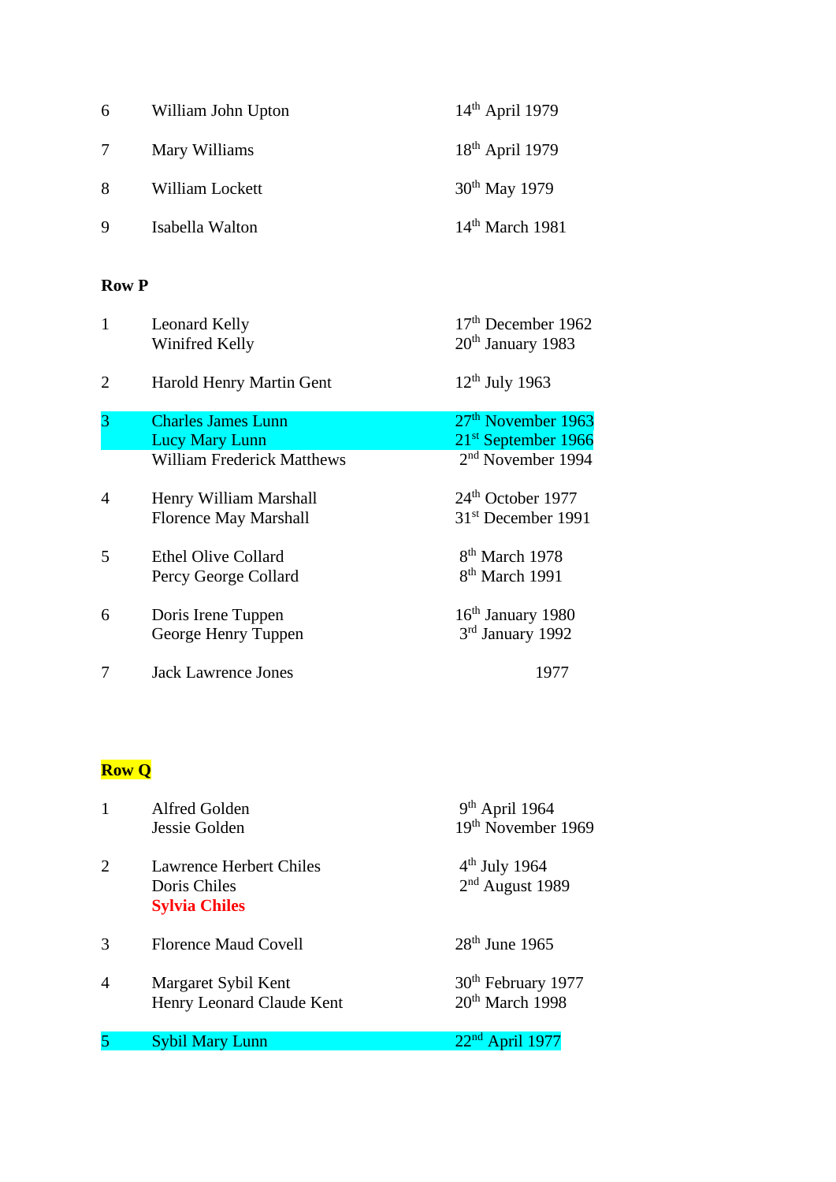| | | |
|---|---|---|
| 6 | William John Upton | 14th April 1979 |
| 7 | Mary Williams | 18th April 1979 |
| 8 | William Lockett | 30th May 1979 |
| 9 | Isabella Walton | 14th March 1981 |

**Row P**

| | | |
|---|---|---|
| 1 | Leonard Kelly<br>Winifred Kelly | 17th December 1962<br>20th January 1983 |
| 2 | Harold Henry Martin Gent | 12th July 1963 |
| 3 | Charles James Lunn<br>Lucy Mary Lunn<br>William Frederick Matthews | 27th November 1963<br>21st September 1966<br>2nd November 1994 |
| 4 | Henry William Marshall<br>Florence May Marshall | 24th October 1977<br>31st December 1991 |
| 5 | Ethel Olive Collard<br>Percy George Collard | 8th March 1978<br>8th March 1991 |
| 6 | Doris Irene Tuppen<br>George Henry Tuppen | 16th January 1980<br>3rd January 1992 |
| 7 | Jack Lawrence Jones | 1977 |

**Row Q**

| | | |
|---|---|---|
| 1 | Alfred Golden<br>Jessie Golden | 9th April 1964<br>19th November 1969 |
| 2 | Lawrence Herbert Chiles<br>Doris Chiles<br>**Sylvia Chiles** | 4th July 1964<br>2nd August 1989 |
| 3 | Florence Maud Covell | 28th June 1965 |
| 4 | Margaret Sybil Kent<br>Henry Leonard Claude Kent | 30th February 1977<br>20th March 1998 |
| 5 | Sybil Mary Lunn | 22nd April 1977 |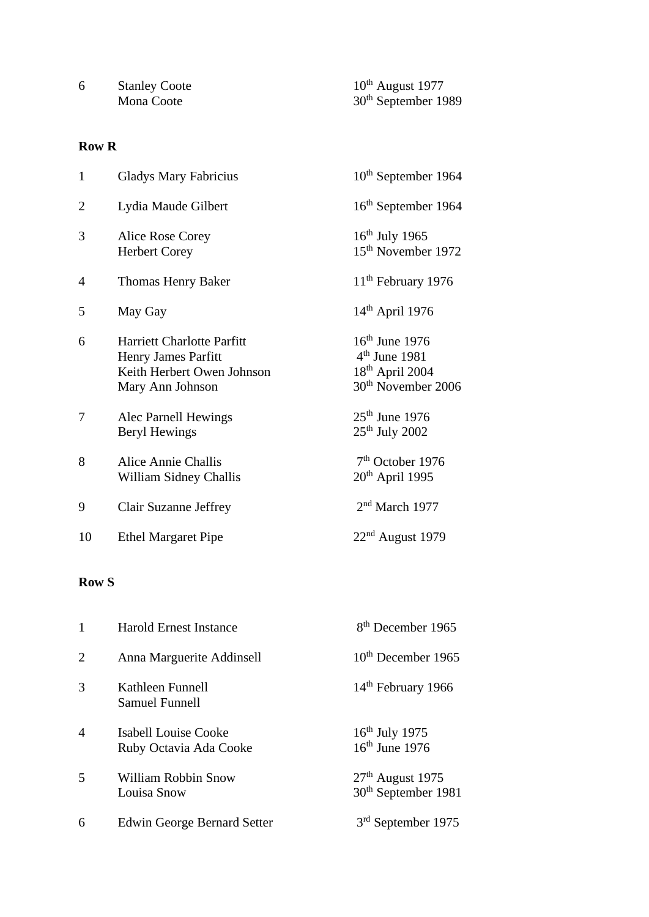| | | |
|---|---|---|
| 6 | Stanley Coote | 10th August 1977 |
| | Mona Coote | 30th September 1989 |

**Row R**

| | | |
|---|---|---|
| 1 | Gladys Mary Fabricius | 10th September 1964 |
| 2 | Lydia Maude Gilbert | 16th September 1964 |
| 3 | Alice Rose Corey | 16th July 1965 |
| | Herbert Corey | 15th November 1972 |
| 4 | Thomas Henry Baker | 11th February 1976 |
| 5 | May Gay | 14th April 1976 |
| 6 | Harriett Charlotte Parfitt | 16th June 1976 |
| | Henry James Parfitt | 4th June 1981 |
| | Keith Herbert Owen Johnson | 18th April 2004 |
| | Mary Ann Johnson | 30th November 2006 |
| 7 | Alec Parnell Hewings | 25th June 1976 |
| | Beryl Hewings | 25th July 2002 |
| 8 | Alice Annie Challis | 7th October 1976 |
| | William Sidney Challis | 20th April 1995 |
| 9 | Clair Suzanne Jeffrey | 2nd March 1977 |
| 10 | Ethel Margaret Pipe | 22nd August 1979 |

**Row S**

| | | |
|---|---|---|
| 1 | Harold Ernest Instance | 8th December 1965 |
| 2 | Anna Marguerite Addinsell | 10th December 1965 |
| 3 | Kathleen Funnell | 14th February 1966 |
| | Samuel Funnell | |
| 4 | Isabell Louise Cooke | 16th July 1975 |
| | Ruby Octavia Ada Cooke | 16th June 1976 |
| 5 | William Robbin Snow | 27th August 1975 |
| | Louisa Snow | 30th September 1981 |
| 6 | Edwin George Bernard Setter | 3rd September 1975 |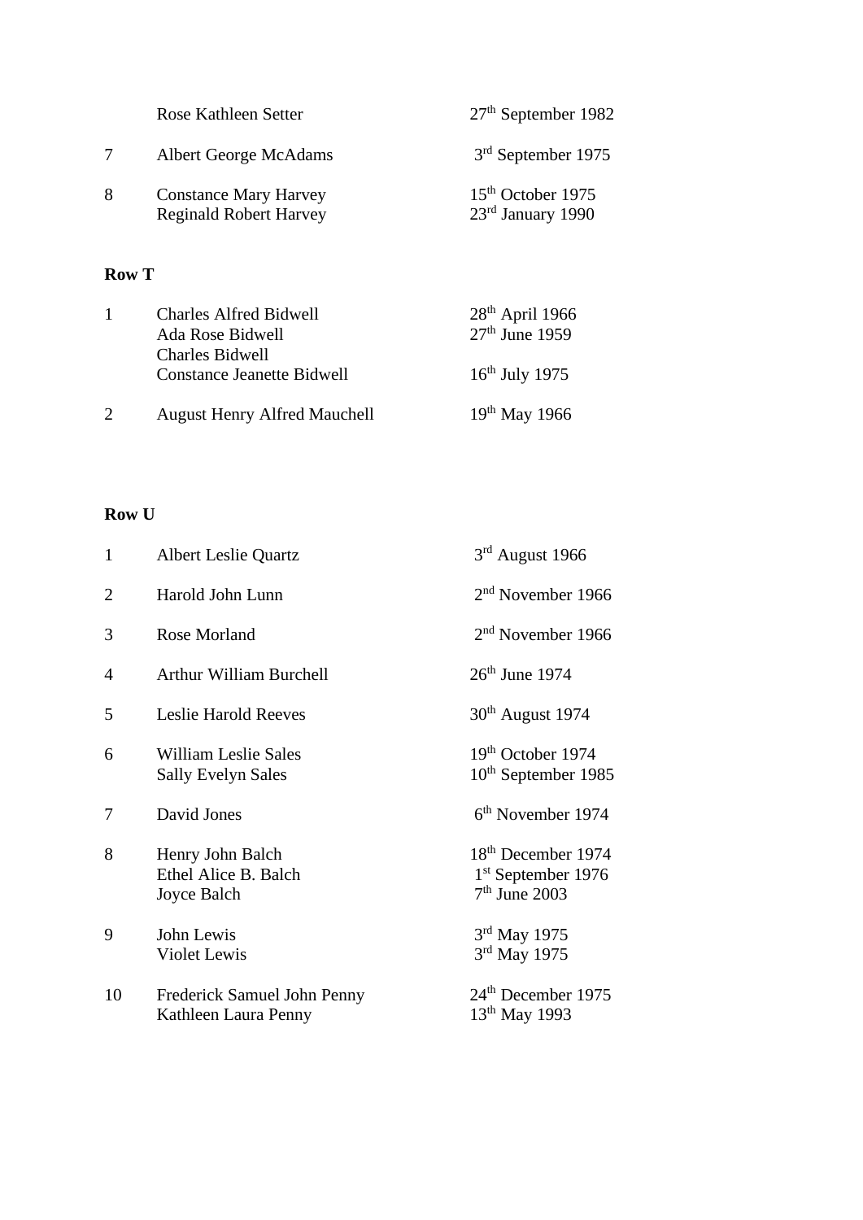| | | |
|---|---|---|
| | Rose Kathleen Setter | 27th September 1982 |
| 7 | Albert George McAdams | 3rd September 1975 |
| 8 | Constance Mary Harvey | 15th October 1975 |
| | Reginald Robert Harvey | 23rd January 1990 |

**Row T**

| | | |
|---|---|---|
| 1 | Charles Alfred Bidwell | 28th April 1966 |
| | Ada Rose Bidwell | 27th June 1959 |
| | Charles Bidwell | |
| | Constance Jeanette Bidwell | 16th July 1975 |
| 2 | August Henry Alfred Mauchell | 19th May 1966 |

**Row U**

| | | |
|---|---|---|
| 1 | Albert Leslie Quartz | 3rd August 1966 |
| 2 | Harold John Lunn | 2nd November 1966 |
| 3 | Rose Morland | 2nd November 1966 |
| 4 | Arthur William Burchell | 26th June 1974 |
| 5 | Leslie Harold Reeves | 30th August 1974 |
| 6 | William Leslie Sales | 19th October 1974 |
| | Sally Evelyn Sales | 10th September 1985 |
| 7 | David Jones | 6th November 1974 |
| 8 | Henry John Balch | 18th December 1974 |
| | Ethel Alice B. Balch | 1st September 1976 |
| | Joyce Balch | 7th June 2003 |
| 9 | John Lewis | 3rd May 1975 |
| | Violet Lewis | 3rd May 1975 |
| 10 | Frederick Samuel John Penny | 24th December 1975 |
| | Kathleen Laura Penny | 13th May 1993 |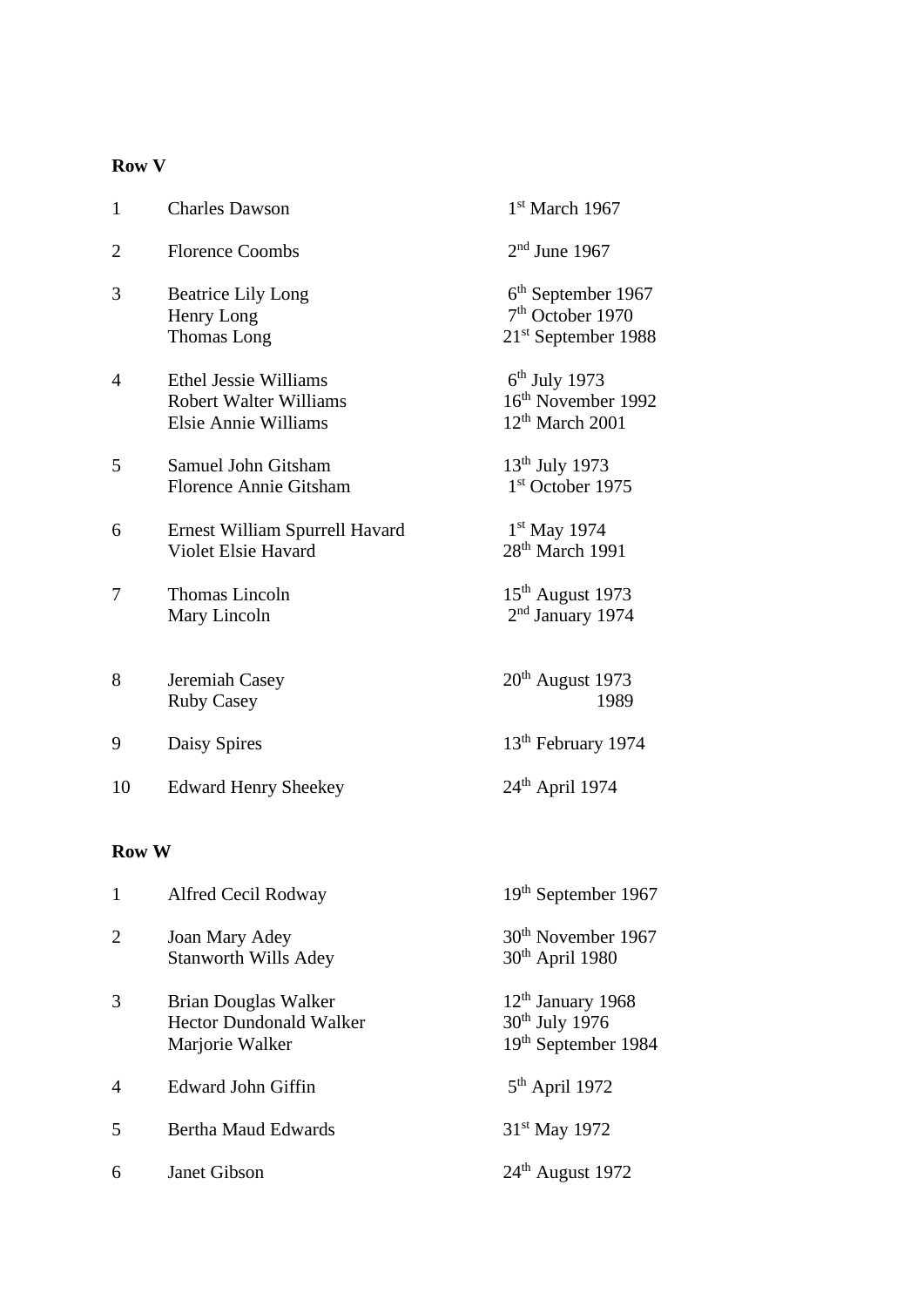**Row V**

| | | |
|---|---|---|
| 1 | Charles Dawson | 1st March 1967 |
| 2 | Florence Coombs | 2nd June 1967 |
| 3 | Beatrice Lily Long | 6th September 1967 |
| | Henry Long | 7th October 1970 |
| | Thomas Long | 21st September 1988 |
| 4 | Ethel Jessie Williams | 6th July 1973 |
| | Robert Walter Williams | 16th November 1992 |
| | Elsie Annie Williams | 12th March 2001 |
| 5 | Samuel John Gitsham | 13th July 1973 |
| | Florence Annie Gitsham | 1st October 1975 |
| 6 | Ernest William Spurrell Havard | 1st May 1974 |
| | Violet Elsie Havard | 28th March 1991 |
| 7 | Thomas Lincoln | 15th August 1973 |
| | Mary Lincoln | 2nd January 1974 |
| 8 | Jeremiah Casey | 20th August 1973 |
| | Ruby Casey | 1989 |
| 9 | Daisy Spires | 13th February 1974 |
| 10 | Edward Henry Sheekey | 24th April 1974 |

**Row W**

| | | |
|---|---|---|
| 1 | Alfred Cecil Rodway | 19th September 1967 |
| 2 | Joan Mary Adey | 30th November 1967 |
| | Stanworth Wills Adey | 30th April 1980 |
| 3 | Brian Douglas Walker | 12th January 1968 |
| | Hector Dundonald Walker | 30th July 1976 |
| | Marjorie Walker | 19th September 1984 |
| 4 | Edward John Giffin | 5th April 1972 |
| 5 | Bertha Maud Edwards | 31st May 1972 |
| 6 | Janet Gibson | 24th August 1972 |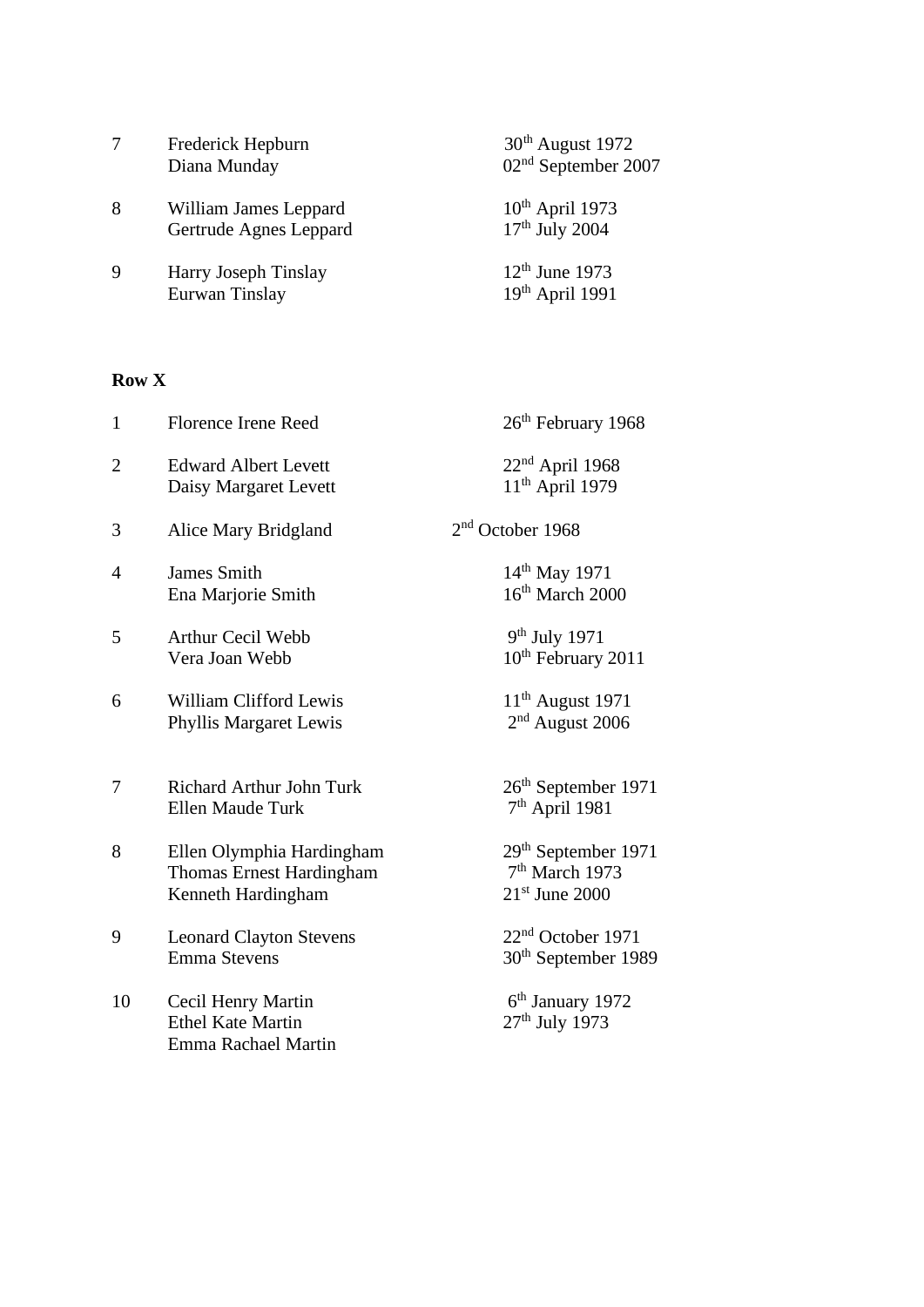| | | |
|---|---|---|
| 7 | Frederick Hepburn | 30th August 1972 |
| | Diana Munday | 02nd September 2007 |
| 8 | William James Leppard | 10th April 1973 |
| | Gertrude Agnes Leppard | 17th July 2004 |
| 9 | Harry Joseph Tinslay | 12th June 1973 |
| | Eurwan Tinslay | 19th April 1991 |

**Row X**

| | | |
|---|---|---|
| 1 | Florence Irene Reed | 26th February 1968 |
| 2 | Edward Albert Levett | 22nd April 1968 |
| | Daisy Margaret Levett | 11th April 1979 |
| 3 | Alice Mary Bridgland | 2nd October 1968 |
| 4 | James Smith | 14th May 1971 |
| | Ena Marjorie Smith | 16th March 2000 |
| 5 | Arthur Cecil Webb | 9th July 1971 |
| | Vera Joan Webb | 10th February 2011 |
| 6 | William Clifford Lewis | 11th August 1971 |
| | Phyllis Margaret Lewis | 2nd August 2006 |
| 7 | Richard Arthur John Turk | 26th September 1971 |
| | Ellen Maude Turk | 7th April 1981 |
| 8 | Ellen Olymphia Hardingham | 29th September 1971 |
| | Thomas Ernest Hardingham | 7th March 1973 |
| | Kenneth Hardingham | 21st June 2000 |
| 9 | Leonard Clayton Stevens | 22nd October 1971 |
| | Emma Stevens | 30th September 1989 |
| 10 | Cecil Henry Martin | 6th January 1972 |
| | Ethel Kate Martin | 27th July 1973 |
| | Emma Rachael Martin | |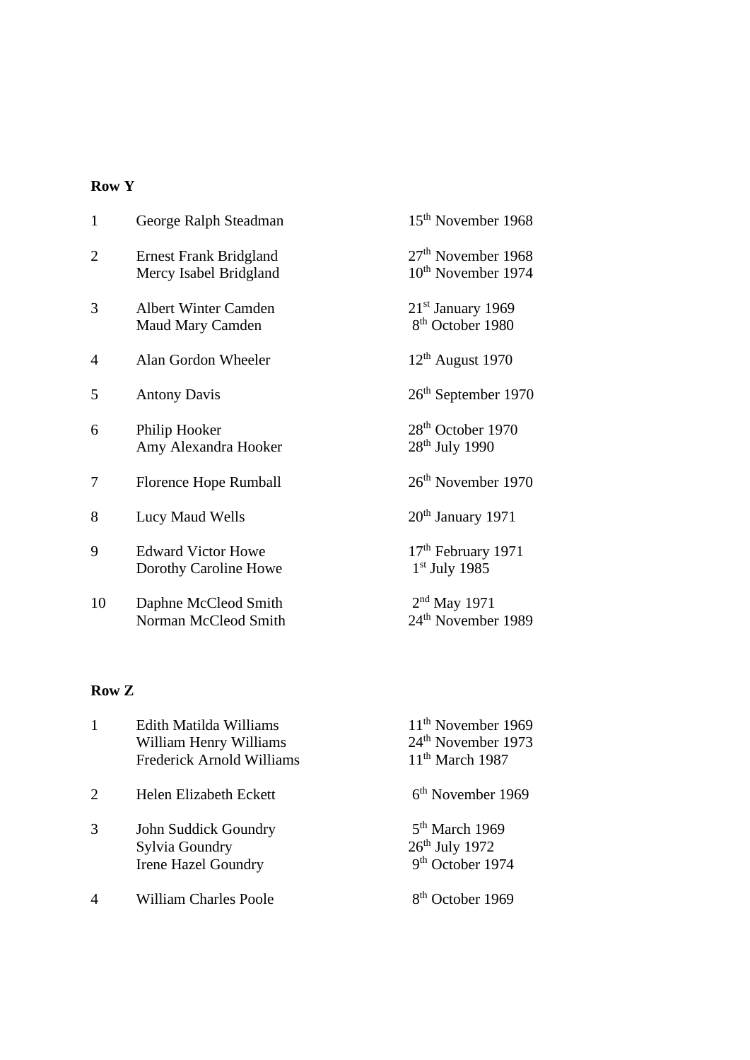**Row Y**

| | | |
|---|---|---|
| 1 | George Ralph Steadman | 15th November 1968 |
| 2 | Ernest Frank Bridgland | 27th November 1968 |
| | Mercy Isabel Bridgland | 10th November 1974 |
| 3 | Albert Winter Camden | 21st January 1969 |
| | Maud Mary Camden | 8th October 1980 |
| 4 | Alan Gordon Wheeler | 12th August 1970 |
| 5 | Antony Davis | 26th September 1970 |
| 6 | Philip Hooker | 28th October 1970 |
| | Amy Alexandra Hooker | 28th July 1990 |
| 7 | Florence Hope Rumball | 26th November 1970 |
| 8 | Lucy Maud Wells | 20th January 1971 |
| 9 | Edward Victor Howe | 17th February 1971 |
| | Dorothy Caroline Howe | 1st July 1985 |
| 10 | Daphne McCleod Smith | 2nd May 1971 |
| | Norman McCleod Smith | 24th November 1989 |

**Row Z**

| | | |
|---|---|---|
| 1 | Edith Matilda Williams | 11th November 1969 |
| | William Henry Williams | 24th November 1973 |
| | Frederick Arnold Williams | 11th March 1987 |
| 2 | Helen Elizabeth Eckett | 6th November 1969 |
| 3 | John Suddick Goundry | 5th March 1969 |
| | Sylvia Goundry | 26th July 1972 |
| | Irene Hazel Goundry | 9th October 1974 |
| 4 | William Charles Poole | 8th October 1969 |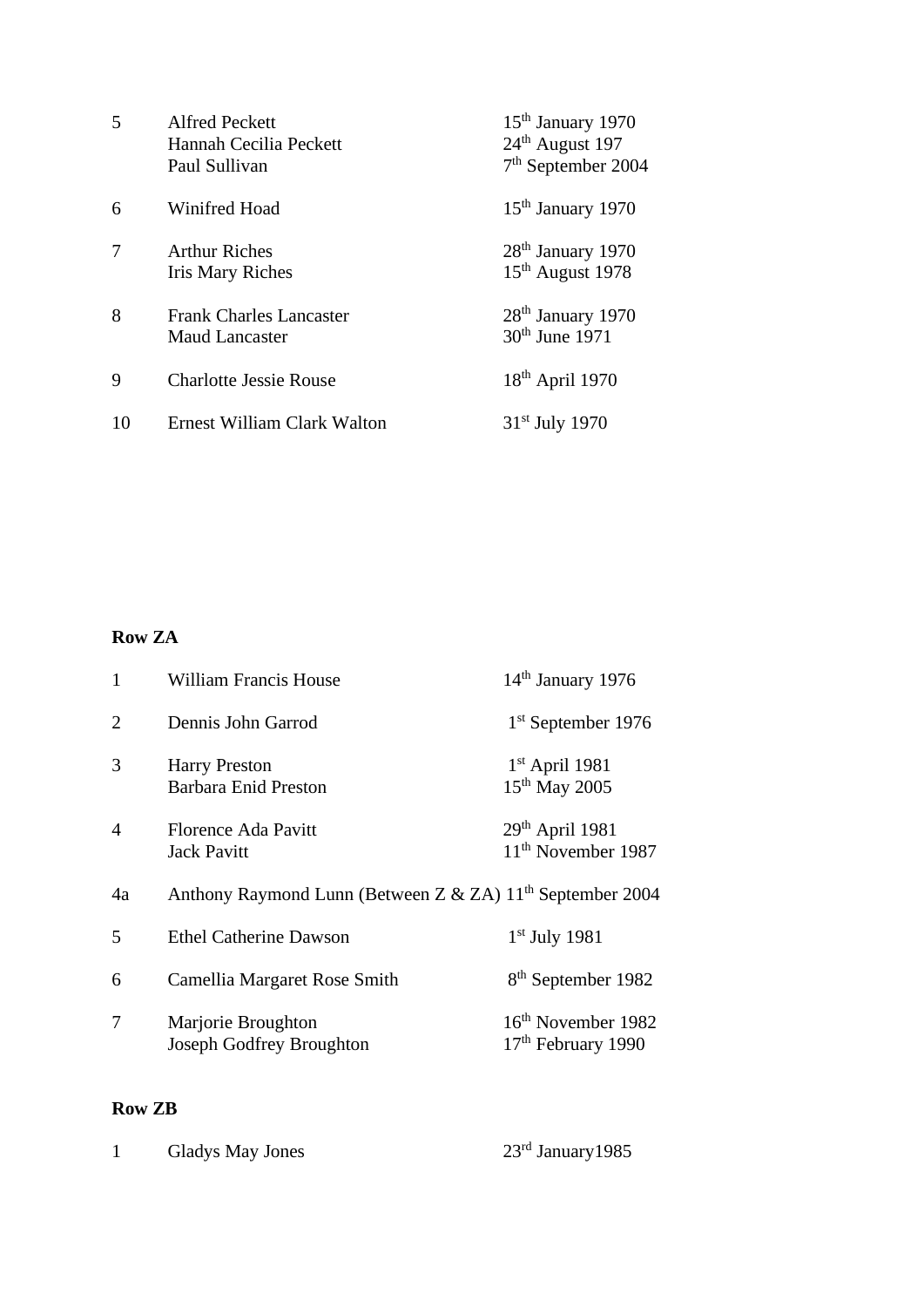| | | |
|---|---|---|
| 5 | Alfred Peckett | 15th January 1970 |
| | Hannah Cecilia Peckett | 24th August 197 |
| | Paul Sullivan | 7th September 2004 |
| 6 | Winifred Hoad | 15th January 1970 |
| 7 | Arthur Riches | 28th January 1970 |
| | Iris Mary Riches | 15th August 1978 |
| 8 | Frank Charles Lancaster | 28th January 1970 |
| | Maud Lancaster | 30th June 1971 |
| 9 | Charlotte Jessie Rouse | 18th April 1970 |
| 10 | Ernest William Clark Walton | 31st July 1970 |

**Row ZA**

| | | |
|---|---|---|
| 1 | William Francis House | 14th January 1976 |
| 2 | Dennis John Garrod | 1st September 1976 |
| 3 | Harry Preston | 1st April 1981 |
| | Barbara Enid Preston | 15th May 2005 |
| 4 | Florence Ada Pavitt | 29th April 1981 |
| | Jack Pavitt | 11th November 1987 |
| 4a | Anthony Raymond Lunn (Between Z & ZA) | 11th September 2004 |
| 5 | Ethel Catherine Dawson | 1st July 1981 |
| 6 | Camellia Margaret Rose Smith | 8th September 1982 |
| 7 | Marjorie Broughton | 16th November 1982 |
| | Joseph Godfrey Broughton | 17th February 1990 |

**Row ZB**

| | | |
|---|---|---|
| 1 | Gladys May Jones | 23rd January1985 |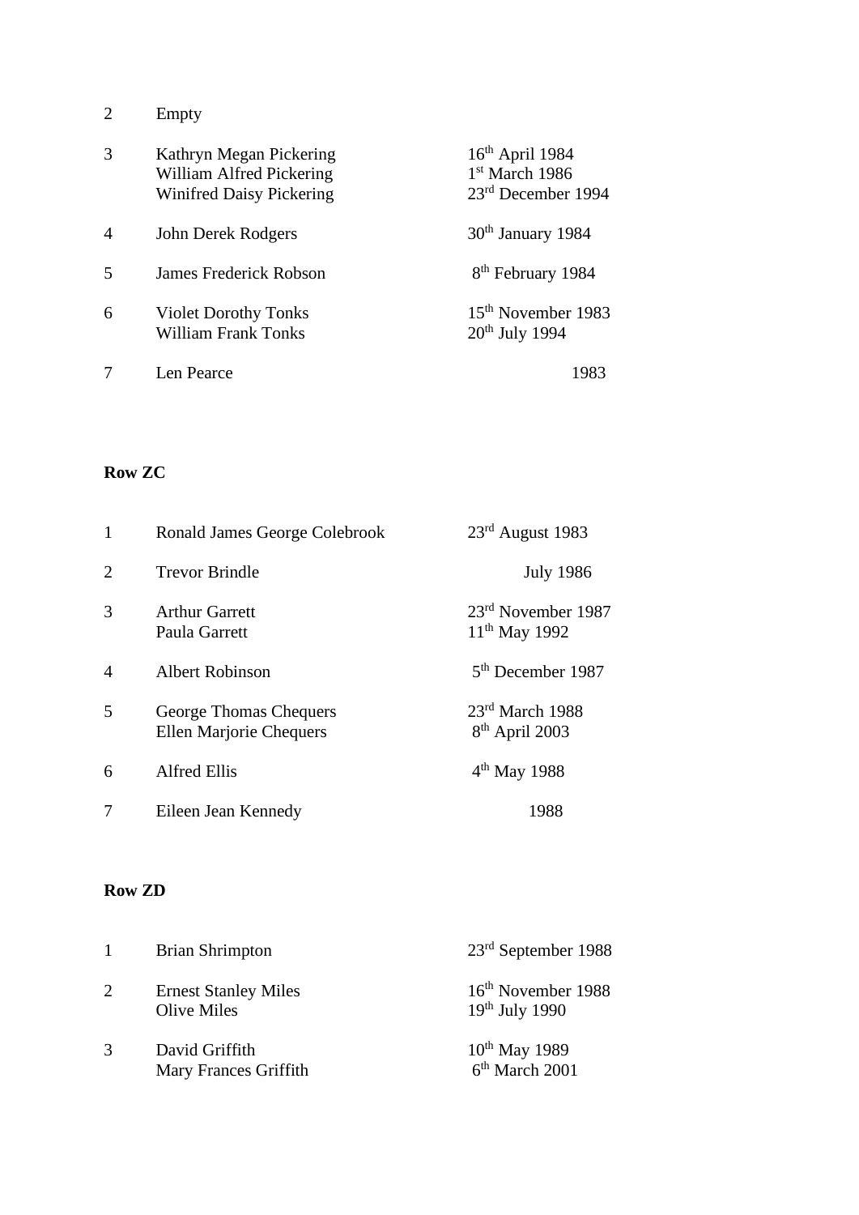| | | |
|---|---|---|
| 2 | Empty | |
| 3 | Kathryn Megan Pickering<br>William Alfred Pickering<br>Winifred Daisy Pickering | 16th April 1984<br>1st March 1986<br>23rd December 1994 |
| 4 | John Derek Rodgers | 30th January 1984 |
| 5 | James Frederick Robson | 8th February 1984 |
| 6 | Violet Dorothy Tonks<br>William Frank Tonks | 15th November 1983<br>20th July 1994 |
| 7 | Len Pearce | 1983 |

**Row ZC**

| | | |
|---|---|---|
| 1 | Ronald James George Colebrook | 23rd August 1983 |
| 2 | Trevor Brindle | July 1986 |
| 3 | Arthur Garrett<br>Paula Garrett | 23rd November 1987<br>11th May 1992 |
| 4 | Albert Robinson | 5th December 1987 |
| 5 | George Thomas Chequers<br>Ellen Marjorie Chequers | 23rd March 1988<br>8th April 2003 |
| 6 | Alfred Ellis | 4th May 1988 |
| 7 | Eileen Jean Kennedy | 1988 |

**Row ZD**

| | | |
|---|---|---|
| 1 | Brian Shrimpton | 23rd September 1988 |
| 2 | Ernest Stanley Miles<br>Olive Miles | 16th November 1988<br>19th July 1990 |
| 3 | David Griffith<br>Mary Frances Griffith | 10th May 1989<br>6th March 2001 |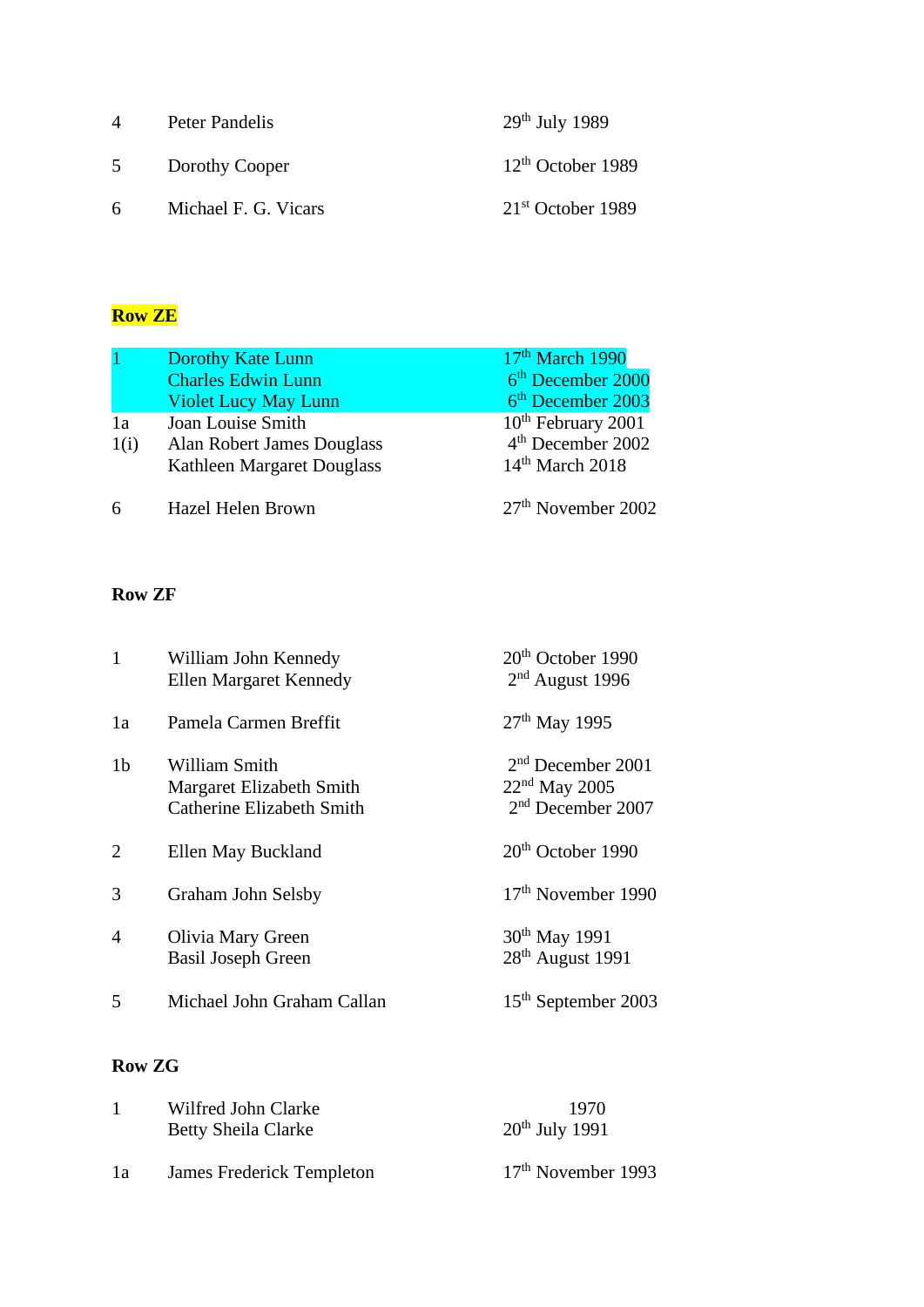| | | |
|---|---|---|
| 4 | Peter Pandelis | 29th July 1989 |
| 5 | Dorothy Cooper | 12th October 1989 |
| 6 | Michael F. G. Vicars | 21st October 1989 |

**Row ZE**

| | | |
|---|---|---|
| 1 | Dorothy Kate Lunn | 17th March 1990 |
| | Charles Edwin Lunn | 6th December 2000 |
| | Violet Lucy May Lunn | 6th December 2003 |
| 1a | Joan Louise Smith | 10th February 2001 |
| 1(i) | Alan Robert James Douglass | 4th December 2002 |
| | Kathleen Margaret Douglass | 14th March 2018 |
| 6 | Hazel Helen Brown | 27th November 2002 |

**Row ZF**

| | | |
|---|---|---|
| 1 | William John Kennedy | 20th October 1990 |
| | Ellen Margaret Kennedy | 2nd August 1996 |
| 1a | Pamela Carmen Breffit | 27th May 1995 |
| 1b | William Smith | 2nd December 2001 |
| | Margaret Elizabeth Smith | 22nd May 2005 |
| | Catherine Elizabeth Smith | 2nd December 2007 |
| 2 | Ellen May Buckland | 20th October 1990 |
| 3 | Graham John Selsby | 17th November 1990 |
| 4 | Olivia Mary Green | 30th May 1991 |
| | Basil Joseph Green | 28th August 1991 |
| 5 | Michael John Graham Callan | 15th September 2003 |

**Row ZG**

| | | |
|---|---|---|
| 1 | Wilfred John Clarke | 1970 |
| | Betty Sheila Clarke | 20th July 1991 |
| 1a | James Frederick Templeton | 17th November 1993 |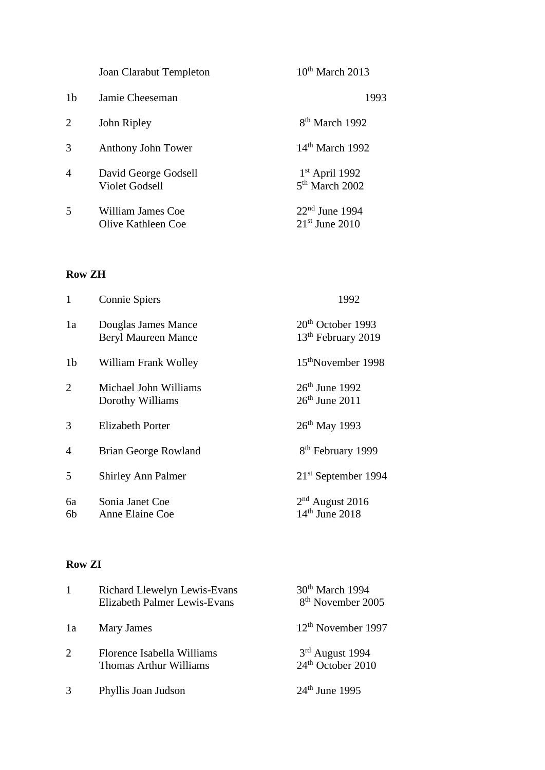| | | |
|---|---|---|
| | Joan Clarabut Templeton | 10th March 2013 |
| 1b | Jamie Cheeseman | 1993 |
| 2 | John Ripley | 8th March 1992 |
| 3 | Anthony John Tower | 14th March 1992 |
| 4 | David George Godsell<br>Violet Godsell | 1st April 1992<br>5th March 2002 |
| 5 | William James Coe<br>Olive Kathleen Coe | 22nd June 1994<br>21st June 2010 |

**Row ZH**

| | | |
|---|---|---|
| 1 | Connie Spiers | 1992 |
| 1a | Douglas James Mance<br>Beryl Maureen Mance | 20th October 1993<br>13th February 2019 |
| 1b | William Frank Wolley | 15thNovember 1998 |
| 2 | Michael John Williams<br>Dorothy Williams | 26th June 1992<br>26th June 2011 |
| 3 | Elizabeth Porter | 26th May 1993 |
| 4 | Brian George Rowland | 8th February 1999 |
| 5 | Shirley Ann Palmer | 21st September 1994 |
| 6a<br>6b | Sonia Janet Coe<br>Anne Elaine Coe | 2nd August 2016<br>14th June 2018 |

**Row ZI**

| | | |
|---|---|---|
| 1 | Richard Llewelyn Lewis-Evans<br>Elizabeth Palmer Lewis-Evans | 30th March 1994<br>8th November 2005 |
| 1a | Mary James | 12th November 1997 |
| 2 | Florence Isabella Williams<br>Thomas Arthur Williams | 3rd August 1994<br>24th October 2010 |
| 3 | Phyllis Joan Judson | 24th June 1995 |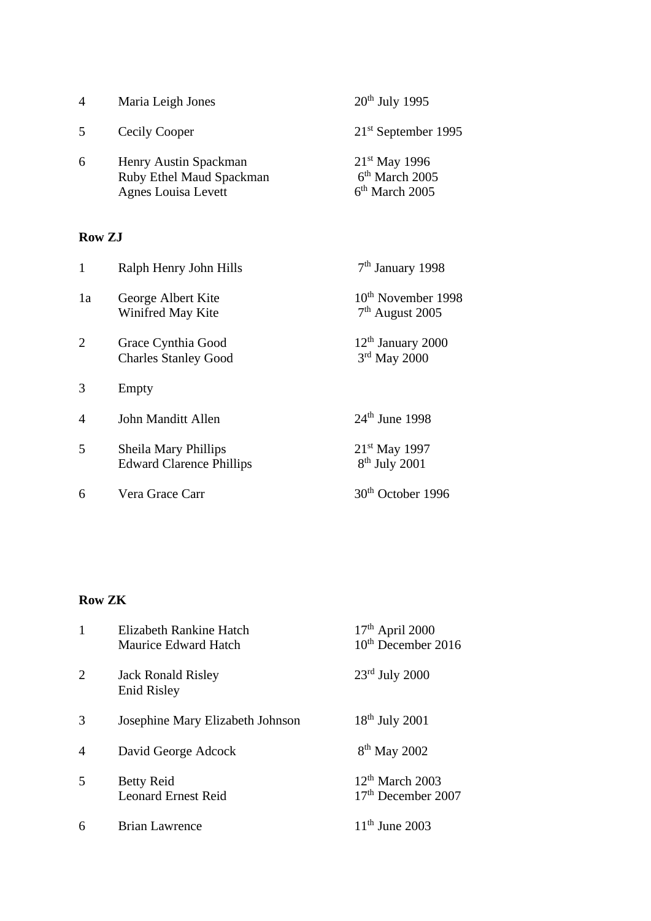| | | |
|---|---|---|
| 4 | Maria Leigh Jones | 20th July 1995 |
| 5 | Cecily Cooper | 21st September 1995 |
| 6 | Henry Austin Spackman<br>Ruby Ethel Maud Spackman<br>Agnes Louisa Levett | 21st May 1996<br>6th March 2005<br>6th March 2005 |

**Row ZJ**

| | | |
|---|---|---|
| 1 | Ralph Henry John Hills | 7th January 1998 |
| 1a | George Albert Kite<br>Winifred May Kite | 10th November 1998<br>7th August 2005 |
| 2 | Grace Cynthia Good<br>Charles Stanley Good | 12th January 2000<br>3rd May 2000 |
| 3 | Empty | |
| 4 | John Manditt Allen | 24th June 1998 |
| 5 | Sheila Mary Phillips<br>Edward Clarence Phillips | 21st May 1997<br>8th July 2001 |
| 6 | Vera Grace Carr | 30th October 1996 |

**Row ZK**

| | | |
|---|---|---|
| 1 | Elizabeth Rankine Hatch<br>Maurice Edward Hatch | 17th April 2000<br>10th December 2016 |
| 2 | Jack Ronald Risley<br>Enid Risley | 23rd July 2000 |
| 3 | Josephine Mary Elizabeth Johnson | 18th July 2001 |
| 4 | David George Adcock | 8th May 2002 |
| 5 | Betty Reid<br>Leonard Ernest Reid | 12th March 2003<br>17th December 2007 |
| 6 | Brian Lawrence | 11th June 2003 |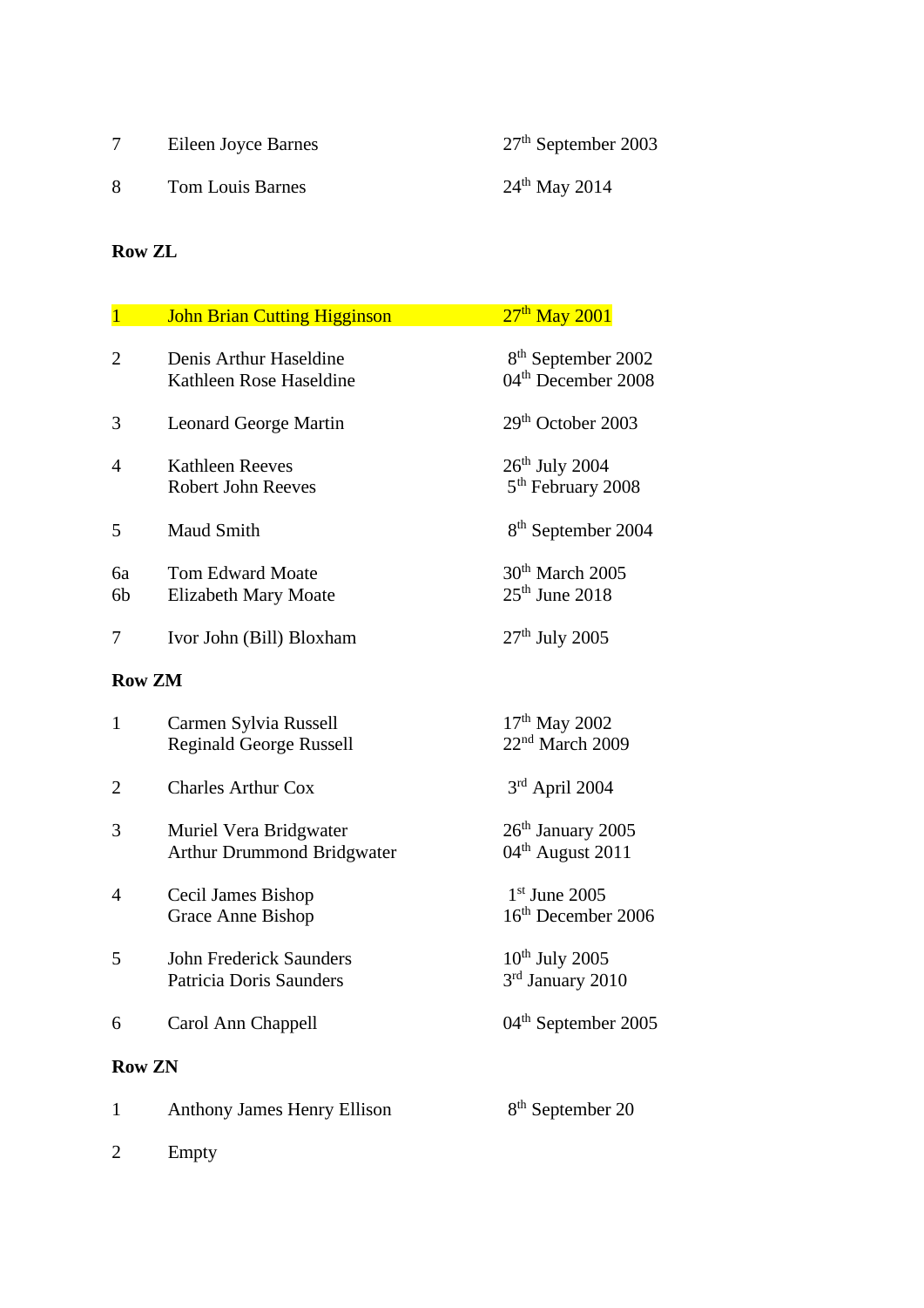| | | |
|---|---|---|
| 7 | Eileen Joyce Barnes | 27th September 2003 |
| 8 | Tom Louis Barnes | 24th May 2014 |

**Row ZL**

| | | |
|---|---|---|
| 1 | John Brian Cutting Higginson | 27th May 2001 |
| 2 | Denis Arthur Haseldine<br>Kathleen Rose Haseldine | 8th September 2002<br>04th December 2008 |
| 3 | Leonard George Martin | 29th October 2003 |
| 4 | Kathleen Reeves<br>Robert John Reeves | 26th July 2004<br>5th February 2008 |
| 5 | Maud Smith | 8th September 2004 |
| 6a<br>6b | Tom Edward Moate<br>Elizabeth Mary Moate | 30th March 2005<br>25th June 2018 |
| 7 | Ivor John (Bill) Bloxham | 27th July 2005 |

**Row ZM**

| | | |
|---|---|---|
| 1 | Carmen Sylvia Russell<br>Reginald George Russell | 17th May 2002<br>22nd March 2009 |
| 2 | Charles Arthur Cox | 3rd April 2004 |
| 3 | Muriel Vera Bridgwater<br>Arthur Drummond Bridgwater | 26th January 2005<br>04th August 2011 |
| 4 | Cecil James Bishop<br>Grace Anne Bishop | 1st June 2005<br>16th December 2006 |
| 5 | John Frederick Saunders<br>Patricia Doris Saunders | 10th July 2005<br>3rd January 2010 |
| 6 | Carol Ann Chappell | 04th September 2005 |

**Row ZN**

| | | |
|---|---|---|
| 1 | Anthony James Henry Ellison | 8th September 20 |
| 2 | Empty | |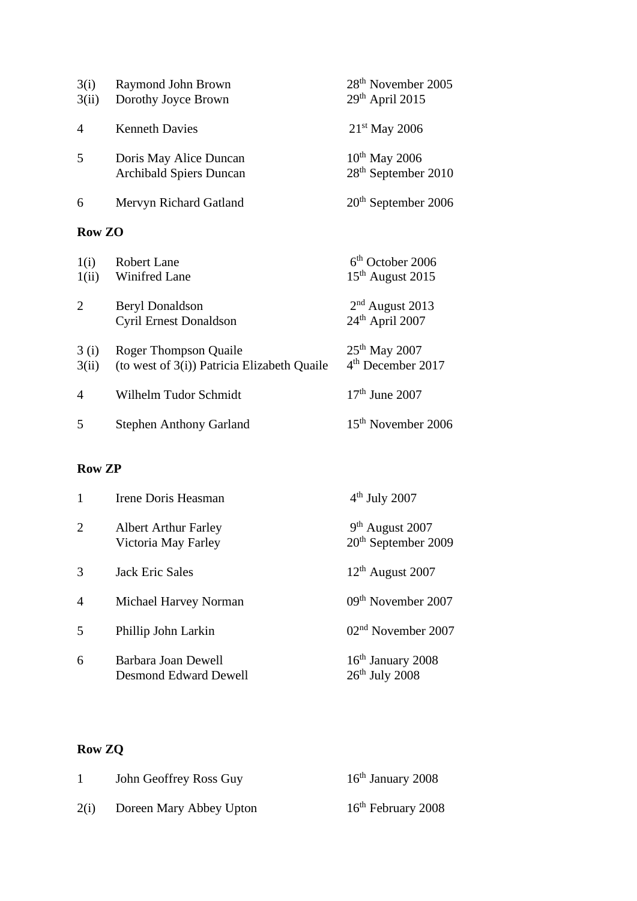| | | |
|---|---|---|
| 3(i) | Raymond John Brown | 28th November 2005 |
| 3(ii) | Dorothy Joyce Brown | 29th April 2015 |
| 4 | Kenneth Davies | 21st May 2006 |
| 5 | Doris May Alice Duncan | 10th May 2006 |
| | Archibald Spiers Duncan | 28th September 2010 |
| 6 | Mervyn Richard Gatland | 20th September 2006 |

**Row ZO**

| | | |
|---|---|---|
| 1(i) | Robert Lane | 6th October 2006 |
| 1(ii) | Winifred Lane | 15th August 2015 |
| 2 | Beryl Donaldson | 2nd August 2013 |
| | Cyril Ernest Donaldson | 24th April 2007 |
| 3 (i) | Roger Thompson Quaile | 25th May 2007 |
| 3(ii) | (to west of 3(i)) Patricia Elizabeth Quaile | 4th December 2017 |
| 4 | Wilhelm Tudor Schmidt | 17th June 2007 |
| 5 | Stephen Anthony Garland | 15th November 2006 |

**Row ZP**

| | | |
|---|---|---|
| 1 | Irene Doris Heasman | 4th July 2007 |
| 2 | Albert Arthur Farley | 9th August 2007 |
| | Victoria May Farley | 20th September 2009 |
| 3 | Jack Eric Sales | 12th August 2007 |
| 4 | Michael Harvey Norman | 09th November 2007 |
| 5 | Phillip John Larkin | 02nd November 2007 |
| 6 | Barbara Joan Dewell | 16th January 2008 |
| | Desmond Edward Dewell | 26th July 2008 |

**Row ZQ**

| | | |
|---|---|---|
| 1 | John Geoffrey Ross Guy | 16th January 2008 |
| 2(i) | Doreen Mary Abbey Upton | 16th February 2008 |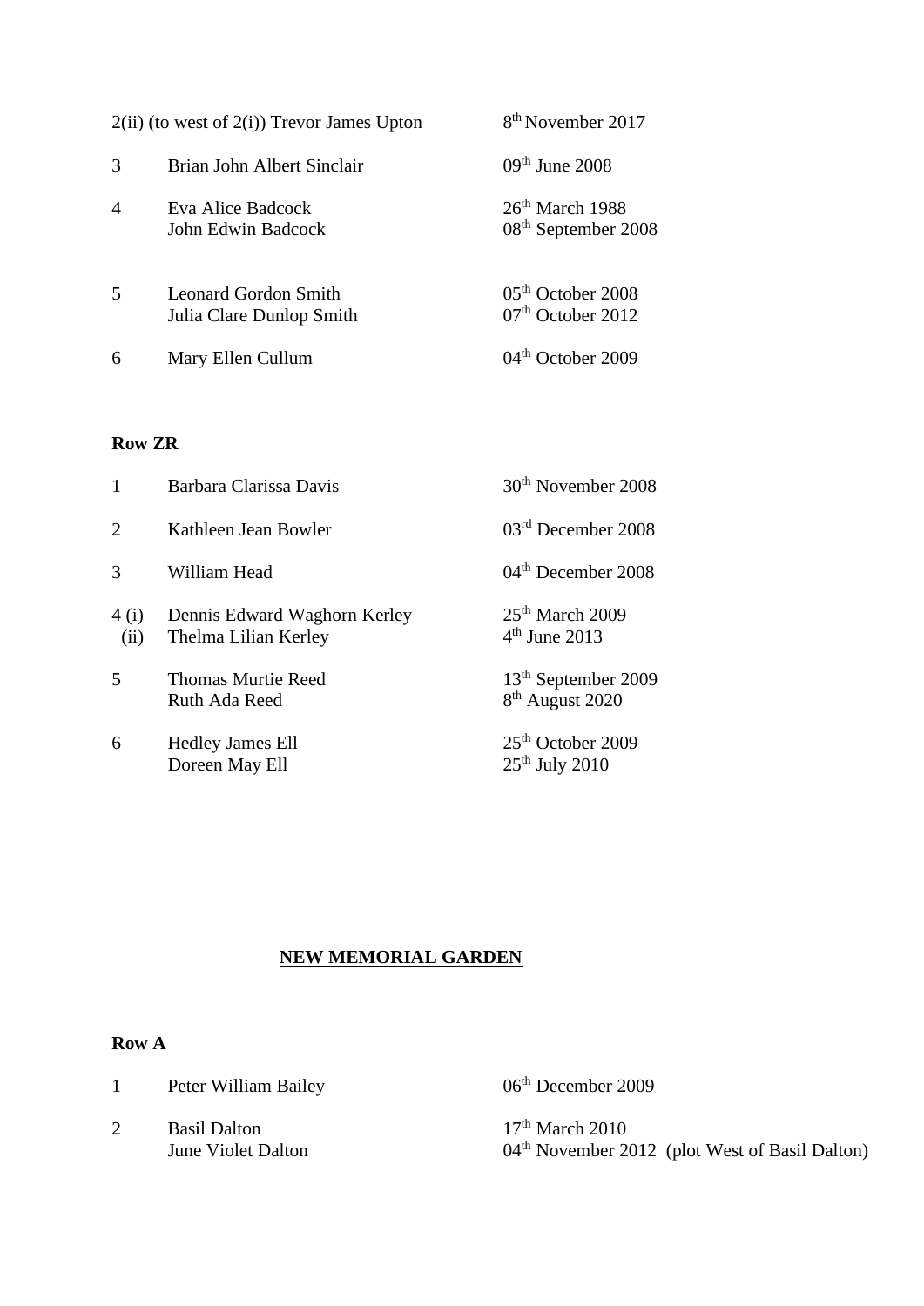| | | |
|---|---|---|
| 2(ii) (to west of 2(i)) | Trevor James Upton | 8th November 2017 |
| 3 | Brian John Albert Sinclair | 09th June 2008 |
| 4 | Eva Alice Badcock | 26th March 1988 |
| | John Edwin Badcock | 08th September 2008 |
| 5 | Leonard Gordon Smith | 05th October 2008 |
| | Julia Clare Dunlop Smith | 07th October 2012 |
| 6 | Mary Ellen Cullum | 04th October 2009 |

**Row ZR**

| | | |
|---|---|---|
| 1 | Barbara Clarissa Davis | 30th November 2008 |
| 2 | Kathleen Jean Bowler | 03rd December 2008 |
| 3 | William Head | 04th December 2008 |
| 4 (i) | Dennis Edward Waghorn Kerley | 25th March 2009 |
| (ii) | Thelma Lilian Kerley | 4th June 2013 |
| 5 | Thomas Murtie Reed | 13th September 2009 |
| | Ruth Ada Reed | 8th August 2020 |
| 6 | Hedley James Ell | 25th October 2009 |
| | Doreen May Ell | 25th July 2010 |

## NEW MEMORIAL GARDEN

**Row A**

| | | |
|---|---|---|
| 1 | Peter William Bailey | 06th December 2009 |
| 2 | Basil Dalton | 17th March 2010 |
| | June Violet Dalton | 04th November 2012 (plot West of Basil Dalton) |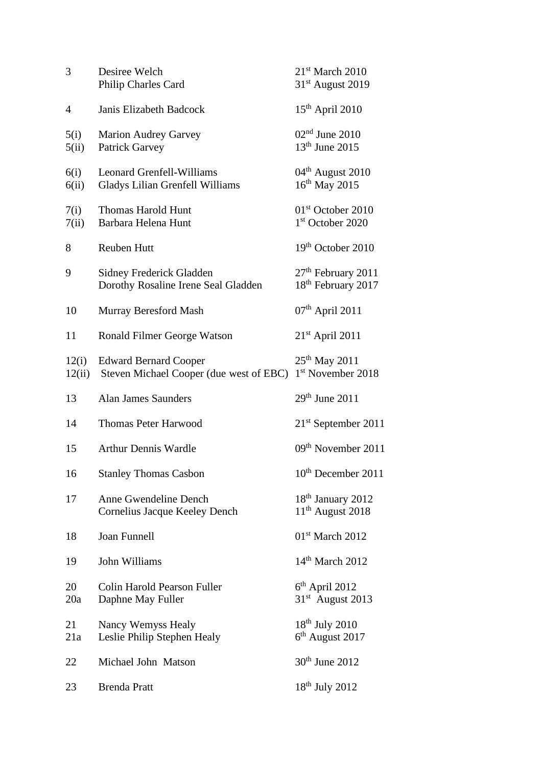| | | |
|---|---|---|
| 3 | Desiree Welch | 21st March 2010 |
| | Philip Charles Card | 31st August 2019 |
| 4 | Janis Elizabeth Badcock | 15th April 2010 |
| 5(i) | Marion Audrey Garvey | 02nd June 2010 |
| 5(ii) | Patrick Garvey | 13th June 2015 |
| 6(i) | Leonard Grenfell-Williams | 04th August 2010 |
| 6(ii) | Gladys Lilian Grenfell Williams | 16th May 2015 |
| 7(i) | Thomas Harold Hunt | 01st October 2010 |
| 7(ii) | Barbara Helena Hunt | 1st October 2020 |
| 8 | Reuben Hutt | 19th October 2010 |
| 9 | Sidney Frederick Gladden | 27th February 2011 |
| | Dorothy Rosaline Irene Seal Gladden | 18th February 2017 |
| 10 | Murray Beresford Mash | 07th April 2011 |
| 11 | Ronald Filmer George Watson | 21st April 2011 |
| 12(i) | Edward Bernard Cooper | 25th May 2011 |
| 12(ii) | Steven Michael Cooper (due west of EBC) | 1st November 2018 |
| 13 | Alan James Saunders | 29th June 2011 |
| 14 | Thomas Peter Harwood | 21st September 2011 |
| 15 | Arthur Dennis Wardle | 09th November 2011 |
| 16 | Stanley Thomas Casbon | 10th December 2011 |
| 17 | Anne Gwendeline Dench | 18th January 2012 |
| | Cornelius Jacque Keeley Dench | 11th August 2018 |
| 18 | Joan Funnell | 01st March 2012 |
| 19 | John Williams | 14th March 2012 |
| 20 | Colin Harold Pearson Fuller | 6th April 2012 |
| 20a | Daphne May Fuller | 31st August 2013 |
| 21 | Nancy Wemyss Healy | 18th July 2010 |
| 21a | Leslie Philip Stephen Healy | 6th August 2017 |
| 22 | Michael John Matson | 30th June 2012 |
| 23 | Brenda Pratt | 18th July 2012 |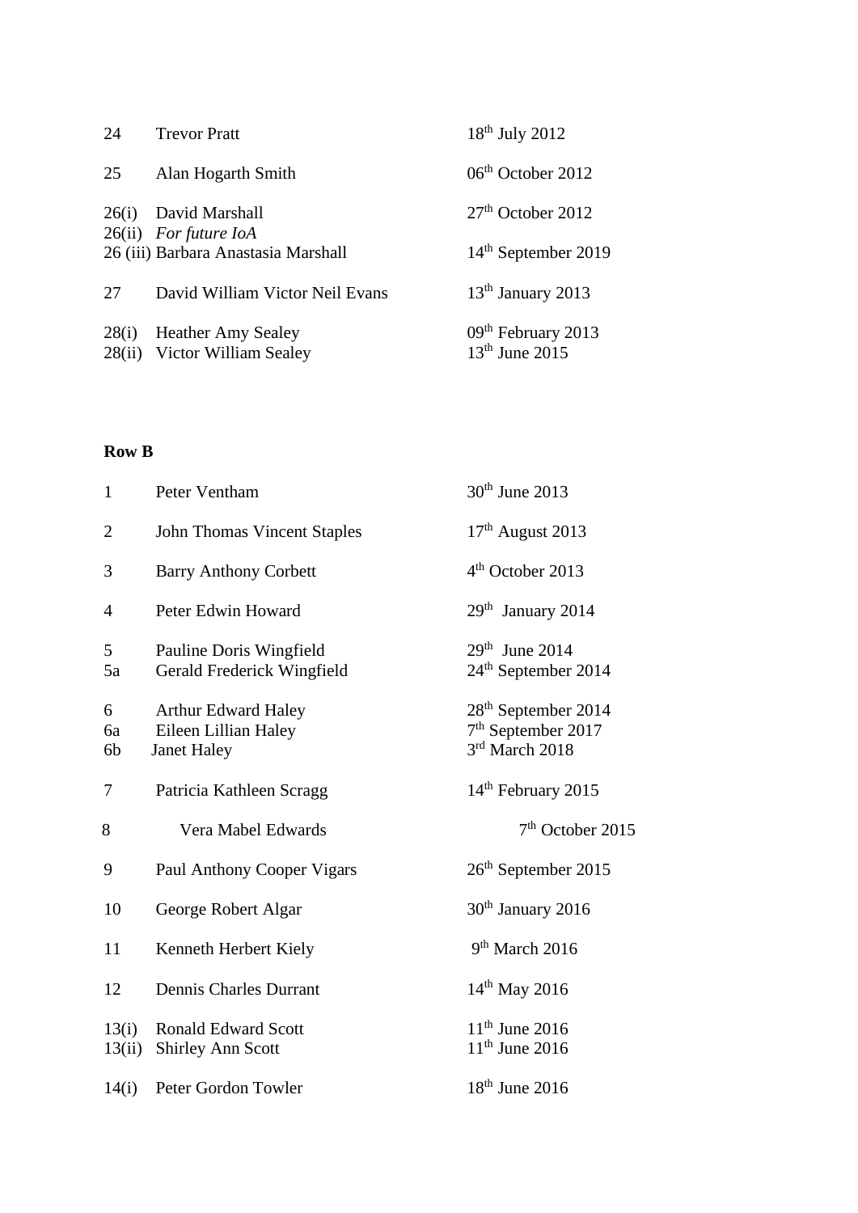| | | |
|---|---|---|
| 24 | Trevor Pratt | 18th July 2012 |
| 25 | Alan Hogarth Smith | 06th October 2012 |
| 26(i) | David Marshall | 27th October 2012 |
| 26(ii) | *For future IoA* | |
| 26 (iii) | Barbara Anastasia Marshall | 14th September 2019 |
| 27 | David William Victor Neil Evans | 13th January 2013 |
| 28(i) | Heather Amy Sealey | 09th February 2013 |
| 28(ii) | Victor William Sealey | 13th June 2015 |

**Row B**

| | | |
|---|---|---|
| 1 | Peter Ventham | 30th June 2013 |
| 2 | John Thomas Vincent Staples | 17th August 2013 |
| 3 | Barry Anthony Corbett | 4th October 2013 |
| 4 | Peter Edwin Howard | 29th January 2014 |
| 5 | Pauline Doris Wingfield | 29th June 2014 |
| 5a | Gerald Frederick Wingfield | 24th September 2014 |
| 6 | Arthur Edward Haley | 28th September 2014 |
| 6a | Eileen Lillian Haley | 7th September 2017 |
| 6b | Janet Haley | 3rd March 2018 |
| 7 | Patricia Kathleen Scragg | 14th February 2015 |
| 8 | Vera Mabel Edwards | 7th October 2015 |
| 9 | Paul Anthony Cooper Vigars | 26th September 2015 |
| 10 | George Robert Algar | 30th January 2016 |
| 11 | Kenneth Herbert Kiely | 9th March 2016 |
| 12 | Dennis Charles Durrant | 14th May 2016 |
| 13(i) | Ronald Edward Scott | 11th June 2016 |
| 13(ii) | Shirley Ann Scott | 11th June 2016 |
| 14(i) | Peter Gordon Towler | 18th June 2016 |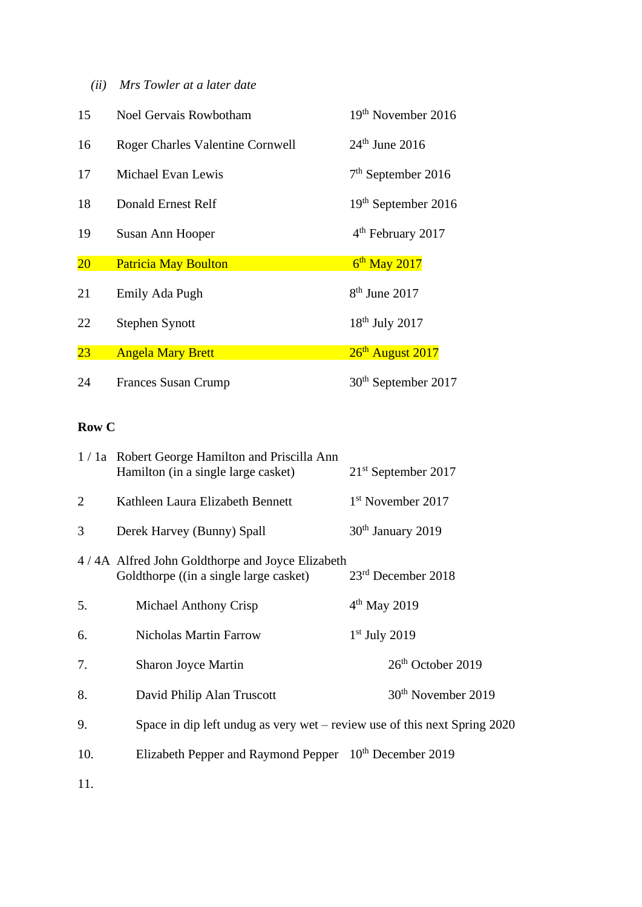*(ii) Mrs Towler at a later date*

| | | |
|---|---|---|
| 15 | Noel Gervais Rowbotham | 19th November 2016 |
| 16 | Roger Charles Valentine Cornwell | 24th June 2016 |
| 17 | Michael Evan Lewis | 7th September 2016 |
| 18 | Donald Ernest Relf | 19th September 2016 |
| 19 | Susan Ann Hooper | 4th February 2017 |
| 20 | Patricia May Boulton | 6th May 2017 |
| 21 | Emily Ada Pugh | 8th June 2017 |
| 22 | Stephen Synott | 18th July 2017 |
| 23 | Angela Mary Brett | 26th August 2017 |
| 24 | Frances Susan Crump | 30th September 2017 |

**Row C**

| | | |
|---|---|---|
| 1 / 1a | Robert George Hamilton and Priscilla Ann Hamilton (in a single large casket) | 21st September 2017 |
| 2 | Kathleen Laura Elizabeth Bennett | 1st November 2017 |
| 3 | Derek Harvey (Bunny) Spall | 30th January 2019 |
| 4 / 4A | Alfred John Goldthorpe and Joyce Elizabeth Goldthorpe ((in a single large casket) | 23rd December 2018 |
| 5. | Michael Anthony Crisp | 4th May 2019 |
| 6. | Nicholas Martin Farrow | 1st July 2019 |
| 7. | Sharon Joyce Martin | 26th October 2019 |
| 8. | David Philip Alan Truscott | 30th November 2019 |
| 9. | Space in dip left undug as very wet – review use of this next Spring 2020 | |
| 10. | Elizabeth Pepper and Raymond Pepper | 10th December 2019 |
| 11. | | |